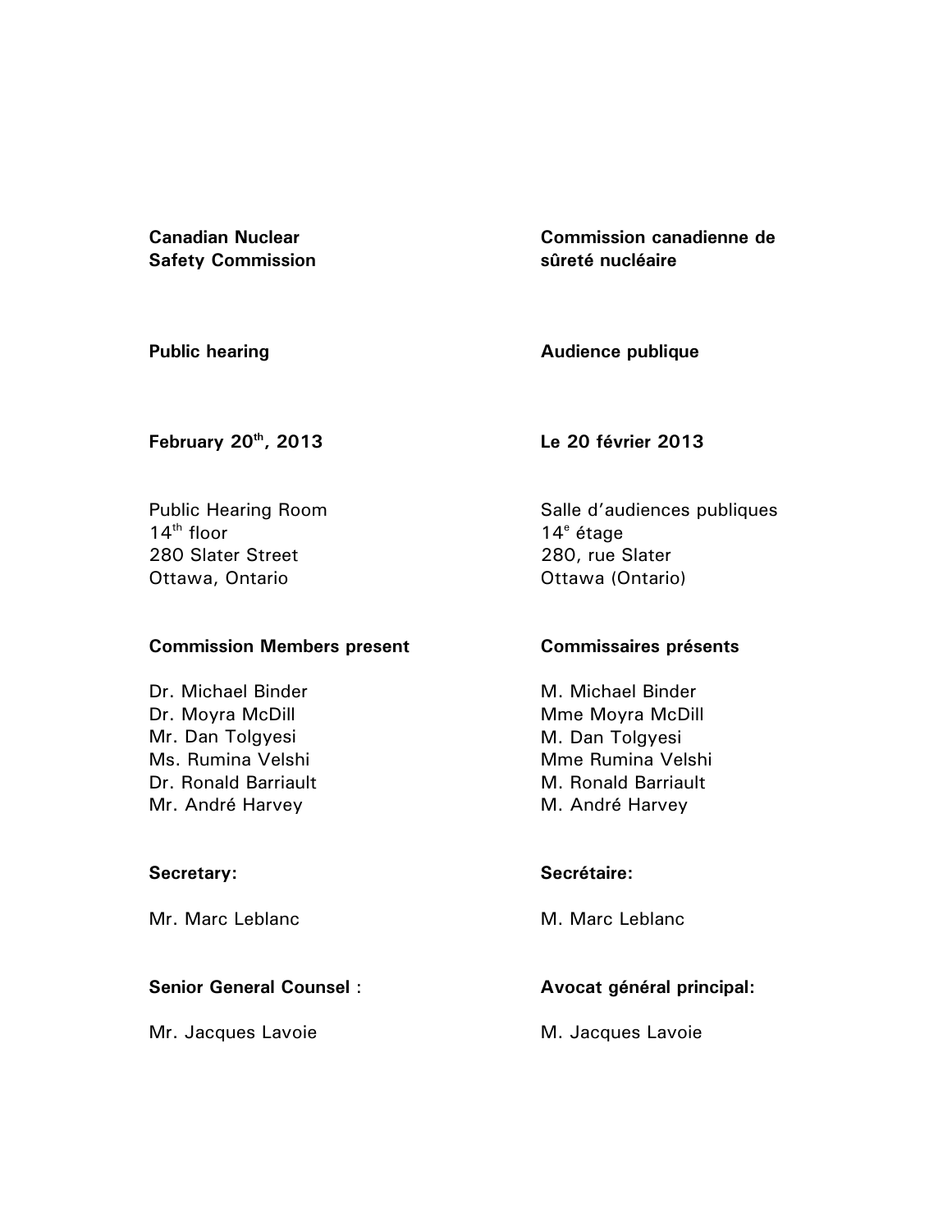**Canadian Nuclear Safety Commission**

**Commission canadienne de sûreté nucléaire**

**Public hearing**

**Audience publique**

**February 20th, 2013**

**Le 20 février 2013**

Public Hearing Room
14th floor
280 Slater Street
Ottawa, Ontario

Salle d'audiences publiques
14e étage
280, rue Slater
Ottawa (Ontario)

**Commission Members present**

Dr. Michael Binder
Dr. Moyra McDill
Mr. Dan Tolgyesi
Ms. Rumina Velshi
Dr. Ronald Barriault
Mr. André Harvey

**Commissaires présents**

M. Michael Binder
Mme Moyra McDill
M. Dan Tolgyesi
Mme Rumina Velshi
M. Ronald Barriault
M. André Harvey

**Secretary:**

Mr. Marc Leblanc

**Secrétaire:**

M. Marc Leblanc

**Senior General Counsel** :

Mr. Jacques Lavoie

**Avocat général principal:**

M. Jacques Lavoie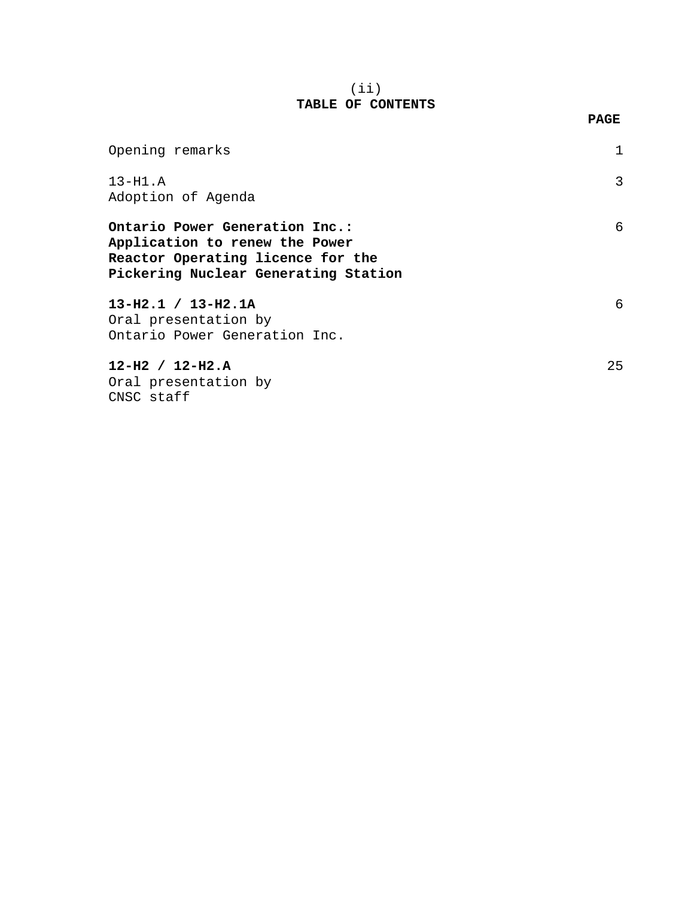## TABLE OF CONTENTS

| | PAGE |
|---|---|
| Opening remarks | 1 |
| 13-H1.A<br>Adoption of Agenda | 3 |
| **Ontario Power Generation Inc.: Application to renew the Power Reactor Operating licence for the Pickering Nuclear Generating Station** | 6 |
| **13-H2.1 / 13-H2.1A**<br>Oral presentation by Ontario Power Generation Inc. | 6 |
| **12-H2 / 12-H2.A**<br>Oral presentation by CNSC staff | 25 |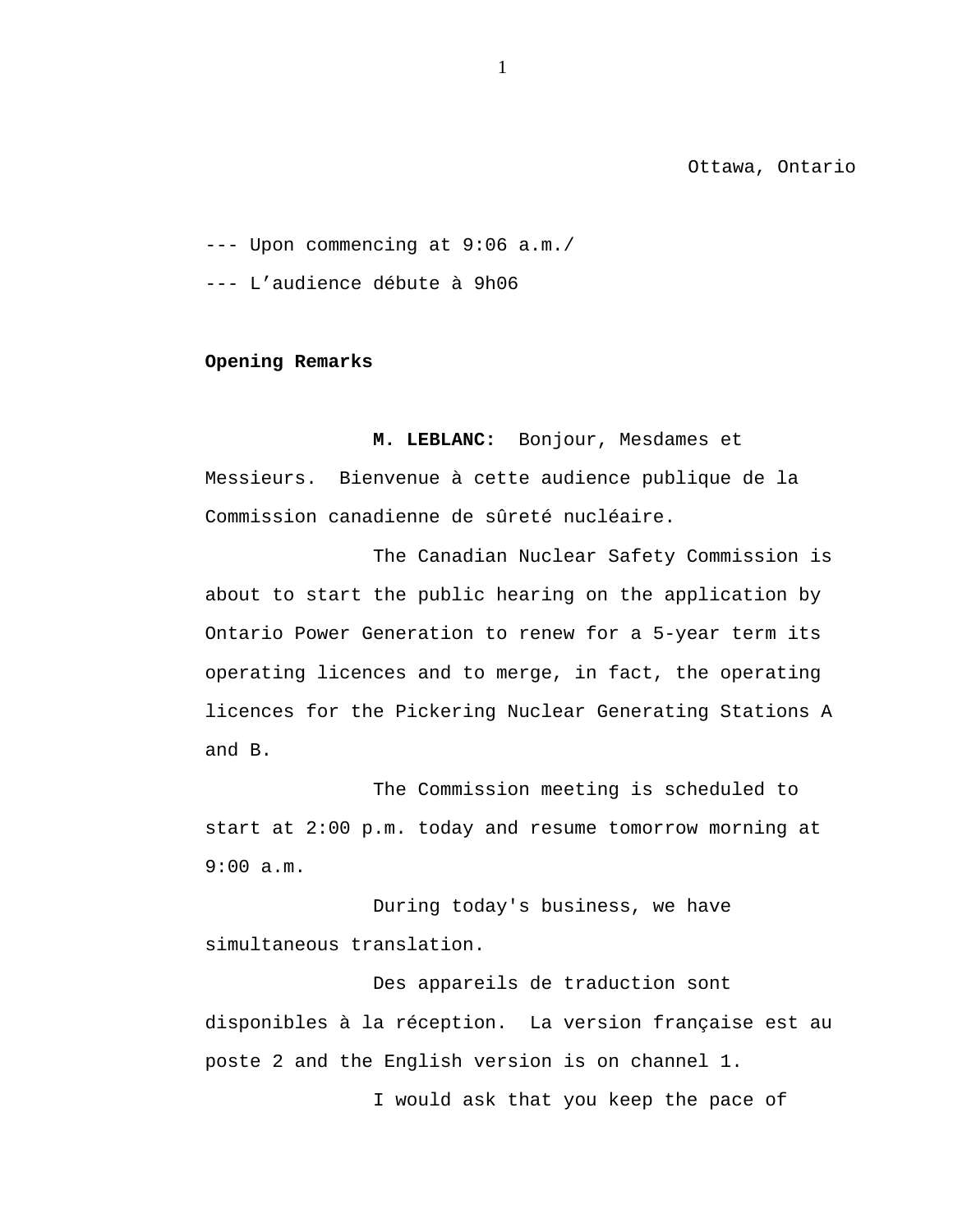Ottawa, Ontario

--- Upon commencing at 9:06 a.m./

--- L’audience débute à 9h06

**Opening Remarks**

**M. LEBLANC:** Bonjour, Mesdames et Messieurs. Bienvenue à cette audience publique de la Commission canadienne de sûreté nucléaire.

The Canadian Nuclear Safety Commission is about to start the public hearing on the application by Ontario Power Generation to renew for a 5-year term its operating licences and to merge, in fact, the operating licences for the Pickering Nuclear Generating Stations A and B.

The Commission meeting is scheduled to start at 2:00 p.m. today and resume tomorrow morning at 9:00 a.m.

During today's business, we have simultaneous translation.

Des appareils de traduction sont disponibles à la réception. La version française est au poste 2 and the English version is on channel 1.

I would ask that you keep the pace of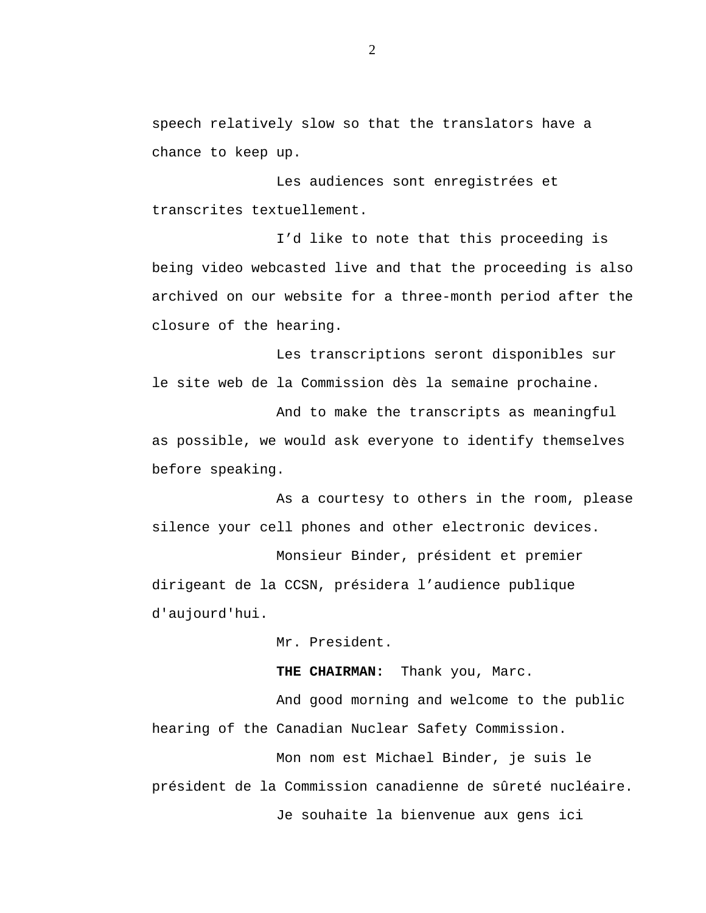speech relatively slow so that the translators have a chance to keep up.

Les audiences sont enregistrées et transcrites textuellement.

I’d like to note that this proceeding is being video webcasted live and that the proceeding is also archived on our website for a three-month period after the closure of the hearing.

Les transcriptions seront disponibles sur le site web de la Commission dès la semaine prochaine.

And to make the transcripts as meaningful as possible, we would ask everyone to identify themselves before speaking.

As a courtesy to others in the room, please silence your cell phones and other electronic devices.

Monsieur Binder, président et premier dirigeant de la CCSN, présidera l’audience publique d'aujourd'hui.

Mr. President.

**THE CHAIRMAN:** Thank you, Marc.

And good morning and welcome to the public hearing of the Canadian Nuclear Safety Commission.

Mon nom est Michael Binder, je suis le président de la Commission canadienne de sûreté nucléaire.

Je souhaite la bienvenue aux gens ici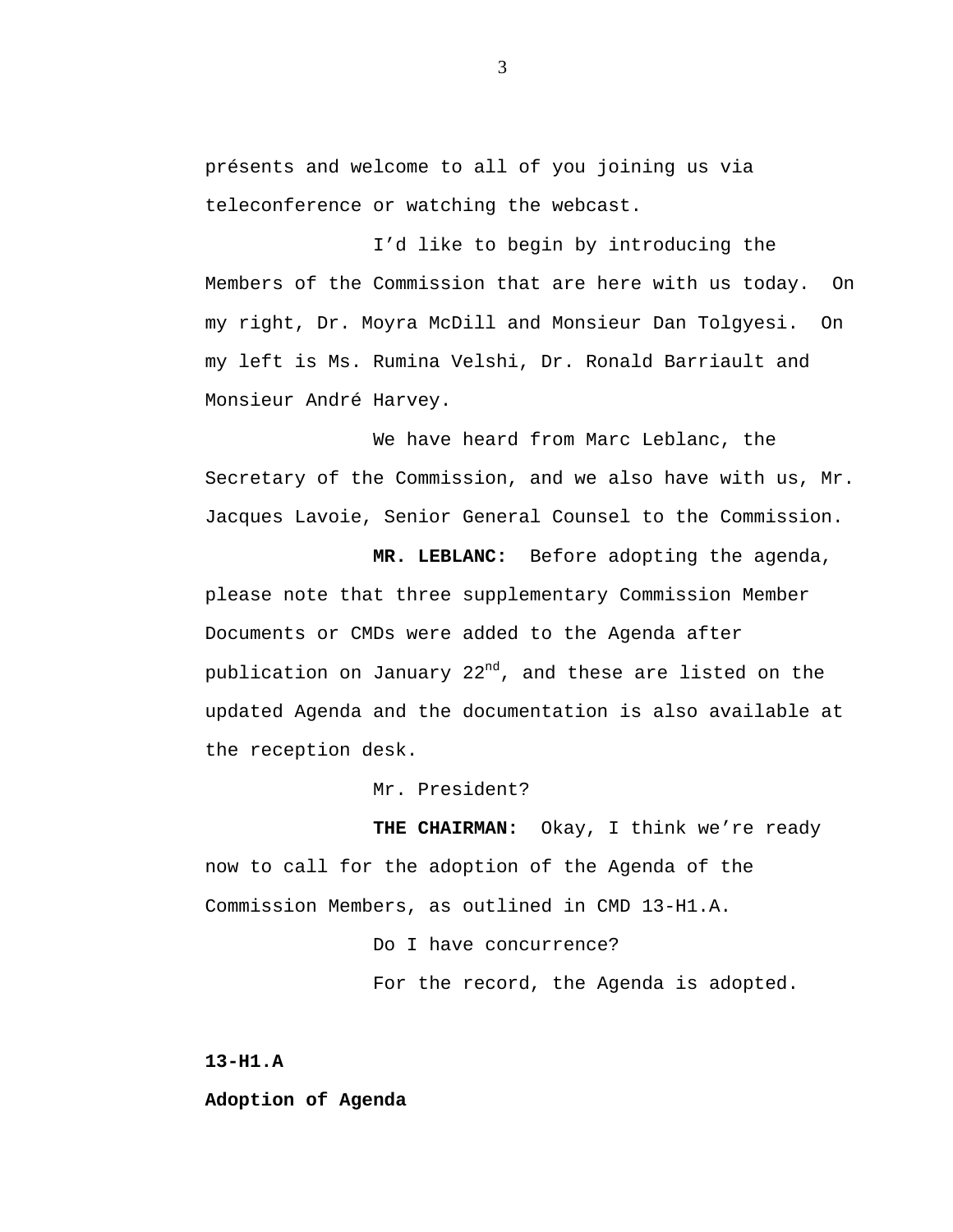présents and welcome to all of you joining us via teleconference or watching the webcast.

I'd like to begin by introducing the Members of the Commission that are here with us today. On my right, Dr. Moyra McDill and Monsieur Dan Tolgyesi. On my left is Ms. Rumina Velshi, Dr. Ronald Barriault and Monsieur André Harvey.

We have heard from Marc Leblanc, the Secretary of the Commission, and we also have with us, Mr. Jacques Lavoie, Senior General Counsel to the Commission.

**MR. LEBLANC:** Before adopting the agenda, please note that three supplementary Commission Member Documents or CMDs were added to the Agenda after publication on January 22nd, and these are listed on the updated Agenda and the documentation is also available at the reception desk.

Mr. President?

**THE CHAIRMAN:** Okay, I think we're ready now to call for the adoption of the Agenda of the Commission Members, as outlined in CMD 13-H1.A.

Do I have concurrence?

For the record, the Agenda is adopted.

**13-H1.A**

**Adoption of Agenda**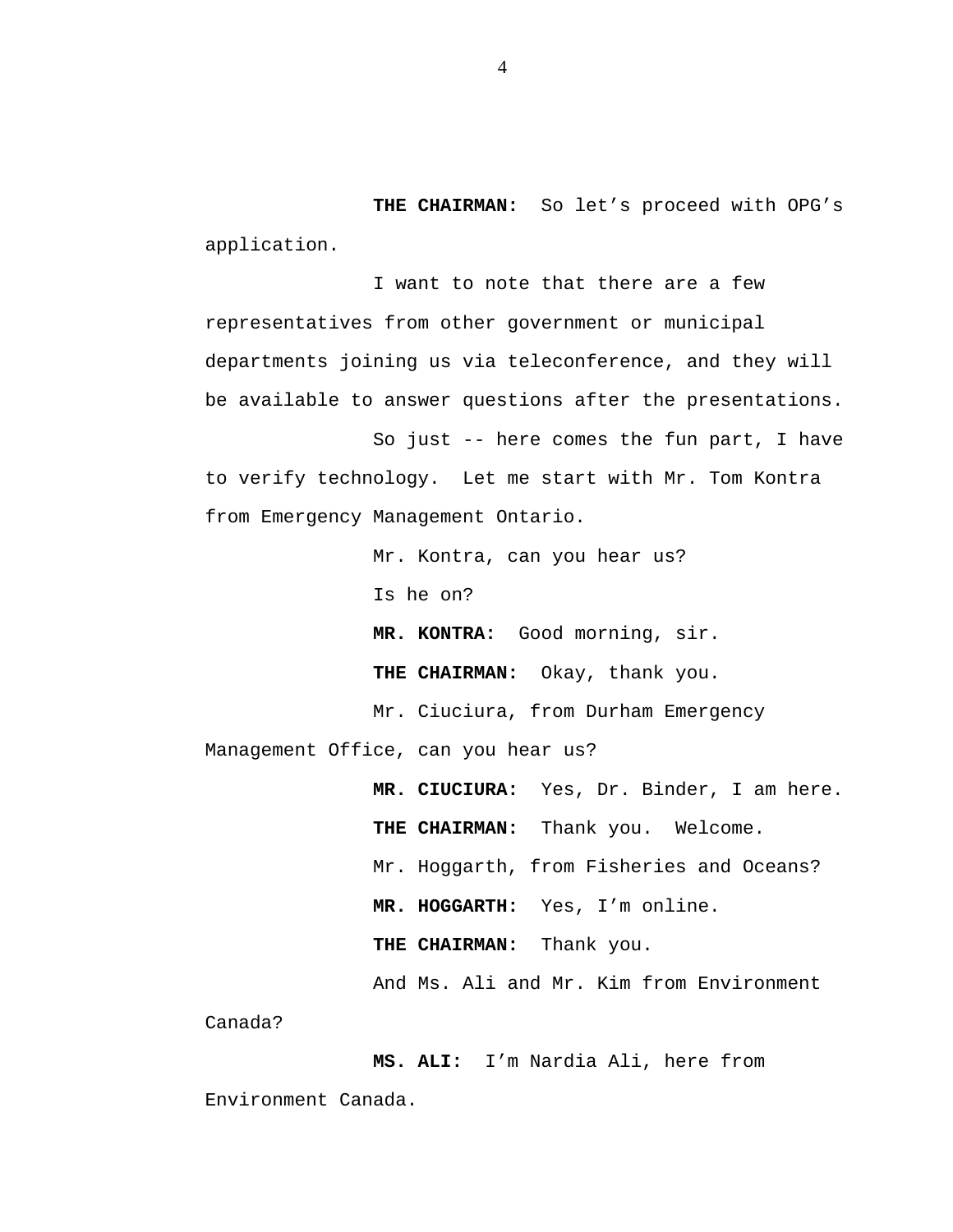**THE CHAIRMAN:** So let's proceed with OPG's application.

I want to note that there are a few representatives from other government or municipal departments joining us via teleconference, and they will be available to answer questions after the presentations.

So just -- here comes the fun part, I have to verify technology. Let me start with Mr. Tom Kontra from Emergency Management Ontario.

Mr. Kontra, can you hear us?

Is he on?

**MR. KONTRA:** Good morning, sir.

**THE CHAIRMAN:** Okay, thank you.

Mr. Ciuciura, from Durham Emergency Management Office, can you hear us?

**MR. CIUCIURA:** Yes, Dr. Binder, I am here.

**THE CHAIRMAN:** Thank you. Welcome.

Mr. Hoggarth, from Fisheries and Oceans?

**MR. HOGGARTH:** Yes, I'm online.

**THE CHAIRMAN:** Thank you.

And Ms. Ali and Mr. Kim from Environment Canada?

**MS. ALI:** I'm Nardia Ali, here from Environment Canada.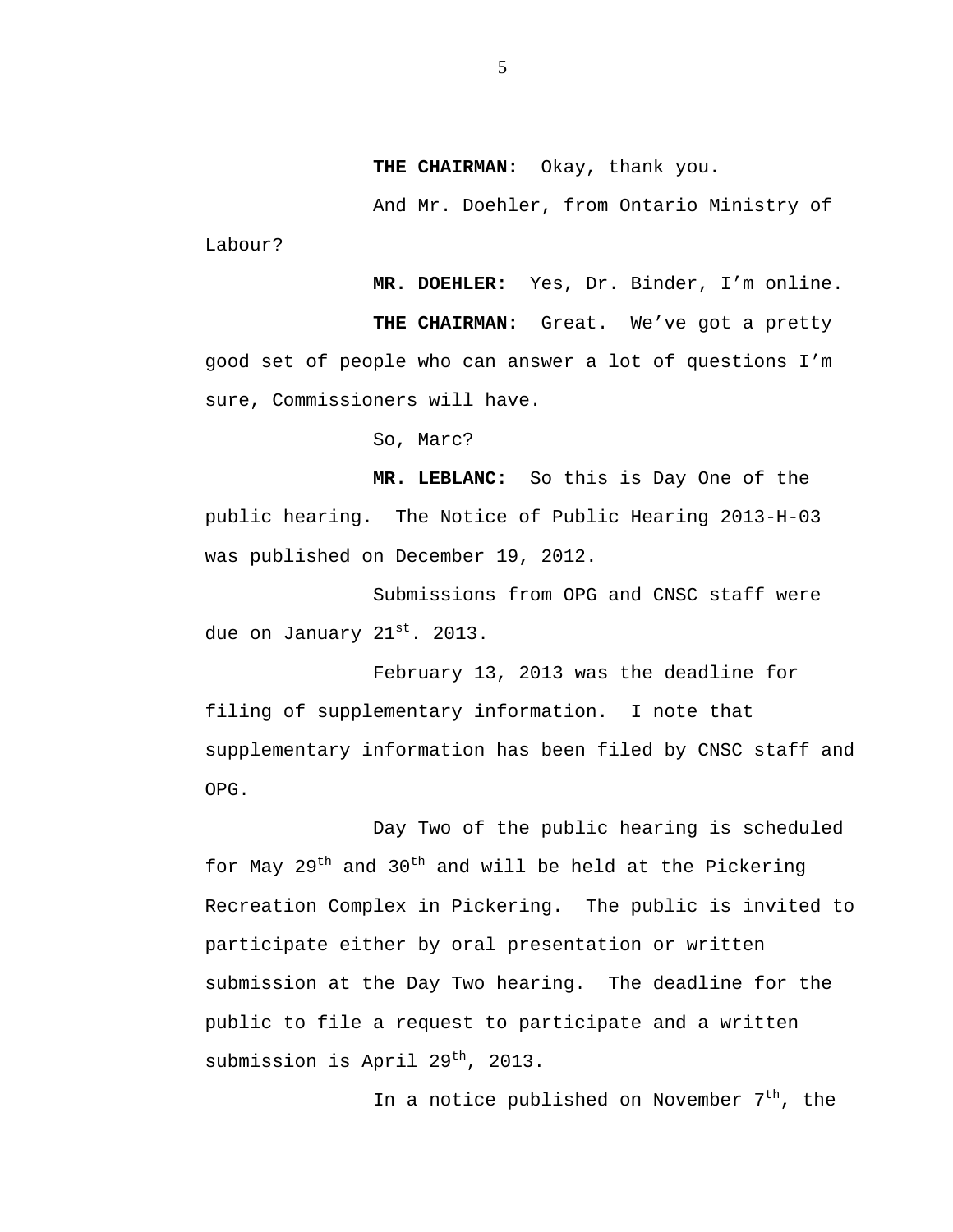**THE CHAIRMAN:** Okay, thank you.

And Mr. Doehler, from Ontario Ministry of Labour?

**MR. DOEHLER:** Yes, Dr. Binder, I'm online.

**THE CHAIRMAN:** Great. We've got a pretty good set of people who can answer a lot of questions I'm sure, Commissioners will have.

So, Marc?

**MR. LEBLANC:** So this is Day One of the public hearing. The Notice of Public Hearing 2013-H-03 was published on December 19, 2012.

Submissions from OPG and CNSC staff were due on January 21st. 2013.

February 13, 2013 was the deadline for filing of supplementary information. I note that supplementary information has been filed by CNSC staff and OPG.

Day Two of the public hearing is scheduled for May 29th and 30th and will be held at the Pickering Recreation Complex in Pickering. The public is invited to participate either by oral presentation or written submission at the Day Two hearing. The deadline for the public to file a request to participate and a written submission is April 29th, 2013.

In a notice published on November 7th, the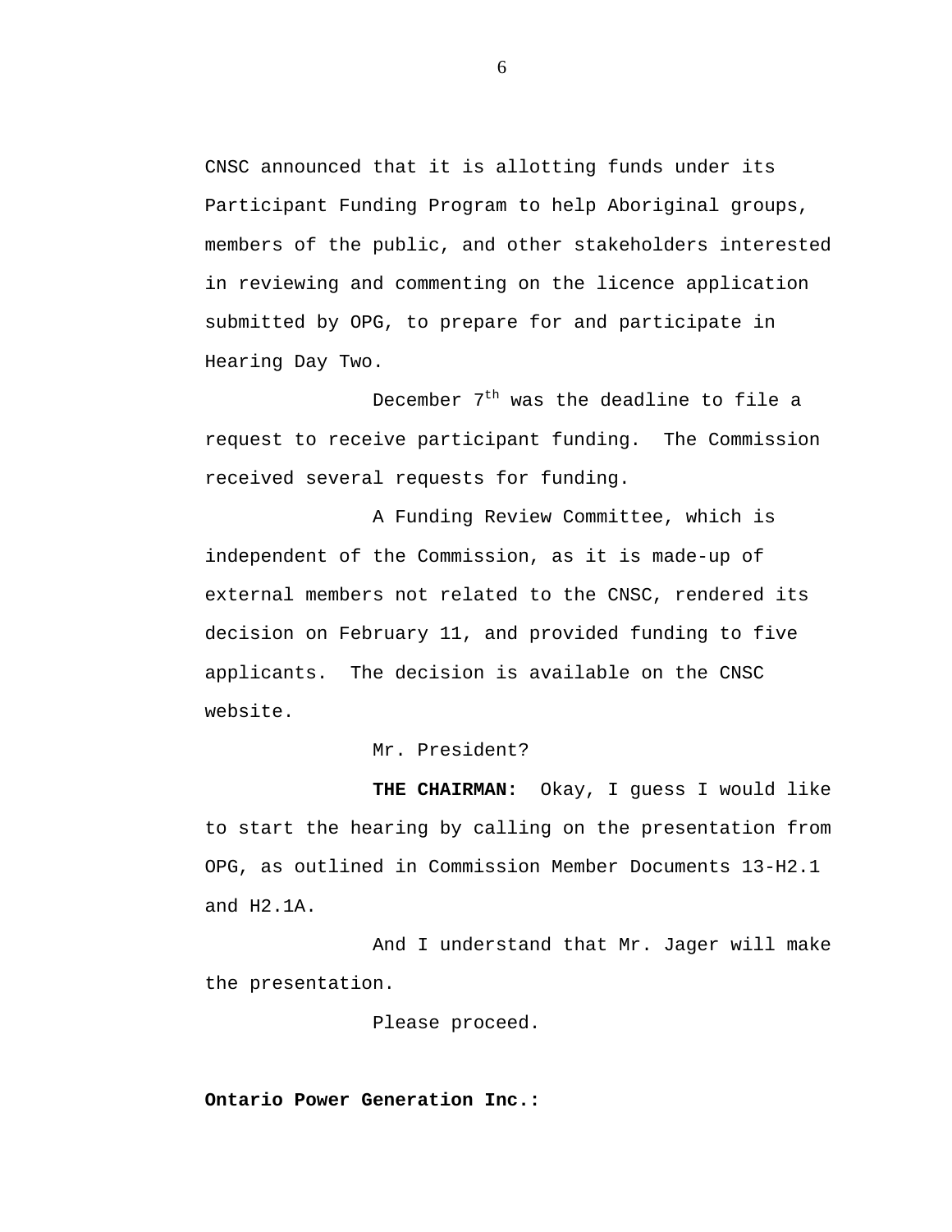CNSC announced that it is allotting funds under its Participant Funding Program to help Aboriginal groups, members of the public, and other stakeholders interested in reviewing and commenting on the licence application submitted by OPG, to prepare for and participate in Hearing Day Two.

December 7th was the deadline to file a request to receive participant funding. The Commission received several requests for funding.

A Funding Review Committee, which is independent of the Commission, as it is made-up of external members not related to the CNSC, rendered its decision on February 11, and provided funding to five applicants. The decision is available on the CNSC website.

Mr. President?

**THE CHAIRMAN:** Okay, I guess I would like to start the hearing by calling on the presentation from OPG, as outlined in Commission Member Documents 13-H2.1 and H2.1A.

And I understand that Mr. Jager will make the presentation.

Please proceed.

**Ontario Power Generation Inc.:**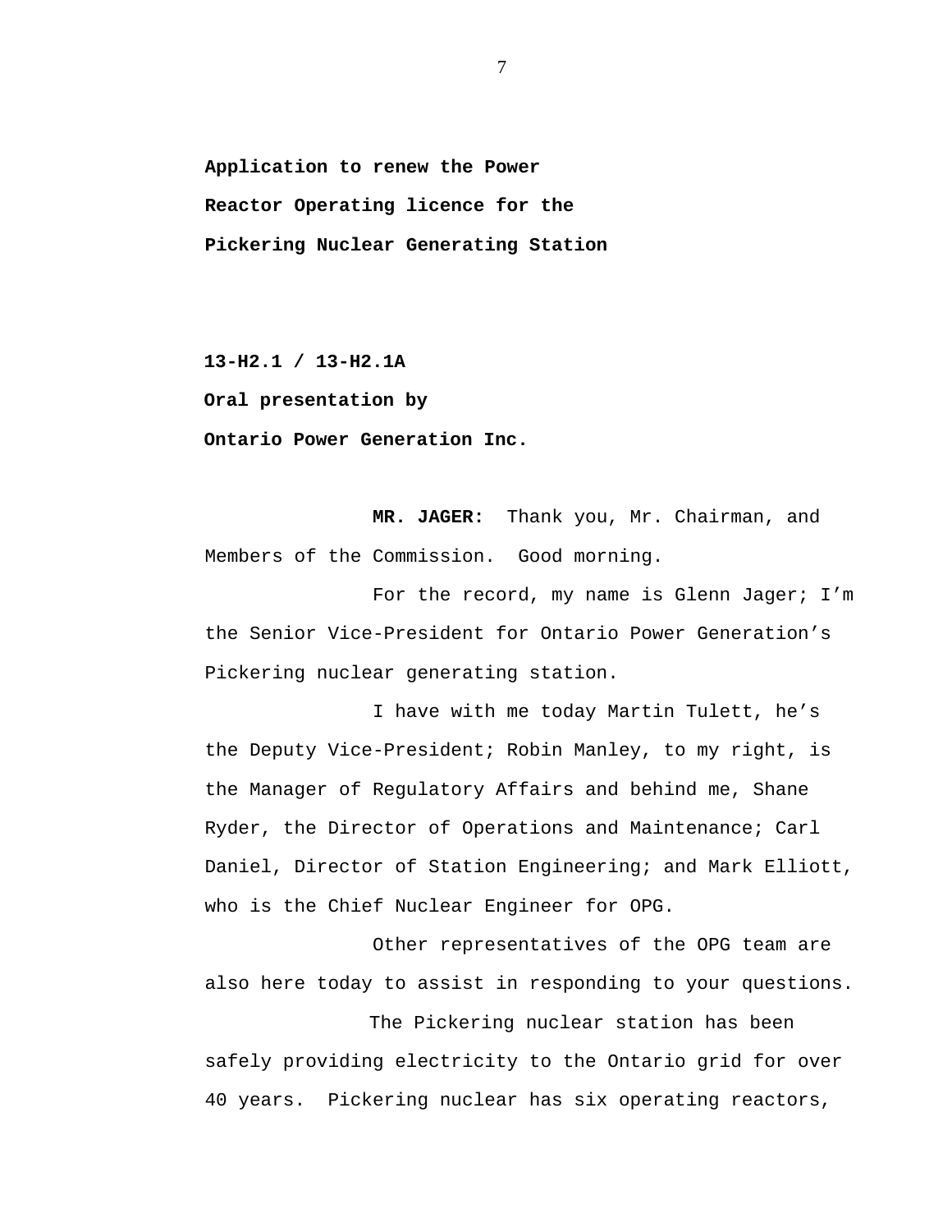**Application to renew the Power Reactor Operating licence for the Pickering Nuclear Generating Station**

**13-H2.1 / 13-H2.1A**

**Oral presentation by Ontario Power Generation Inc.**

**MR. JAGER:** Thank you, Mr. Chairman, and Members of the Commission. Good morning.

For the record, my name is Glenn Jager; I'm the Senior Vice-President for Ontario Power Generation's Pickering nuclear generating station.

I have with me today Martin Tulett, he's the Deputy Vice-President; Robin Manley, to my right, is the Manager of Regulatory Affairs and behind me, Shane Ryder, the Director of Operations and Maintenance; Carl Daniel, Director of Station Engineering; and Mark Elliott, who is the Chief Nuclear Engineer for OPG.

Other representatives of the OPG team are also here today to assist in responding to your questions.

The Pickering nuclear station has been safely providing electricity to the Ontario grid for over 40 years. Pickering nuclear has six operating reactors,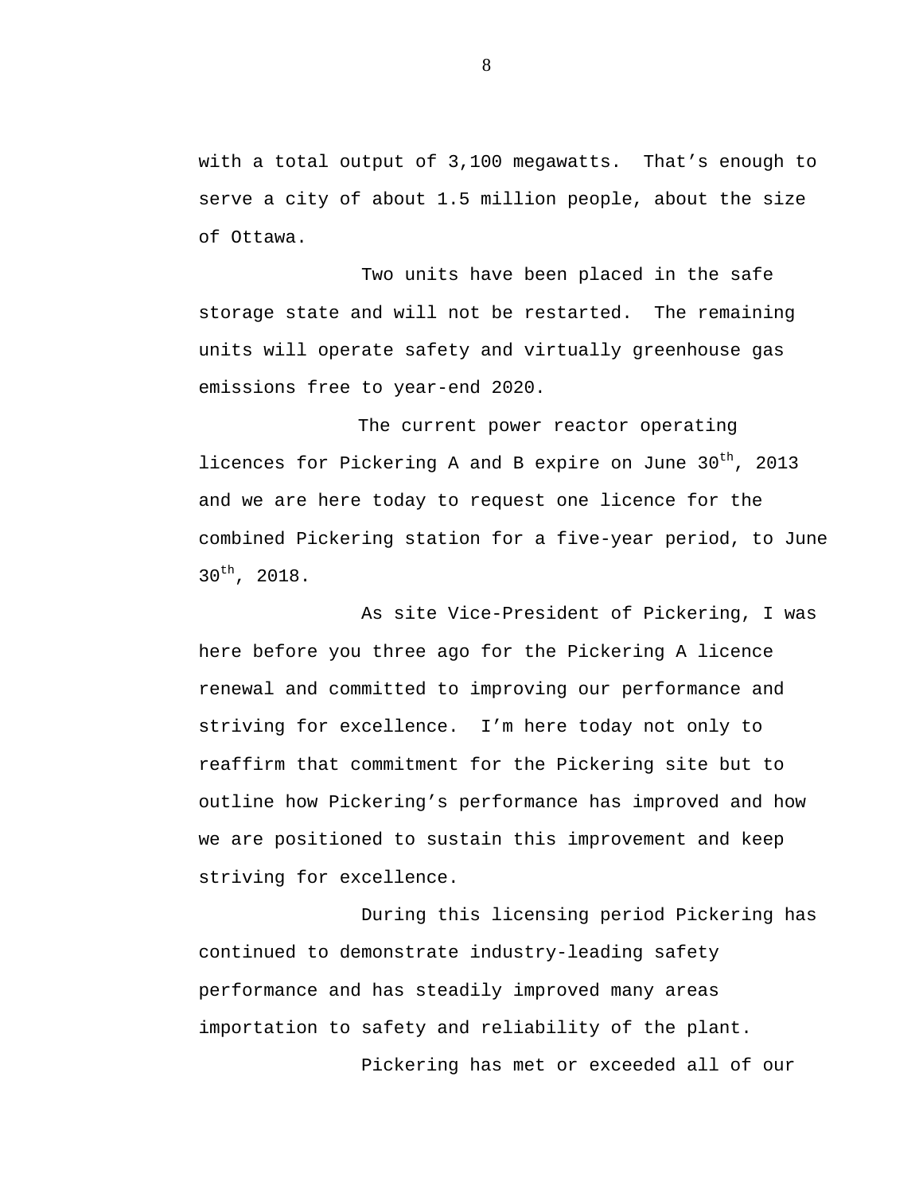with a total output of 3,100 megawatts. That's enough to serve a city of about 1.5 million people, about the size of Ottawa.

Two units have been placed in the safe storage state and will not be restarted. The remaining units will operate safety and virtually greenhouse gas emissions free to year-end 2020.

The current power reactor operating licences for Pickering A and B expire on June 30th, 2013 and we are here today to request one licence for the combined Pickering station for a five-year period, to June 30th, 2018.

As site Vice-President of Pickering, I was here before you three ago for the Pickering A licence renewal and committed to improving our performance and striving for excellence. I'm here today not only to reaffirm that commitment for the Pickering site but to outline how Pickering's performance has improved and how we are positioned to sustain this improvement and keep striving for excellence.

During this licensing period Pickering has continued to demonstrate industry-leading safety performance and has steadily improved many areas importation to safety and reliability of the plant.

Pickering has met or exceeded all of our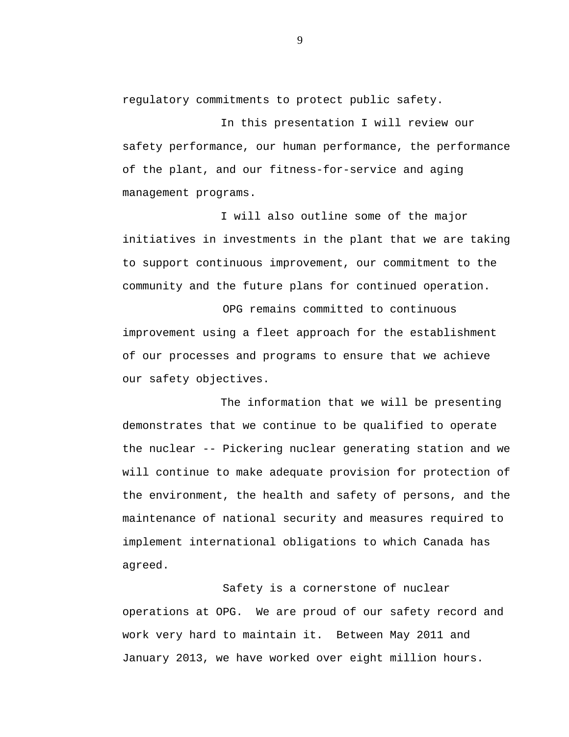regulatory commitments to protect public safety.

In this presentation I will review our safety performance, our human performance, the performance of the plant, and our fitness-for-service and aging management programs.

I will also outline some of the major initiatives in investments in the plant that we are taking to support continuous improvement, our commitment to the community and the future plans for continued operation.

OPG remains committed to continuous improvement using a fleet approach for the establishment of our processes and programs to ensure that we achieve our safety objectives.

The information that we will be presenting demonstrates that we continue to be qualified to operate the nuclear -- Pickering nuclear generating station and we will continue to make adequate provision for protection of the environment, the health and safety of persons, and the maintenance of national security and measures required to implement international obligations to which Canada has agreed.

Safety is a cornerstone of nuclear operations at OPG. We are proud of our safety record and work very hard to maintain it. Between May 2011 and January 2013, we have worked over eight million hours.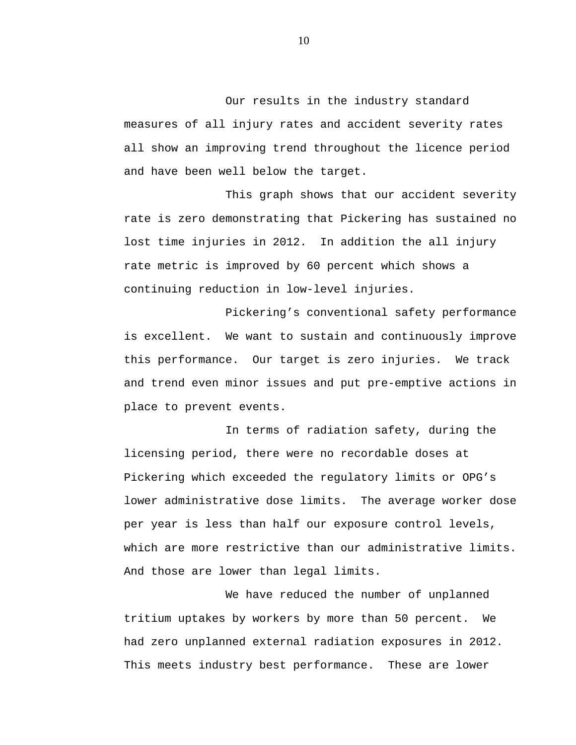Our results in the industry standard measures of all injury rates and accident severity rates all show an improving trend throughout the licence period and have been well below the target.

This graph shows that our accident severity rate is zero demonstrating that Pickering has sustained no lost time injuries in 2012. In addition the all injury rate metric is improved by 60 percent which shows a continuing reduction in low-level injuries.

Pickering's conventional safety performance is excellent. We want to sustain and continuously improve this performance. Our target is zero injuries. We track and trend even minor issues and put pre-emptive actions in place to prevent events.

In terms of radiation safety, during the licensing period, there were no recordable doses at Pickering which exceeded the regulatory limits or OPG's lower administrative dose limits. The average worker dose per year is less than half our exposure control levels, which are more restrictive than our administrative limits. And those are lower than legal limits.

We have reduced the number of unplanned tritium uptakes by workers by more than 50 percent. We had zero unplanned external radiation exposures in 2012. This meets industry best performance. These are lower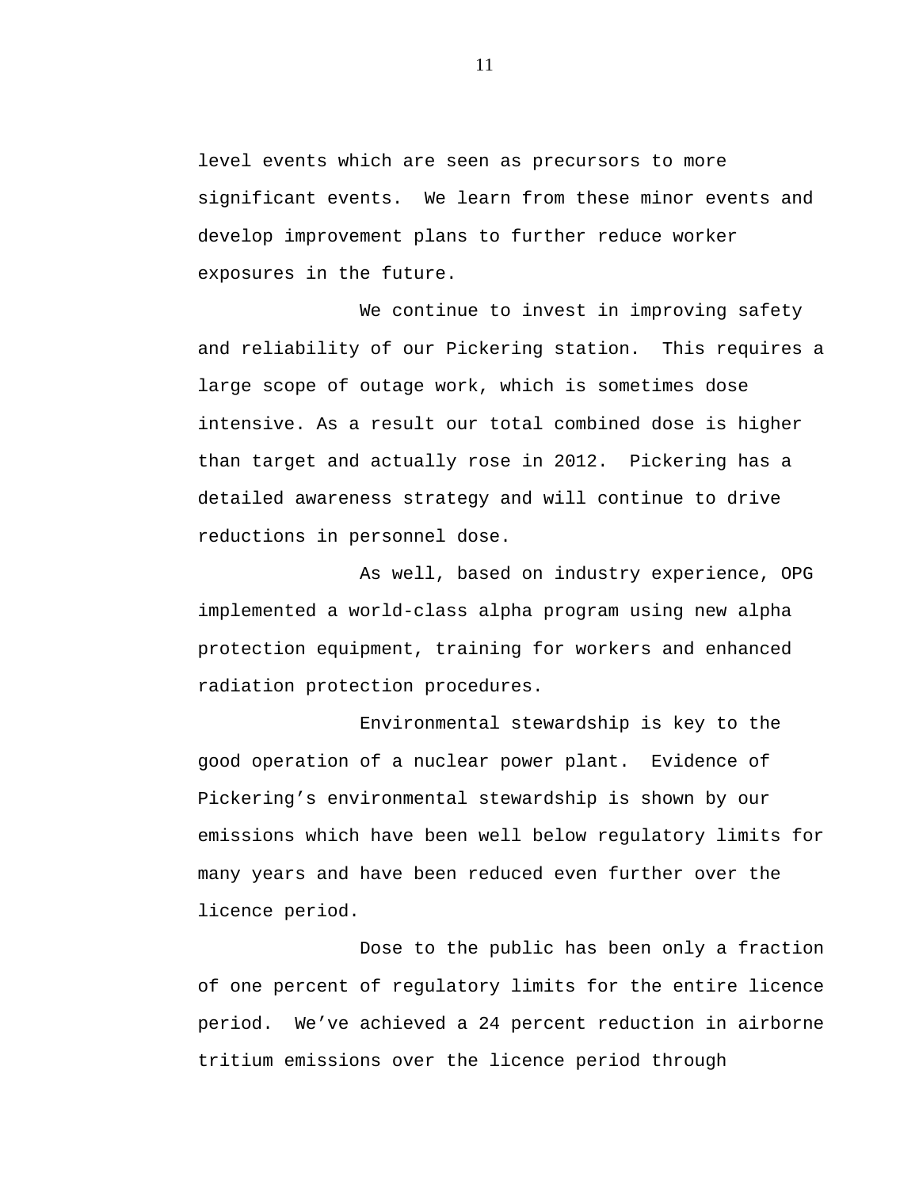level events which are seen as precursors to more significant events.  We learn from these minor events and develop improvement plans to further reduce worker exposures in the future.

We continue to invest in improving safety and reliability of our Pickering station.  This requires a large scope of outage work, which is sometimes dose intensive. As a result our total combined dose is higher than target and actually rose in 2012.  Pickering has a detailed awareness strategy and will continue to drive reductions in personnel dose.

As well, based on industry experience, OPG implemented a world-class alpha program using new alpha protection equipment, training for workers and enhanced radiation protection procedures.

Environmental stewardship is key to the good operation of a nuclear power plant.  Evidence of Pickering's environmental stewardship is shown by our emissions which have been well below regulatory limits for many years and have been reduced even further over the licence period.

Dose to the public has been only a fraction of one percent of regulatory limits for the entire licence period.  We've achieved a 24 percent reduction in airborne tritium emissions over the licence period through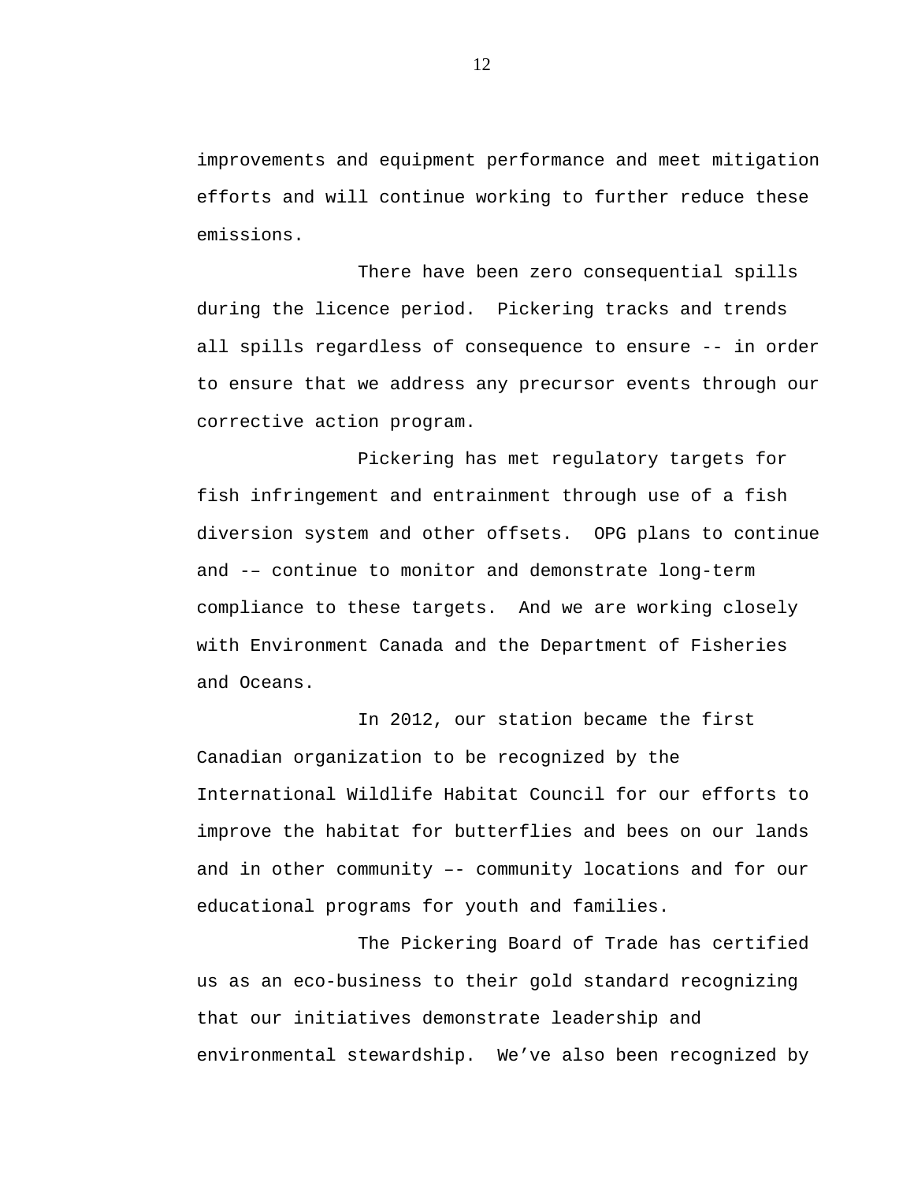improvements and equipment performance and meet mitigation efforts and will continue working to further reduce these emissions.

There have been zero consequential spills during the licence period. Pickering tracks and trends all spills regardless of consequence to ensure -- in order to ensure that we address any precursor events through our corrective action program.

Pickering has met regulatory targets for fish infringement and entrainment through use of a fish diversion system and other offsets. OPG plans to continue and -– continue to monitor and demonstrate long-term compliance to these targets. And we are working closely with Environment Canada and the Department of Fisheries and Oceans.

In 2012, our station became the first Canadian organization to be recognized by the International Wildlife Habitat Council for our efforts to improve the habitat for butterflies and bees on our lands and in other community –- community locations and for our educational programs for youth and families.

The Pickering Board of Trade has certified us as an eco-business to their gold standard recognizing that our initiatives demonstrate leadership and environmental stewardship. We've also been recognized by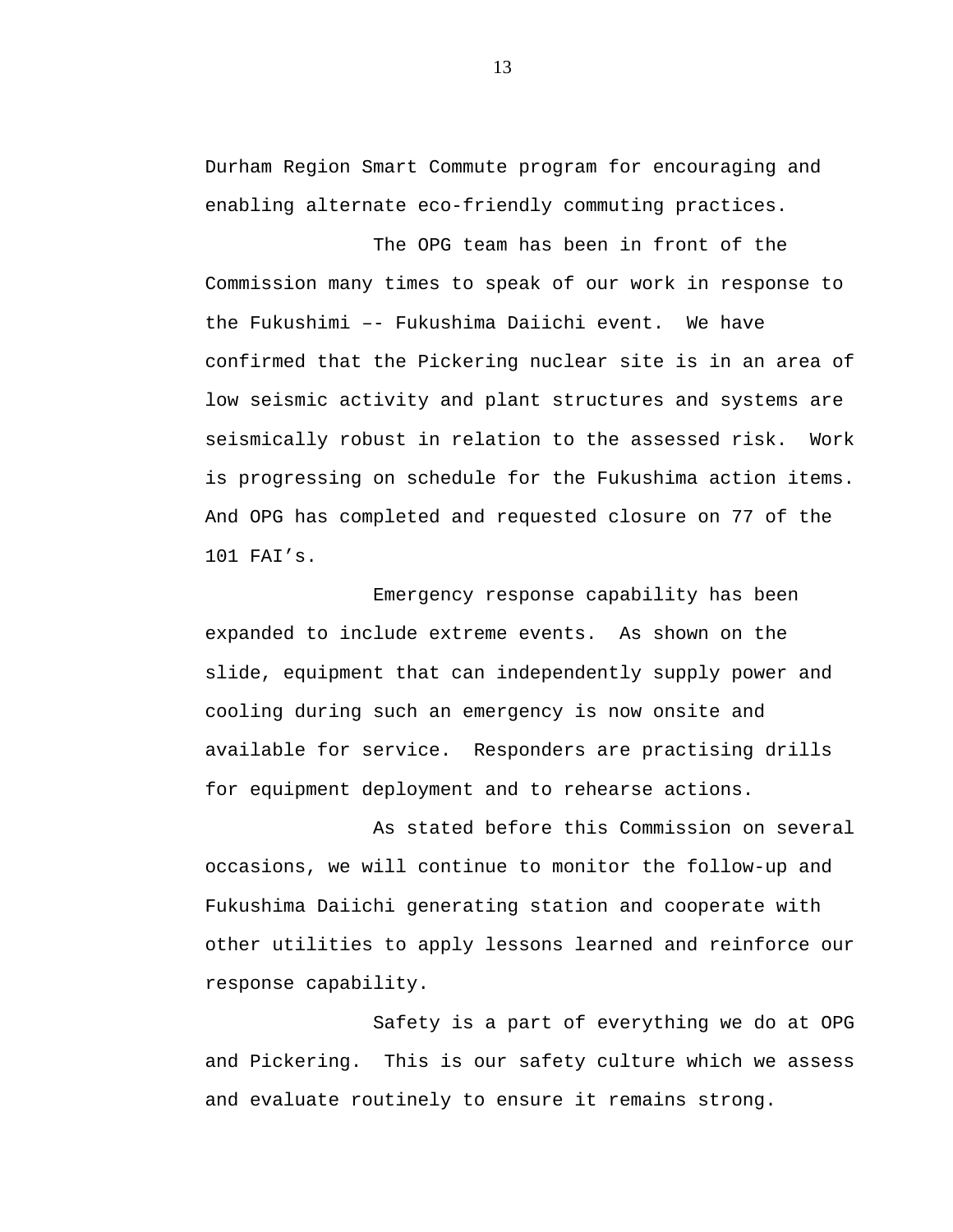Durham Region Smart Commute program for encouraging and enabling alternate eco-friendly commuting practices.

The OPG team has been in front of the Commission many times to speak of our work in response to the Fukushimi –- Fukushima Daiichi event. We have confirmed that the Pickering nuclear site is in an area of low seismic activity and plant structures and systems are seismically robust in relation to the assessed risk. Work is progressing on schedule for the Fukushima action items. And OPG has completed and requested closure on 77 of the 101 FAI’s.

Emergency response capability has been expanded to include extreme events. As shown on the slide, equipment that can independently supply power and cooling during such an emergency is now onsite and available for service. Responders are practising drills for equipment deployment and to rehearse actions.

As stated before this Commission on several occasions, we will continue to monitor the follow-up and Fukushima Daiichi generating station and cooperate with other utilities to apply lessons learned and reinforce our response capability.

Safety is a part of everything we do at OPG and Pickering. This is our safety culture which we assess and evaluate routinely to ensure it remains strong.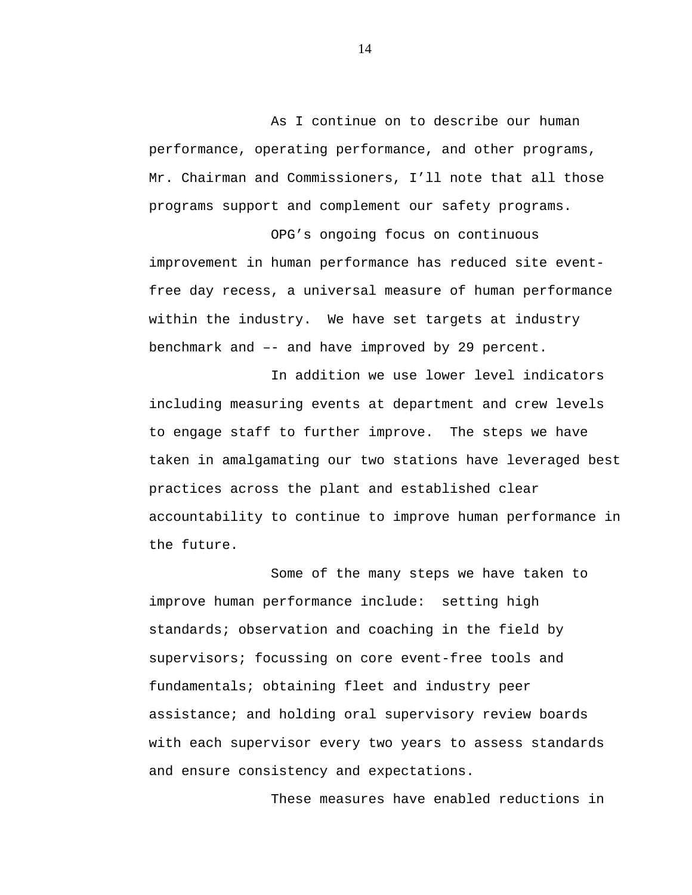As I continue on to describe our human performance, operating performance, and other programs, Mr. Chairman and Commissioners, I'll note that all those programs support and complement our safety programs.

OPG's ongoing focus on continuous improvement in human performance has reduced site event-free day recess, a universal measure of human performance within the industry. We have set targets at industry benchmark and –- and have improved by 29 percent.

In addition we use lower level indicators including measuring events at department and crew levels to engage staff to further improve. The steps we have taken in amalgamating our two stations have leveraged best practices across the plant and established clear accountability to continue to improve human performance in the future.

Some of the many steps we have taken to improve human performance include: setting high standards; observation and coaching in the field by supervisors; focussing on core event-free tools and fundamentals; obtaining fleet and industry peer assistance; and holding oral supervisory review boards with each supervisor every two years to assess standards and ensure consistency and expectations.

These measures have enabled reductions in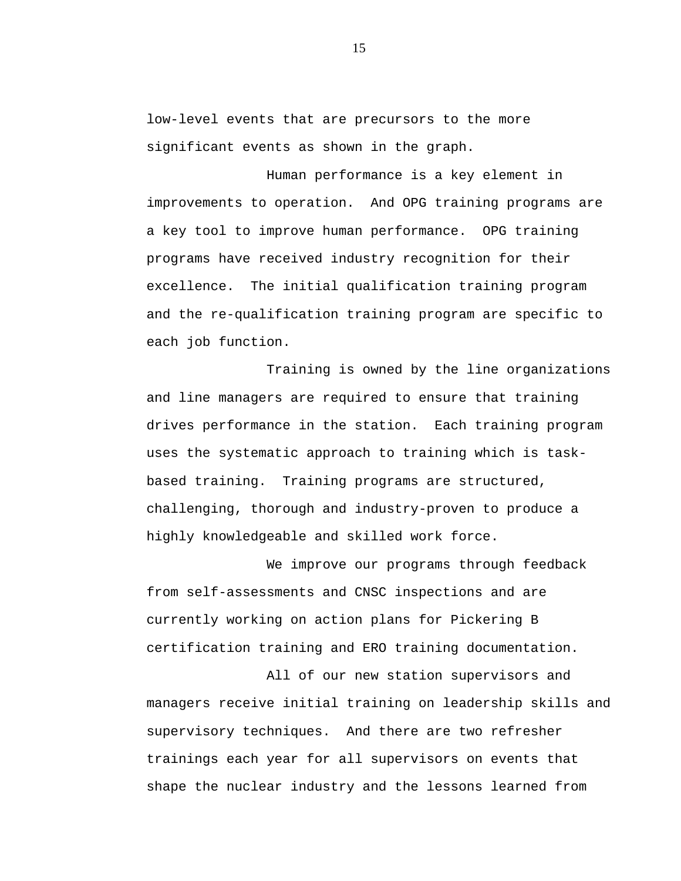low-level events that are precursors to the more significant events as shown in the graph.

Human performance is a key element in improvements to operation. And OPG training programs are a key tool to improve human performance. OPG training programs have received industry recognition for their excellence. The initial qualification training program and the re-qualification training program are specific to each job function.

Training is owned by the line organizations and line managers are required to ensure that training drives performance in the station. Each training program uses the systematic approach to training which is task-based training. Training programs are structured, challenging, thorough and industry-proven to produce a highly knowledgeable and skilled work force.

We improve our programs through feedback from self-assessments and CNSC inspections and are currently working on action plans for Pickering B certification training and ERO training documentation.

All of our new station supervisors and managers receive initial training on leadership skills and supervisory techniques. And there are two refresher trainings each year for all supervisors on events that shape the nuclear industry and the lessons learned from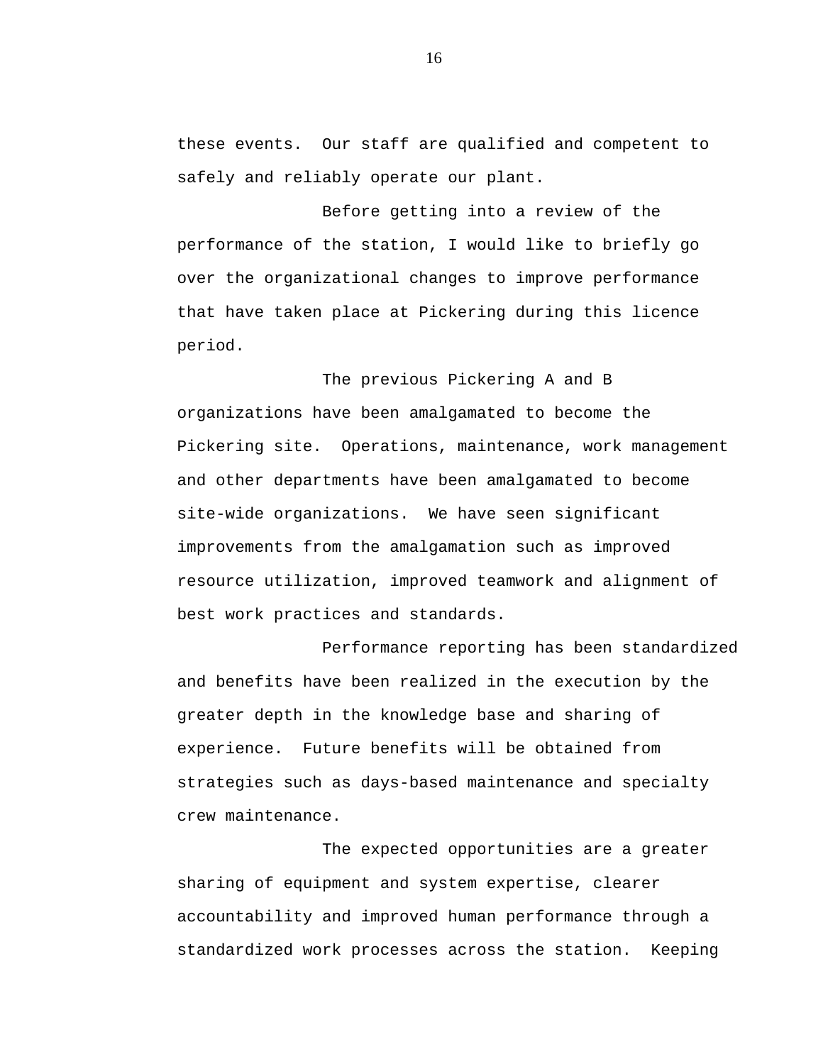these events. Our staff are qualified and competent to safely and reliably operate our plant.

Before getting into a review of the performance of the station, I would like to briefly go over the organizational changes to improve performance that have taken place at Pickering during this licence period.

The previous Pickering A and B organizations have been amalgamated to become the Pickering site. Operations, maintenance, work management and other departments have been amalgamated to become site-wide organizations. We have seen significant improvements from the amalgamation such as improved resource utilization, improved teamwork and alignment of best work practices and standards.

Performance reporting has been standardized and benefits have been realized in the execution by the greater depth in the knowledge base and sharing of experience. Future benefits will be obtained from strategies such as days-based maintenance and specialty crew maintenance.

The expected opportunities are a greater sharing of equipment and system expertise, clearer accountability and improved human performance through a standardized work processes across the station. Keeping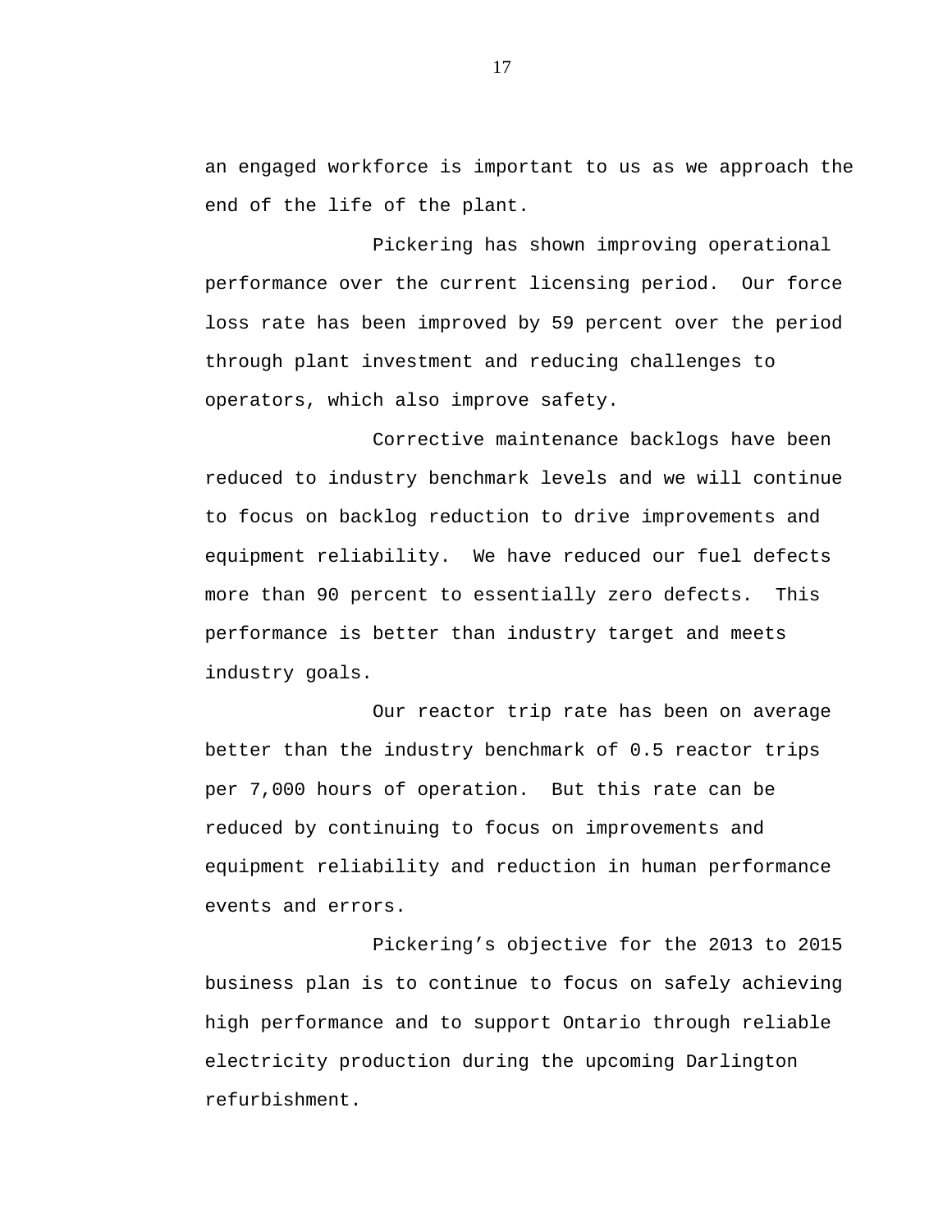an engaged workforce is important to us as we approach the end of the life of the plant.

Pickering has shown improving operational performance over the current licensing period. Our force loss rate has been improved by 59 percent over the period through plant investment and reducing challenges to operators, which also improve safety.

Corrective maintenance backlogs have been reduced to industry benchmark levels and we will continue to focus on backlog reduction to drive improvements and equipment reliability. We have reduced our fuel defects more than 90 percent to essentially zero defects. This performance is better than industry target and meets industry goals.

Our reactor trip rate has been on average better than the industry benchmark of 0.5 reactor trips per 7,000 hours of operation. But this rate can be reduced by continuing to focus on improvements and equipment reliability and reduction in human performance events and errors.

Pickering's objective for the 2013 to 2015 business plan is to continue to focus on safely achieving high performance and to support Ontario through reliable electricity production during the upcoming Darlington refurbishment.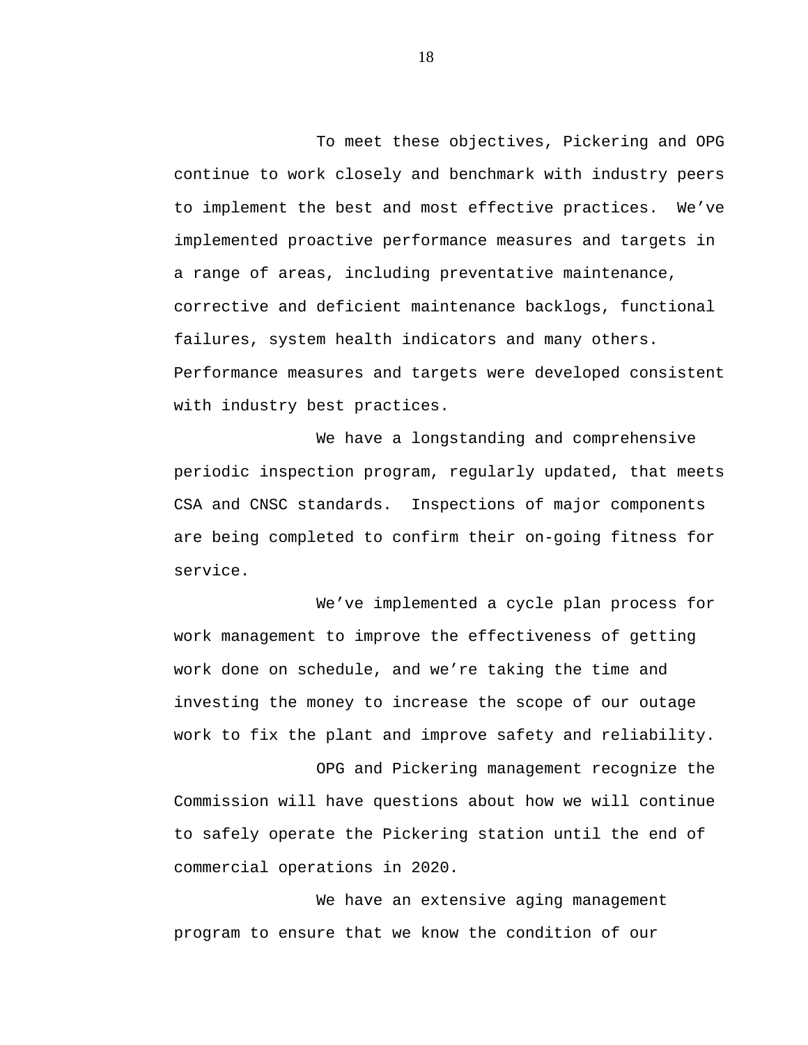To meet these objectives, Pickering and OPG continue to work closely and benchmark with industry peers to implement the best and most effective practices. We've implemented proactive performance measures and targets in a range of areas, including preventative maintenance, corrective and deficient maintenance backlogs, functional failures, system health indicators and many others. Performance measures and targets were developed consistent with industry best practices.

We have a longstanding and comprehensive periodic inspection program, regularly updated, that meets CSA and CNSC standards. Inspections of major components are being completed to confirm their on-going fitness for service.

We've implemented a cycle plan process for work management to improve the effectiveness of getting work done on schedule, and we're taking the time and investing the money to increase the scope of our outage work to fix the plant and improve safety and reliability.

OPG and Pickering management recognize the Commission will have questions about how we will continue to safely operate the Pickering station until the end of commercial operations in 2020.

We have an extensive aging management program to ensure that we know the condition of our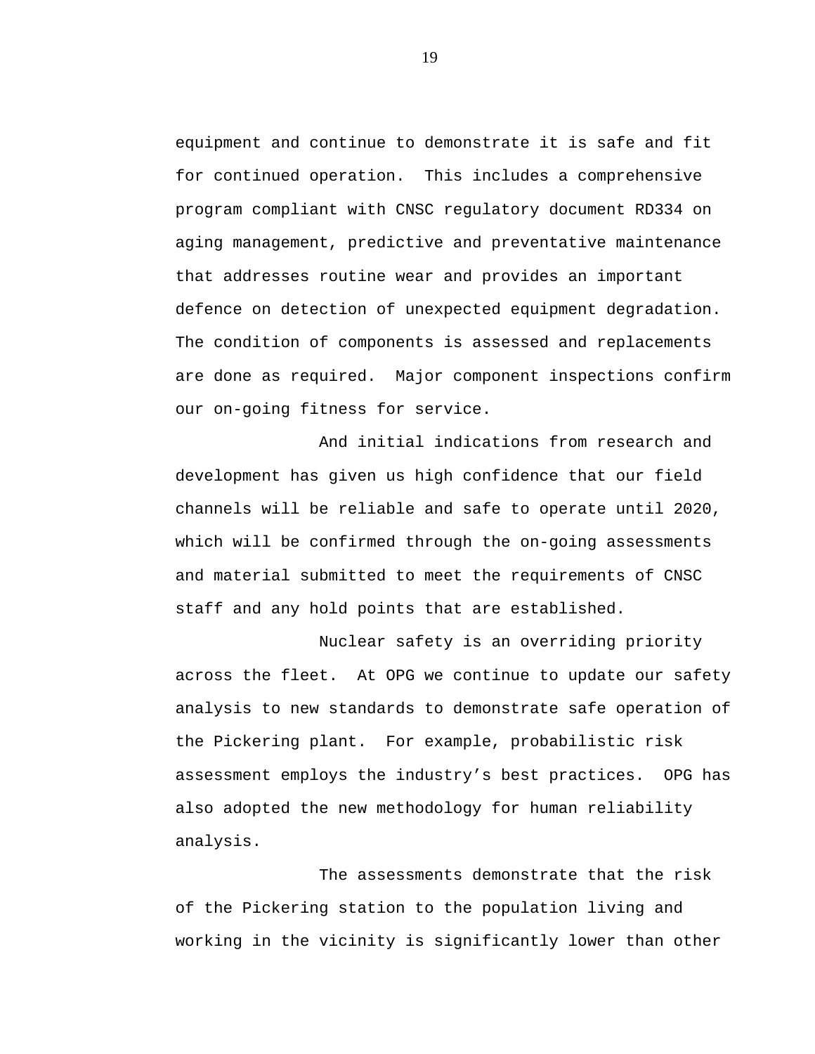equipment and continue to demonstrate it is safe and fit for continued operation. This includes a comprehensive program compliant with CNSC regulatory document RD334 on aging management, predictive and preventative maintenance that addresses routine wear and provides an important defence on detection of unexpected equipment degradation. The condition of components is assessed and replacements are done as required. Major component inspections confirm our on-going fitness for service.

And initial indications from research and development has given us high confidence that our field channels will be reliable and safe to operate until 2020, which will be confirmed through the on-going assessments and material submitted to meet the requirements of CNSC staff and any hold points that are established.

Nuclear safety is an overriding priority across the fleet. At OPG we continue to update our safety analysis to new standards to demonstrate safe operation of the Pickering plant. For example, probabilistic risk assessment employs the industry's best practices. OPG has also adopted the new methodology for human reliability analysis.

The assessments demonstrate that the risk of the Pickering station to the population living and working in the vicinity is significantly lower than other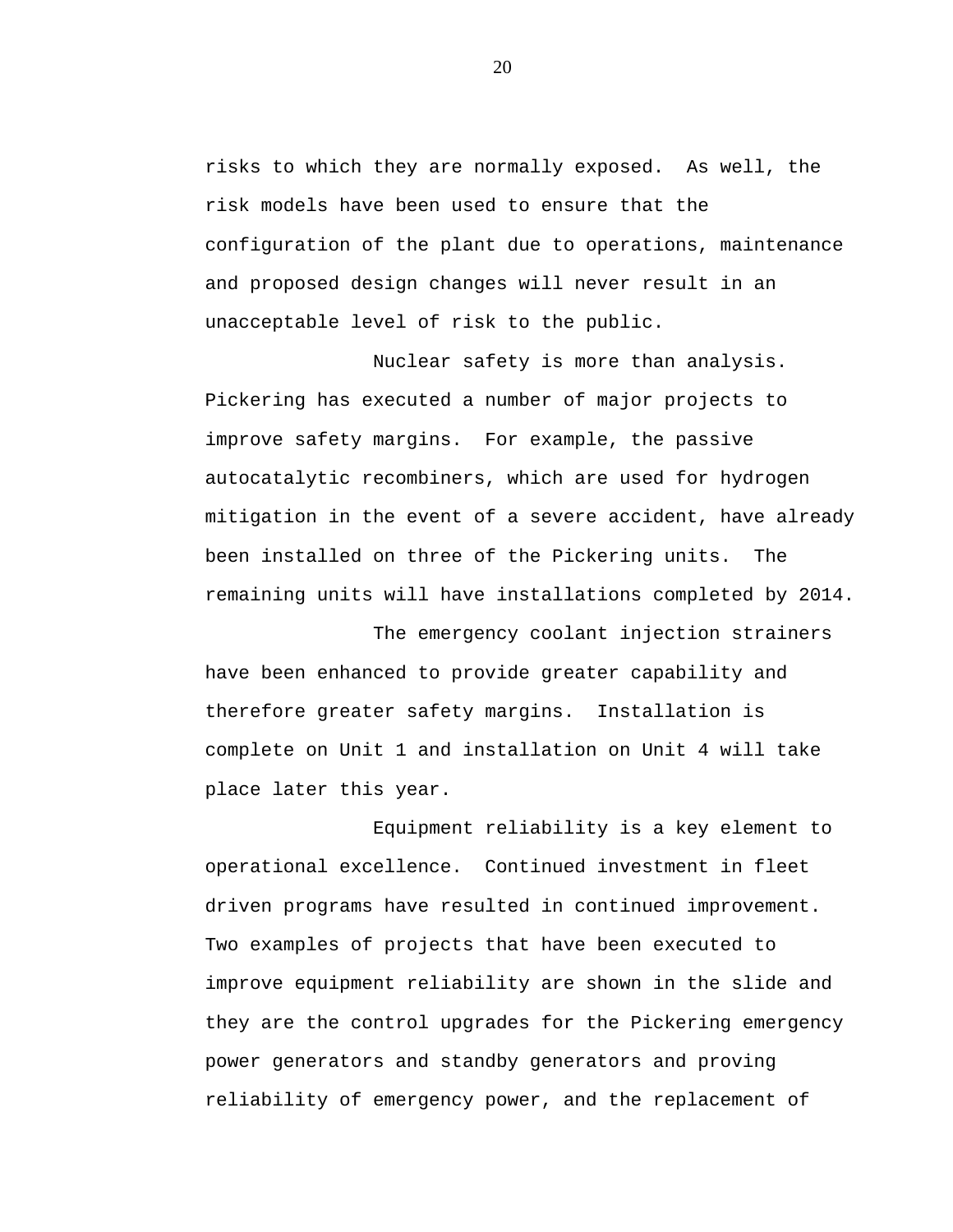risks to which they are normally exposed. As well, the risk models have been used to ensure that the configuration of the plant due to operations, maintenance and proposed design changes will never result in an unacceptable level of risk to the public.

Nuclear safety is more than analysis. Pickering has executed a number of major projects to improve safety margins. For example, the passive autocatalytic recombiners, which are used for hydrogen mitigation in the event of a severe accident, have already been installed on three of the Pickering units. The remaining units will have installations completed by 2014.

The emergency coolant injection strainers have been enhanced to provide greater capability and therefore greater safety margins. Installation is complete on Unit 1 and installation on Unit 4 will take place later this year.

Equipment reliability is a key element to operational excellence. Continued investment in fleet driven programs have resulted in continued improvement. Two examples of projects that have been executed to improve equipment reliability are shown in the slide and they are the control upgrades for the Pickering emergency power generators and standby generators and proving reliability of emergency power, and the replacement of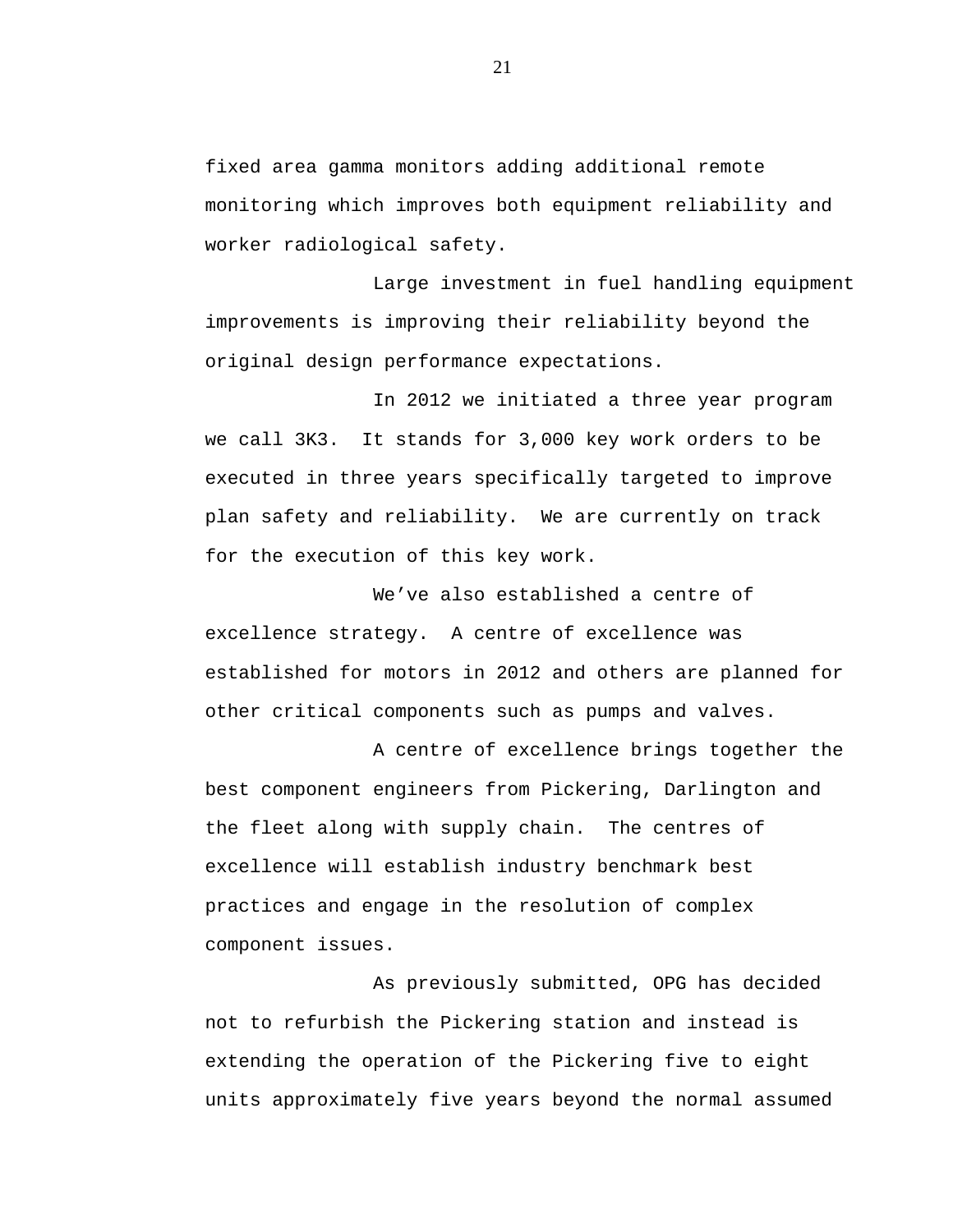fixed area gamma monitors adding additional remote monitoring which improves both equipment reliability and worker radiological safety.

Large investment in fuel handling equipment improvements is improving their reliability beyond the original design performance expectations.

In 2012 we initiated a three year program we call 3K3. It stands for 3,000 key work orders to be executed in three years specifically targeted to improve plan safety and reliability. We are currently on track for the execution of this key work.

We've also established a centre of excellence strategy. A centre of excellence was established for motors in 2012 and others are planned for other critical components such as pumps and valves.

A centre of excellence brings together the best component engineers from Pickering, Darlington and the fleet along with supply chain. The centres of excellence will establish industry benchmark best practices and engage in the resolution of complex component issues.

As previously submitted, OPG has decided not to refurbish the Pickering station and instead is extending the operation of the Pickering five to eight units approximately five years beyond the normal assumed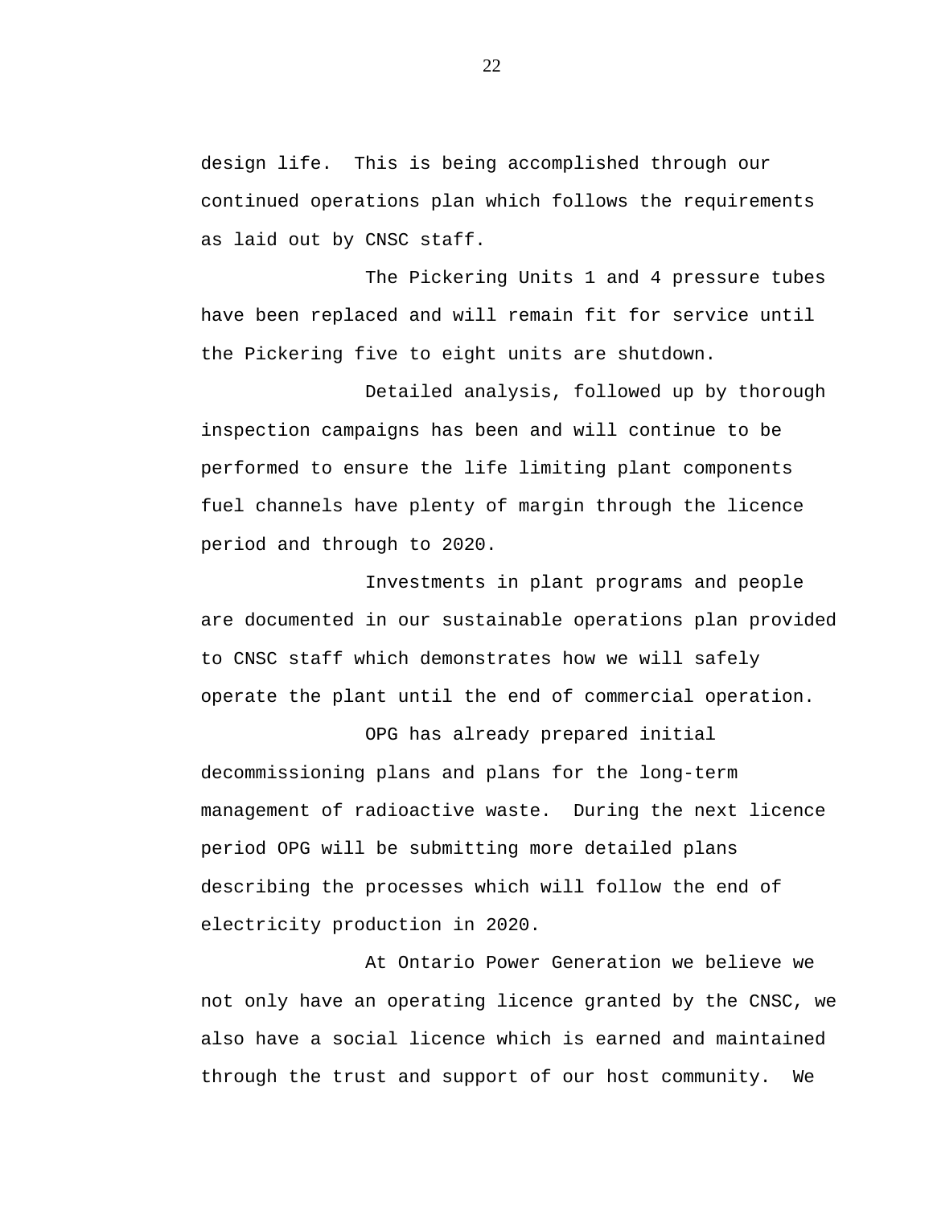design life. This is being accomplished through our continued operations plan which follows the requirements as laid out by CNSC staff.

The Pickering Units 1 and 4 pressure tubes have been replaced and will remain fit for service until the Pickering five to eight units are shutdown.

Detailed analysis, followed up by thorough inspection campaigns has been and will continue to be performed to ensure the life limiting plant components fuel channels have plenty of margin through the licence period and through to 2020.

Investments in plant programs and people are documented in our sustainable operations plan provided to CNSC staff which demonstrates how we will safely operate the plant until the end of commercial operation.

OPG has already prepared initial decommissioning plans and plans for the long-term management of radioactive waste. During the next licence period OPG will be submitting more detailed plans describing the processes which will follow the end of electricity production in 2020.

At Ontario Power Generation we believe we not only have an operating licence granted by the CNSC, we also have a social licence which is earned and maintained through the trust and support of our host community. We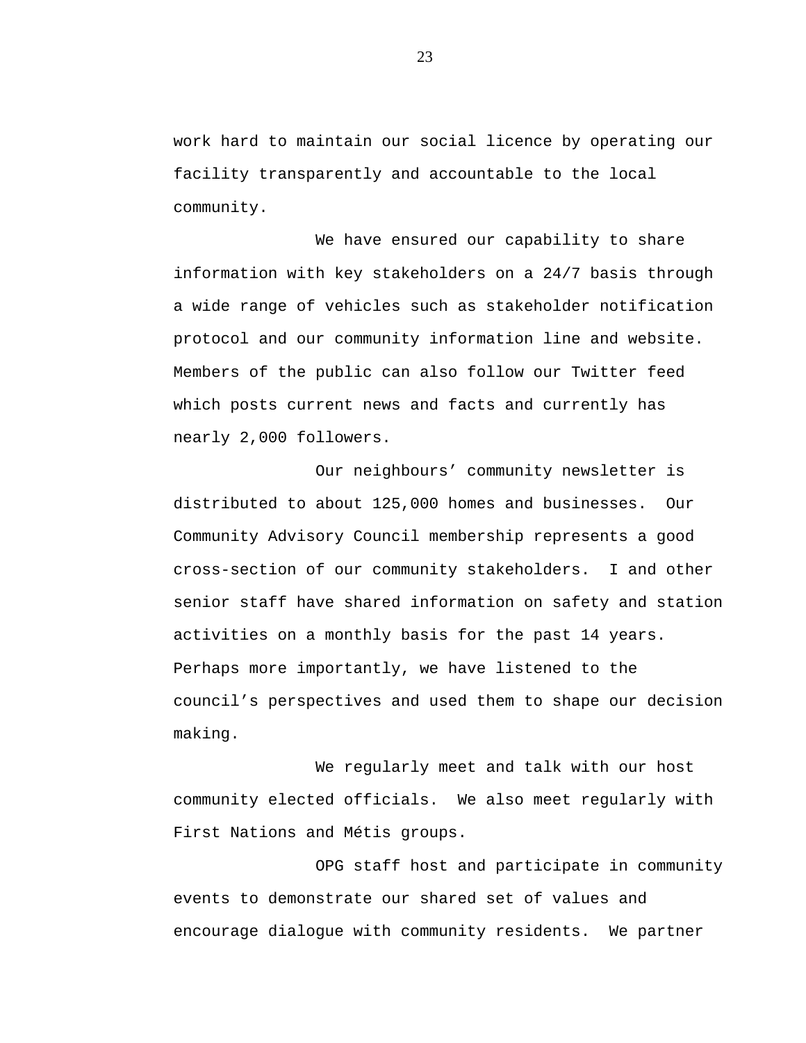work hard to maintain our social licence by operating our facility transparently and accountable to the local community.

We have ensured our capability to share information with key stakeholders on a 24/7 basis through a wide range of vehicles such as stakeholder notification protocol and our community information line and website. Members of the public can also follow our Twitter feed which posts current news and facts and currently has nearly 2,000 followers.

Our neighbours' community newsletter is distributed to about 125,000 homes and businesses. Our Community Advisory Council membership represents a good cross-section of our community stakeholders. I and other senior staff have shared information on safety and station activities on a monthly basis for the past 14 years. Perhaps more importantly, we have listened to the council's perspectives and used them to shape our decision making.

We regularly meet and talk with our host community elected officials. We also meet regularly with First Nations and Métis groups.

OPG staff host and participate in community events to demonstrate our shared set of values and encourage dialogue with community residents. We partner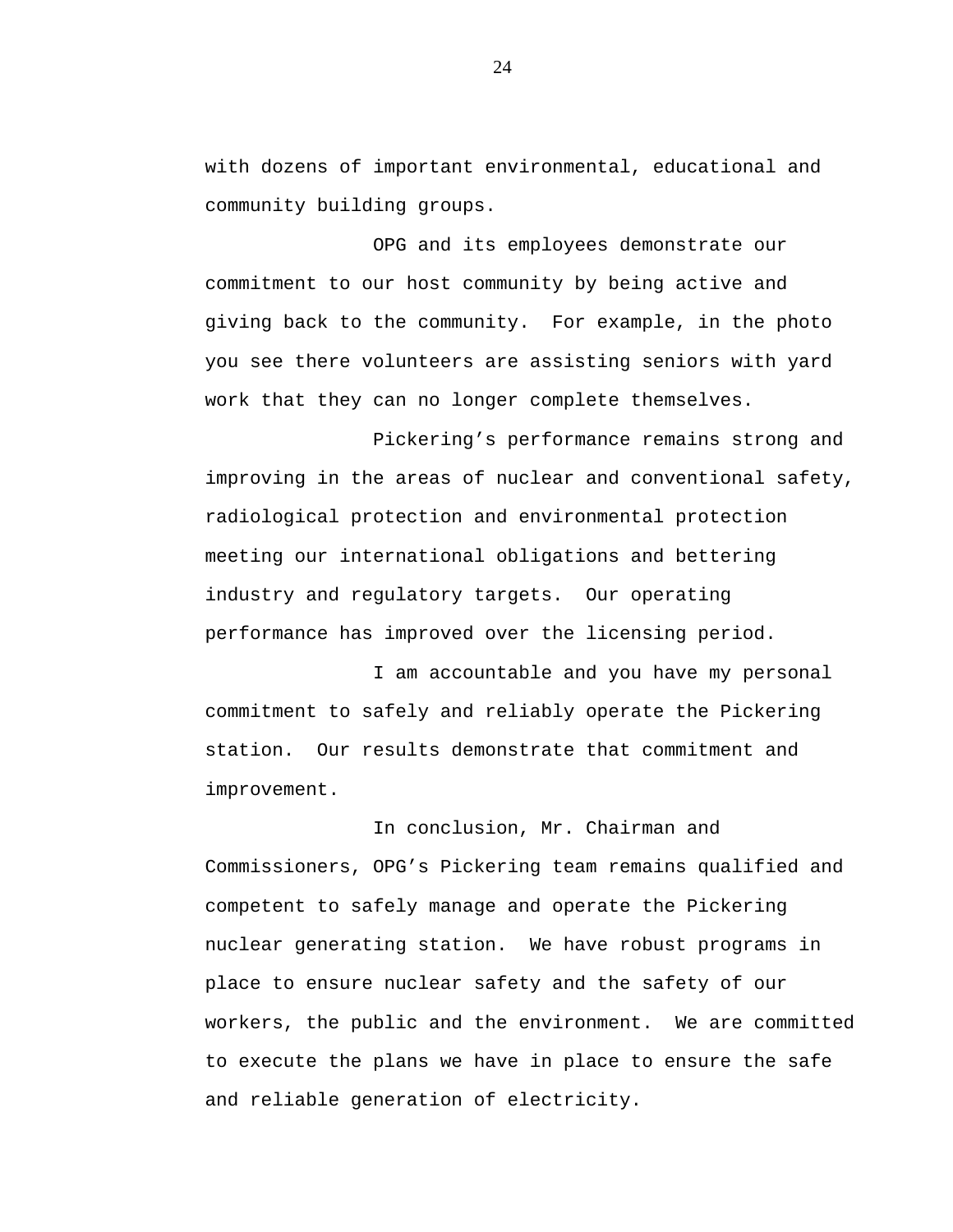with dozens of important environmental, educational and community building groups.

OPG and its employees demonstrate our commitment to our host community by being active and giving back to the community.  For example, in the photo you see there volunteers are assisting seniors with yard work that they can no longer complete themselves.

Pickering's performance remains strong and improving in the areas of nuclear and conventional safety, radiological protection and environmental protection meeting our international obligations and bettering industry and regulatory targets.  Our operating performance has improved over the licensing period.

I am accountable and you have my personal commitment to safely and reliably operate the Pickering station.  Our results demonstrate that commitment and improvement.

In conclusion, Mr. Chairman and Commissioners, OPG's Pickering team remains qualified and competent to safely manage and operate the Pickering nuclear generating station.  We have robust programs in place to ensure nuclear safety and the safety of our workers, the public and the environment.  We are committed to execute the plans we have in place to ensure the safe and reliable generation of electricity.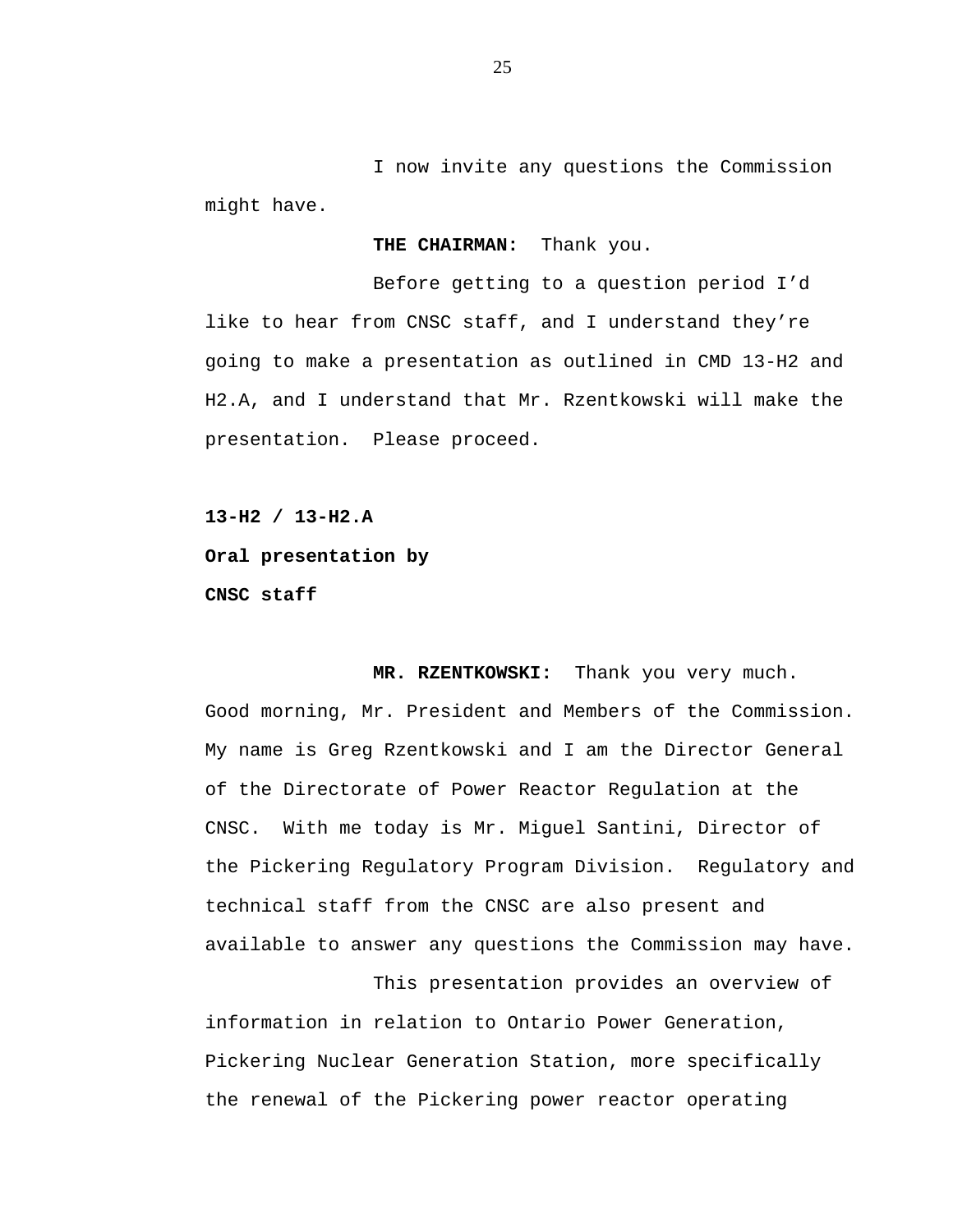I now invite any questions the Commission might have.

**THE CHAIRMAN:** Thank you.

Before getting to a question period I'd like to hear from CNSC staff, and I understand they're going to make a presentation as outlined in CMD 13-H2 and H2.A, and I understand that Mr. Rzentkowski will make the presentation. Please proceed.

**13-H2 / 13-H2.A**

**Oral presentation by**

**CNSC staff**

**MR. RZENTKOWSKI:** Thank you very much. Good morning, Mr. President and Members of the Commission. My name is Greg Rzentkowski and I am the Director General of the Directorate of Power Reactor Regulation at the CNSC. With me today is Mr. Miguel Santini, Director of the Pickering Regulatory Program Division. Regulatory and technical staff from the CNSC are also present and available to answer any questions the Commission may have.

This presentation provides an overview of information in relation to Ontario Power Generation, Pickering Nuclear Generation Station, more specifically the renewal of the Pickering power reactor operating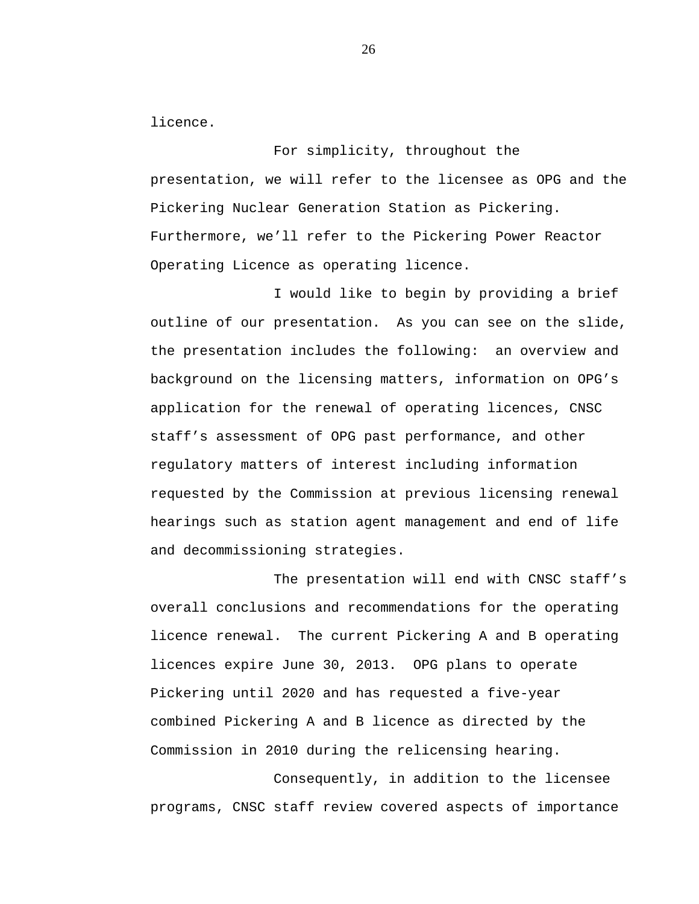licence.

For simplicity, throughout the presentation, we will refer to the licensee as OPG and the Pickering Nuclear Generation Station as Pickering. Furthermore, we'll refer to the Pickering Power Reactor Operating Licence as operating licence.

I would like to begin by providing a brief outline of our presentation. As you can see on the slide, the presentation includes the following: an overview and background on the licensing matters, information on OPG's application for the renewal of operating licences, CNSC staff's assessment of OPG past performance, and other regulatory matters of interest including information requested by the Commission at previous licensing renewal hearings such as station agent management and end of life and decommissioning strategies.

The presentation will end with CNSC staff's overall conclusions and recommendations for the operating licence renewal. The current Pickering A and B operating licences expire June 30, 2013. OPG plans to operate Pickering until 2020 and has requested a five-year combined Pickering A and B licence as directed by the Commission in 2010 during the relicensing hearing.

Consequently, in addition to the licensee programs, CNSC staff review covered aspects of importance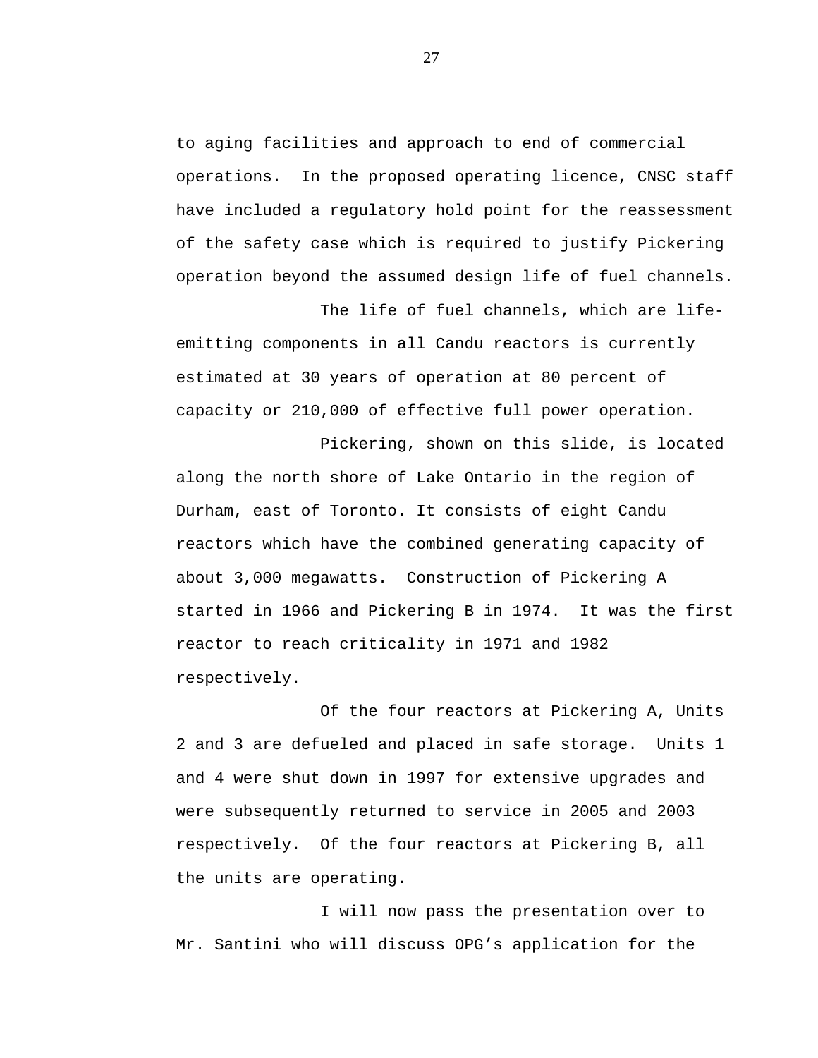to aging facilities and approach to end of commercial operations. In the proposed operating licence, CNSC staff have included a regulatory hold point for the reassessment of the safety case which is required to justify Pickering operation beyond the assumed design life of fuel channels.

The life of fuel channels, which are life-emitting components in all Candu reactors is currently estimated at 30 years of operation at 80 percent of capacity or 210,000 of effective full power operation.

Pickering, shown on this slide, is located along the north shore of Lake Ontario in the region of Durham, east of Toronto. It consists of eight Candu reactors which have the combined generating capacity of about 3,000 megawatts. Construction of Pickering A started in 1966 and Pickering B in 1974. It was the first reactor to reach criticality in 1971 and 1982 respectively.

Of the four reactors at Pickering A, Units 2 and 3 are defueled and placed in safe storage. Units 1 and 4 were shut down in 1997 for extensive upgrades and were subsequently returned to service in 2005 and 2003 respectively. Of the four reactors at Pickering B, all the units are operating.

I will now pass the presentation over to Mr. Santini who will discuss OPG's application for the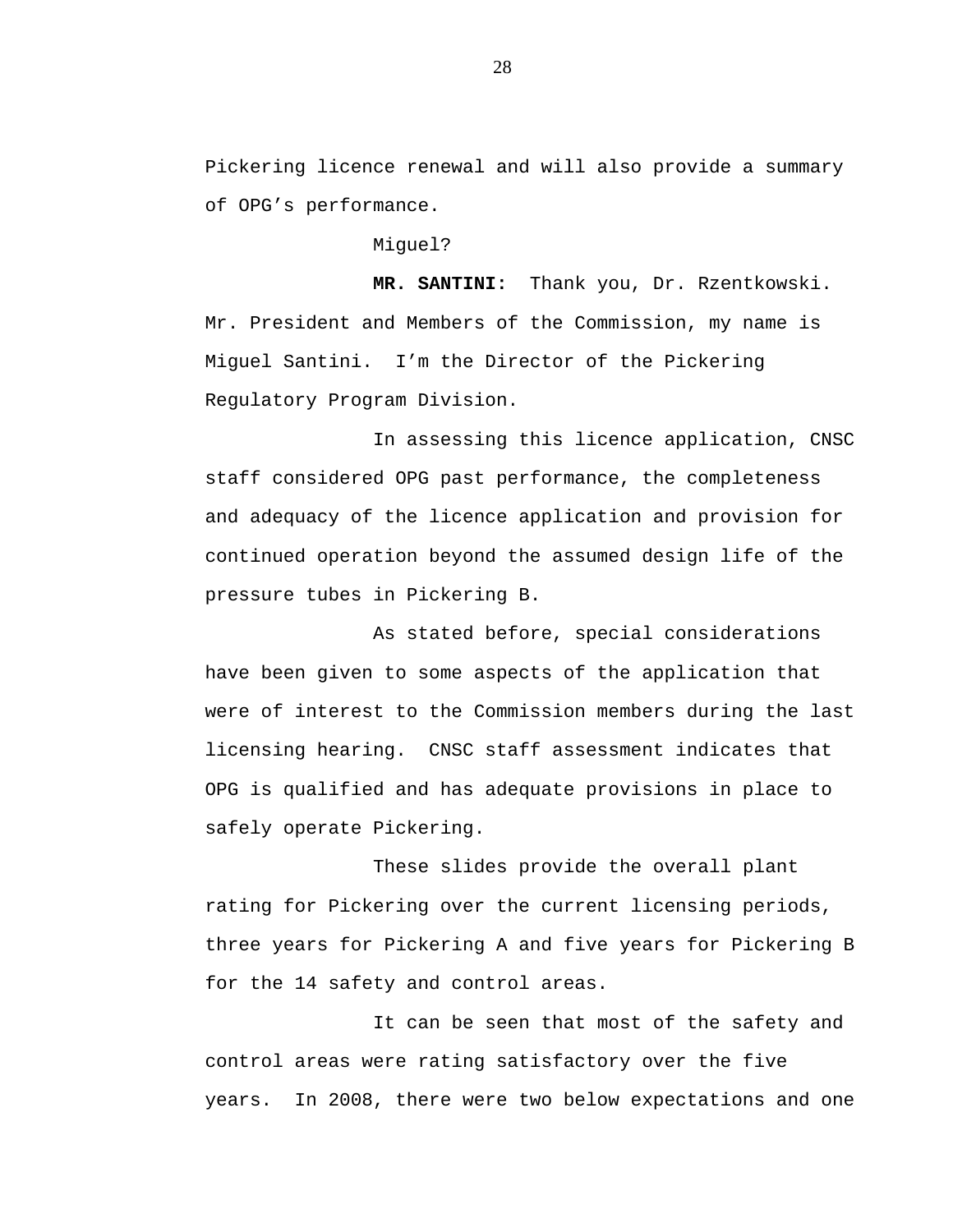Pickering licence renewal and will also provide a summary of OPG's performance.

Miguel?

**MR. SANTINI:** Thank you, Dr. Rzentkowski. Mr. President and Members of the Commission, my name is Miguel Santini. I'm the Director of the Pickering Regulatory Program Division.

In assessing this licence application, CNSC staff considered OPG past performance, the completeness and adequacy of the licence application and provision for continued operation beyond the assumed design life of the pressure tubes in Pickering B.

As stated before, special considerations have been given to some aspects of the application that were of interest to the Commission members during the last licensing hearing. CNSC staff assessment indicates that OPG is qualified and has adequate provisions in place to safely operate Pickering.

These slides provide the overall plant rating for Pickering over the current licensing periods, three years for Pickering A and five years for Pickering B for the 14 safety and control areas.

It can be seen that most of the safety and control areas were rating satisfactory over the five years. In 2008, there were two below expectations and one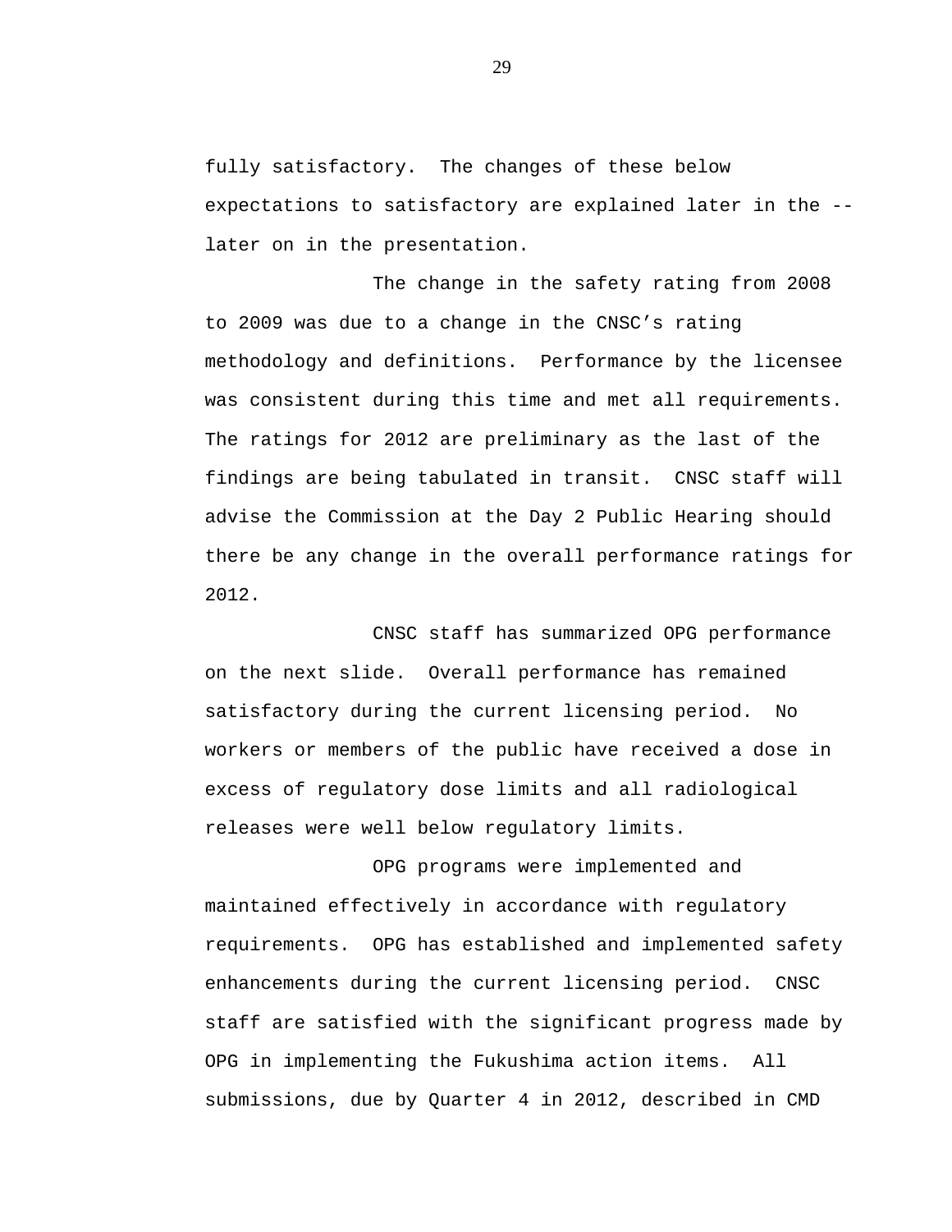fully satisfactory. The changes of these below expectations to satisfactory are explained later in the -- later on in the presentation.

The change in the safety rating from 2008 to 2009 was due to a change in the CNSC's rating methodology and definitions. Performance by the licensee was consistent during this time and met all requirements. The ratings for 2012 are preliminary as the last of the findings are being tabulated in transit. CNSC staff will advise the Commission at the Day 2 Public Hearing should there be any change in the overall performance ratings for 2012.

CNSC staff has summarized OPG performance on the next slide. Overall performance has remained satisfactory during the current licensing period. No workers or members of the public have received a dose in excess of regulatory dose limits and all radiological releases were well below regulatory limits.

OPG programs were implemented and maintained effectively in accordance with regulatory requirements. OPG has established and implemented safety enhancements during the current licensing period. CNSC staff are satisfied with the significant progress made by OPG in implementing the Fukushima action items. All submissions, due by Quarter 4 in 2012, described in CMD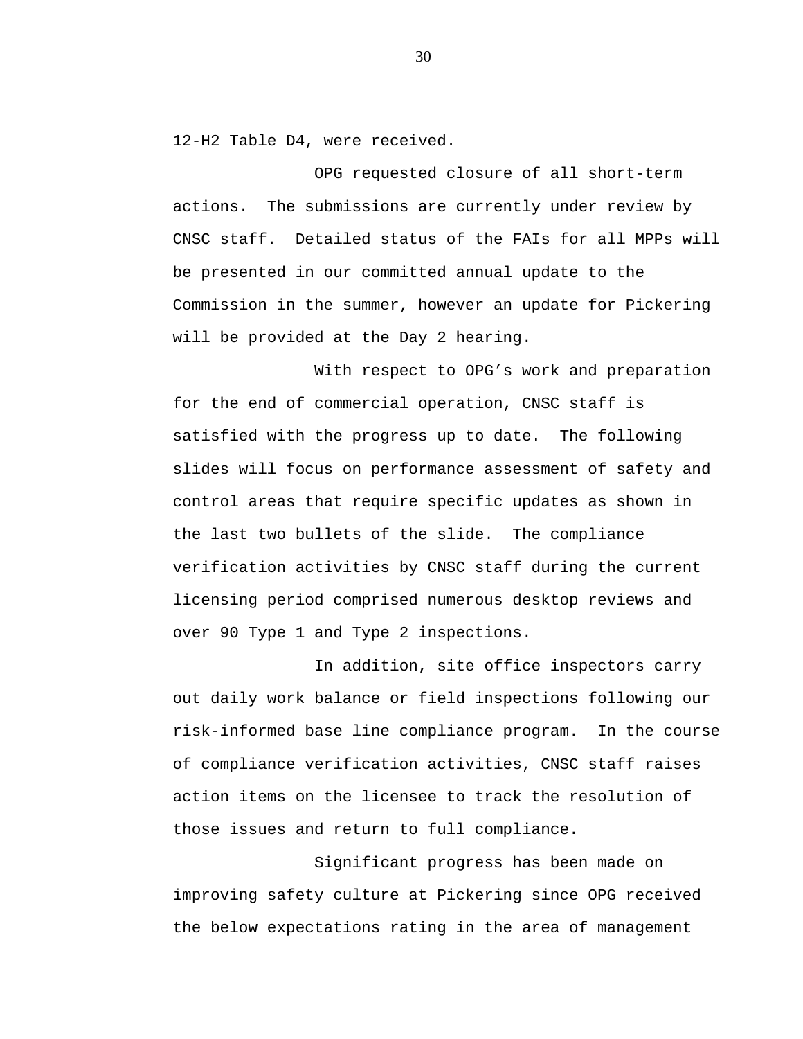12-H2 Table D4, were received.

OPG requested closure of all short-term actions. The submissions are currently under review by CNSC staff. Detailed status of the FAIs for all MPPs will be presented in our committed annual update to the Commission in the summer, however an update for Pickering will be provided at the Day 2 hearing.

With respect to OPG's work and preparation for the end of commercial operation, CNSC staff is satisfied with the progress up to date. The following slides will focus on performance assessment of safety and control areas that require specific updates as shown in the last two bullets of the slide. The compliance verification activities by CNSC staff during the current licensing period comprised numerous desktop reviews and over 90 Type 1 and Type 2 inspections.

In addition, site office inspectors carry out daily work balance or field inspections following our risk-informed base line compliance program. In the course of compliance verification activities, CNSC staff raises action items on the licensee to track the resolution of those issues and return to full compliance.

Significant progress has been made on improving safety culture at Pickering since OPG received the below expectations rating in the area of management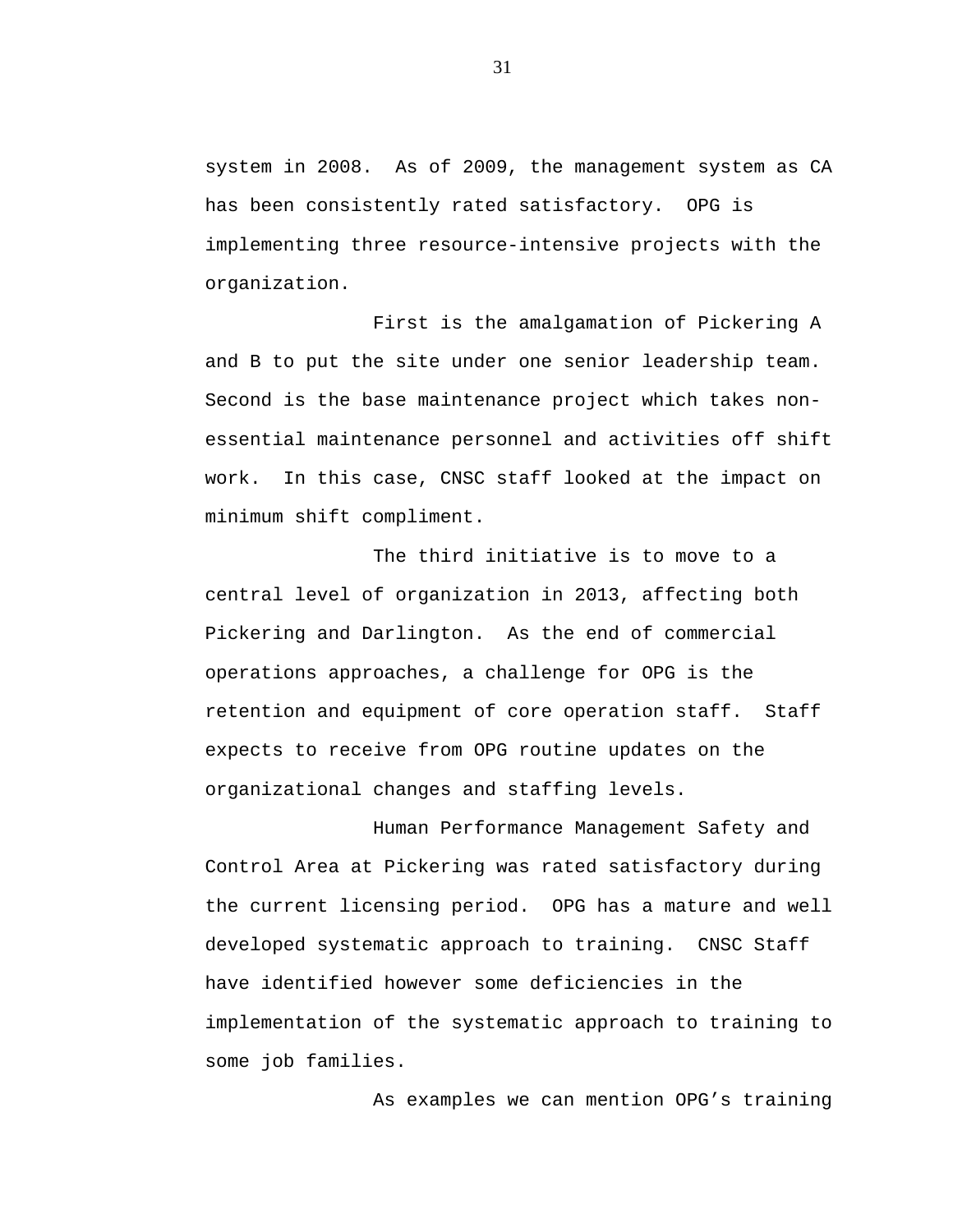system in 2008. As of 2009, the management system as CA has been consistently rated satisfactory. OPG is implementing three resource-intensive projects with the organization.

First is the amalgamation of Pickering A and B to put the site under one senior leadership team. Second is the base maintenance project which takes non-essential maintenance personnel and activities off shift work. In this case, CNSC staff looked at the impact on minimum shift compliment.

The third initiative is to move to a central level of organization in 2013, affecting both Pickering and Darlington. As the end of commercial operations approaches, a challenge for OPG is the retention and equipment of core operation staff. Staff expects to receive from OPG routine updates on the organizational changes and staffing levels.

Human Performance Management Safety and Control Area at Pickering was rated satisfactory during the current licensing period. OPG has a mature and well developed systematic approach to training. CNSC Staff have identified however some deficiencies in the implementation of the systematic approach to training to some job families.

As examples we can mention OPG's training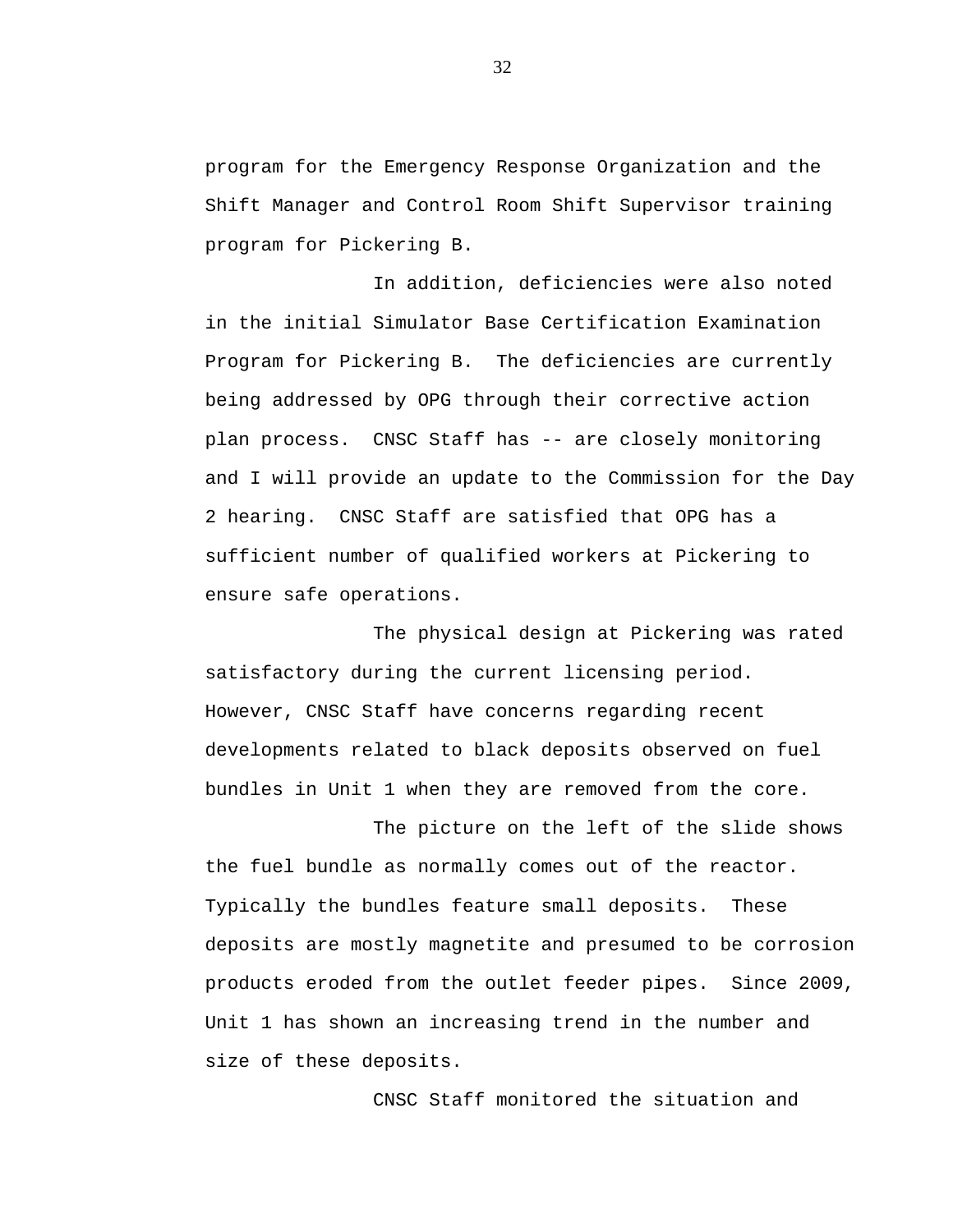program for the Emergency Response Organization and the Shift Manager and Control Room Shift Supervisor training program for Pickering B.

In addition, deficiencies were also noted in the initial Simulator Base Certification Examination Program for Pickering B. The deficiencies are currently being addressed by OPG through their corrective action plan process. CNSC Staff has -- are closely monitoring and I will provide an update to the Commission for the Day 2 hearing. CNSC Staff are satisfied that OPG has a sufficient number of qualified workers at Pickering to ensure safe operations.

The physical design at Pickering was rated satisfactory during the current licensing period. However, CNSC Staff have concerns regarding recent developments related to black deposits observed on fuel bundles in Unit 1 when they are removed from the core.

The picture on the left of the slide shows the fuel bundle as normally comes out of the reactor. Typically the bundles feature small deposits. These deposits are mostly magnetite and presumed to be corrosion products eroded from the outlet feeder pipes. Since 2009, Unit 1 has shown an increasing trend in the number and size of these deposits.

CNSC Staff monitored the situation and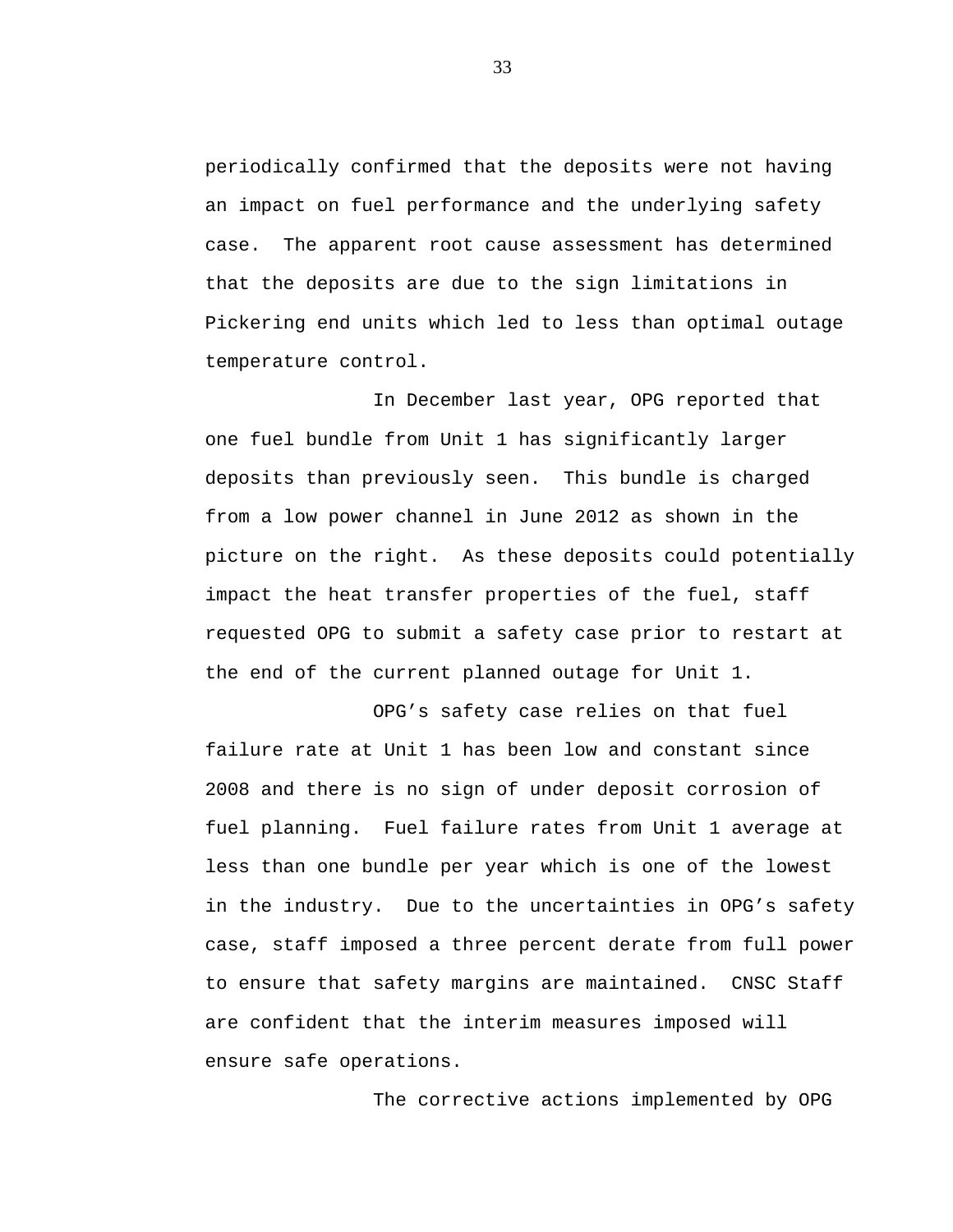periodically confirmed that the deposits were not having an impact on fuel performance and the underlying safety case. The apparent root cause assessment has determined that the deposits are due to the sign limitations in Pickering end units which led to less than optimal outage temperature control.

In December last year, OPG reported that one fuel bundle from Unit 1 has significantly larger deposits than previously seen. This bundle is charged from a low power channel in June 2012 as shown in the picture on the right. As these deposits could potentially impact the heat transfer properties of the fuel, staff requested OPG to submit a safety case prior to restart at the end of the current planned outage for Unit 1.

OPG's safety case relies on that fuel failure rate at Unit 1 has been low and constant since 2008 and there is no sign of under deposit corrosion of fuel planning. Fuel failure rates from Unit 1 average at less than one bundle per year which is one of the lowest in the industry. Due to the uncertainties in OPG's safety case, staff imposed a three percent derate from full power to ensure that safety margins are maintained. CNSC Staff are confident that the interim measures imposed will ensure safe operations.

The corrective actions implemented by OPG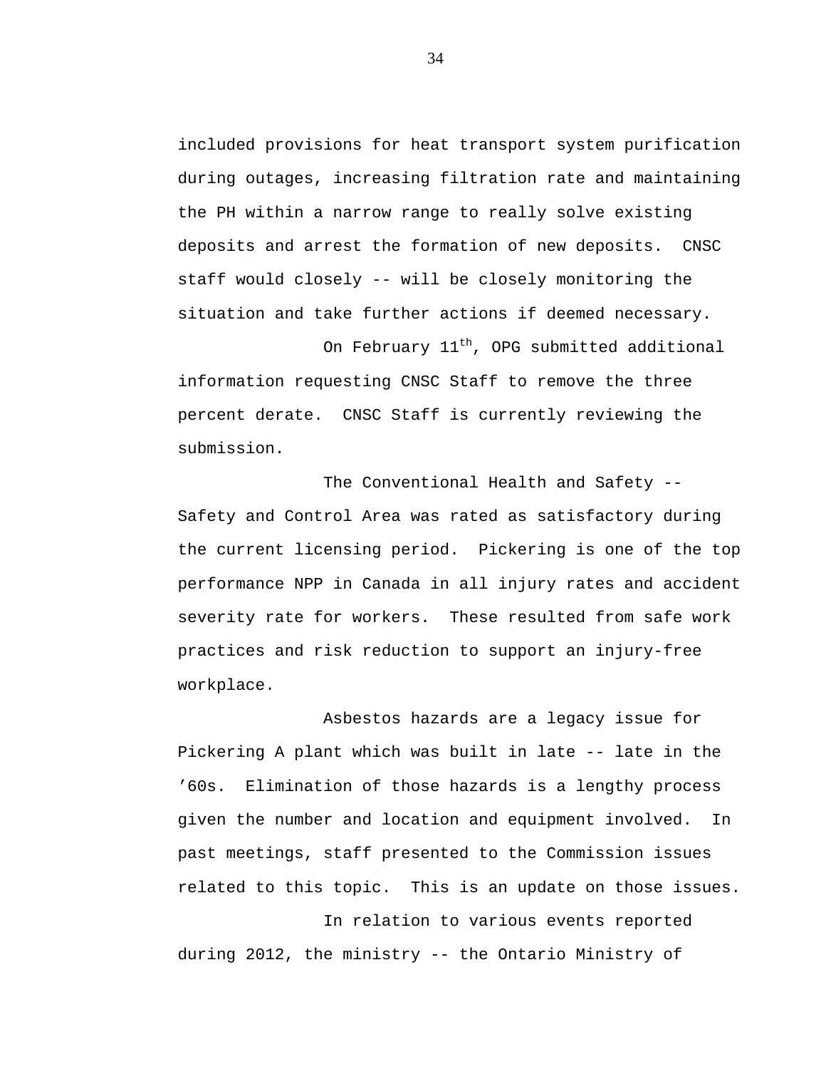included provisions for heat transport system purification during outages, increasing filtration rate and maintaining the PH within a narrow range to really solve existing deposits and arrest the formation of new deposits. CNSC staff would closely -- will be closely monitoring the situation and take further actions if deemed necessary.

On February 11th, OPG submitted additional information requesting CNSC Staff to remove the three percent derate. CNSC Staff is currently reviewing the submission.

The Conventional Health and Safety -- Safety and Control Area was rated as satisfactory during the current licensing period. Pickering is one of the top performance NPP in Canada in all injury rates and accident severity rate for workers. These resulted from safe work practices and risk reduction to support an injury-free workplace.

Asbestos hazards are a legacy issue for Pickering A plant which was built in late -- late in the ’60s. Elimination of those hazards is a lengthy process given the number and location and equipment involved. In past meetings, staff presented to the Commission issues related to this topic. This is an update on those issues.

In relation to various events reported during 2012, the ministry -- the Ontario Ministry of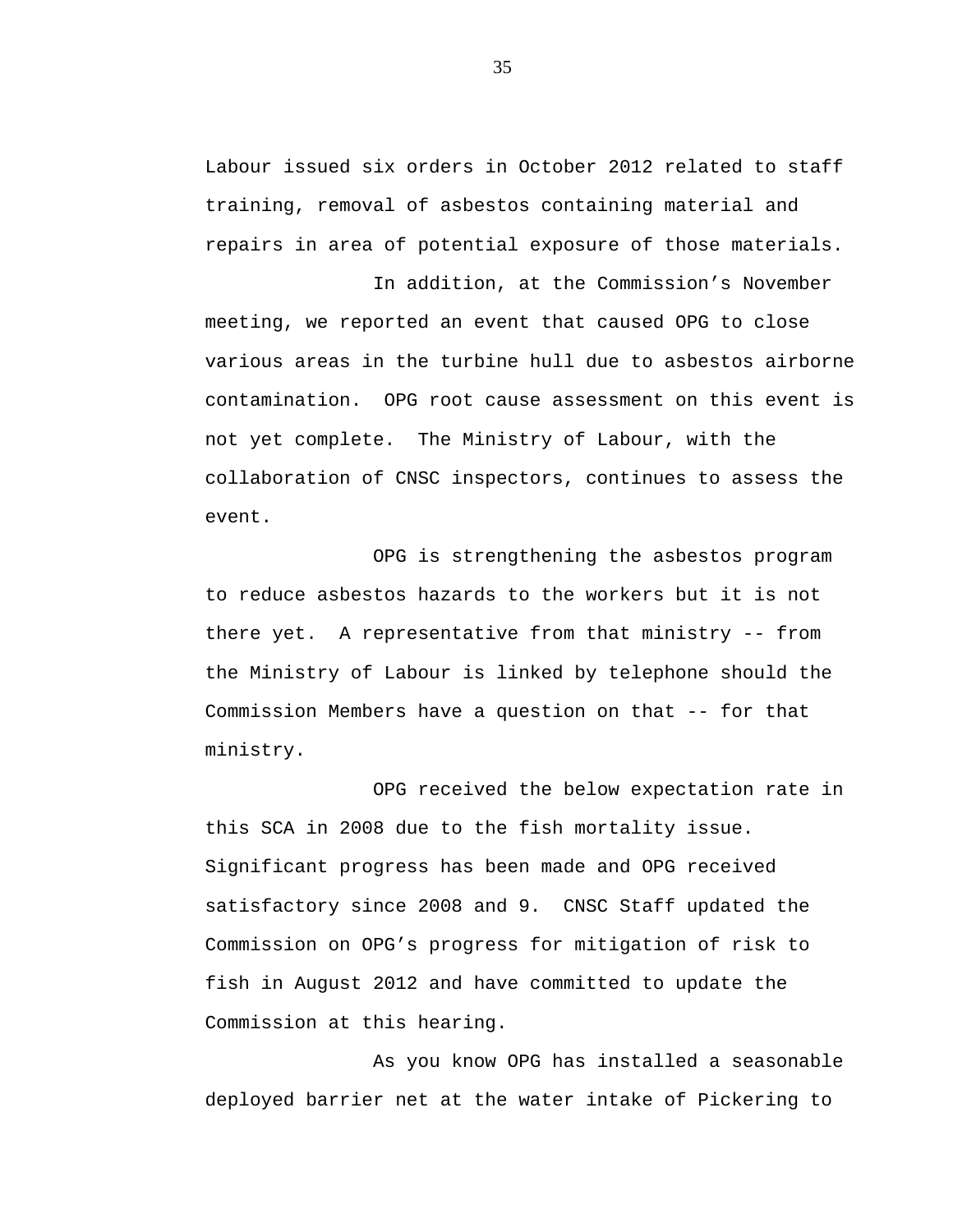Labour issued six orders in October 2012 related to staff training, removal of asbestos containing material and repairs in area of potential exposure of those materials.

In addition, at the Commission's November meeting, we reported an event that caused OPG to close various areas in the turbine hull due to asbestos airborne contamination. OPG root cause assessment on this event is not yet complete. The Ministry of Labour, with the collaboration of CNSC inspectors, continues to assess the event.

OPG is strengthening the asbestos program to reduce asbestos hazards to the workers but it is not there yet. A representative from that ministry -- from the Ministry of Labour is linked by telephone should the Commission Members have a question on that -- for that ministry.

OPG received the below expectation rate in this SCA in 2008 due to the fish mortality issue. Significant progress has been made and OPG received satisfactory since 2008 and 9. CNSC Staff updated the Commission on OPG's progress for mitigation of risk to fish in August 2012 and have committed to update the Commission at this hearing.

As you know OPG has installed a seasonable deployed barrier net at the water intake of Pickering to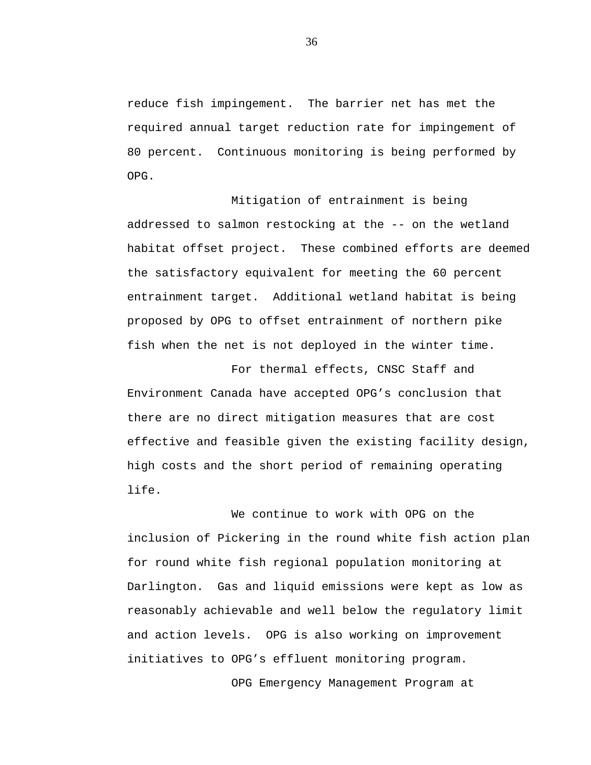reduce fish impingement. The barrier net has met the required annual target reduction rate for impingement of 80 percent. Continuous monitoring is being performed by OPG.

Mitigation of entrainment is being addressed to salmon restocking at the -- on the wetland habitat offset project. These combined efforts are deemed the satisfactory equivalent for meeting the 60 percent entrainment target. Additional wetland habitat is being proposed by OPG to offset entrainment of northern pike fish when the net is not deployed in the winter time.

For thermal effects, CNSC Staff and Environment Canada have accepted OPG's conclusion that there are no direct mitigation measures that are cost effective and feasible given the existing facility design, high costs and the short period of remaining operating life.

We continue to work with OPG on the inclusion of Pickering in the round white fish action plan for round white fish regional population monitoring at Darlington. Gas and liquid emissions were kept as low as reasonably achievable and well below the regulatory limit and action levels. OPG is also working on improvement initiatives to OPG's effluent monitoring program.

OPG Emergency Management Program at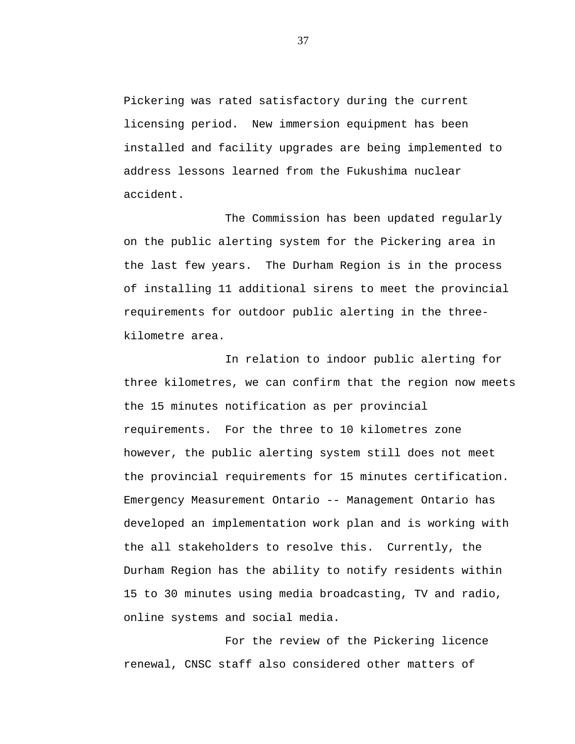Pickering was rated satisfactory during the current licensing period. New immersion equipment has been installed and facility upgrades are being implemented to address lessons learned from the Fukushima nuclear accident.

The Commission has been updated regularly on the public alerting system for the Pickering area in the last few years. The Durham Region is in the process of installing 11 additional sirens to meet the provincial requirements for outdoor public alerting in the three-kilometre area.

In relation to indoor public alerting for three kilometres, we can confirm that the region now meets the 15 minutes notification as per provincial requirements. For the three to 10 kilometres zone however, the public alerting system still does not meet the provincial requirements for 15 minutes certification. Emergency Measurement Ontario -- Management Ontario has developed an implementation work plan and is working with the all stakeholders to resolve this. Currently, the Durham Region has the ability to notify residents within 15 to 30 minutes using media broadcasting, TV and radio, online systems and social media.

For the review of the Pickering licence renewal, CNSC staff also considered other matters of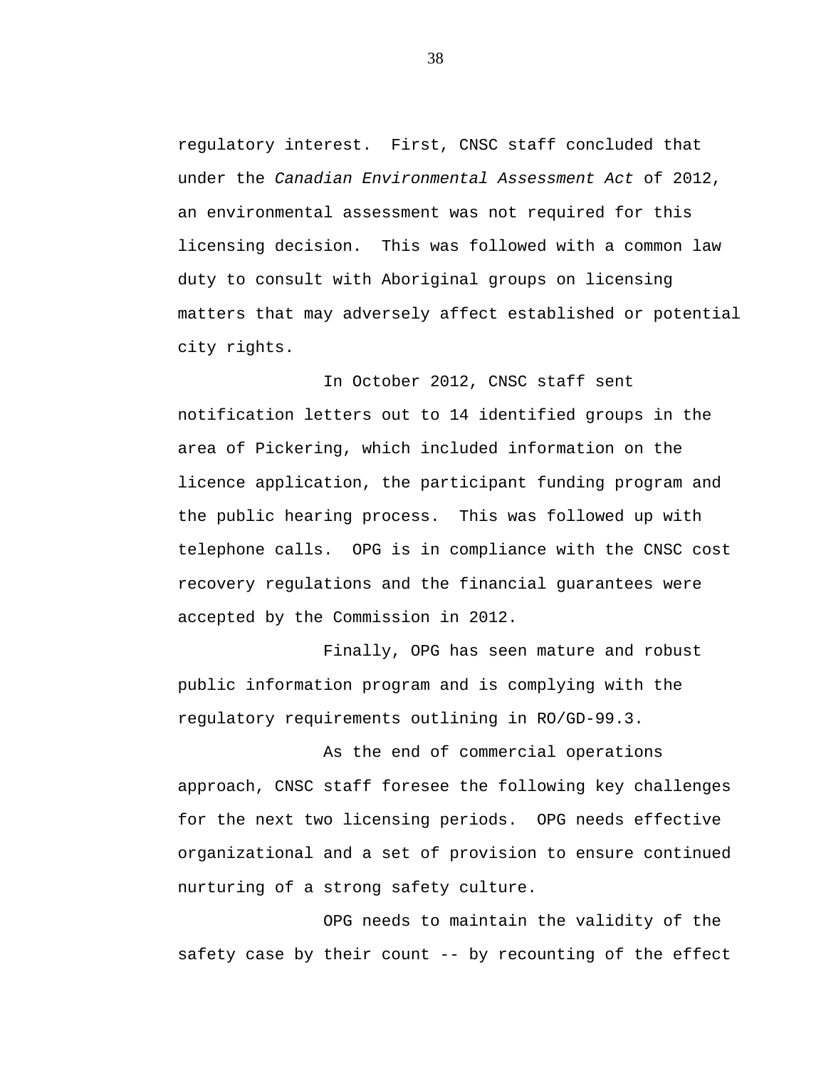regulatory interest. First, CNSC staff concluded that under the *Canadian Environmental Assessment Act* of 2012, an environmental assessment was not required for this licensing decision. This was followed with a common law duty to consult with Aboriginal groups on licensing matters that may adversely affect established or potential city rights.

In October 2012, CNSC staff sent notification letters out to 14 identified groups in the area of Pickering, which included information on the licence application, the participant funding program and the public hearing process. This was followed up with telephone calls. OPG is in compliance with the CNSC cost recovery regulations and the financial guarantees were accepted by the Commission in 2012.

Finally, OPG has seen mature and robust public information program and is complying with the regulatory requirements outlining in RO/GD-99.3.

As the end of commercial operations approach, CNSC staff foresee the following key challenges for the next two licensing periods. OPG needs effective organizational and a set of provision to ensure continued nurturing of a strong safety culture.

OPG needs to maintain the validity of the safety case by their count -- by recounting of the effect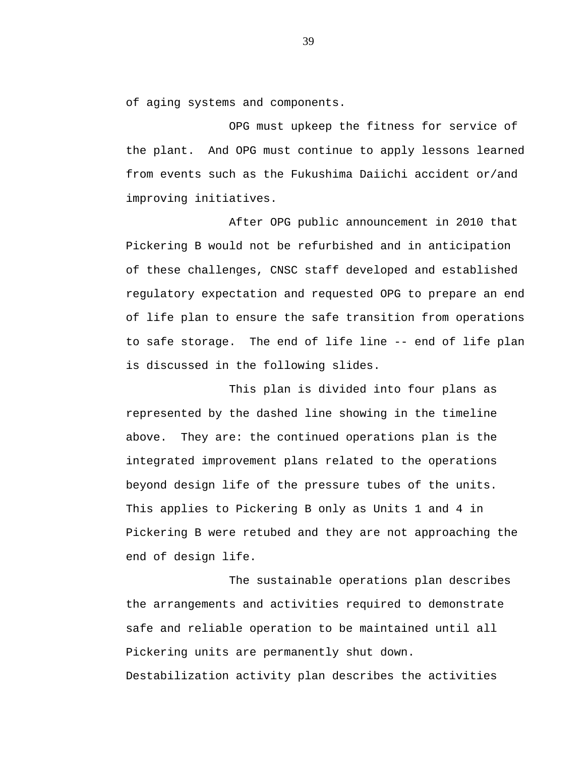of aging systems and components.

OPG must upkeep the fitness for service of the plant. And OPG must continue to apply lessons learned from events such as the Fukushima Daiichi accident or/and improving initiatives.

After OPG public announcement in 2010 that Pickering B would not be refurbished and in anticipation of these challenges, CNSC staff developed and established regulatory expectation and requested OPG to prepare an end of life plan to ensure the safe transition from operations to safe storage. The end of life line -- end of life plan is discussed in the following slides.

This plan is divided into four plans as represented by the dashed line showing in the timeline above. They are: the continued operations plan is the integrated improvement plans related to the operations beyond design life of the pressure tubes of the units. This applies to Pickering B only as Units 1 and 4 in Pickering B were retubed and they are not approaching the end of design life.

The sustainable operations plan describes the arrangements and activities required to demonstrate safe and reliable operation to be maintained until all Pickering units are permanently shut down.
Destabilization activity plan describes the activities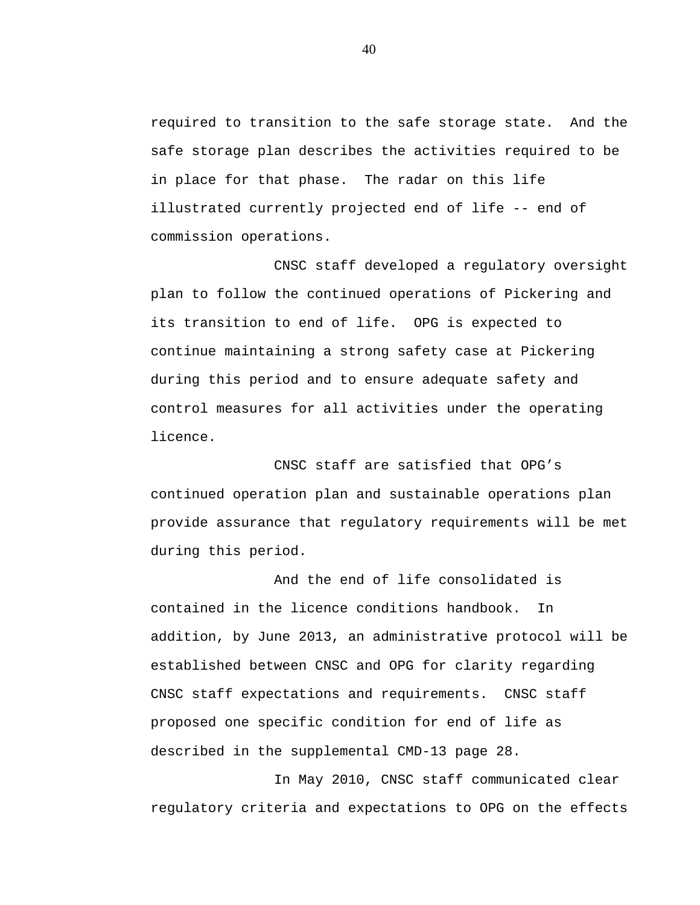required to transition to the safe storage state. And the safe storage plan describes the activities required to be in place for that phase. The radar on this life illustrated currently projected end of life -- end of commission operations.

CNSC staff developed a regulatory oversight plan to follow the continued operations of Pickering and its transition to end of life. OPG is expected to continue maintaining a strong safety case at Pickering during this period and to ensure adequate safety and control measures for all activities under the operating licence.

CNSC staff are satisfied that OPG's continued operation plan and sustainable operations plan provide assurance that regulatory requirements will be met during this period.

And the end of life consolidated is contained in the licence conditions handbook. In addition, by June 2013, an administrative protocol will be established between CNSC and OPG for clarity regarding CNSC staff expectations and requirements. CNSC staff proposed one specific condition for end of life as described in the supplemental CMD-13 page 28.

In May 2010, CNSC staff communicated clear regulatory criteria and expectations to OPG on the effects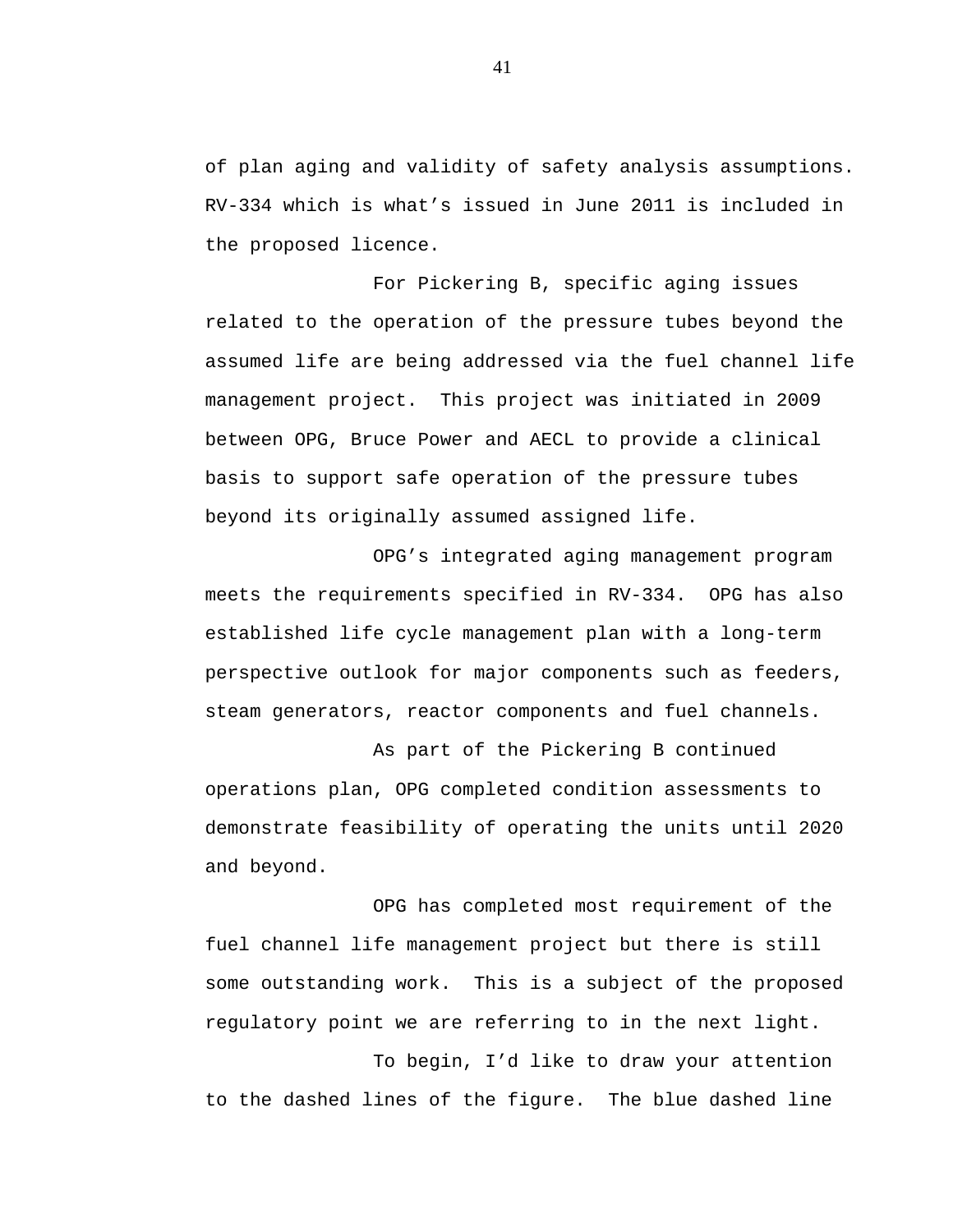of plan aging and validity of safety analysis assumptions. RV-334 which is what's issued in June 2011 is included in the proposed licence.

For Pickering B, specific aging issues related to the operation of the pressure tubes beyond the assumed life are being addressed via the fuel channel life management project. This project was initiated in 2009 between OPG, Bruce Power and AECL to provide a clinical basis to support safe operation of the pressure tubes beyond its originally assumed assigned life.

OPG's integrated aging management program meets the requirements specified in RV-334. OPG has also established life cycle management plan with a long-term perspective outlook for major components such as feeders, steam generators, reactor components and fuel channels.

As part of the Pickering B continued operations plan, OPG completed condition assessments to demonstrate feasibility of operating the units until 2020 and beyond.

OPG has completed most requirement of the fuel channel life management project but there is still some outstanding work. This is a subject of the proposed regulatory point we are referring to in the next light.

To begin, I'd like to draw your attention to the dashed lines of the figure. The blue dashed line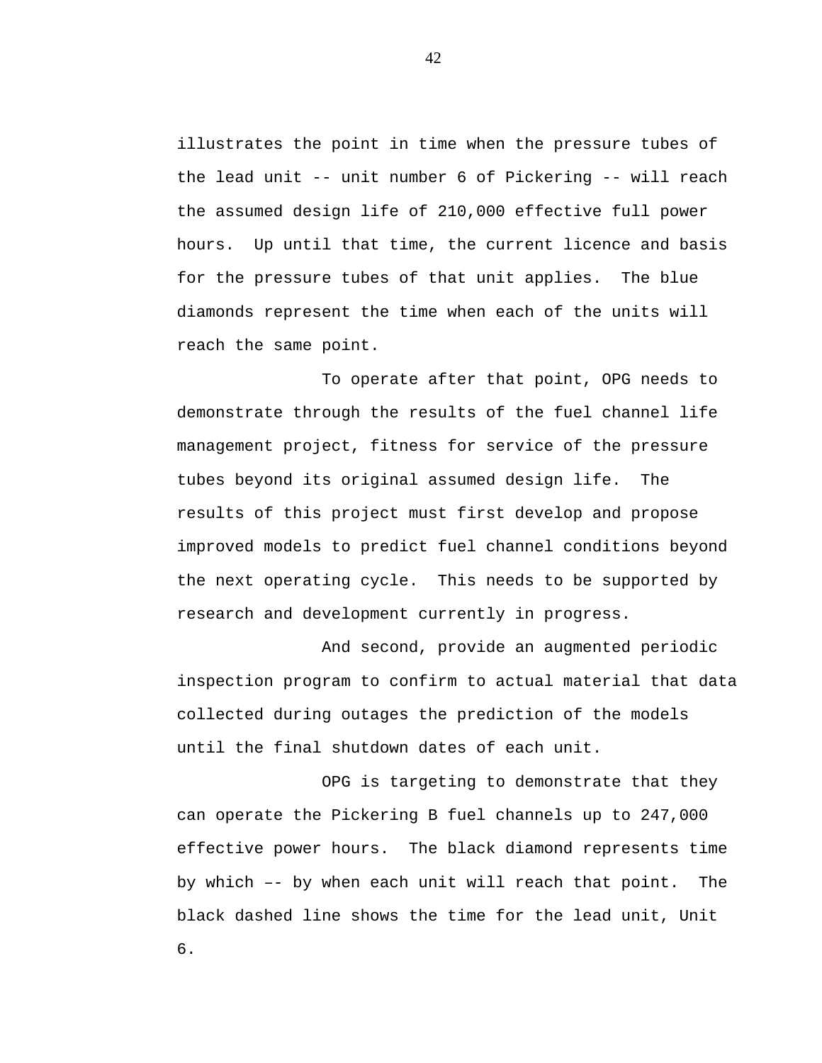illustrates the point in time when the pressure tubes of the lead unit -- unit number 6 of Pickering -- will reach the assumed design life of 210,000 effective full power hours. Up until that time, the current licence and basis for the pressure tubes of that unit applies. The blue diamonds represent the time when each of the units will reach the same point.

To operate after that point, OPG needs to demonstrate through the results of the fuel channel life management project, fitness for service of the pressure tubes beyond its original assumed design life. The results of this project must first develop and propose improved models to predict fuel channel conditions beyond the next operating cycle. This needs to be supported by research and development currently in progress.

And second, provide an augmented periodic inspection program to confirm to actual material that data collected during outages the prediction of the models until the final shutdown dates of each unit.

OPG is targeting to demonstrate that they can operate the Pickering B fuel channels up to 247,000 effective power hours. The black diamond represents time by which –- by when each unit will reach that point. The black dashed line shows the time for the lead unit, Unit 6.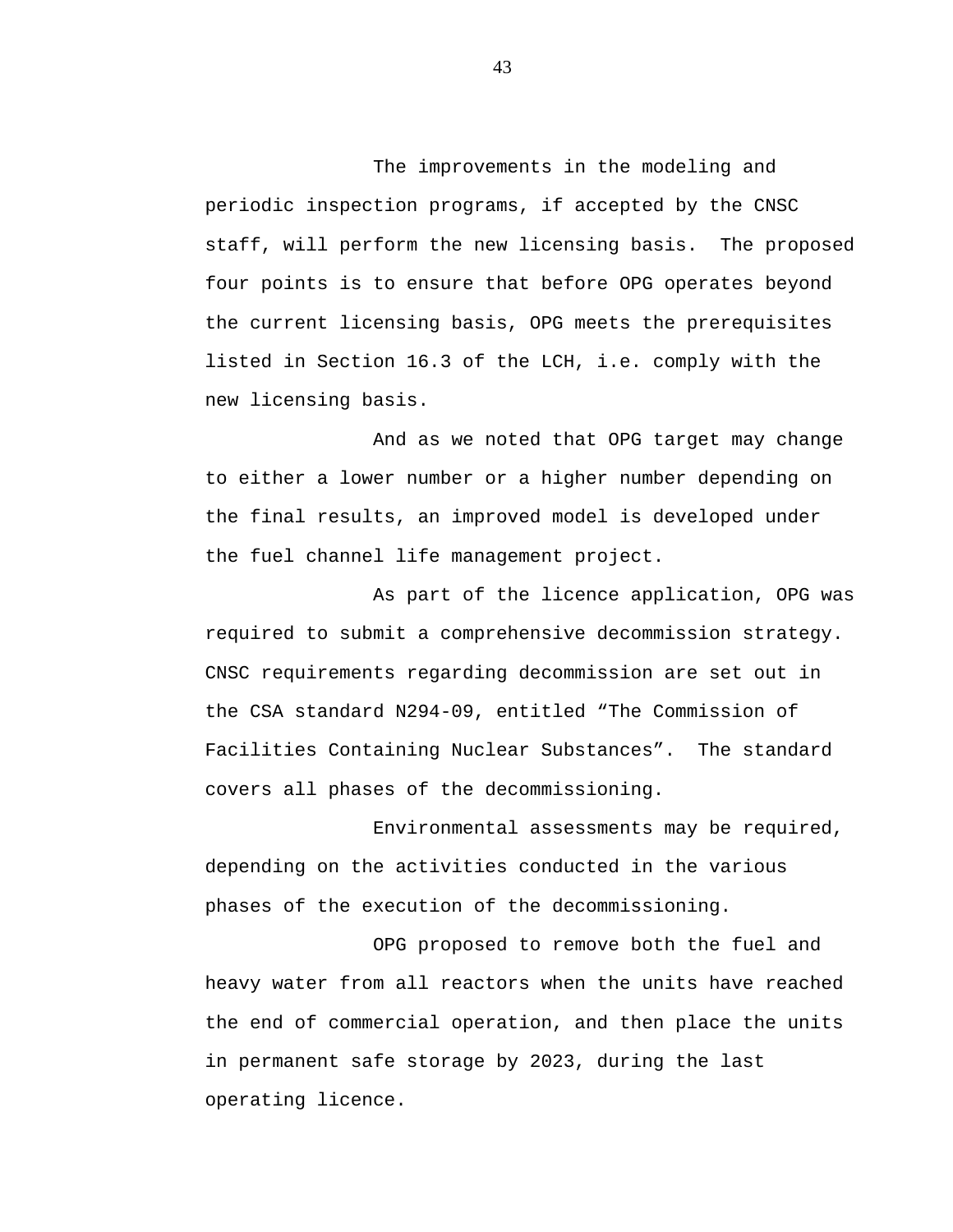The improvements in the modeling and periodic inspection programs, if accepted by the CNSC staff, will perform the new licensing basis.  The proposed four points is to ensure that before OPG operates beyond the current licensing basis, OPG meets the prerequisites listed in Section 16.3 of the LCH, i.e. comply with the new licensing basis.

And as we noted that OPG target may change to either a lower number or a higher number depending on the final results, an improved model is developed under the fuel channel life management project.

As part of the licence application, OPG was required to submit a comprehensive decommission strategy. CNSC requirements regarding decommission are set out in the CSA standard N294-09, entitled “The Commission of Facilities Containing Nuclear Substances”.  The standard covers all phases of the decommissioning.

Environmental assessments may be required, depending on the activities conducted in the various phases of the execution of the decommissioning.

OPG proposed to remove both the fuel and heavy water from all reactors when the units have reached the end of commercial operation, and then place the units in permanent safe storage by 2023, during the last operating licence.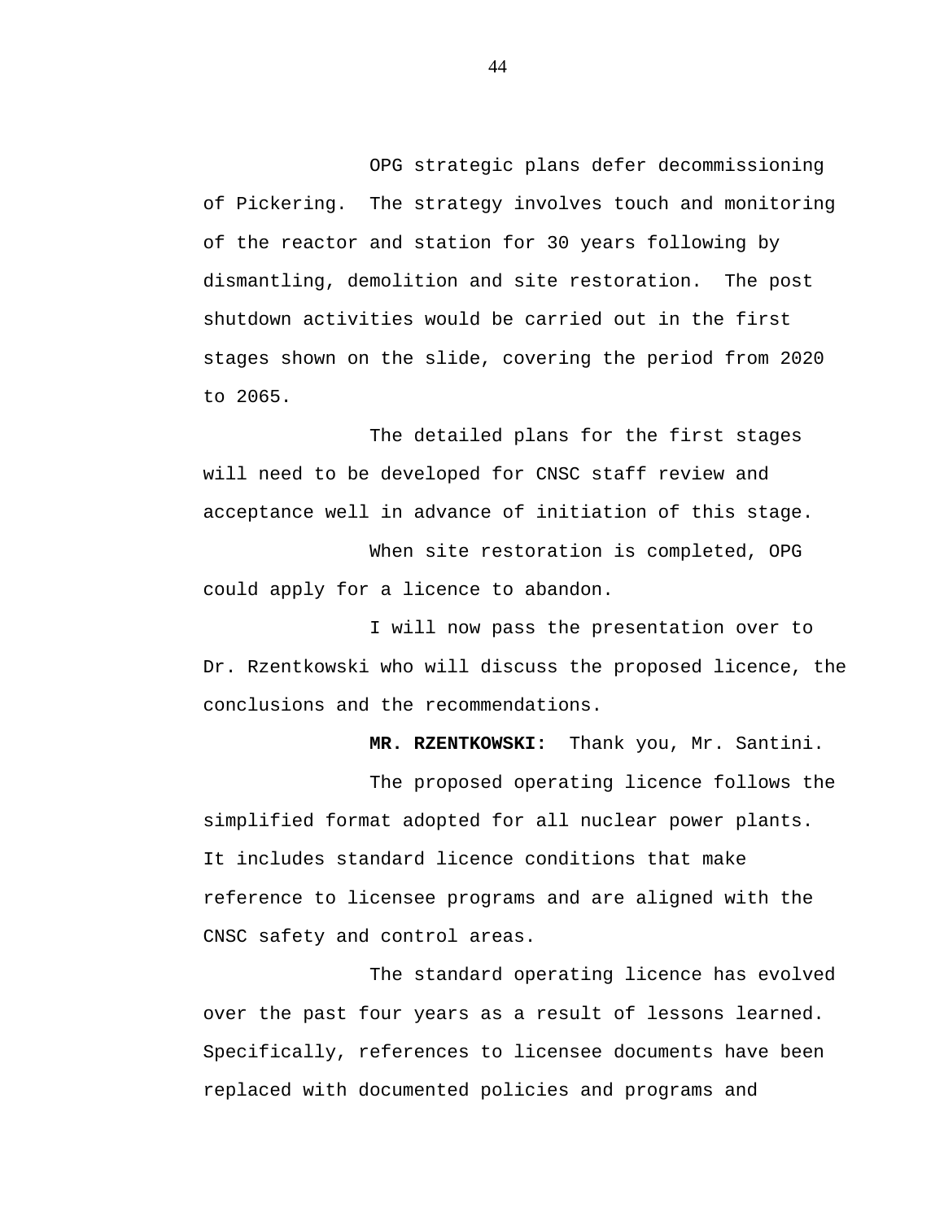OPG strategic plans defer decommissioning of Pickering. The strategy involves touch and monitoring of the reactor and station for 30 years following by dismantling, demolition and site restoration. The post shutdown activities would be carried out in the first stages shown on the slide, covering the period from 2020 to 2065.

The detailed plans for the first stages will need to be developed for CNSC staff review and acceptance well in advance of initiation of this stage.

When site restoration is completed, OPG could apply for a licence to abandon.

I will now pass the presentation over to Dr. Rzentkowski who will discuss the proposed licence, the conclusions and the recommendations.

**MR. RZENTKOWSKI:** Thank you, Mr. Santini.

The proposed operating licence follows the simplified format adopted for all nuclear power plants. It includes standard licence conditions that make reference to licensee programs and are aligned with the CNSC safety and control areas.

The standard operating licence has evolved over the past four years as a result of lessons learned. Specifically, references to licensee documents have been replaced with documented policies and programs and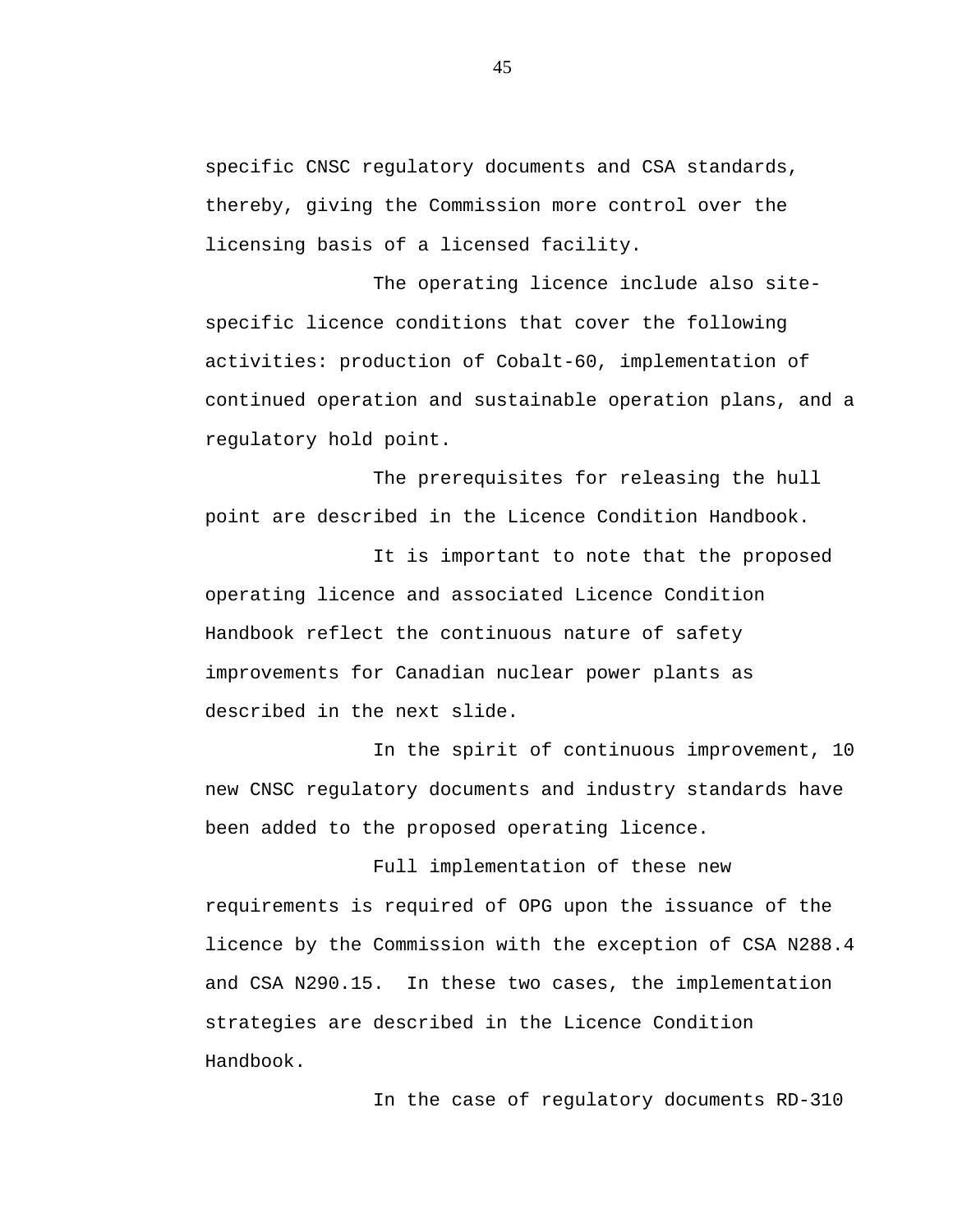specific CNSC regulatory documents and CSA standards, thereby, giving the Commission more control over the licensing basis of a licensed facility.

The operating licence include also site-specific licence conditions that cover the following activities: production of Cobalt-60, implementation of continued operation and sustainable operation plans, and a regulatory hold point.

The prerequisites for releasing the hull point are described in the Licence Condition Handbook.

It is important to note that the proposed operating licence and associated Licence Condition Handbook reflect the continuous nature of safety improvements for Canadian nuclear power plants as described in the next slide.

In the spirit of continuous improvement, 10 new CNSC regulatory documents and industry standards have been added to the proposed operating licence.

Full implementation of these new requirements is required of OPG upon the issuance of the licence by the Commission with the exception of CSA N288.4 and CSA N290.15. In these two cases, the implementation strategies are described in the Licence Condition Handbook.

In the case of regulatory documents RD-310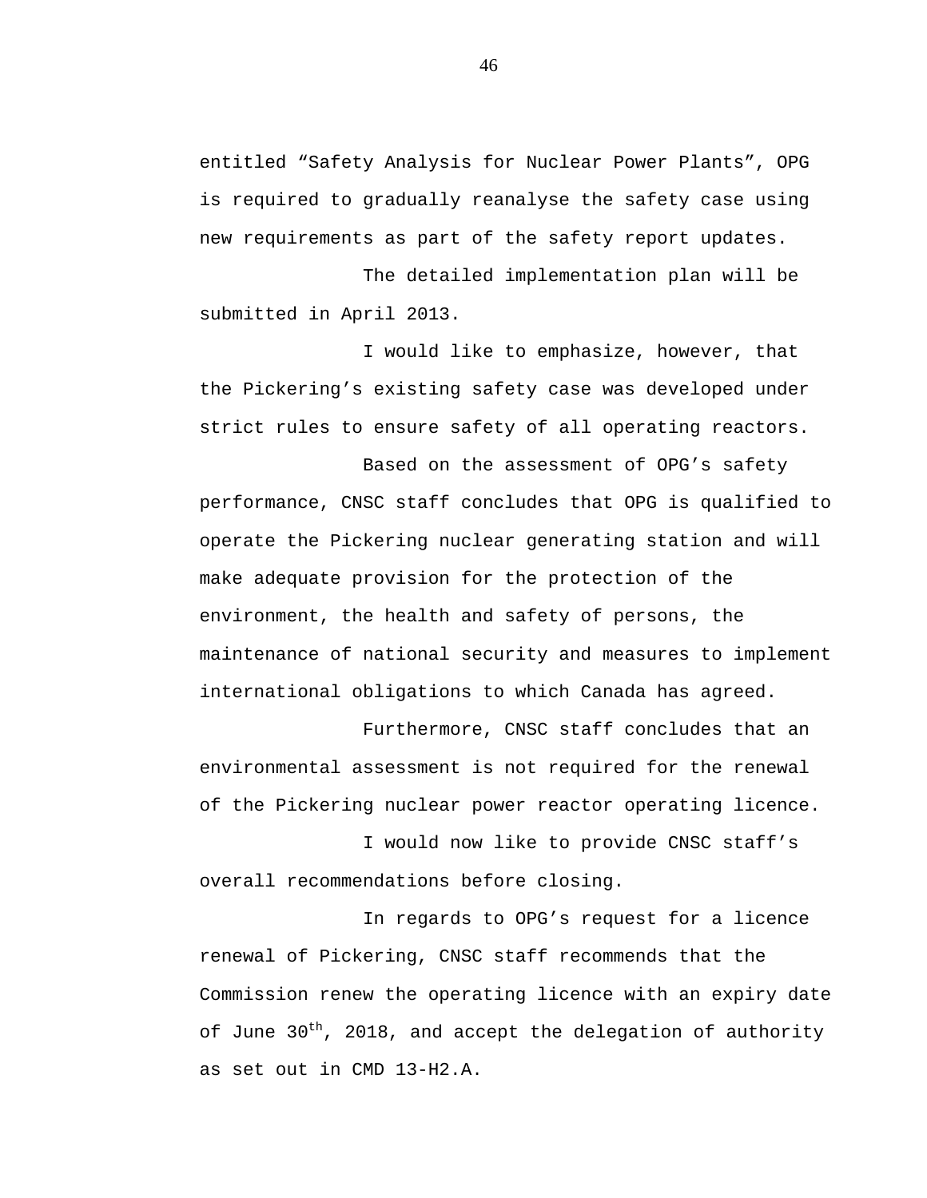entitled "Safety Analysis for Nuclear Power Plants", OPG is required to gradually reanalyse the safety case using new requirements as part of the safety report updates.

The detailed implementation plan will be submitted in April 2013.

I would like to emphasize, however, that the Pickering's existing safety case was developed under strict rules to ensure safety of all operating reactors.

Based on the assessment of OPG's safety performance, CNSC staff concludes that OPG is qualified to operate the Pickering nuclear generating station and will make adequate provision for the protection of the environment, the health and safety of persons, the maintenance of national security and measures to implement international obligations to which Canada has agreed.

Furthermore, CNSC staff concludes that an environmental assessment is not required for the renewal of the Pickering nuclear power reactor operating licence.

I would now like to provide CNSC staff's overall recommendations before closing.

In regards to OPG's request for a licence renewal of Pickering, CNSC staff recommends that the Commission renew the operating licence with an expiry date of June 30th, 2018, and accept the delegation of authority as set out in CMD 13-H2.A.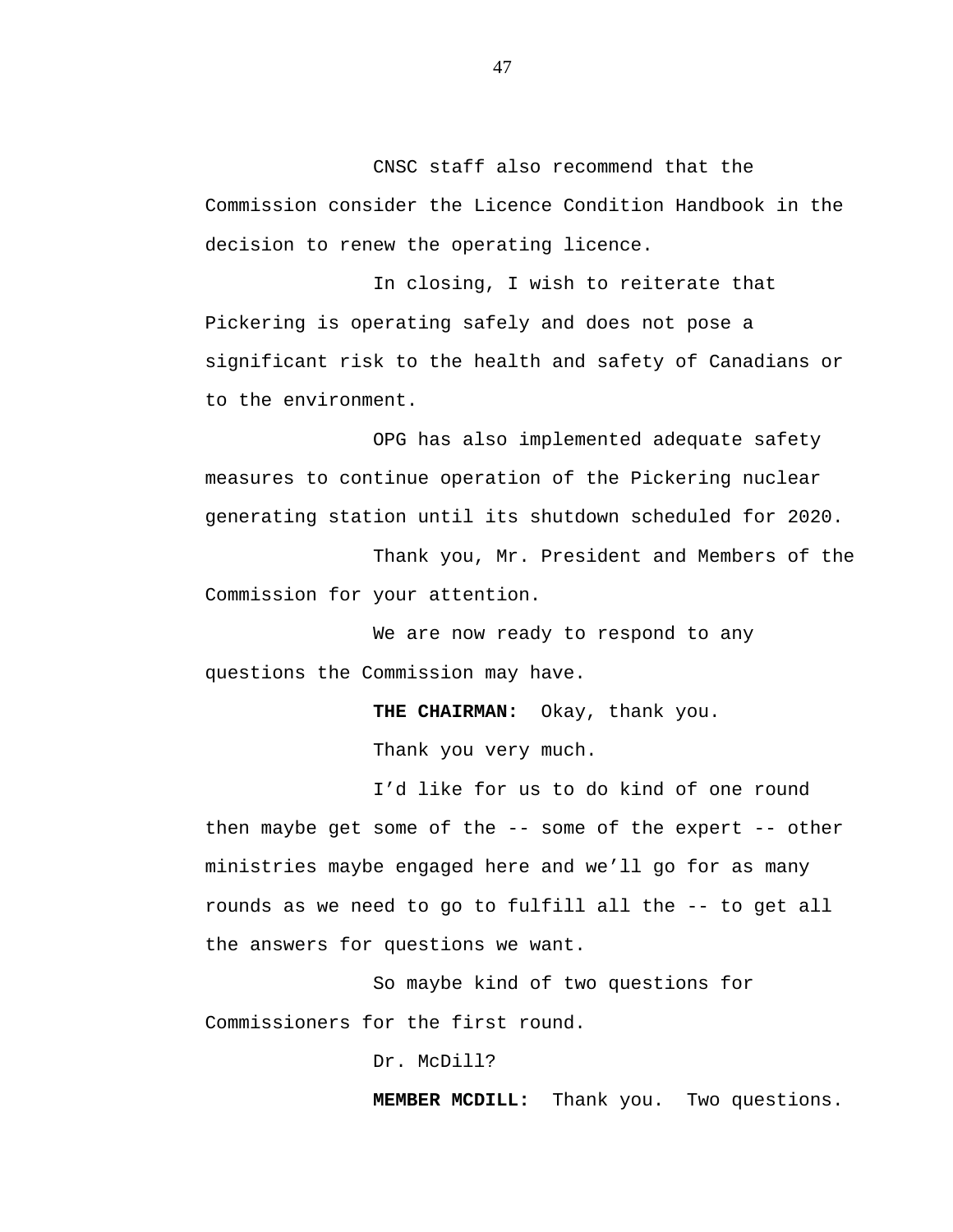CNSC staff also recommend that the Commission consider the Licence Condition Handbook in the decision to renew the operating licence.

In closing, I wish to reiterate that Pickering is operating safely and does not pose a significant risk to the health and safety of Canadians or to the environment.

OPG has also implemented adequate safety measures to continue operation of the Pickering nuclear generating station until its shutdown scheduled for 2020.

Thank you, Mr. President and Members of the Commission for your attention.

We are now ready to respond to any questions the Commission may have.

**THE CHAIRMAN:** Okay, thank you.

Thank you very much.

I'd like for us to do kind of one round then maybe get some of the -- some of the expert -- other ministries maybe engaged here and we'll go for as many rounds as we need to go to fulfill all the -- to get all the answers for questions we want.

So maybe kind of two questions for Commissioners for the first round.

Dr. McDill?

**MEMBER MCDILL:** Thank you. Two questions.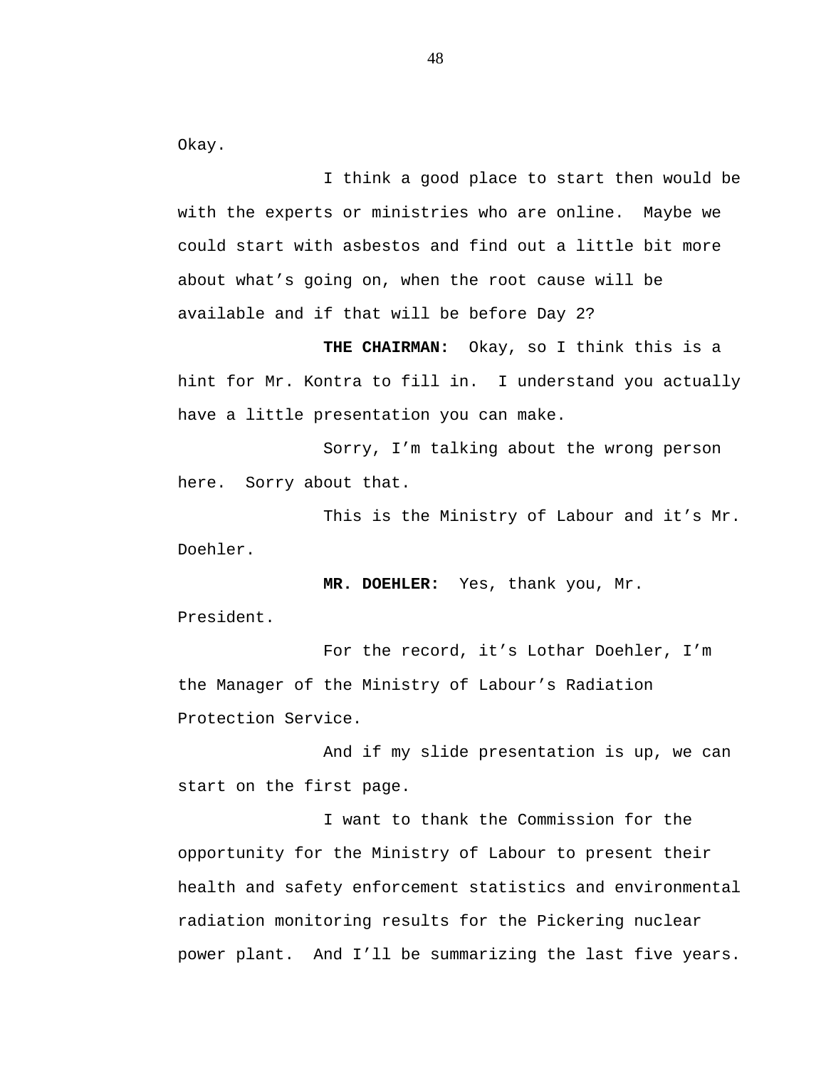Okay.

I think a good place to start then would be with the experts or ministries who are online. Maybe we could start with asbestos and find out a little bit more about what's going on, when the root cause will be available and if that will be before Day 2?

**THE CHAIRMAN:** Okay, so I think this is a hint for Mr. Kontra to fill in. I understand you actually have a little presentation you can make.

Sorry, I'm talking about the wrong person here. Sorry about that.

This is the Ministry of Labour and it's Mr. Doehler.

**MR. DOEHLER:** Yes, thank you, Mr. President.

For the record, it's Lothar Doehler, I'm the Manager of the Ministry of Labour's Radiation Protection Service.

And if my slide presentation is up, we can start on the first page.

I want to thank the Commission for the opportunity for the Ministry of Labour to present their health and safety enforcement statistics and environmental radiation monitoring results for the Pickering nuclear power plant. And I'll be summarizing the last five years.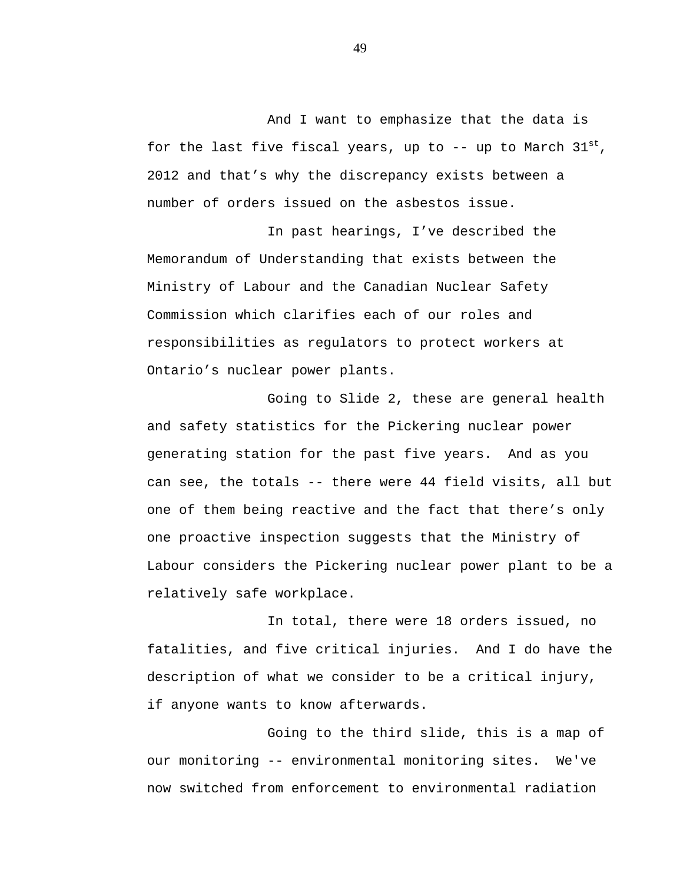And I want to emphasize that the data is for the last five fiscal years, up to -- up to March 31st, 2012 and that's why the discrepancy exists between a number of orders issued on the asbestos issue.

In past hearings, I've described the Memorandum of Understanding that exists between the Ministry of Labour and the Canadian Nuclear Safety Commission which clarifies each of our roles and responsibilities as regulators to protect workers at Ontario's nuclear power plants.

Going to Slide 2, these are general health and safety statistics for the Pickering nuclear power generating station for the past five years. And as you can see, the totals -- there were 44 field visits, all but one of them being reactive and the fact that there's only one proactive inspection suggests that the Ministry of Labour considers the Pickering nuclear power plant to be a relatively safe workplace.

In total, there were 18 orders issued, no fatalities, and five critical injuries. And I do have the description of what we consider to be a critical injury, if anyone wants to know afterwards.

Going to the third slide, this is a map of our monitoring -- environmental monitoring sites. We've now switched from enforcement to environmental radiation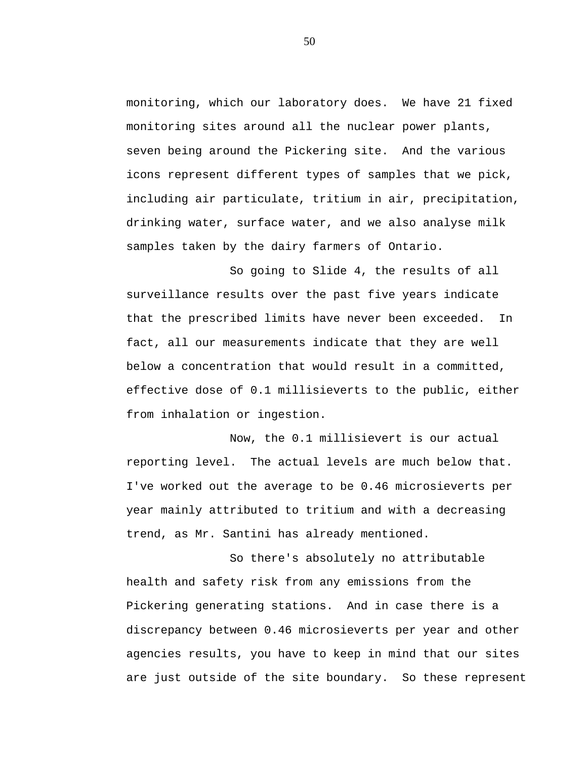monitoring, which our laboratory does. We have 21 fixed monitoring sites around all the nuclear power plants, seven being around the Pickering site. And the various icons represent different types of samples that we pick, including air particulate, tritium in air, precipitation, drinking water, surface water, and we also analyse milk samples taken by the dairy farmers of Ontario.

So going to Slide 4, the results of all surveillance results over the past five years indicate that the prescribed limits have never been exceeded. In fact, all our measurements indicate that they are well below a concentration that would result in a committed, effective dose of 0.1 millisieverts to the public, either from inhalation or ingestion.

Now, the 0.1 millisievert is our actual reporting level. The actual levels are much below that. I've worked out the average to be 0.46 microsieverts per year mainly attributed to tritium and with a decreasing trend, as Mr. Santini has already mentioned.

So there's absolutely no attributable health and safety risk from any emissions from the Pickering generating stations. And in case there is a discrepancy between 0.46 microsieverts per year and other agencies results, you have to keep in mind that our sites are just outside of the site boundary. So these represent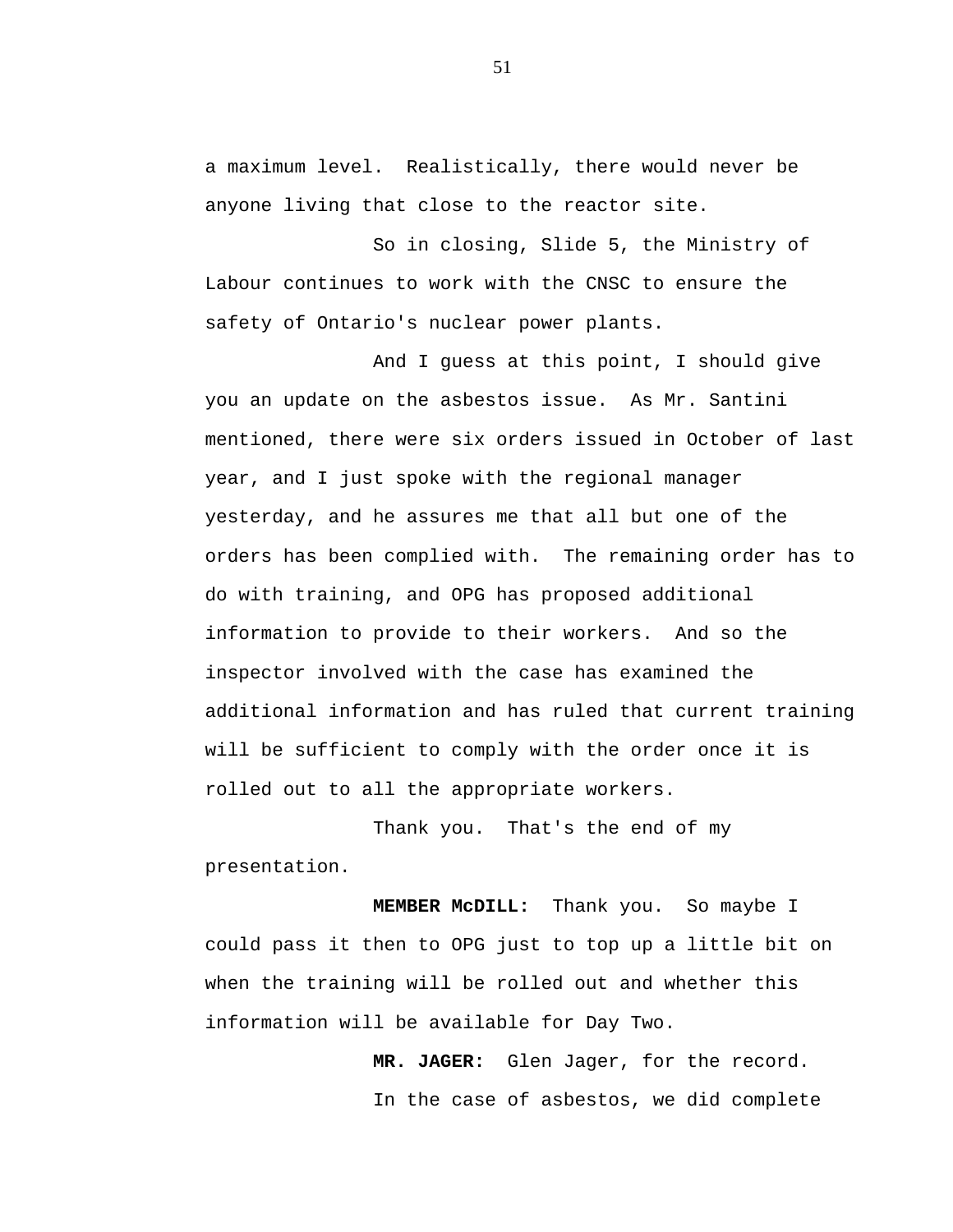a maximum level. Realistically, there would never be anyone living that close to the reactor site.

So in closing, Slide 5, the Ministry of Labour continues to work with the CNSC to ensure the safety of Ontario's nuclear power plants.

And I guess at this point, I should give you an update on the asbestos issue. As Mr. Santini mentioned, there were six orders issued in October of last year, and I just spoke with the regional manager yesterday, and he assures me that all but one of the orders has been complied with. The remaining order has to do with training, and OPG has proposed additional information to provide to their workers. And so the inspector involved with the case has examined the additional information and has ruled that current training will be sufficient to comply with the order once it is rolled out to all the appropriate workers.

Thank you. That's the end of my presentation.

**MEMBER McDILL:** Thank you. So maybe I could pass it then to OPG just to top up a little bit on when the training will be rolled out and whether this information will be available for Day Two.

**MR. JAGER:** Glen Jager, for the record.

In the case of asbestos, we did complete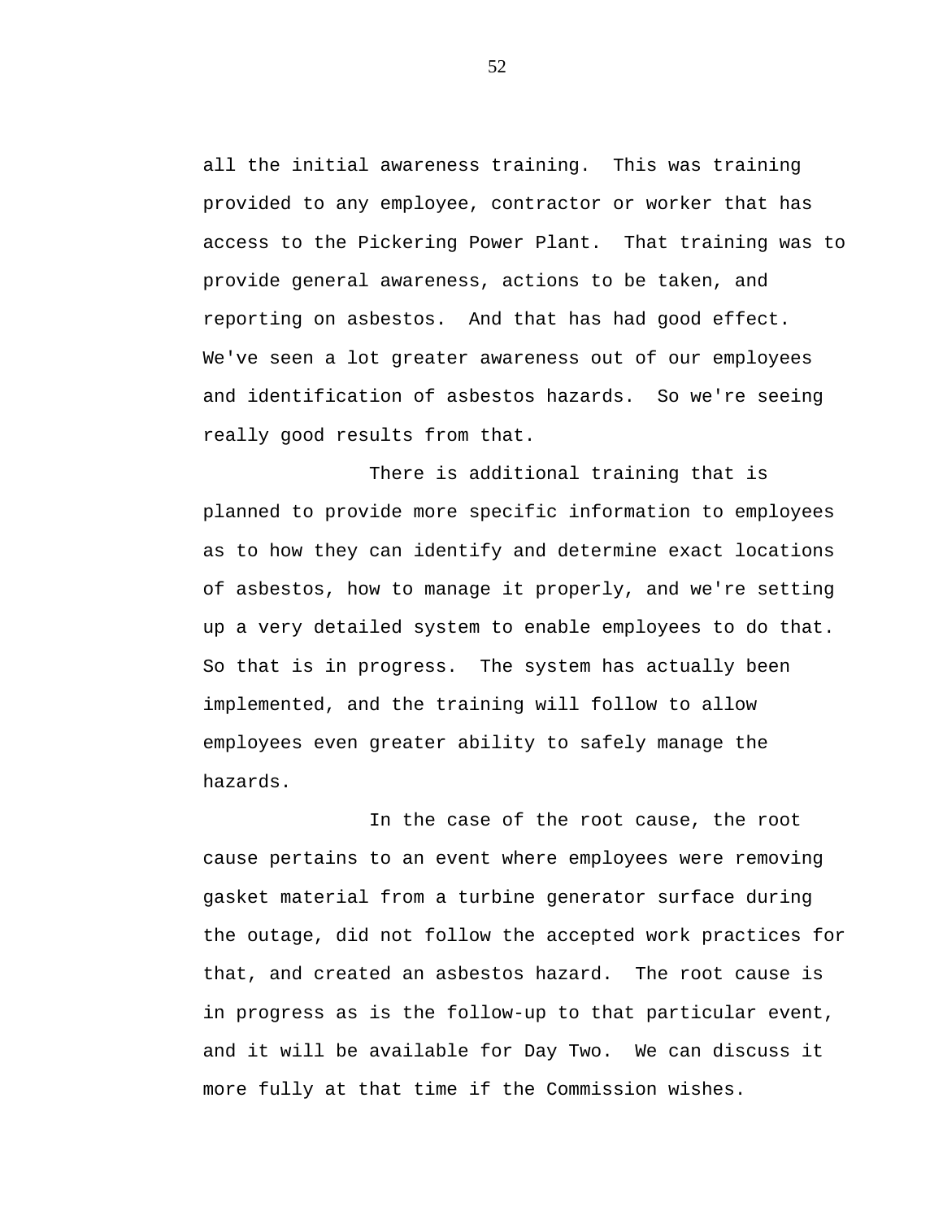all the initial awareness training. This was training provided to any employee, contractor or worker that has access to the Pickering Power Plant. That training was to provide general awareness, actions to be taken, and reporting on asbestos. And that has had good effect. We've seen a lot greater awareness out of our employees and identification of asbestos hazards. So we're seeing really good results from that.

There is additional training that is planned to provide more specific information to employees as to how they can identify and determine exact locations of asbestos, how to manage it properly, and we're setting up a very detailed system to enable employees to do that. So that is in progress. The system has actually been implemented, and the training will follow to allow employees even greater ability to safely manage the hazards.

In the case of the root cause, the root cause pertains to an event where employees were removing gasket material from a turbine generator surface during the outage, did not follow the accepted work practices for that, and created an asbestos hazard. The root cause is in progress as is the follow-up to that particular event, and it will be available for Day Two. We can discuss it more fully at that time if the Commission wishes.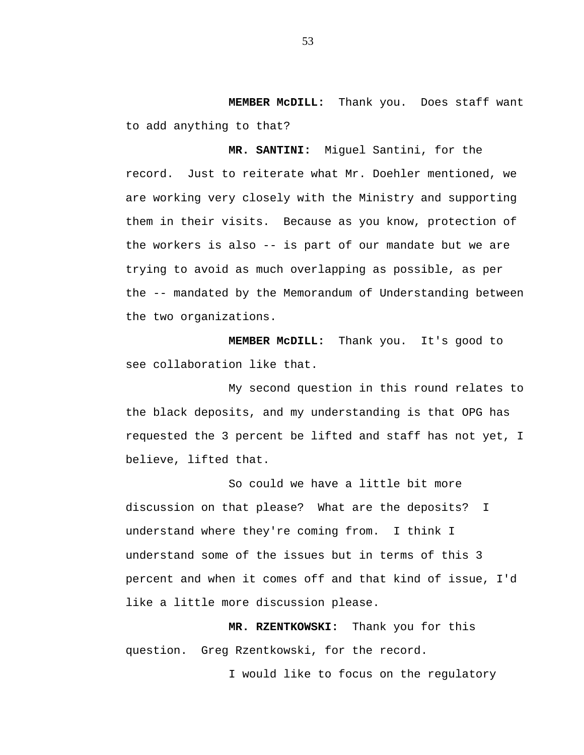**MEMBER McDILL:** Thank you. Does staff want to add anything to that?

**MR. SANTINI:** Miguel Santini, for the record. Just to reiterate what Mr. Doehler mentioned, we are working very closely with the Ministry and supporting them in their visits. Because as you know, protection of the workers is also -- is part of our mandate but we are trying to avoid as much overlapping as possible, as per the -- mandated by the Memorandum of Understanding between the two organizations.

**MEMBER McDILL:** Thank you. It's good to see collaboration like that.

My second question in this round relates to the black deposits, and my understanding is that OPG has requested the 3 percent be lifted and staff has not yet, I believe, lifted that.

So could we have a little bit more discussion on that please? What are the deposits? I understand where they're coming from. I think I understand some of the issues but in terms of this 3 percent and when it comes off and that kind of issue, I'd like a little more discussion please.

**MR. RZENTKOWSKI:** Thank you for this question. Greg Rzentkowski, for the record.

I would like to focus on the regulatory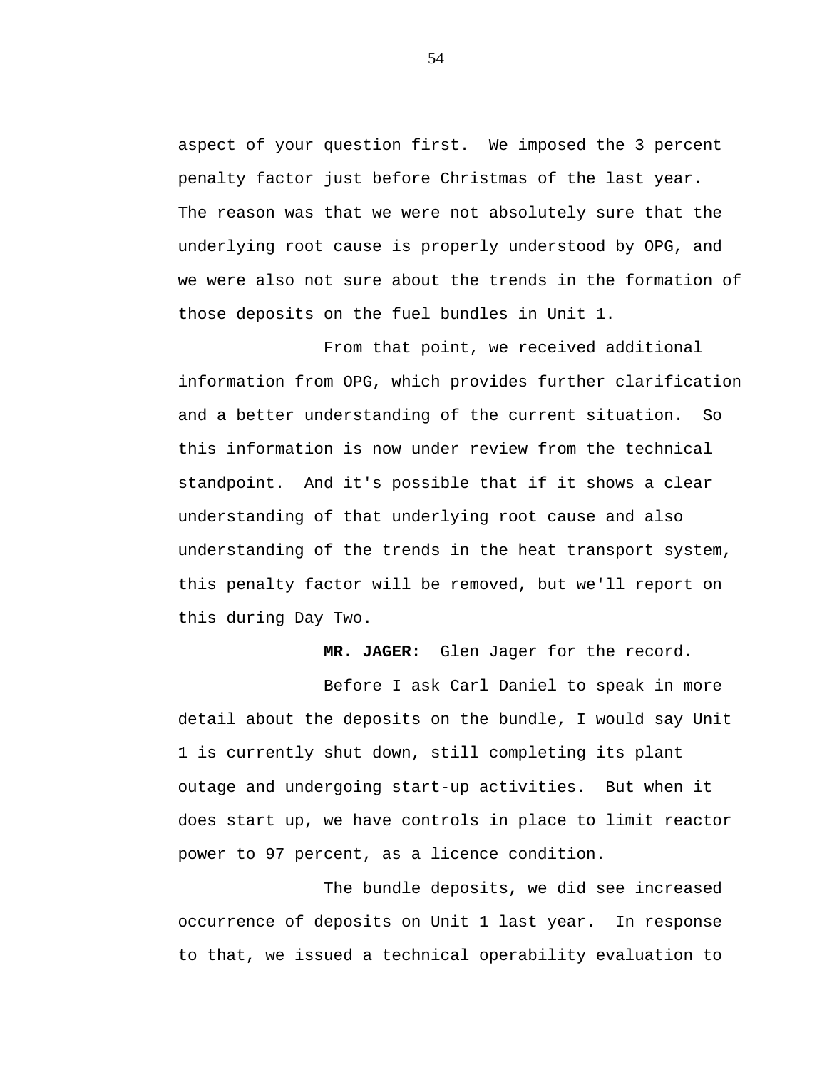aspect of your question first. We imposed the 3 percent penalty factor just before Christmas of the last year. The reason was that we were not absolutely sure that the underlying root cause is properly understood by OPG, and we were also not sure about the trends in the formation of those deposits on the fuel bundles in Unit 1.

From that point, we received additional information from OPG, which provides further clarification and a better understanding of the current situation. So this information is now under review from the technical standpoint. And it's possible that if it shows a clear understanding of that underlying root cause and also understanding of the trends in the heat transport system, this penalty factor will be removed, but we'll report on this during Day Two.

**MR. JAGER:** Glen Jager for the record.

Before I ask Carl Daniel to speak in more detail about the deposits on the bundle, I would say Unit 1 is currently shut down, still completing its plant outage and undergoing start-up activities. But when it does start up, we have controls in place to limit reactor power to 97 percent, as a licence condition.

The bundle deposits, we did see increased occurrence of deposits on Unit 1 last year. In response to that, we issued a technical operability evaluation to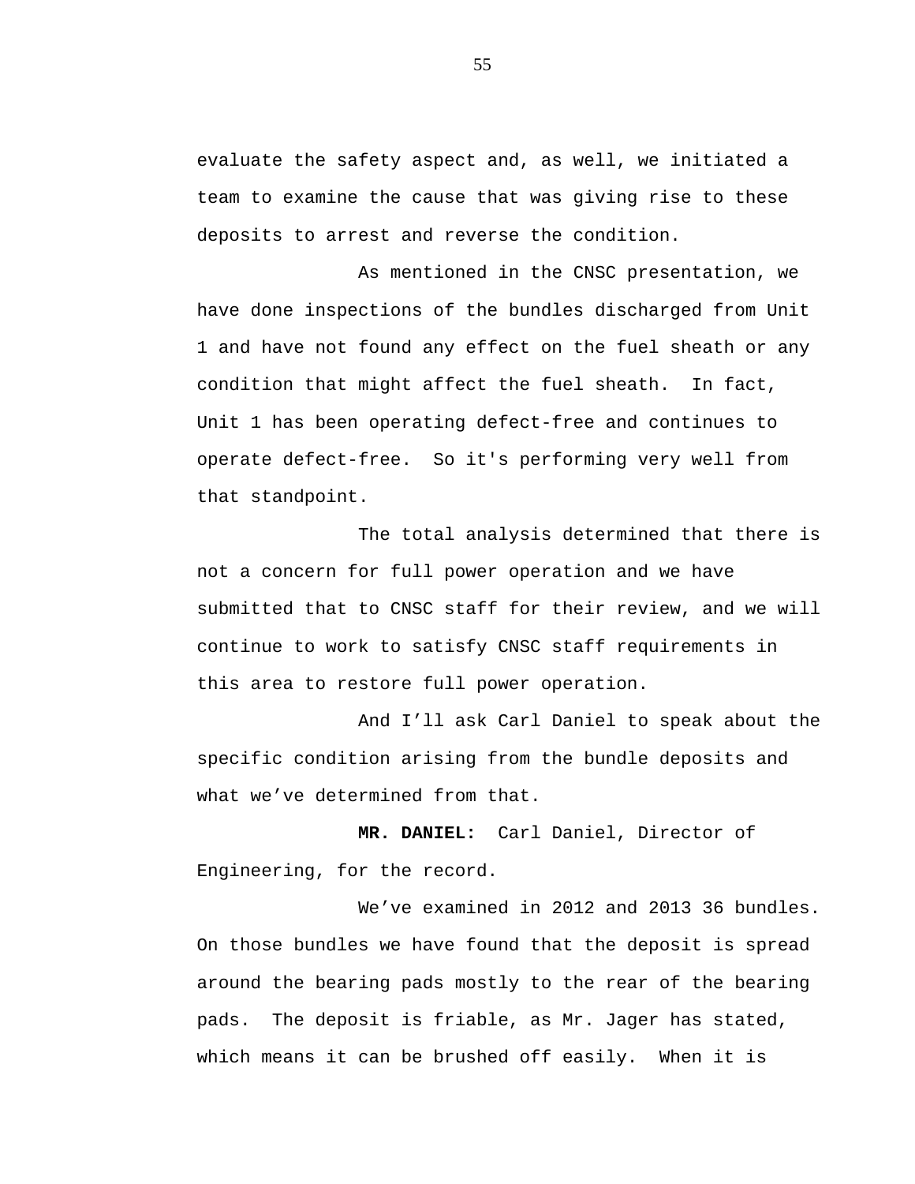evaluate the safety aspect and, as well, we initiated a team to examine the cause that was giving rise to these deposits to arrest and reverse the condition.

As mentioned in the CNSC presentation, we have done inspections of the bundles discharged from Unit 1 and have not found any effect on the fuel sheath or any condition that might affect the fuel sheath. In fact, Unit 1 has been operating defect-free and continues to operate defect-free. So it's performing very well from that standpoint.

The total analysis determined that there is not a concern for full power operation and we have submitted that to CNSC staff for their review, and we will continue to work to satisfy CNSC staff requirements in this area to restore full power operation.

And I’ll ask Carl Daniel to speak about the specific condition arising from the bundle deposits and what we’ve determined from that.

**MR. DANIEL:** Carl Daniel, Director of Engineering, for the record.

We’ve examined in 2012 and 2013 36 bundles. On those bundles we have found that the deposit is spread around the bearing pads mostly to the rear of the bearing pads. The deposit is friable, as Mr. Jager has stated, which means it can be brushed off easily. When it is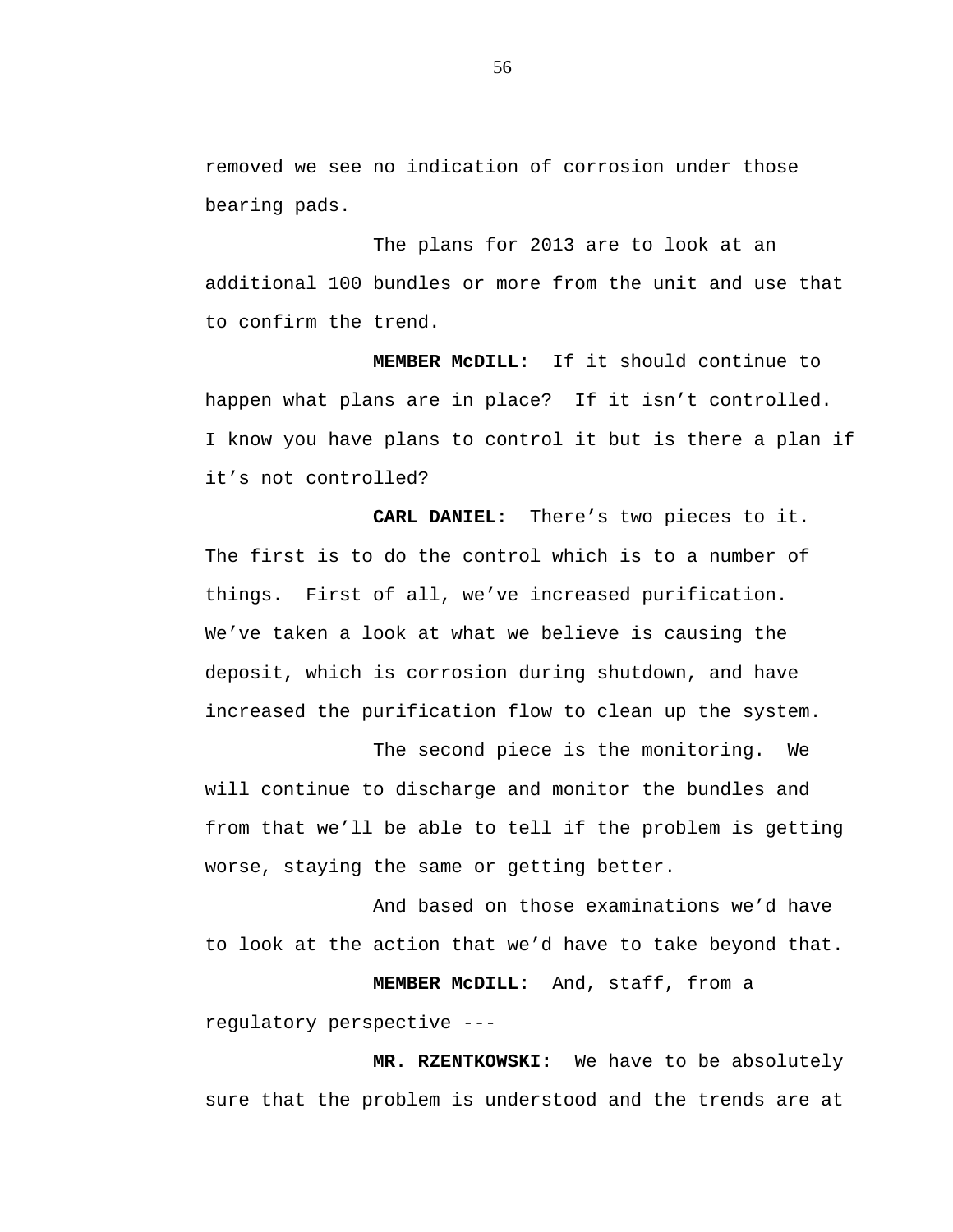removed we see no indication of corrosion under those bearing pads.

The plans for 2013 are to look at an additional 100 bundles or more from the unit and use that to confirm the trend.

**MEMBER McDILL:** If it should continue to happen what plans are in place? If it isn't controlled. I know you have plans to control it but is there a plan if it's not controlled?

**CARL DANIEL:** There's two pieces to it. The first is to do the control which is to a number of things. First of all, we've increased purification. We've taken a look at what we believe is causing the deposit, which is corrosion during shutdown, and have increased the purification flow to clean up the system.

The second piece is the monitoring. We will continue to discharge and monitor the bundles and from that we'll be able to tell if the problem is getting worse, staying the same or getting better.

And based on those examinations we'd have to look at the action that we'd have to take beyond that.

**MEMBER McDILL:** And, staff, from a regulatory perspective ---

**MR. RZENTKOWSKI:** We have to be absolutely sure that the problem is understood and the trends are at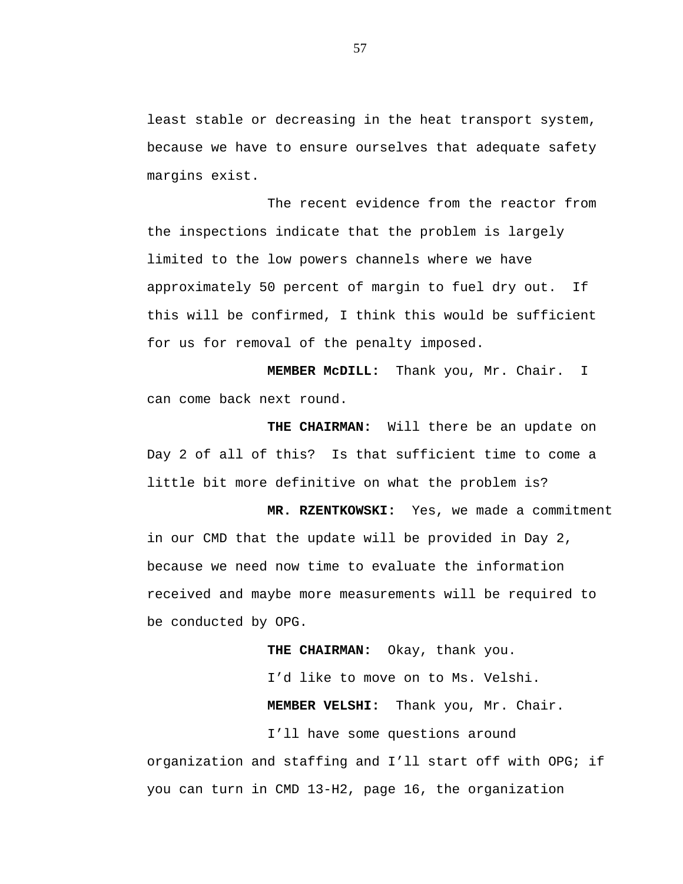least stable or decreasing in the heat transport system, because we have to ensure ourselves that adequate safety margins exist.

The recent evidence from the reactor from the inspections indicate that the problem is largely limited to the low powers channels where we have approximately 50 percent of margin to fuel dry out. If this will be confirmed, I think this would be sufficient for us for removal of the penalty imposed.

**MEMBER McDILL:** Thank you, Mr. Chair. I can come back next round.

**THE CHAIRMAN:** Will there be an update on Day 2 of all of this? Is that sufficient time to come a little bit more definitive on what the problem is?

**MR. RZENTKOWSKI:** Yes, we made a commitment in our CMD that the update will be provided in Day 2, because we need now time to evaluate the information received and maybe more measurements will be required to be conducted by OPG.

**THE CHAIRMAN:** Okay, thank you.

I'd like to move on to Ms. Velshi.

**MEMBER VELSHI:** Thank you, Mr. Chair.

I'll have some questions around organization and staffing and I'll start off with OPG; if you can turn in CMD 13-H2, page 16, the organization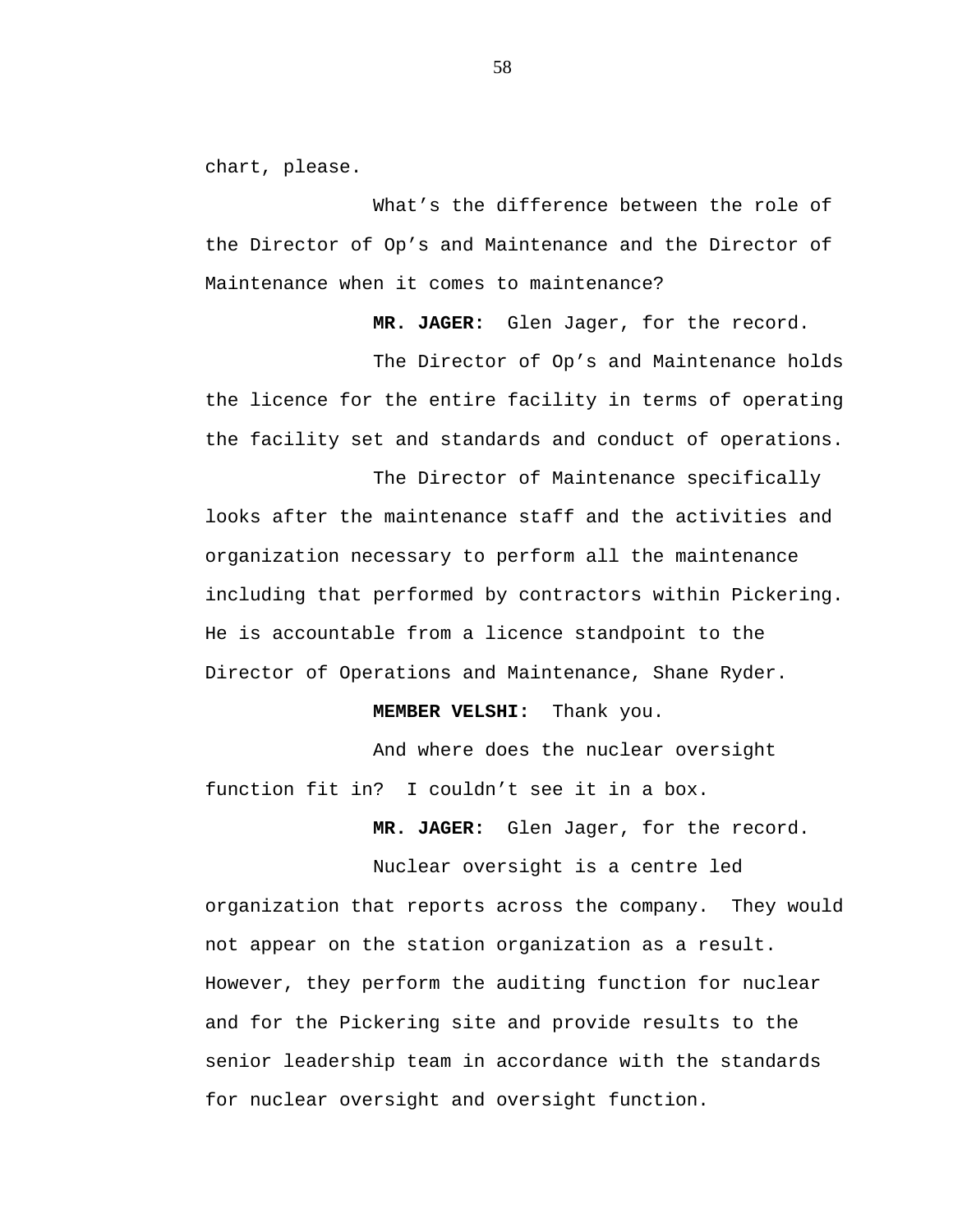chart, please.

What’s the difference between the role of the Director of Op’s and Maintenance and the Director of Maintenance when it comes to maintenance?

**MR. JAGER:** Glen Jager, for the record.

The Director of Op’s and Maintenance holds the licence for the entire facility in terms of operating the facility set and standards and conduct of operations.

The Director of Maintenance specifically looks after the maintenance staff and the activities and organization necessary to perform all the maintenance including that performed by contractors within Pickering. He is accountable from a licence standpoint to the Director of Operations and Maintenance, Shane Ryder.

**MEMBER VELSHI:** Thank you.

And where does the nuclear oversight function fit in? I couldn’t see it in a box.

**MR. JAGER:** Glen Jager, for the record.

Nuclear oversight is a centre led organization that reports across the company. They would not appear on the station organization as a result. However, they perform the auditing function for nuclear and for the Pickering site and provide results to the senior leadership team in accordance with the standards for nuclear oversight and oversight function.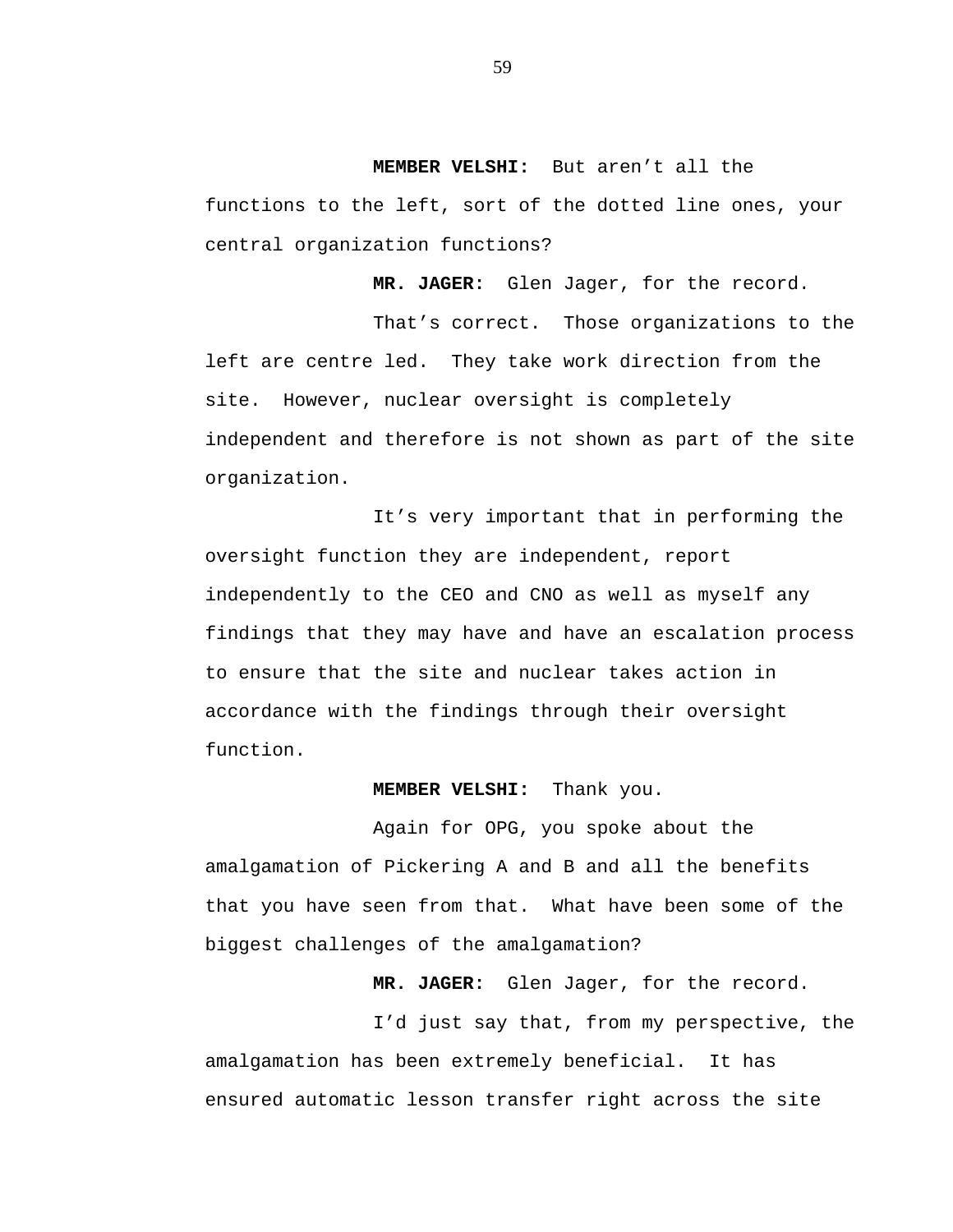**MEMBER VELSHI:** But aren't all the functions to the left, sort of the dotted line ones, your central organization functions?

**MR. JAGER:** Glen Jager, for the record.

That's correct. Those organizations to the left are centre led. They take work direction from the site. However, nuclear oversight is completely independent and therefore is not shown as part of the site organization.

It's very important that in performing the oversight function they are independent, report independently to the CEO and CNO as well as myself any findings that they may have and have an escalation process to ensure that the site and nuclear takes action in accordance with the findings through their oversight function.

**MEMBER VELSHI:** Thank you.

Again for OPG, you spoke about the amalgamation of Pickering A and B and all the benefits that you have seen from that. What have been some of the biggest challenges of the amalgamation?

**MR. JAGER:** Glen Jager, for the record.

I'd just say that, from my perspective, the amalgamation has been extremely beneficial. It has ensured automatic lesson transfer right across the site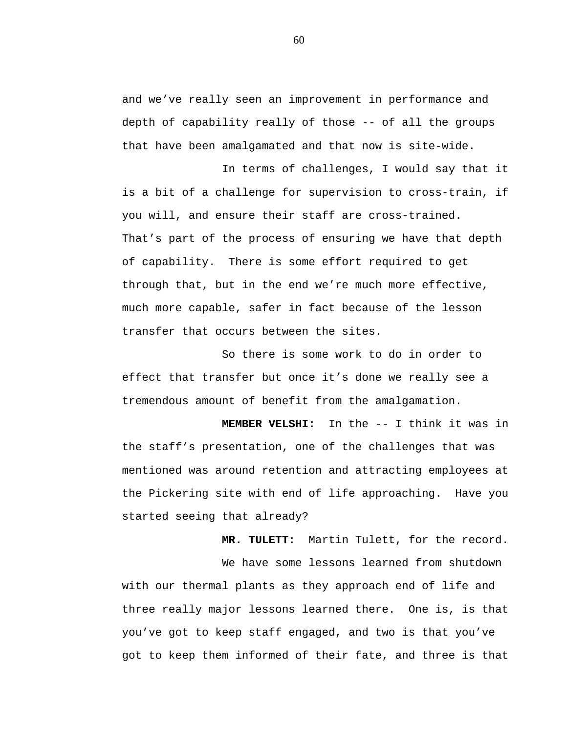and we’ve really seen an improvement in performance and depth of capability really of those -- of all the groups that have been amalgamated and that now is site-wide.

In terms of challenges, I would say that it is a bit of a challenge for supervision to cross-train, if you will, and ensure their staff are cross-trained. That’s part of the process of ensuring we have that depth of capability. There is some effort required to get through that, but in the end we’re much more effective, much more capable, safer in fact because of the lesson transfer that occurs between the sites.

So there is some work to do in order to effect that transfer but once it’s done we really see a tremendous amount of benefit from the amalgamation.

**MEMBER VELSHI:** In the -- I think it was in the staff’s presentation, one of the challenges that was mentioned was around retention and attracting employees at the Pickering site with end of life approaching. Have you started seeing that already?

**MR. TULETT:** Martin Tulett, for the record.

We have some lessons learned from shutdown with our thermal plants as they approach end of life and three really major lessons learned there. One is, is that you’ve got to keep staff engaged, and two is that you’ve got to keep them informed of their fate, and three is that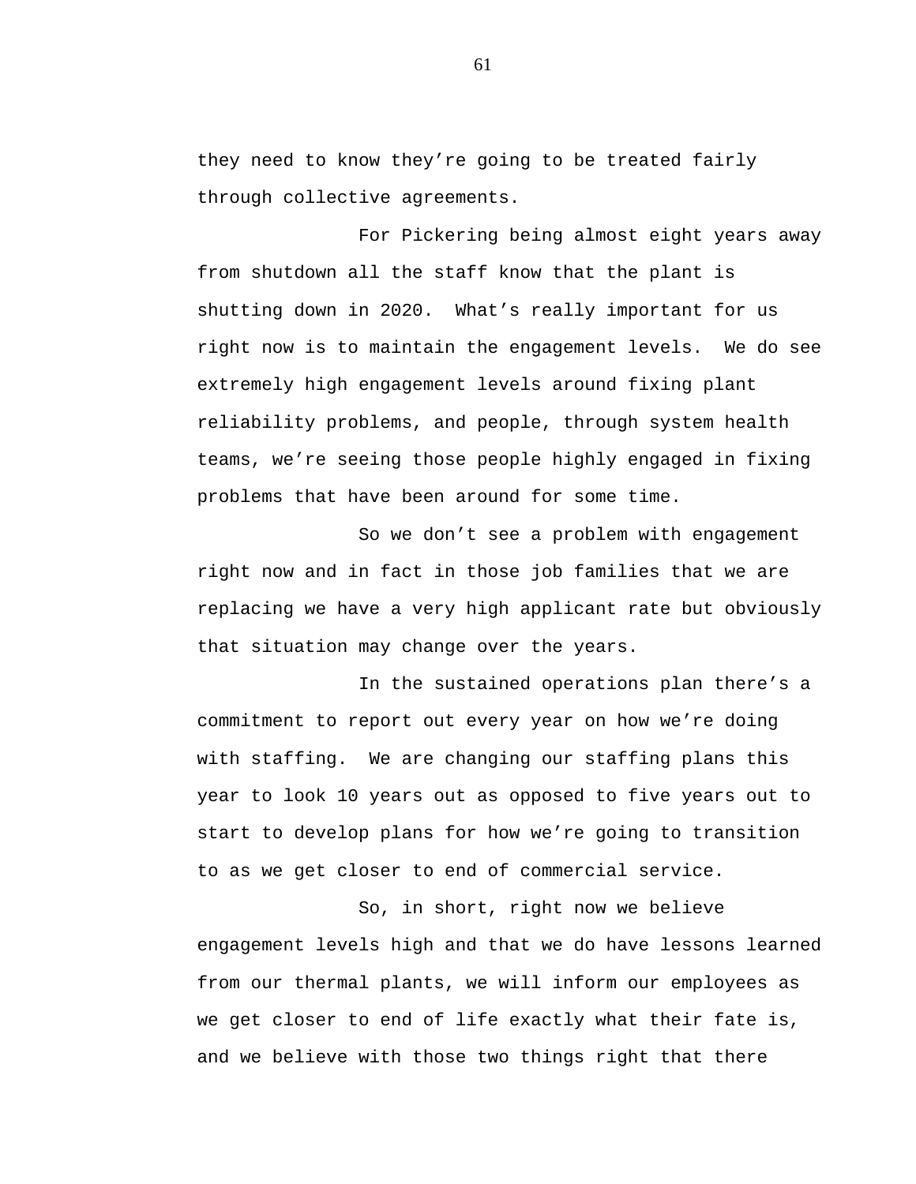they need to know they’re going to be treated fairly through collective agreements.

For Pickering being almost eight years away from shutdown all the staff know that the plant is shutting down in 2020. What’s really important for us right now is to maintain the engagement levels. We do see extremely high engagement levels around fixing plant reliability problems, and people, through system health teams, we’re seeing those people highly engaged in fixing problems that have been around for some time.

So we don’t see a problem with engagement right now and in fact in those job families that we are replacing we have a very high applicant rate but obviously that situation may change over the years.

In the sustained operations plan there’s a commitment to report out every year on how we’re doing with staffing. We are changing our staffing plans this year to look 10 years out as opposed to five years out to start to develop plans for how we’re going to transition to as we get closer to end of commercial service.

So, in short, right now we believe engagement levels high and that we do have lessons learned from our thermal plants, we will inform our employees as we get closer to end of life exactly what their fate is, and we believe with those two things right that there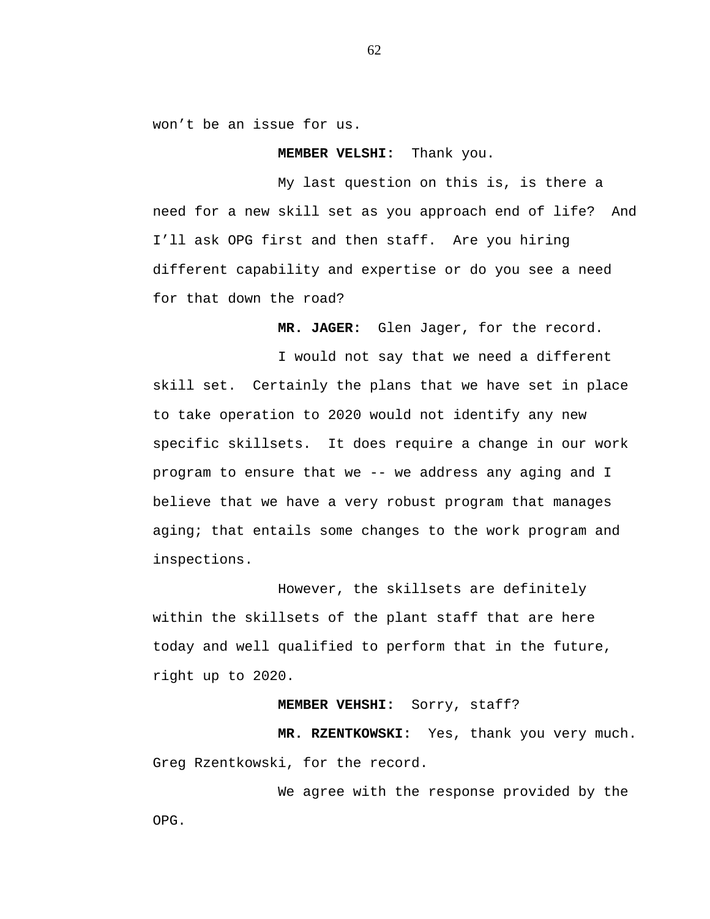won't be an issue for us.

**MEMBER VELSHI:** Thank you.

My last question on this is, is there a need for a new skill set as you approach end of life? And I'll ask OPG first and then staff. Are you hiring different capability and expertise or do you see a need for that down the road?

**MR. JAGER:** Glen Jager, for the record.

I would not say that we need a different skill set. Certainly the plans that we have set in place to take operation to 2020 would not identify any new specific skillsets. It does require a change in our work program to ensure that we -- we address any aging and I believe that we have a very robust program that manages aging; that entails some changes to the work program and inspections.

However, the skillsets are definitely within the skillsets of the plant staff that are here today and well qualified to perform that in the future, right up to 2020.

**MEMBER VEHSHI:** Sorry, staff?

**MR. RZENTKOWSKI:** Yes, thank you very much. Greg Rzentkowski, for the record.

We agree with the response provided by the OPG.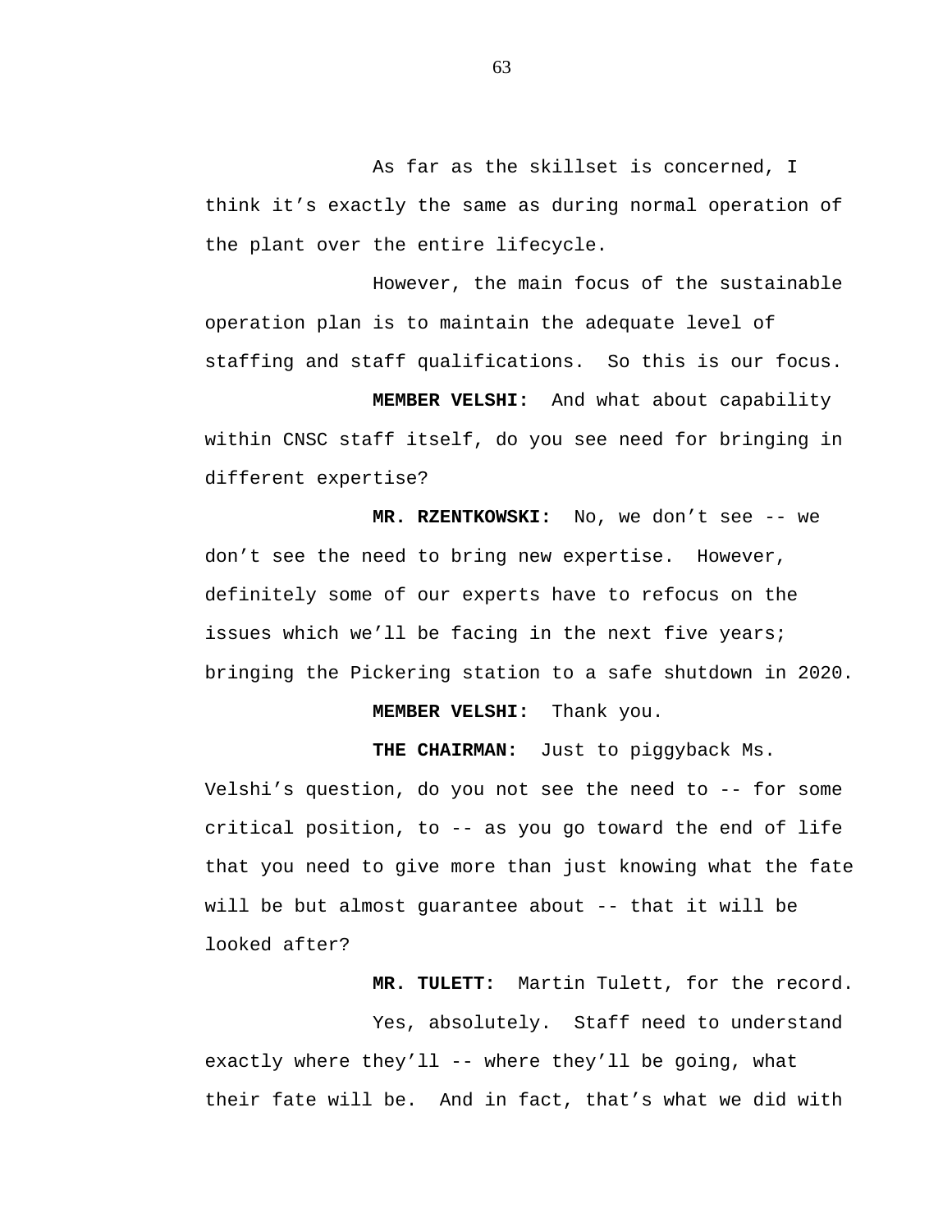As far as the skillset is concerned, I think it’s exactly the same as during normal operation of the plant over the entire lifecycle.

However, the main focus of the sustainable operation plan is to maintain the adequate level of staffing and staff qualifications. So this is our focus.

**MEMBER VELSHI:** And what about capability within CNSC staff itself, do you see need for bringing in different expertise?

**MR. RZENTKOWSKI:** No, we don’t see -- we don’t see the need to bring new expertise. However, definitely some of our experts have to refocus on the issues which we’ll be facing in the next five years; bringing the Pickering station to a safe shutdown in 2020.

**MEMBER VELSHI:** Thank you.

**THE CHAIRMAN:** Just to piggyback Ms. Velshi’s question, do you not see the need to -- for some critical position, to -- as you go toward the end of life that you need to give more than just knowing what the fate will be but almost guarantee about -- that it will be looked after?

**MR. TULETT:** Martin Tulett, for the record.

Yes, absolutely. Staff need to understand exactly where they’ll -- where they’ll be going, what their fate will be. And in fact, that’s what we did with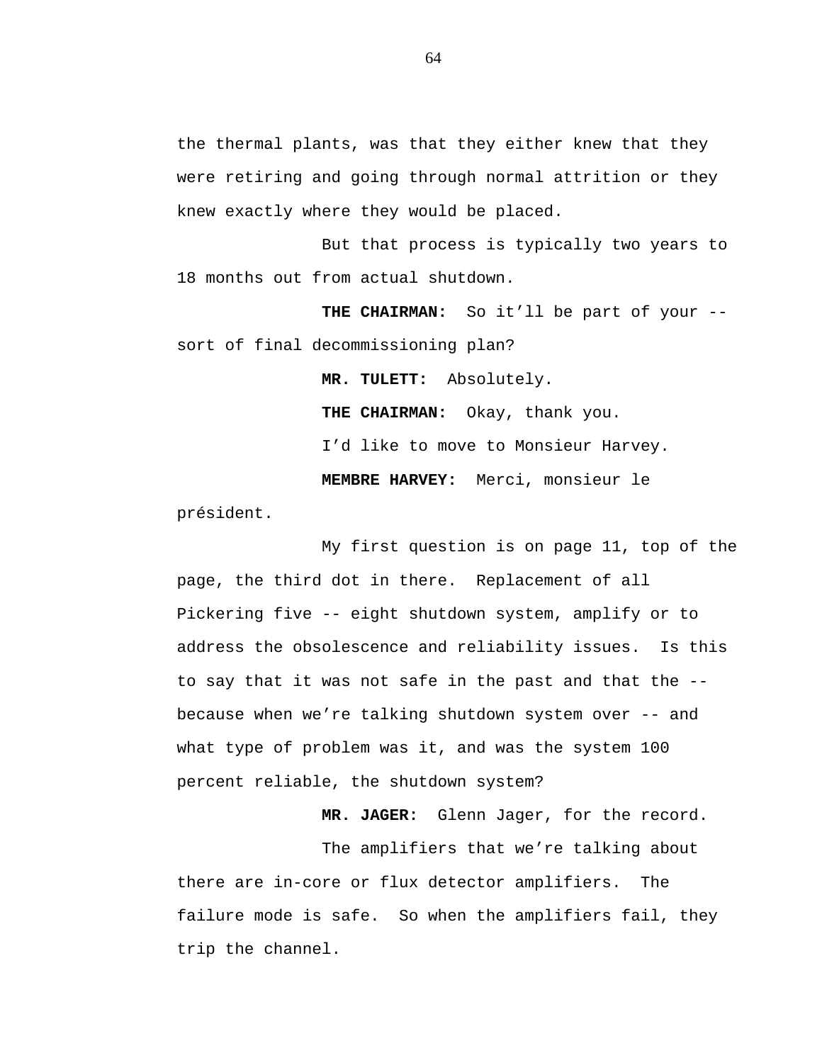the thermal plants, was that they either knew that they were retiring and going through normal attrition or they knew exactly where they would be placed.

But that process is typically two years to 18 months out from actual shutdown.

**THE CHAIRMAN:** So it’ll be part of your -- sort of final decommissioning plan?

**MR. TULETT:** Absolutely.

**THE CHAIRMAN:** Okay, thank you.

I’d like to move to Monsieur Harvey.

**MEMBRE HARVEY:** Merci, monsieur le président.

My first question is on page 11, top of the page, the third dot in there. Replacement of all Pickering five -- eight shutdown system, amplify or to address the obsolescence and reliability issues. Is this to say that it was not safe in the past and that the -- because when we’re talking shutdown system over -- and what type of problem was it, and was the system 100 percent reliable, the shutdown system?

**MR. JAGER:** Glenn Jager, for the record.

The amplifiers that we’re talking about there are in-core or flux detector amplifiers. The failure mode is safe. So when the amplifiers fail, they trip the channel.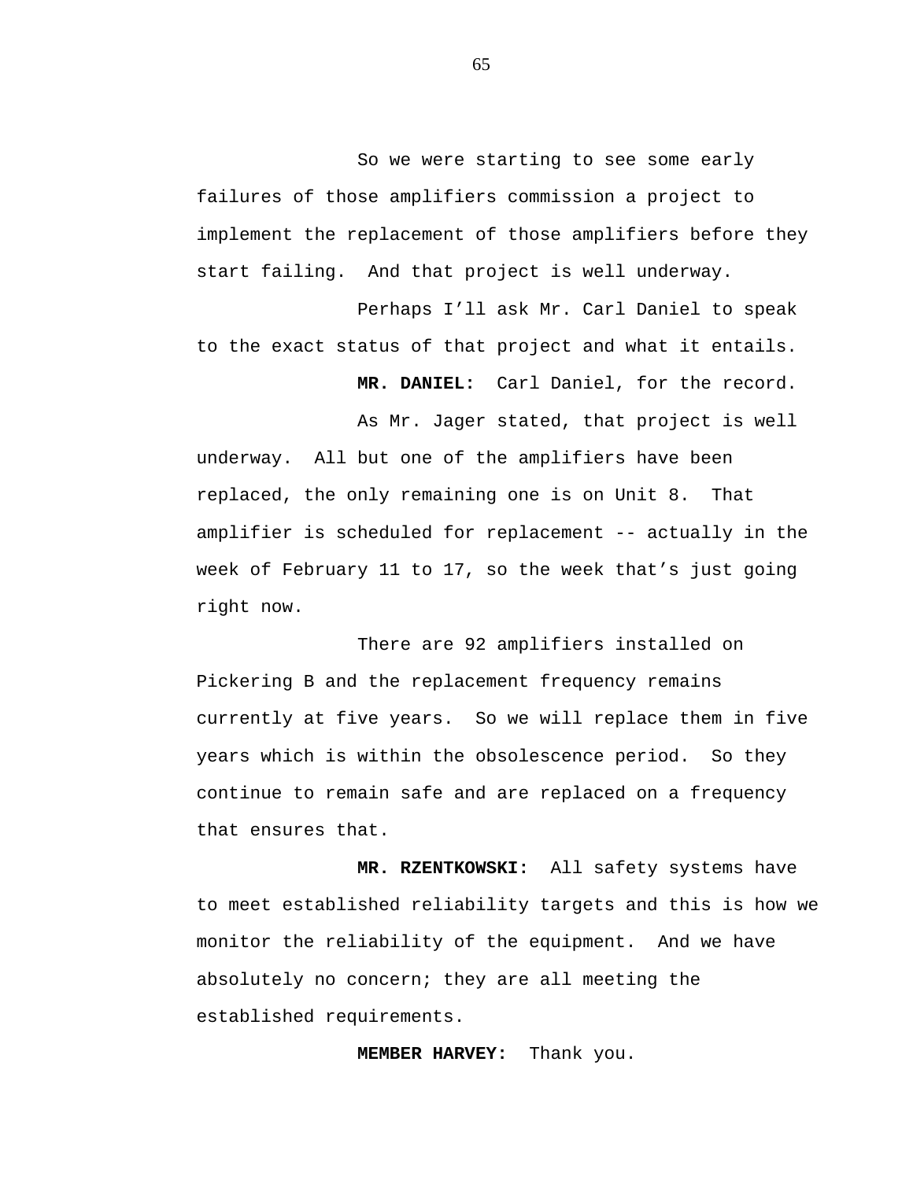So we were starting to see some early failures of those amplifiers commission a project to implement the replacement of those amplifiers before they start failing.  And that project is well underway.

Perhaps I'll ask Mr. Carl Daniel to speak to the exact status of that project and what it entails.

**MR. DANIEL:**  Carl Daniel, for the record.

As Mr. Jager stated, that project is well underway.  All but one of the amplifiers have been replaced, the only remaining one is on Unit 8.  That amplifier is scheduled for replacement -- actually in the week of February 11 to 17, so the week that's just going right now.

There are 92 amplifiers installed on Pickering B and the replacement frequency remains currently at five years.  So we will replace them in five years which is within the obsolescence period.  So they continue to remain safe and are replaced on a frequency that ensures that.

**MR. RZENTKOWSKI:**  All safety systems have to meet established reliability targets and this is how we monitor the reliability of the equipment.  And we have absolutely no concern; they are all meeting the established requirements.

**MEMBER HARVEY:**  Thank you.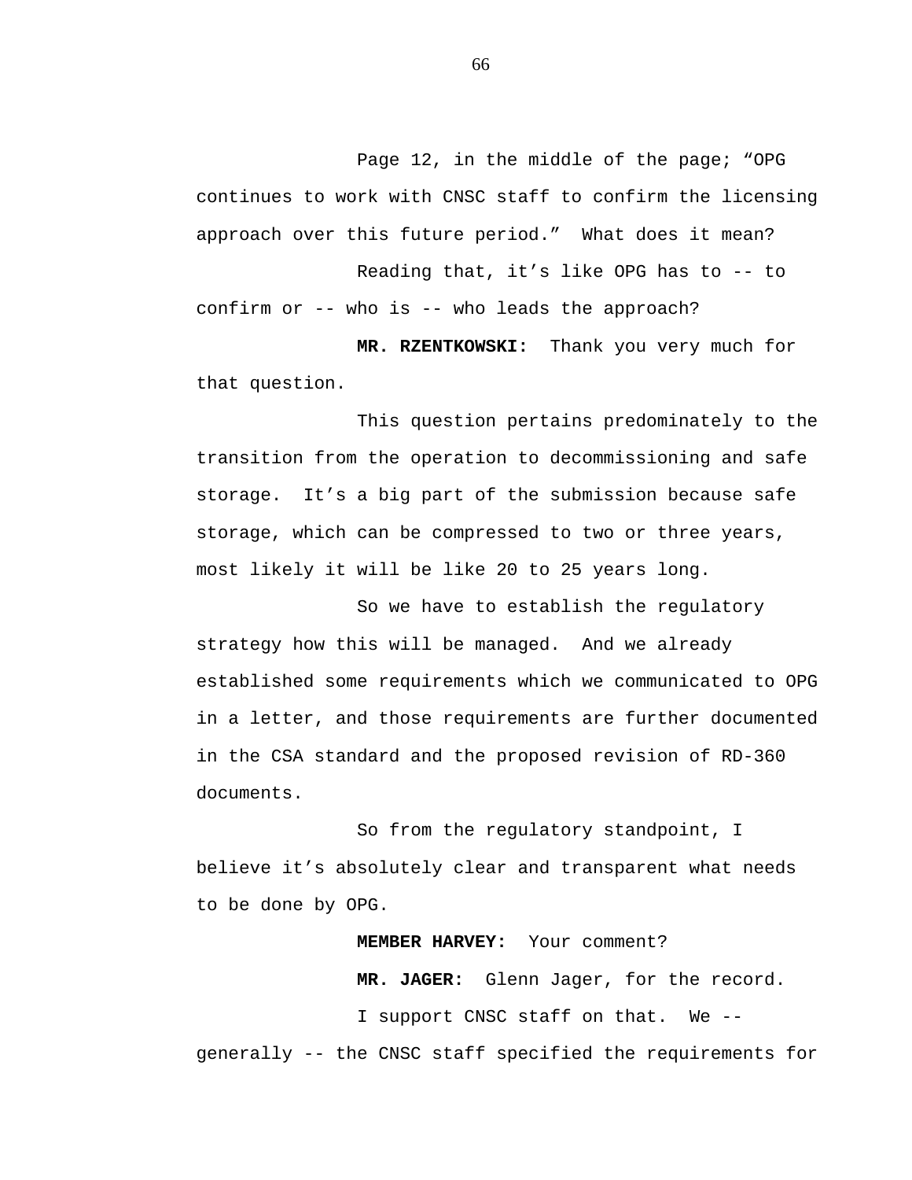Page 12, in the middle of the page; "OPG continues to work with CNSC staff to confirm the licensing approach over this future period." What does it mean?

Reading that, it's like OPG has to -- to confirm or -- who is -- who leads the approach?

**MR. RZENTKOWSKI:** Thank you very much for that question.

This question pertains predominately to the transition from the operation to decommissioning and safe storage. It's a big part of the submission because safe storage, which can be compressed to two or three years, most likely it will be like 20 to 25 years long.

So we have to establish the regulatory strategy how this will be managed. And we already established some requirements which we communicated to OPG in a letter, and those requirements are further documented in the CSA standard and the proposed revision of RD-360 documents.

So from the regulatory standpoint, I believe it's absolutely clear and transparent what needs to be done by OPG.

**MEMBER HARVEY:** Your comment?

**MR. JAGER:** Glenn Jager, for the record.

I support CNSC staff on that. We -- generally -- the CNSC staff specified the requirements for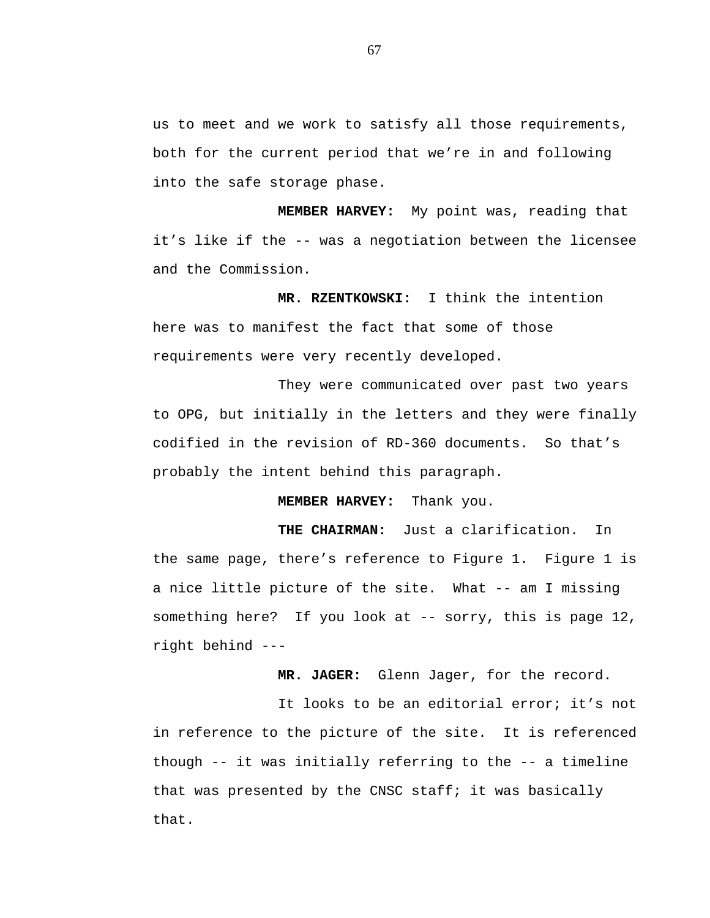us to meet and we work to satisfy all those requirements, both for the current period that we're in and following into the safe storage phase.

**MEMBER HARVEY:** My point was, reading that it's like if the -- was a negotiation between the licensee and the Commission.

**MR. RZENTKOWSKI:** I think the intention here was to manifest the fact that some of those requirements were very recently developed.

They were communicated over past two years to OPG, but initially in the letters and they were finally codified in the revision of RD-360 documents. So that's probably the intent behind this paragraph.

**MEMBER HARVEY:** Thank you.

**THE CHAIRMAN:** Just a clarification. In the same page, there's reference to Figure 1. Figure 1 is a nice little picture of the site. What -- am I missing something here? If you look at -- sorry, this is page 12, right behind ---

**MR. JAGER:** Glenn Jager, for the record.

It looks to be an editorial error; it's not in reference to the picture of the site. It is referenced though -- it was initially referring to the -- a timeline that was presented by the CNSC staff; it was basically that.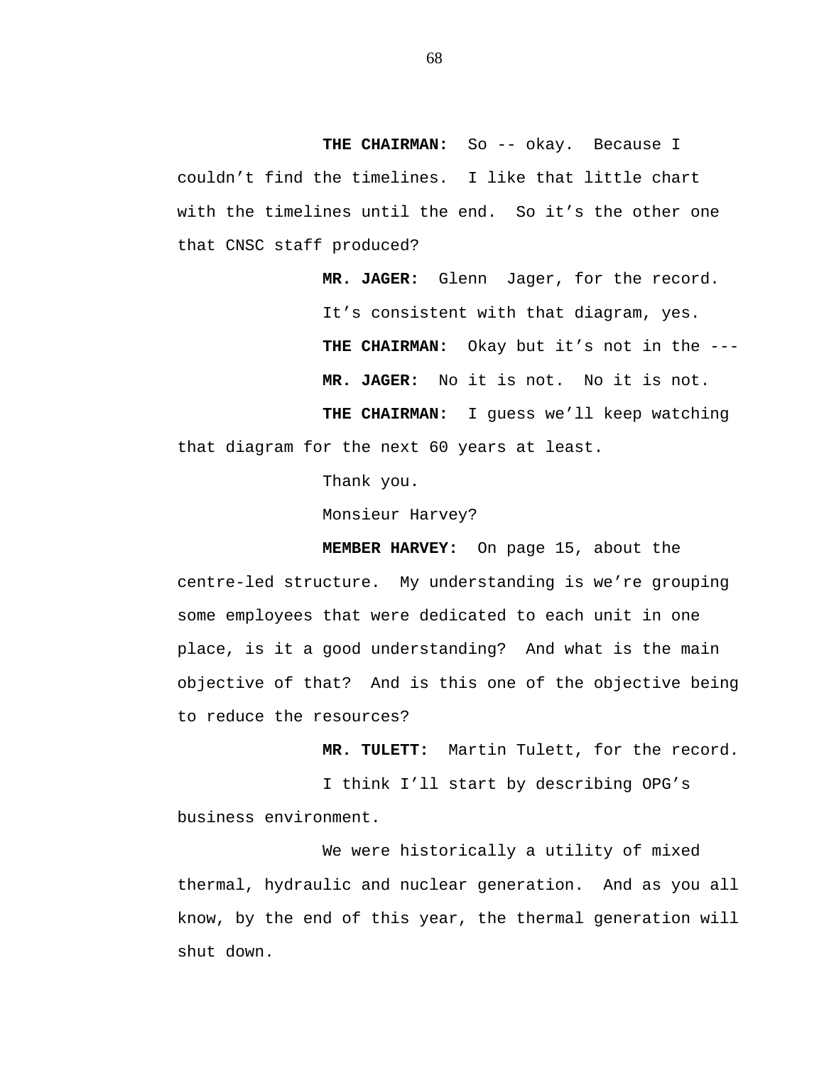**THE CHAIRMAN:** So -- okay. Because I couldn't find the timelines. I like that little chart with the timelines until the end. So it's the other one that CNSC staff produced?

**MR. JAGER:** Glenn Jager, for the record.

It's consistent with that diagram, yes.

**THE CHAIRMAN:** Okay but it's not in the ---

**MR. JAGER:** No it is not. No it is not.

**THE CHAIRMAN:** I guess we'll keep watching that diagram for the next 60 years at least.

Thank you.

Monsieur Harvey?

**MEMBER HARVEY:** On page 15, about the centre-led structure. My understanding is we're grouping some employees that were dedicated to each unit in one place, is it a good understanding? And what is the main objective of that? And is this one of the objective being to reduce the resources?

**MR. TULETT:** Martin Tulett, for the record.

I think I'll start by describing OPG's business environment.

We were historically a utility of mixed thermal, hydraulic and nuclear generation. And as you all know, by the end of this year, the thermal generation will shut down.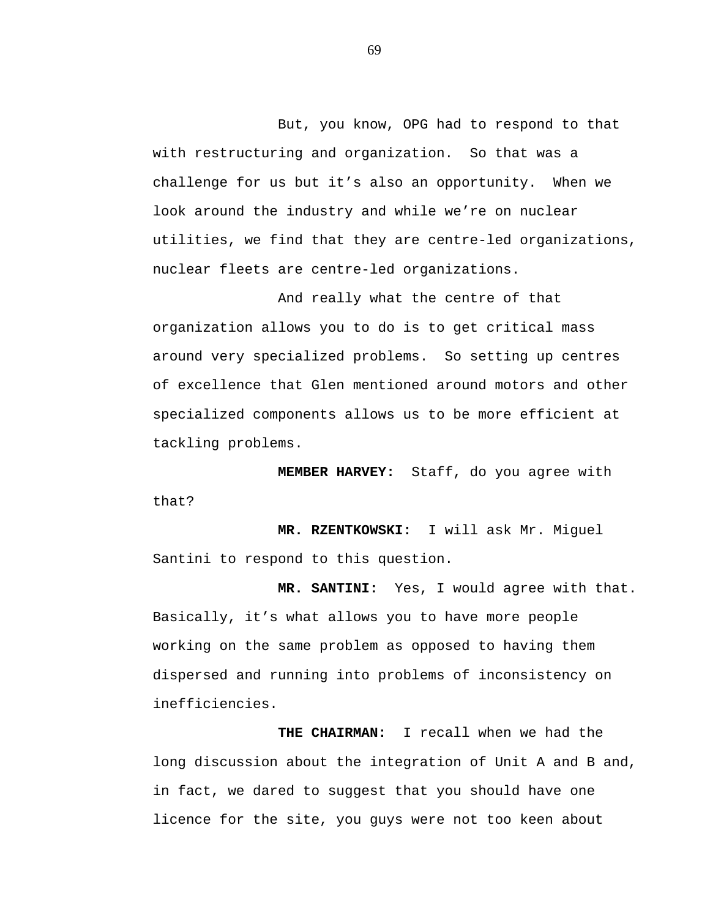But, you know, OPG had to respond to that with restructuring and organization. So that was a challenge for us but it's also an opportunity. When we look around the industry and while we're on nuclear utilities, we find that they are centre-led organizations, nuclear fleets are centre-led organizations.

And really what the centre of that organization allows you to do is to get critical mass around very specialized problems. So setting up centres of excellence that Glen mentioned around motors and other specialized components allows us to be more efficient at tackling problems.

**MEMBER HARVEY:** Staff, do you agree with that?

**MR. RZENTKOWSKI:** I will ask Mr. Miguel Santini to respond to this question.

**MR. SANTINI:** Yes, I would agree with that. Basically, it's what allows you to have more people working on the same problem as opposed to having them dispersed and running into problems of inconsistency on inefficiencies.

**THE CHAIRMAN:** I recall when we had the long discussion about the integration of Unit A and B and, in fact, we dared to suggest that you should have one licence for the site, you guys were not too keen about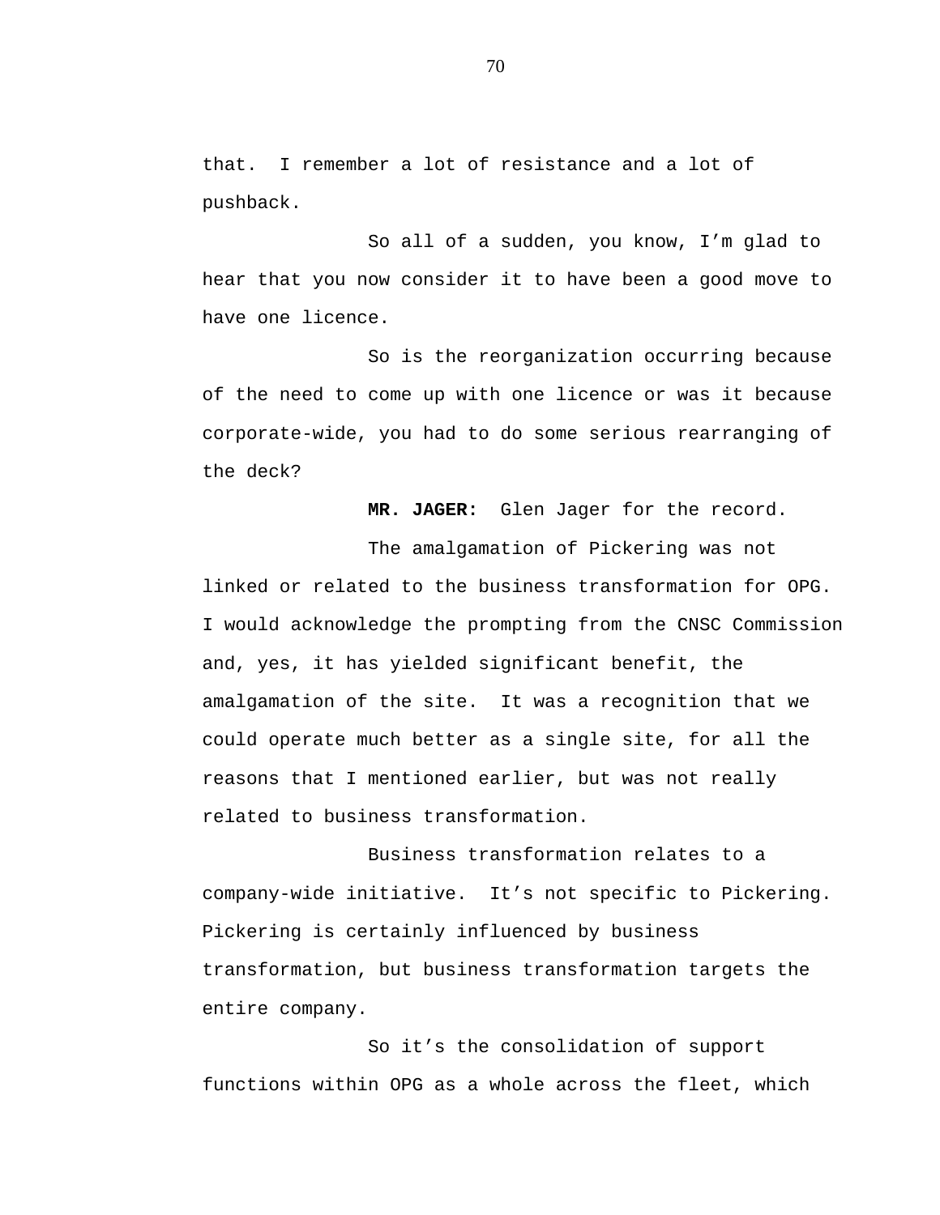that. I remember a lot of resistance and a lot of pushback.

So all of a sudden, you know, I'm glad to hear that you now consider it to have been a good move to have one licence.

So is the reorganization occurring because of the need to come up with one licence or was it because corporate-wide, you had to do some serious rearranging of the deck?

**MR. JAGER:** Glen Jager for the record.

The amalgamation of Pickering was not linked or related to the business transformation for OPG. I would acknowledge the prompting from the CNSC Commission and, yes, it has yielded significant benefit, the amalgamation of the site. It was a recognition that we could operate much better as a single site, for all the reasons that I mentioned earlier, but was not really related to business transformation.

Business transformation relates to a company-wide initiative. It's not specific to Pickering. Pickering is certainly influenced by business transformation, but business transformation targets the entire company.

So it's the consolidation of support functions within OPG as a whole across the fleet, which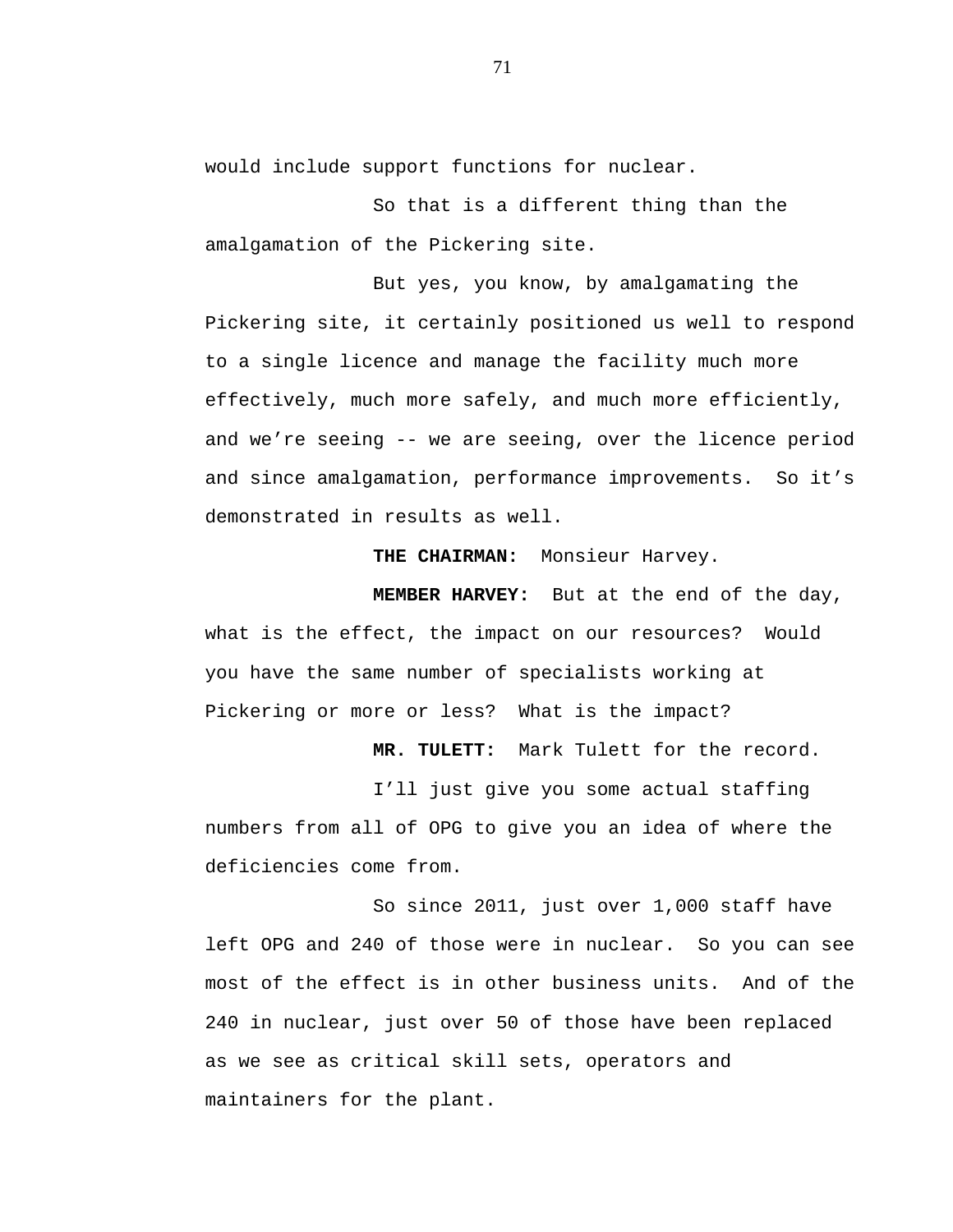would include support functions for nuclear.

So that is a different thing than the amalgamation of the Pickering site.

But yes, you know, by amalgamating the Pickering site, it certainly positioned us well to respond to a single licence and manage the facility much more effectively, much more safely, and much more efficiently, and we're seeing -- we are seeing, over the licence period and since amalgamation, performance improvements. So it's demonstrated in results as well.

**THE CHAIRMAN:** Monsieur Harvey.

**MEMBER HARVEY:** But at the end of the day, what is the effect, the impact on our resources? Would you have the same number of specialists working at Pickering or more or less? What is the impact?

**MR. TULETT:** Mark Tulett for the record.

I'll just give you some actual staffing numbers from all of OPG to give you an idea of where the deficiencies come from.

So since 2011, just over 1,000 staff have left OPG and 240 of those were in nuclear. So you can see most of the effect is in other business units. And of the 240 in nuclear, just over 50 of those have been replaced as we see as critical skill sets, operators and maintainers for the plant.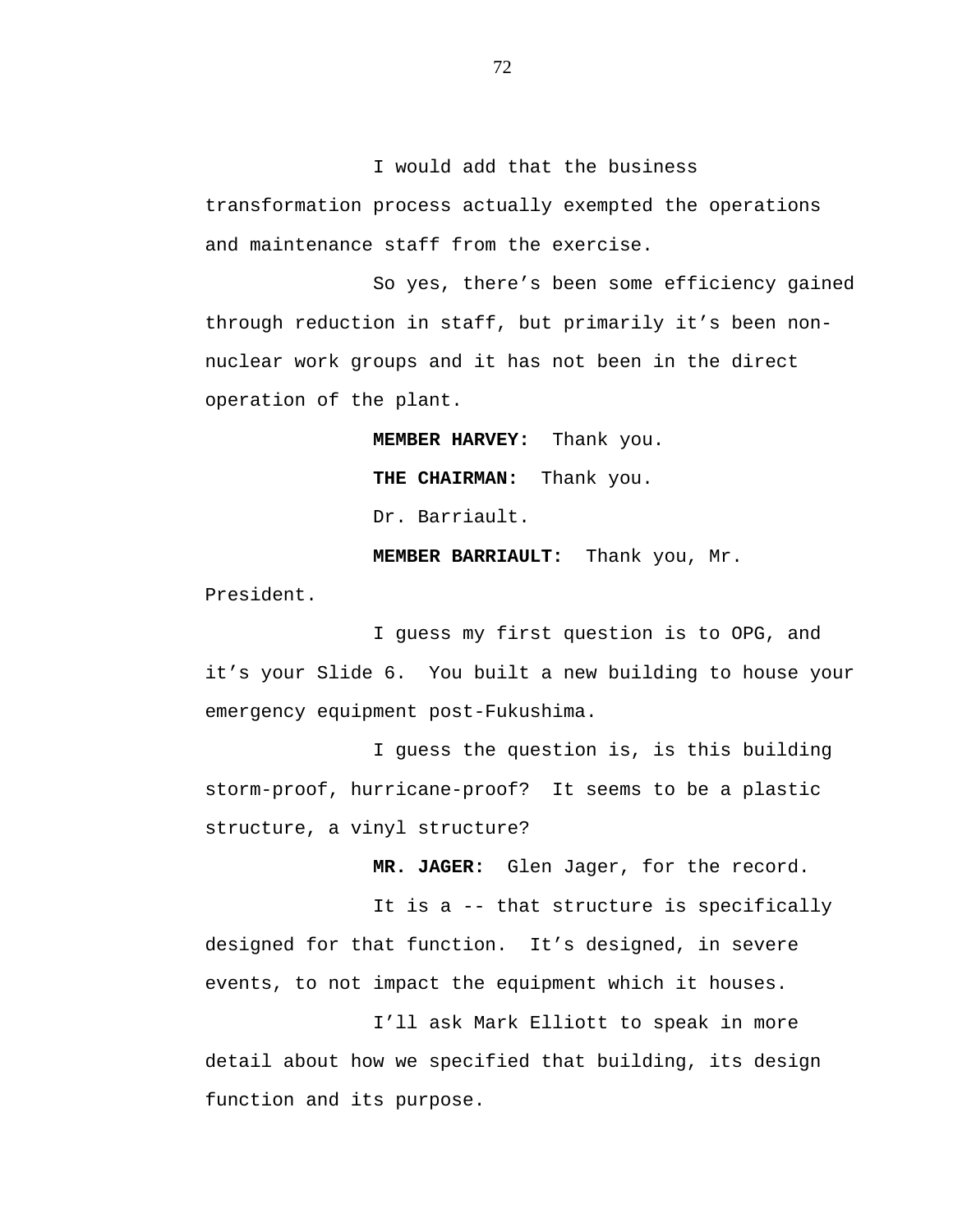I would add that the business transformation process actually exempted the operations and maintenance staff from the exercise.

So yes, there's been some efficiency gained through reduction in staff, but primarily it's been non-nuclear work groups and it has not been in the direct operation of the plant.

**MEMBER HARVEY:** Thank you.

**THE CHAIRMAN:** Thank you.

Dr. Barriault.

**MEMBER BARRIAULT:** Thank you, Mr. President.

I guess my first question is to OPG, and it's your Slide 6. You built a new building to house your emergency equipment post-Fukushima.

I guess the question is, is this building storm-proof, hurricane-proof? It seems to be a plastic structure, a vinyl structure?

**MR. JAGER:** Glen Jager, for the record.

It is a -- that structure is specifically designed for that function. It's designed, in severe events, to not impact the equipment which it houses.

I'll ask Mark Elliott to speak in more detail about how we specified that building, its design function and its purpose.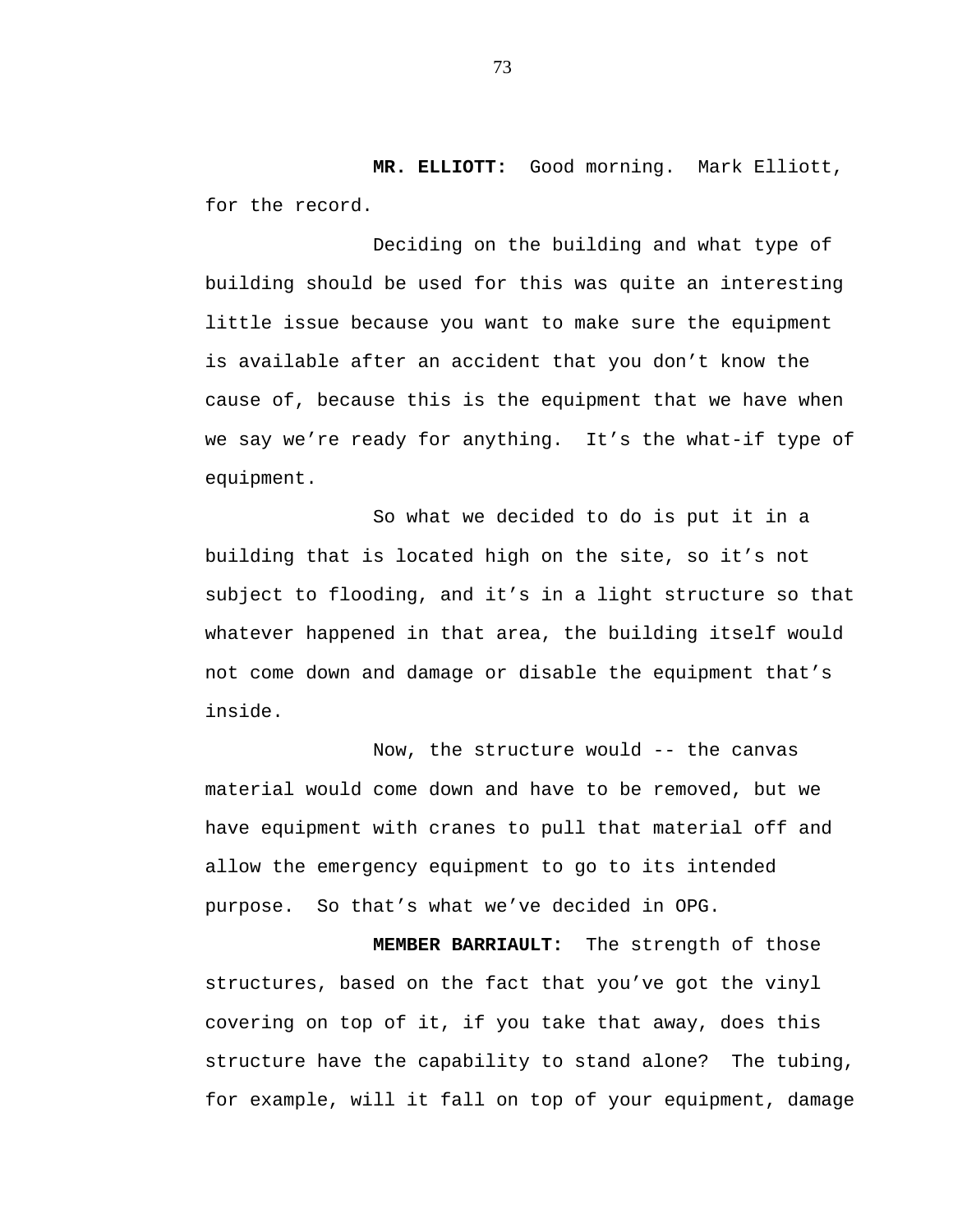**MR. ELLIOTT:** Good morning. Mark Elliott, for the record.

Deciding on the building and what type of building should be used for this was quite an interesting little issue because you want to make sure the equipment is available after an accident that you don't know the cause of, because this is the equipment that we have when we say we're ready for anything. It's the what-if type of equipment.

So what we decided to do is put it in a building that is located high on the site, so it's not subject to flooding, and it's in a light structure so that whatever happened in that area, the building itself would not come down and damage or disable the equipment that's inside.

Now, the structure would -- the canvas material would come down and have to be removed, but we have equipment with cranes to pull that material off and allow the emergency equipment to go to its intended purpose. So that's what we've decided in OPG.

**MEMBER BARRIAULT:** The strength of those structures, based on the fact that you've got the vinyl covering on top of it, if you take that away, does this structure have the capability to stand alone? The tubing, for example, will it fall on top of your equipment, damage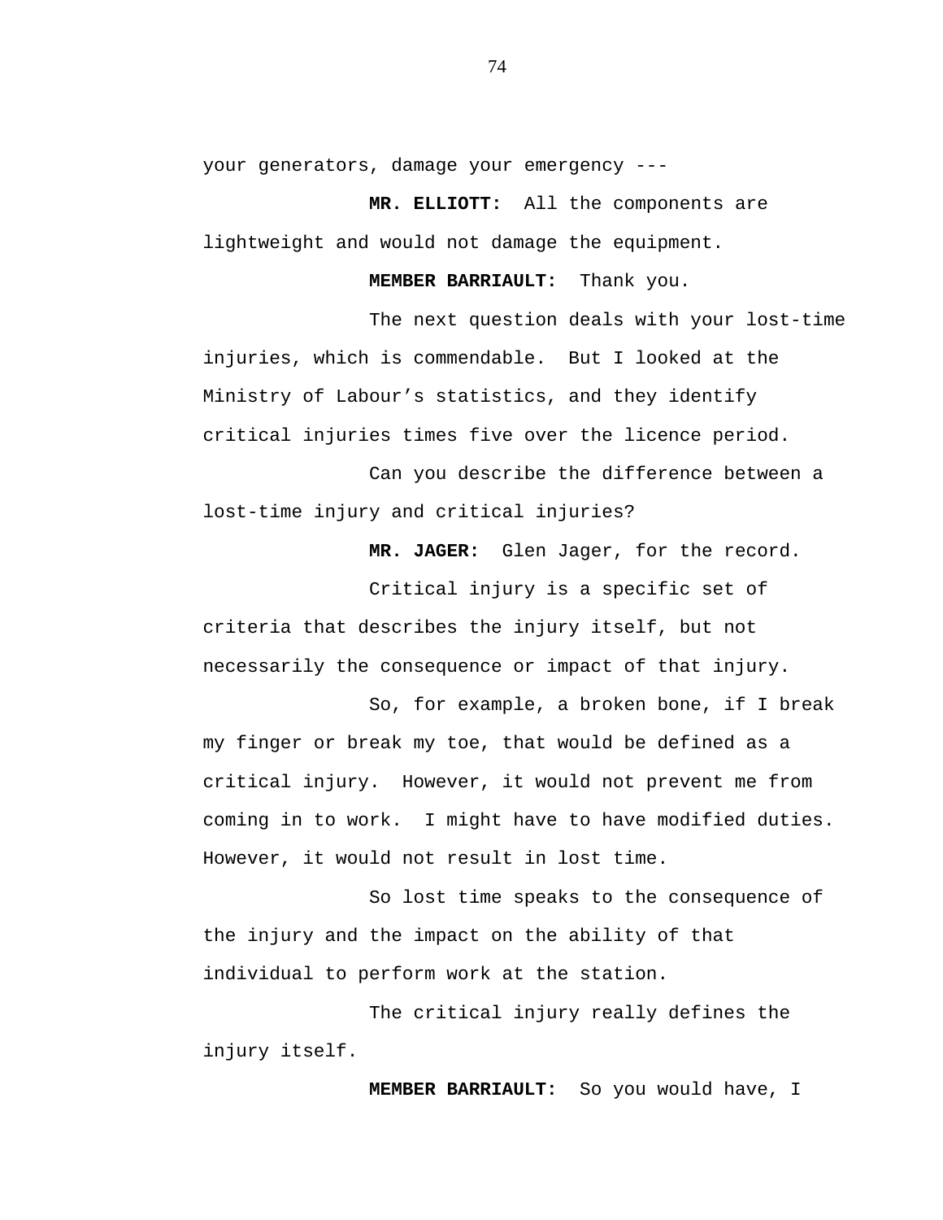your generators, damage your emergency ---

**MR. ELLIOTT:** All the components are lightweight and would not damage the equipment.

**MEMBER BARRIAULT:** Thank you.

The next question deals with your lost-time injuries, which is commendable. But I looked at the Ministry of Labour’s statistics, and they identify critical injuries times five over the licence period.

Can you describe the difference between a lost-time injury and critical injuries?

**MR. JAGER:** Glen Jager, for the record.

Critical injury is a specific set of criteria that describes the injury itself, but not necessarily the consequence or impact of that injury.

So, for example, a broken bone, if I break my finger or break my toe, that would be defined as a critical injury. However, it would not prevent me from coming in to work. I might have to have modified duties. However, it would not result in lost time.

So lost time speaks to the consequence of the injury and the impact on the ability of that individual to perform work at the station.

The critical injury really defines the injury itself.

**MEMBER BARRIAULT:** So you would have, I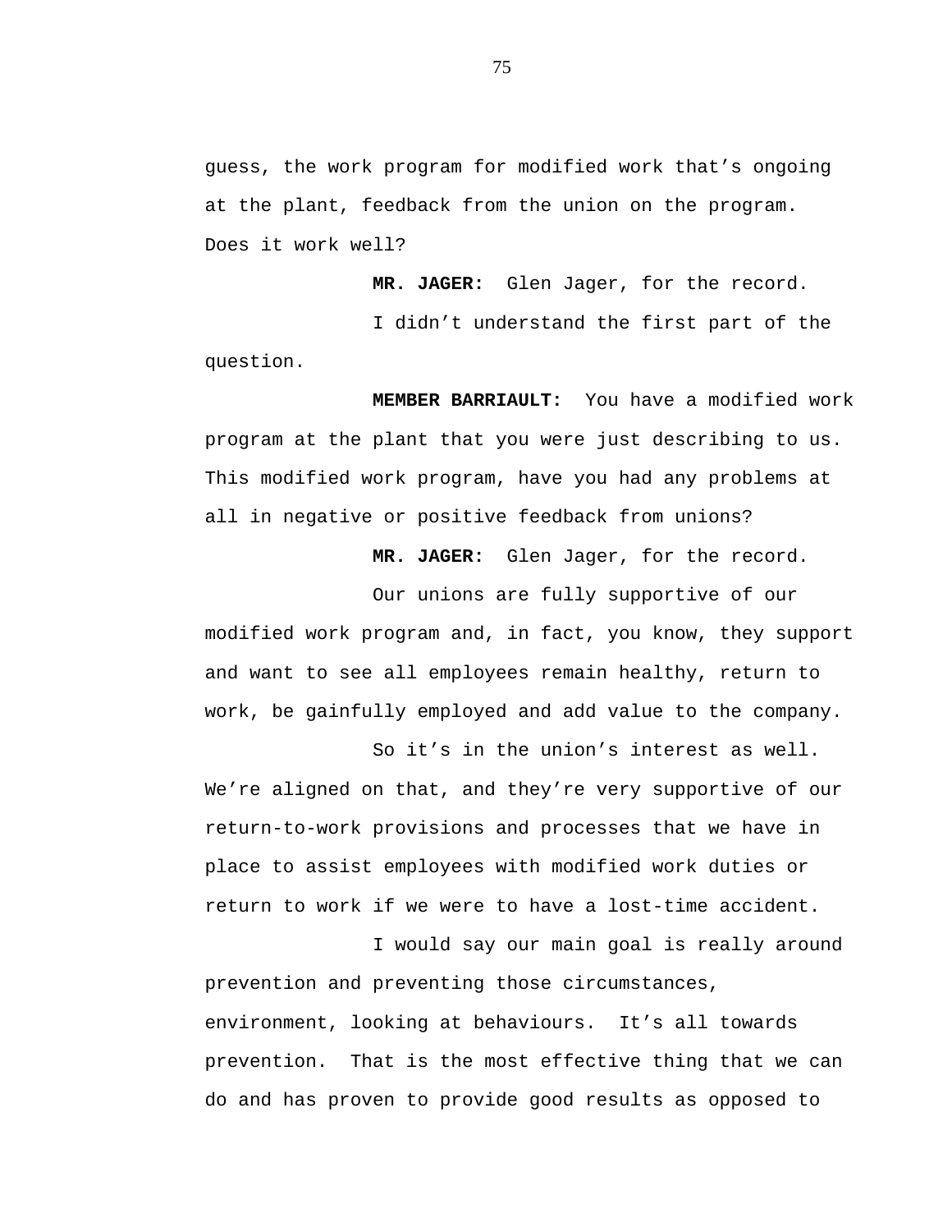guess, the work program for modified work that's ongoing at the plant, feedback from the union on the program. Does it work well?

**MR. JAGER:** Glen Jager, for the record.

I didn't understand the first part of the question.

**MEMBER BARRIAULT:** You have a modified work program at the plant that you were just describing to us. This modified work program, have you had any problems at all in negative or positive feedback from unions?

**MR. JAGER:** Glen Jager, for the record.

Our unions are fully supportive of our modified work program and, in fact, you know, they support and want to see all employees remain healthy, return to work, be gainfully employed and add value to the company.

So it's in the union's interest as well. We're aligned on that, and they're very supportive of our return-to-work provisions and processes that we have in place to assist employees with modified work duties or return to work if we were to have a lost-time accident.

I would say our main goal is really around prevention and preventing those circumstances, environment, looking at behaviours. It's all towards prevention. That is the most effective thing that we can do and has proven to provide good results as opposed to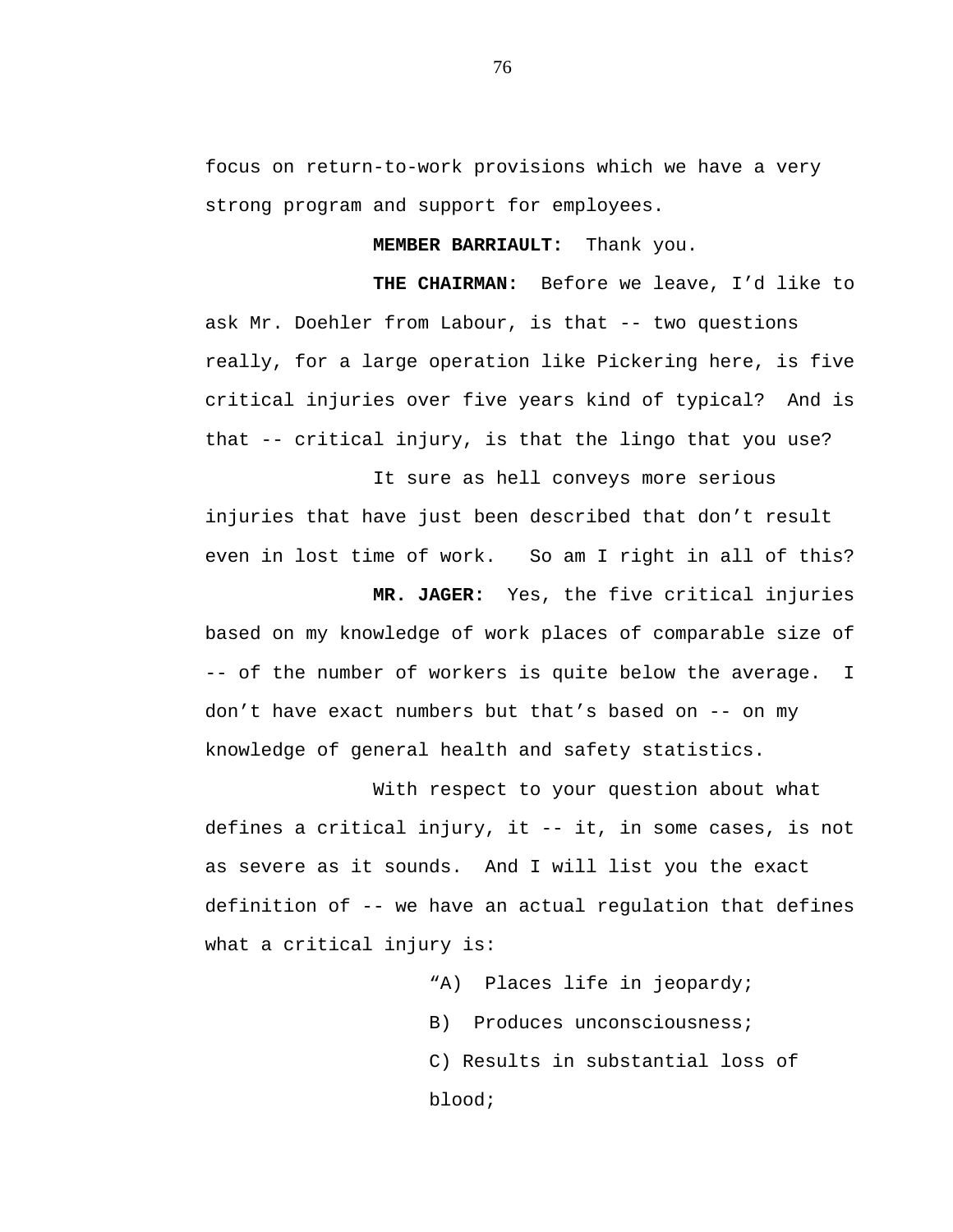focus on return-to-work provisions which we have a very strong program and support for employees.

**MEMBER BARRIAULT:** Thank you.

**THE CHAIRMAN:** Before we leave, I'd like to ask Mr. Doehler from Labour, is that -- two questions really, for a large operation like Pickering here, is five critical injuries over five years kind of typical? And is that -- critical injury, is that the lingo that you use?

It sure as hell conveys more serious injuries that have just been described that don't result even in lost time of work. So am I right in all of this?

**MR. JAGER:** Yes, the five critical injuries based on my knowledge of work places of comparable size of -- of the number of workers is quite below the average. I don't have exact numbers but that's based on -- on my knowledge of general health and safety statistics.

With respect to your question about what defines a critical injury, it -- it, in some cases, is not as severe as it sounds. And I will list you the exact definition of -- we have an actual regulation that defines what a critical injury is:

> "A) Places life in jeopardy;
>
> B) Produces unconsciousness;
>
> C) Results in substantial loss of blood;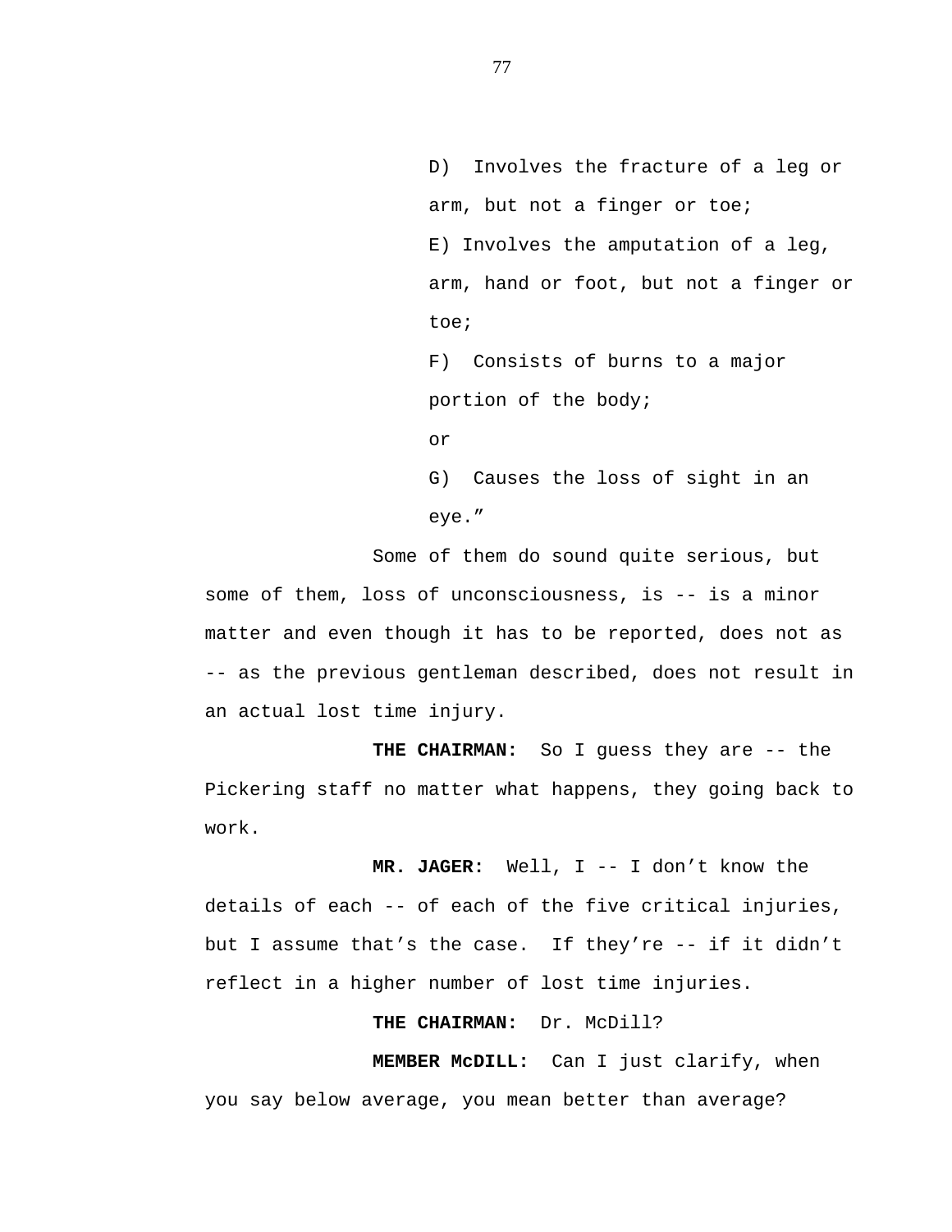D) Involves the fracture of a leg or arm, but not a finger or toe;

E) Involves the amputation of a leg, arm, hand or foot, but not a finger or toe;

F) Consists of burns to a major portion of the body;

or

G) Causes the loss of sight in an eye."

Some of them do sound quite serious, but some of them, loss of unconsciousness, is -- is a minor matter and even though it has to be reported, does not as -- as the previous gentleman described, does not result in an actual lost time injury.

**THE CHAIRMAN:** So I guess they are -- the Pickering staff no matter what happens, they going back to work.

**MR. JAGER:** Well, I -- I don't know the details of each -- of each of the five critical injuries, but I assume that's the case. If they're -- if it didn't reflect in a higher number of lost time injuries.

**THE CHAIRMAN:** Dr. McDill?

**MEMBER McDILL:** Can I just clarify, when you say below average, you mean better than average?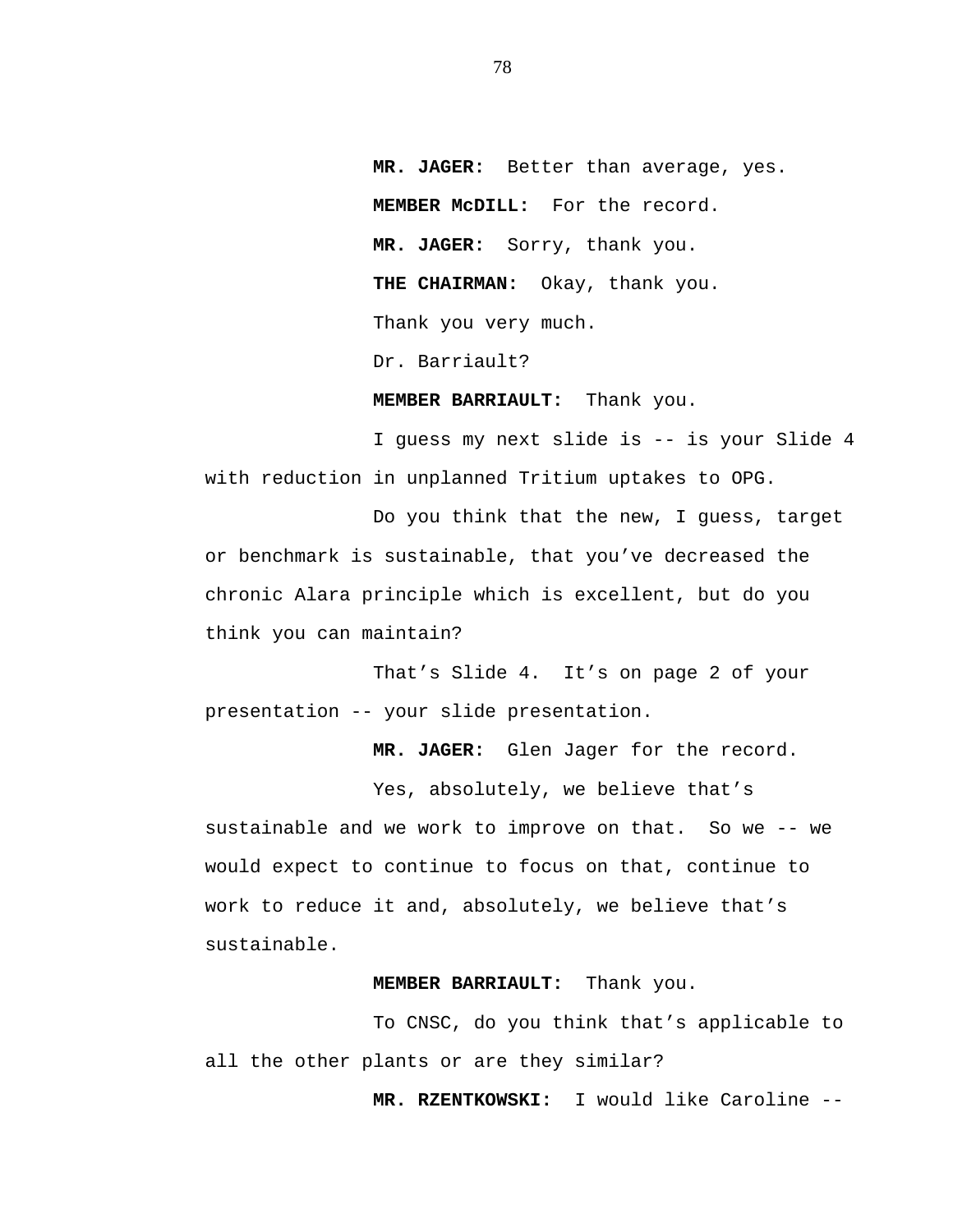**MR. JAGER:** Better than average, yes.

**MEMBER McDILL:** For the record.

**MR. JAGER:** Sorry, thank you.

**THE CHAIRMAN:** Okay, thank you.

Thank you very much.

Dr. Barriault?

**MEMBER BARRIAULT:** Thank you.

I guess my next slide is -- is your Slide 4 with reduction in unplanned Tritium uptakes to OPG.

Do you think that the new, I guess, target or benchmark is sustainable, that you've decreased the chronic Alara principle which is excellent, but do you think you can maintain?

That's Slide 4. It's on page 2 of your presentation -- your slide presentation.

**MR. JAGER:** Glen Jager for the record.

Yes, absolutely, we believe that's sustainable and we work to improve on that. So we -- we would expect to continue to focus on that, continue to work to reduce it and, absolutely, we believe that's sustainable.

**MEMBER BARRIAULT:** Thank you.

To CNSC, do you think that's applicable to all the other plants or are they similar?

**MR. RZENTKOWSKI:** I would like Caroline --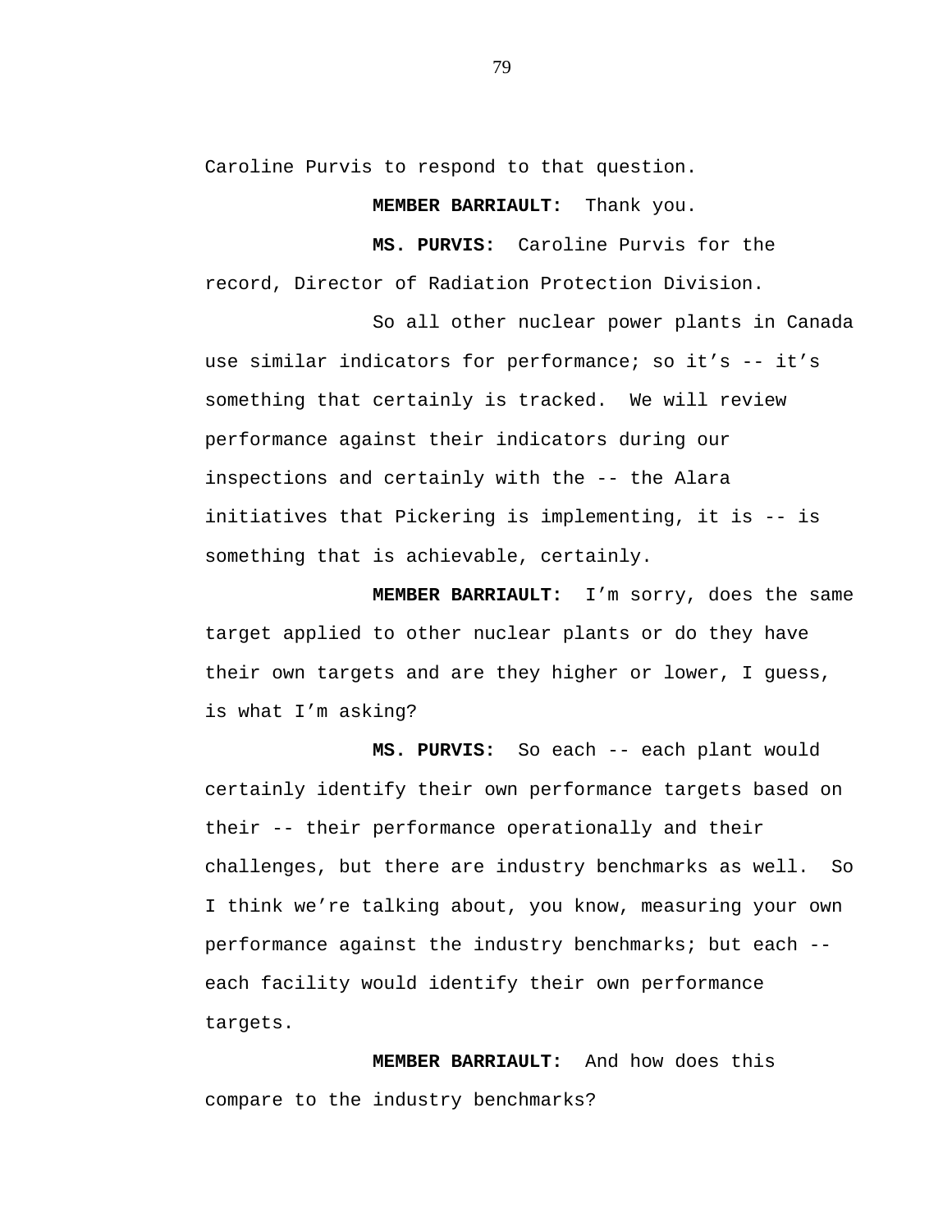Caroline Purvis to respond to that question.

**MEMBER BARRIAULT:** Thank you.

**MS. PURVIS:** Caroline Purvis for the record, Director of Radiation Protection Division.

So all other nuclear power plants in Canada use similar indicators for performance; so it's -- it's something that certainly is tracked. We will review performance against their indicators during our inspections and certainly with the -- the Alara initiatives that Pickering is implementing, it is -- is something that is achievable, certainly.

**MEMBER BARRIAULT:** I'm sorry, does the same target applied to other nuclear plants or do they have their own targets and are they higher or lower, I guess, is what I'm asking?

**MS. PURVIS:** So each -- each plant would certainly identify their own performance targets based on their -- their performance operationally and their challenges, but there are industry benchmarks as well. So I think we're talking about, you know, measuring your own performance against the industry benchmarks; but each -- each facility would identify their own performance targets.

**MEMBER BARRIAULT:** And how does this compare to the industry benchmarks?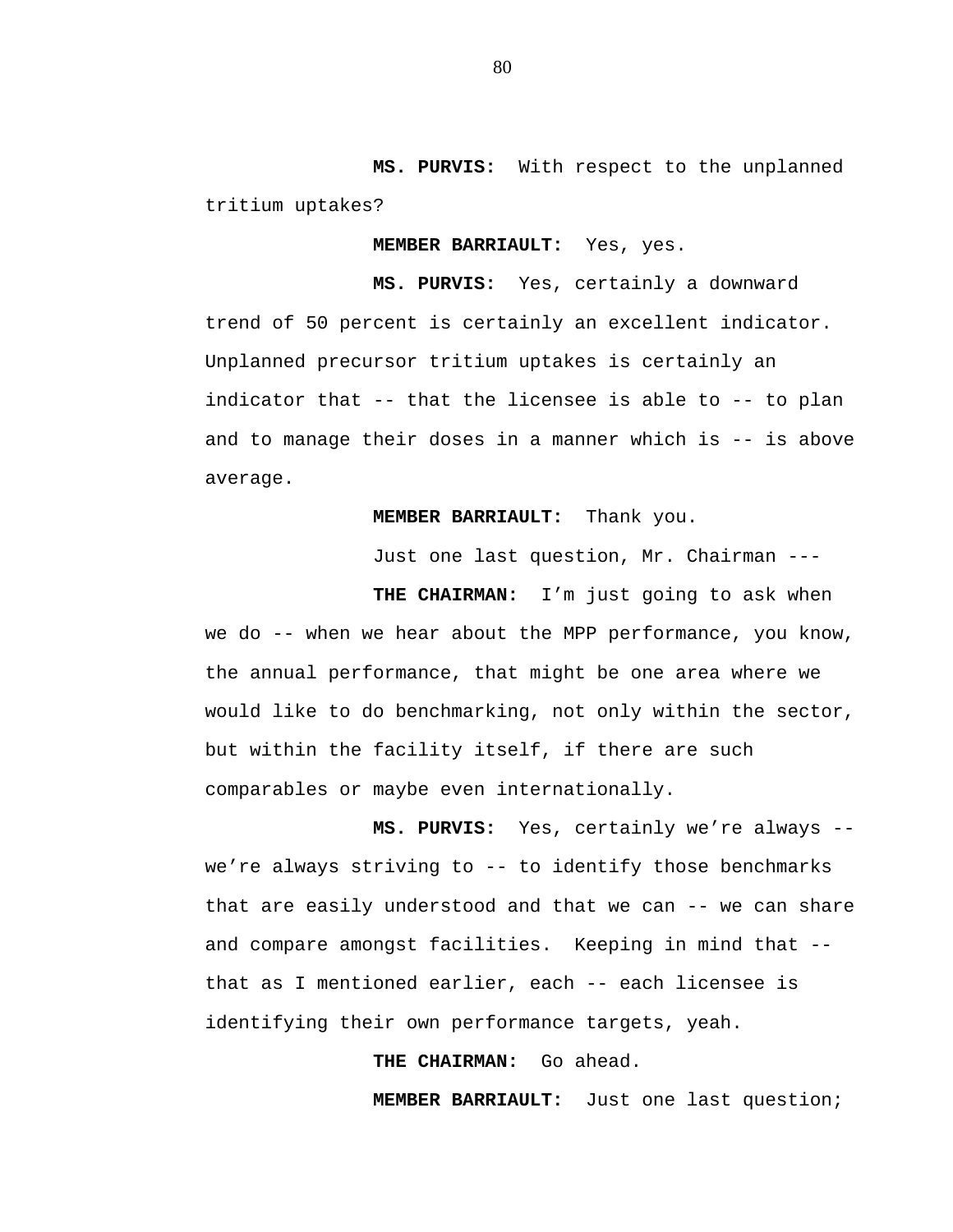**MS. PURVIS:** With respect to the unplanned tritium uptakes?

**MEMBER BARRIAULT:** Yes, yes.

**MS. PURVIS:** Yes, certainly a downward trend of 50 percent is certainly an excellent indicator. Unplanned precursor tritium uptakes is certainly an indicator that -- that the licensee is able to -- to plan and to manage their doses in a manner which is -- is above average.

**MEMBER BARRIAULT:** Thank you.

Just one last question, Mr. Chairman ---

**THE CHAIRMAN:** I'm just going to ask when we do -- when we hear about the MPP performance, you know, the annual performance, that might be one area where we would like to do benchmarking, not only within the sector, but within the facility itself, if there are such comparables or maybe even internationally.

**MS. PURVIS:** Yes, certainly we're always -- we're always striving to -- to identify those benchmarks that are easily understood and that we can -- we can share and compare amongst facilities. Keeping in mind that -- that as I mentioned earlier, each -- each licensee is identifying their own performance targets, yeah.

**THE CHAIRMAN:** Go ahead.

**MEMBER BARRIAULT:** Just one last question;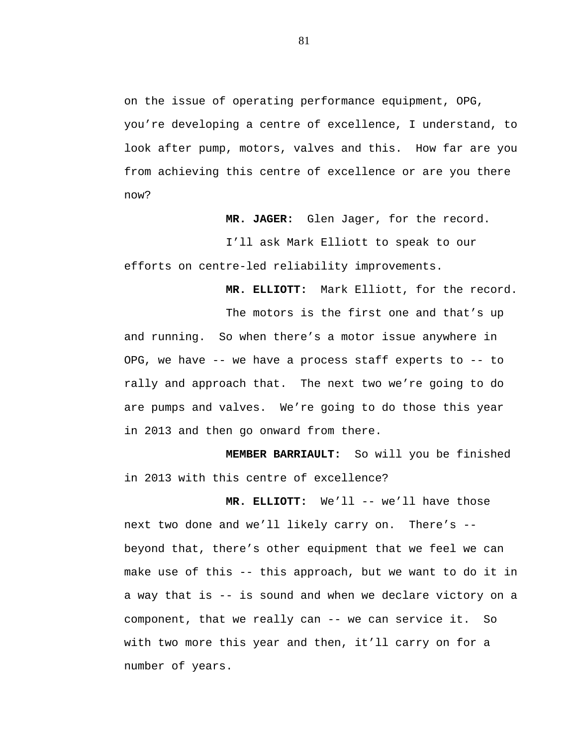on the issue of operating performance equipment, OPG, you're developing a centre of excellence, I understand, to look after pump, motors, valves and this. How far are you from achieving this centre of excellence or are you there now?

**MR. JAGER:** Glen Jager, for the record.

I'll ask Mark Elliott to speak to our efforts on centre-led reliability improvements.

**MR. ELLIOTT:** Mark Elliott, for the record.

The motors is the first one and that's up and running. So when there's a motor issue anywhere in OPG, we have -- we have a process staff experts to -- to rally and approach that. The next two we're going to do are pumps and valves. We're going to do those this year in 2013 and then go onward from there.

**MEMBER BARRIAULT:** So will you be finished in 2013 with this centre of excellence?

**MR. ELLIOTT:** We'll -- we'll have those next two done and we'll likely carry on. There's -- beyond that, there's other equipment that we feel we can make use of this -- this approach, but we want to do it in a way that is -- is sound and when we declare victory on a component, that we really can -- we can service it. So with two more this year and then, it'll carry on for a number of years.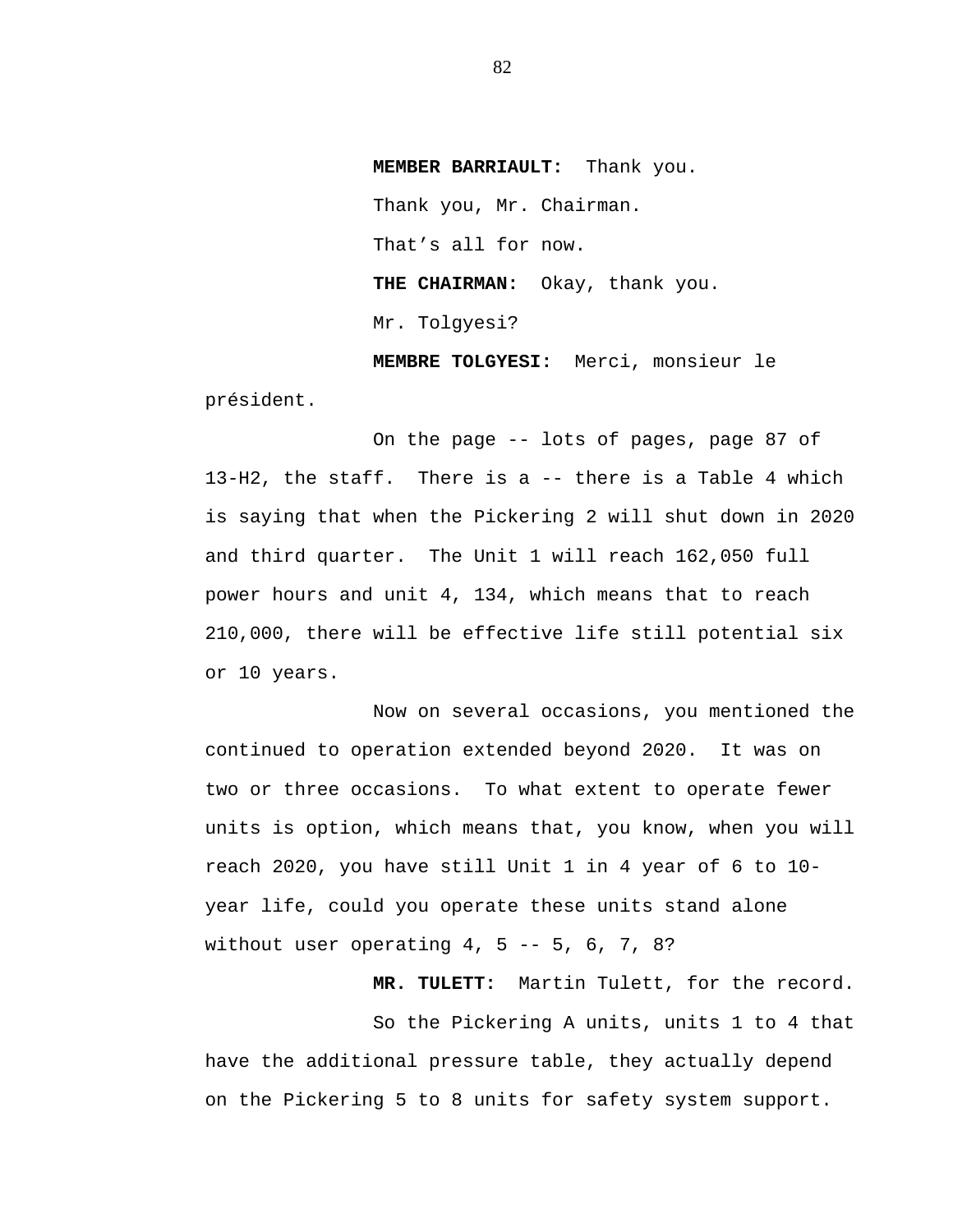**MEMBER BARRIAULT:** Thank you.

Thank you, Mr. Chairman.

That's all for now.

**THE CHAIRMAN:** Okay, thank you.

Mr. Tolgyesi?

**MEMBRE TOLGYESI:** Merci, monsieur le président.

On the page -- lots of pages, page 87 of 13-H2, the staff. There is a -- there is a Table 4 which is saying that when the Pickering 2 will shut down in 2020 and third quarter. The Unit 1 will reach 162,050 full power hours and unit 4, 134, which means that to reach 210,000, there will be effective life still potential six or 10 years.

Now on several occasions, you mentioned the continued to operation extended beyond 2020. It was on two or three occasions. To what extent to operate fewer units is option, which means that, you know, when you will reach 2020, you have still Unit 1 in 4 year of 6 to 10-year life, could you operate these units stand alone without user operating 4, 5 -- 5, 6, 7, 8?

**MR. TULETT:** Martin Tulett, for the record.

So the Pickering A units, units 1 to 4 that have the additional pressure table, they actually depend on the Pickering 5 to 8 units for safety system support.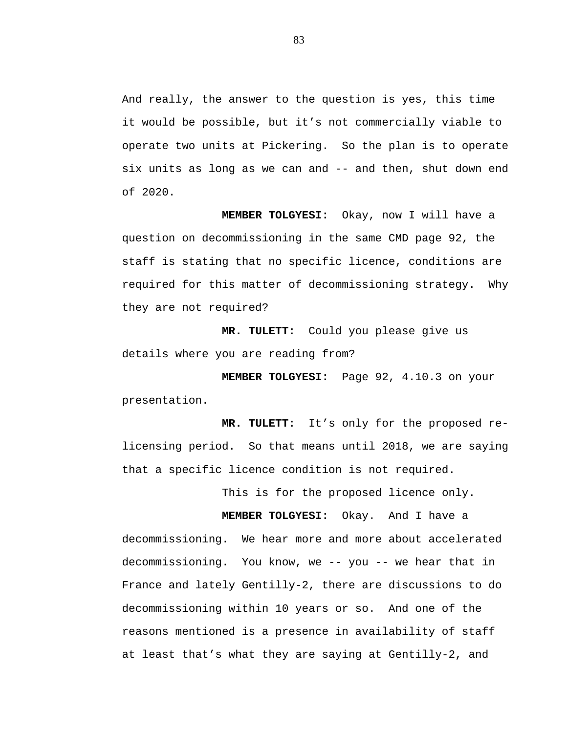And really, the answer to the question is yes, this time it would be possible, but it’s not commercially viable to operate two units at Pickering. So the plan is to operate six units as long as we can and -- and then, shut down end of 2020.

**MEMBER TOLGYESI:** Okay, now I will have a question on decommissioning in the same CMD page 92, the staff is stating that no specific licence, conditions are required for this matter of decommissioning strategy. Why they are not required?

**MR. TULETT:** Could you please give us details where you are reading from?

**MEMBER TOLGYESI:** Page 92, 4.10.3 on your presentation.

**MR. TULETT:** It’s only for the proposed re-licensing period. So that means until 2018, we are saying that a specific licence condition is not required.

This is for the proposed licence only.

**MEMBER TOLGYESI:** Okay. And I have a decommissioning. We hear more and more about accelerated decommissioning. You know, we -- you -- we hear that in France and lately Gentilly-2, there are discussions to do decommissioning within 10 years or so. And one of the reasons mentioned is a presence in availability of staff at least that’s what they are saying at Gentilly-2, and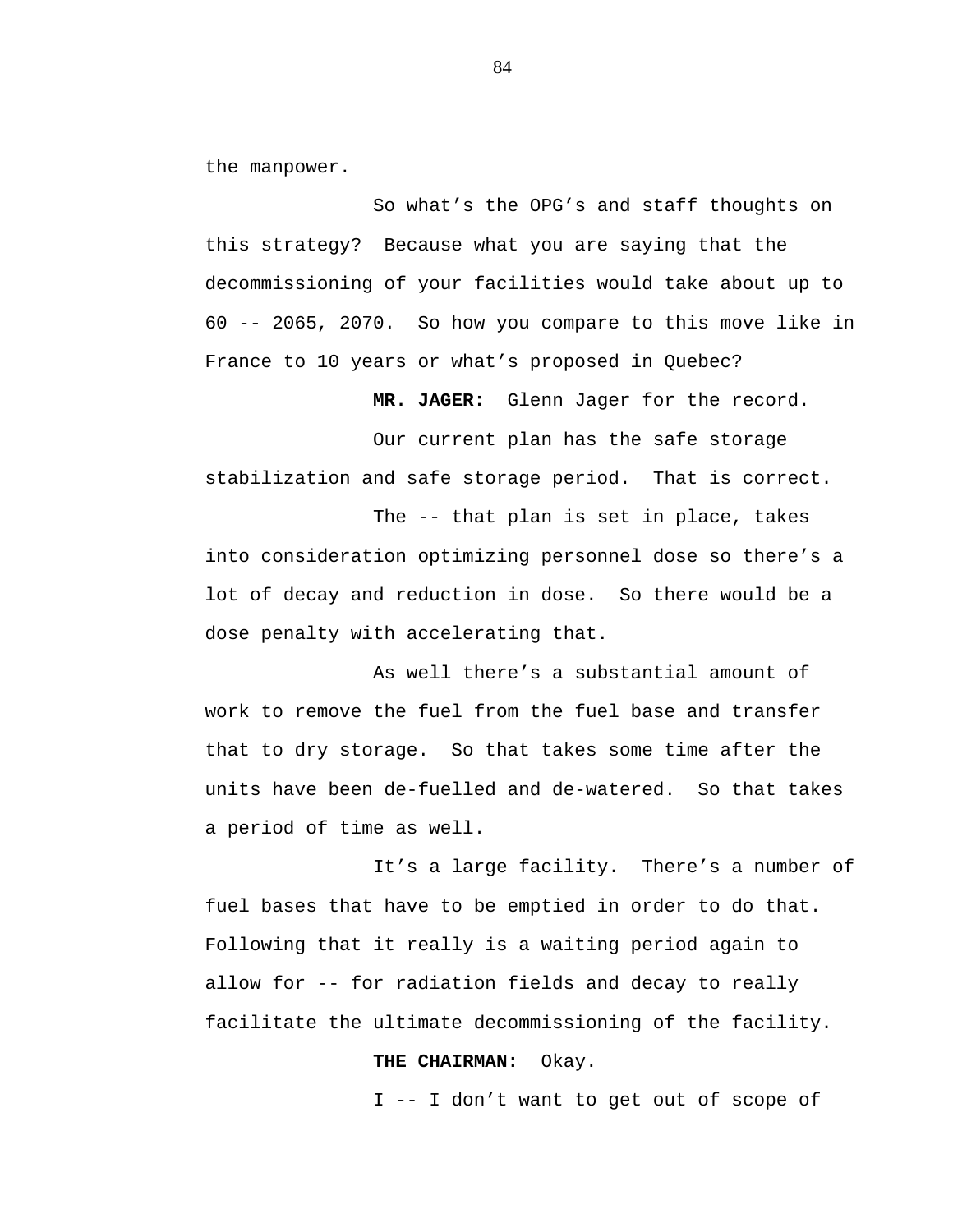the manpower.

So what's the OPG's and staff thoughts on this strategy? Because what you are saying that the decommissioning of your facilities would take about up to 60 -- 2065, 2070. So how you compare to this move like in France to 10 years or what's proposed in Quebec?

**MR. JAGER:** Glenn Jager for the record.

Our current plan has the safe storage stabilization and safe storage period. That is correct.

The -- that plan is set in place, takes into consideration optimizing personnel dose so there's a lot of decay and reduction in dose. So there would be a dose penalty with accelerating that.

As well there's a substantial amount of work to remove the fuel from the fuel base and transfer that to dry storage. So that takes some time after the units have been de-fuelled and de-watered. So that takes a period of time as well.

It's a large facility. There's a number of fuel bases that have to be emptied in order to do that. Following that it really is a waiting period again to allow for -- for radiation fields and decay to really facilitate the ultimate decommissioning of the facility.

**THE CHAIRMAN:** Okay.

I -- I don't want to get out of scope of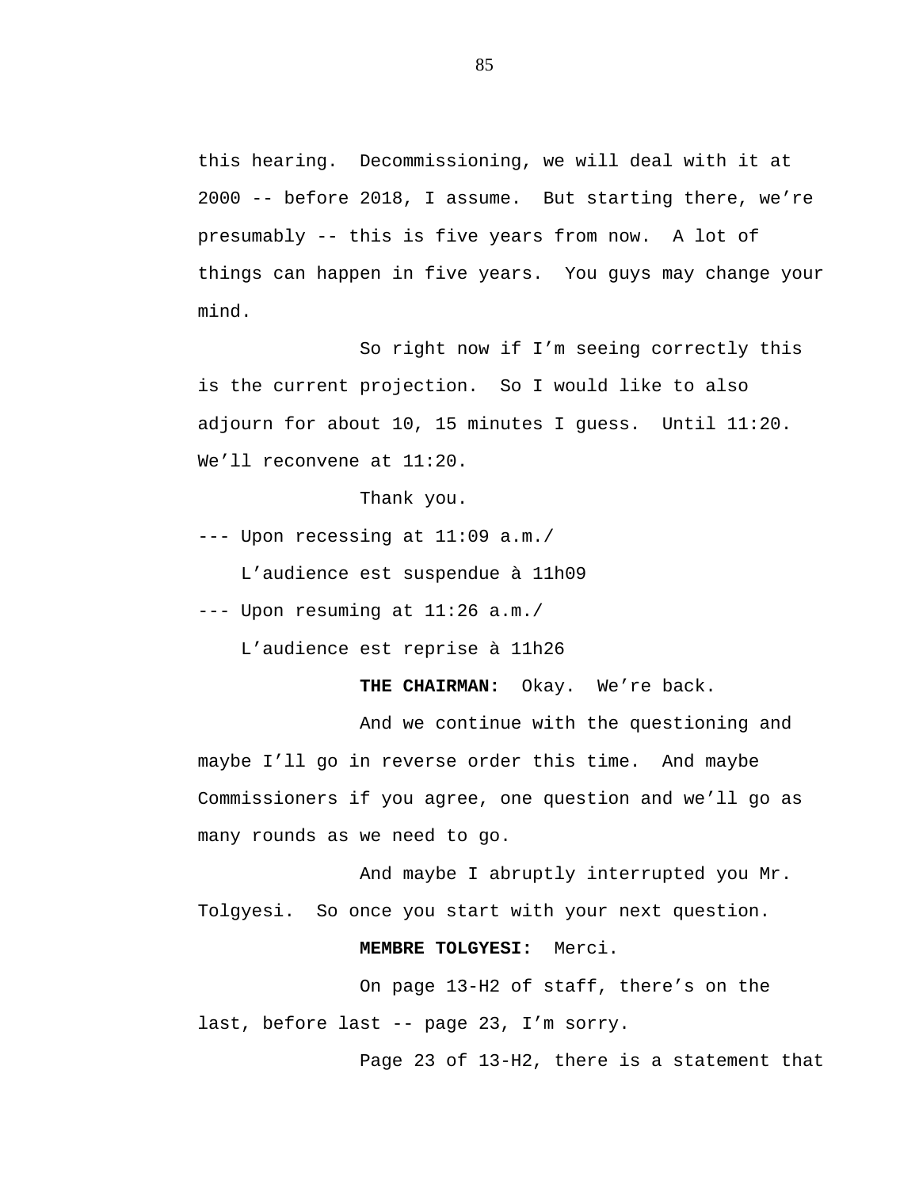this hearing. Decommissioning, we will deal with it at 2000 -- before 2018, I assume. But starting there, we're presumably -- this is five years from now. A lot of things can happen in five years. You guys may change your mind.

So right now if I'm seeing correctly this is the current projection. So I would like to also adjourn for about 10, 15 minutes I guess. Until 11:20. We'll reconvene at 11:20.

Thank you.

--- Upon recessing at 11:09 a.m./

L'audience est suspendue à 11h09

--- Upon resuming at 11:26 a.m./

L'audience est reprise à 11h26

**THE CHAIRMAN:** Okay. We're back.

And we continue with the questioning and maybe I'll go in reverse order this time. And maybe Commissioners if you agree, one question and we'll go as many rounds as we need to go.

And maybe I abruptly interrupted you Mr. Tolgyesi. So once you start with your next question.

**MEMBRE TOLGYESI:** Merci.

On page 13-H2 of staff, there's on the last, before last -- page 23, I'm sorry.

Page 23 of 13-H2, there is a statement that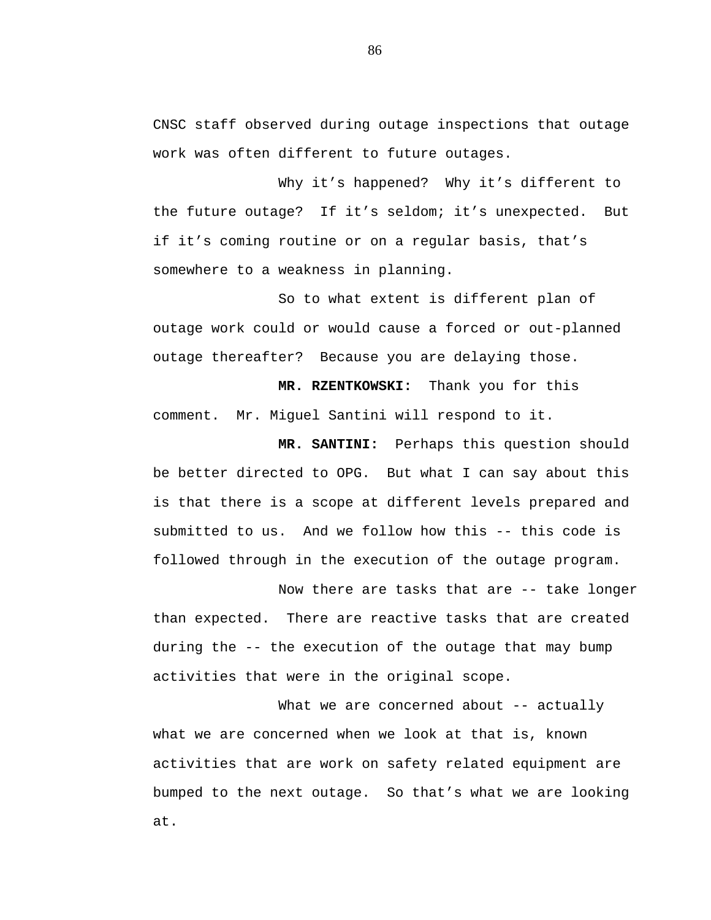CNSC staff observed during outage inspections that outage work was often different to future outages.

Why it’s happened? Why it’s different to the future outage? If it’s seldom; it’s unexpected. But if it’s coming routine or on a regular basis, that’s somewhere to a weakness in planning.

So to what extent is different plan of outage work could or would cause a forced or out-planned outage thereafter? Because you are delaying those.

**MR. RZENTKOWSKI:** Thank you for this comment. Mr. Miguel Santini will respond to it.

**MR. SANTINI:** Perhaps this question should be better directed to OPG. But what I can say about this is that there is a scope at different levels prepared and submitted to us. And we follow how this -- this code is followed through in the execution of the outage program.

Now there are tasks that are -- take longer than expected. There are reactive tasks that are created during the -- the execution of the outage that may bump activities that were in the original scope.

What we are concerned about -- actually what we are concerned when we look at that is, known activities that are work on safety related equipment are bumped to the next outage. So that’s what we are looking at.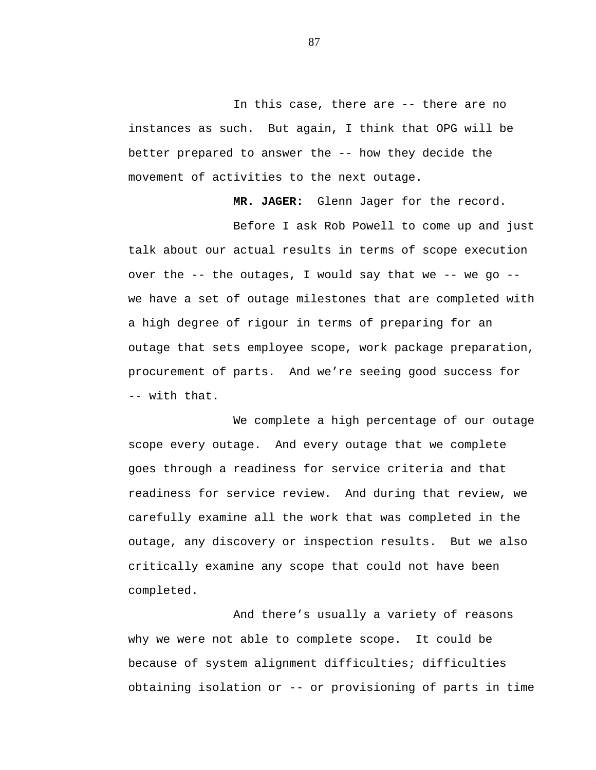In this case, there are -- there are no instances as such. But again, I think that OPG will be better prepared to answer the -- how they decide the movement of activities to the next outage.

**MR. JAGER:** Glenn Jager for the record.

Before I ask Rob Powell to come up and just talk about our actual results in terms of scope execution over the -- the outages, I would say that we -- we go -- we have a set of outage milestones that are completed with a high degree of rigour in terms of preparing for an outage that sets employee scope, work package preparation, procurement of parts. And we’re seeing good success for -- with that.

We complete a high percentage of our outage scope every outage. And every outage that we complete goes through a readiness for service criteria and that readiness for service review. And during that review, we carefully examine all the work that was completed in the outage, any discovery or inspection results. But we also critically examine any scope that could not have been completed.

And there’s usually a variety of reasons why we were not able to complete scope. It could be because of system alignment difficulties; difficulties obtaining isolation or -- or provisioning of parts in time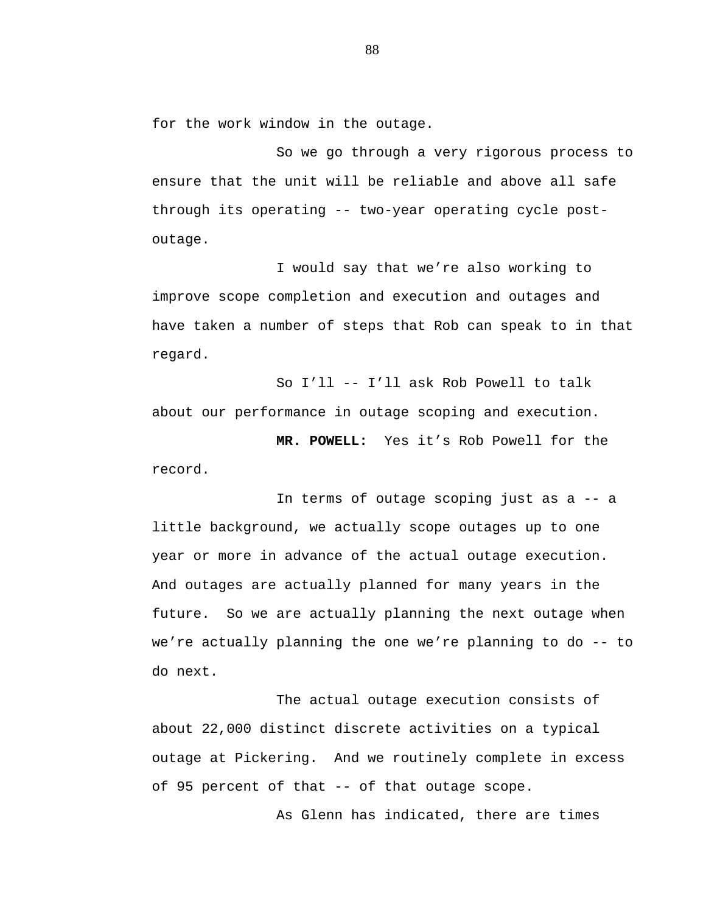for the work window in the outage.

So we go through a very rigorous process to ensure that the unit will be reliable and above all safe through its operating -- two-year operating cycle post-outage.

I would say that we’re also working to improve scope completion and execution and outages and have taken a number of steps that Rob can speak to in that regard.

So I’ll -- I’ll ask Rob Powell to talk about our performance in outage scoping and execution.

**MR. POWELL:** Yes it’s Rob Powell for the record.

In terms of outage scoping just as a -- a little background, we actually scope outages up to one year or more in advance of the actual outage execution. And outages are actually planned for many years in the future. So we are actually planning the next outage when we’re actually planning the one we’re planning to do -- to do next.

The actual outage execution consists of about 22,000 distinct discrete activities on a typical outage at Pickering. And we routinely complete in excess of 95 percent of that -- of that outage scope.

As Glenn has indicated, there are times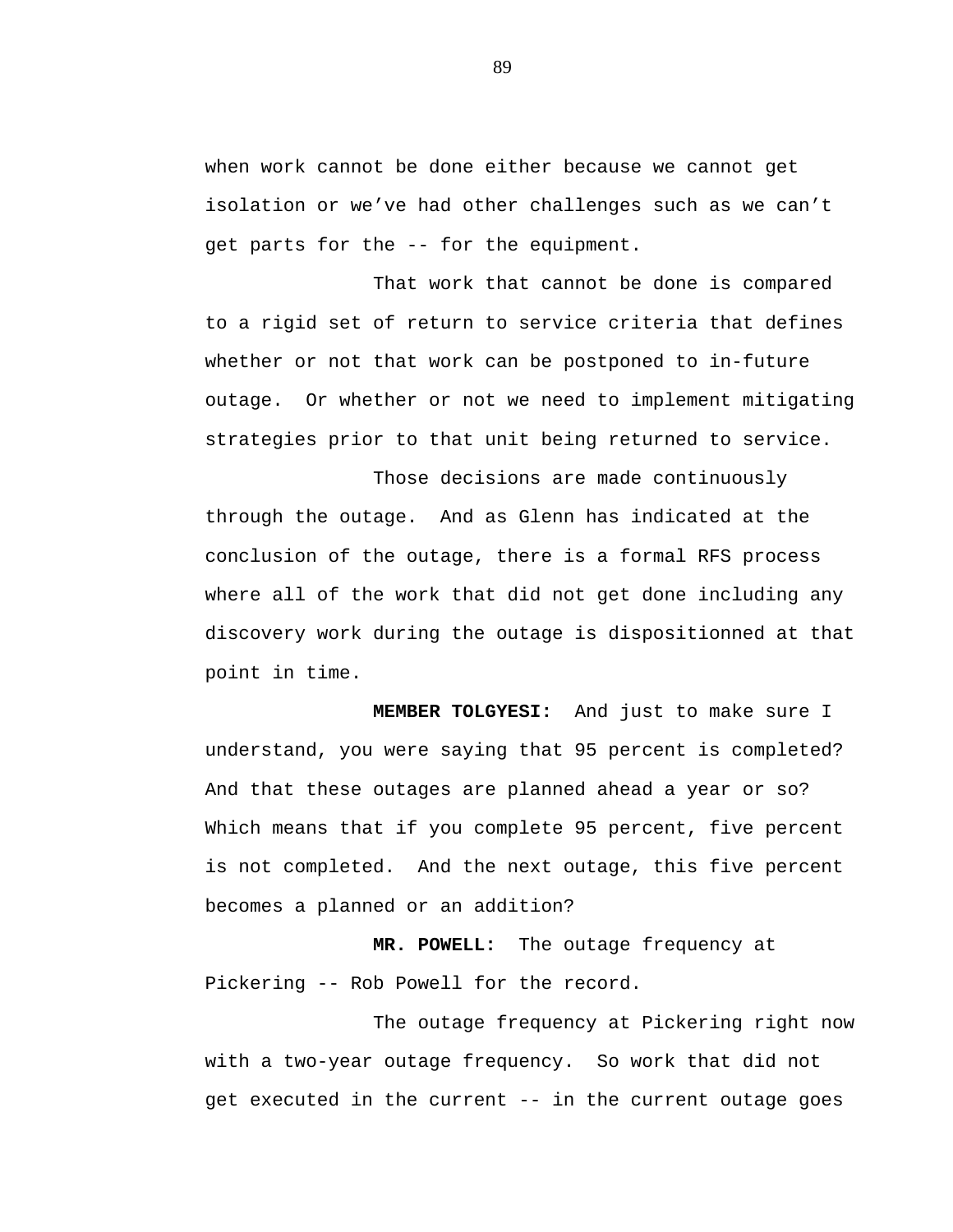when work cannot be done either because we cannot get isolation or we've had other challenges such as we can't get parts for the -- for the equipment.

That work that cannot be done is compared to a rigid set of return to service criteria that defines whether or not that work can be postponed to in-future outage. Or whether or not we need to implement mitigating strategies prior to that unit being returned to service.

Those decisions are made continuously through the outage. And as Glenn has indicated at the conclusion of the outage, there is a formal RFS process where all of the work that did not get done including any discovery work during the outage is dispositionned at that point in time.

**MEMBER TOLGYESI:** And just to make sure I understand, you were saying that 95 percent is completed? And that these outages are planned ahead a year or so? Which means that if you complete 95 percent, five percent is not completed. And the next outage, this five percent becomes a planned or an addition?

**MR. POWELL:** The outage frequency at Pickering -- Rob Powell for the record.

The outage frequency at Pickering right now with a two-year outage frequency. So work that did not get executed in the current -- in the current outage goes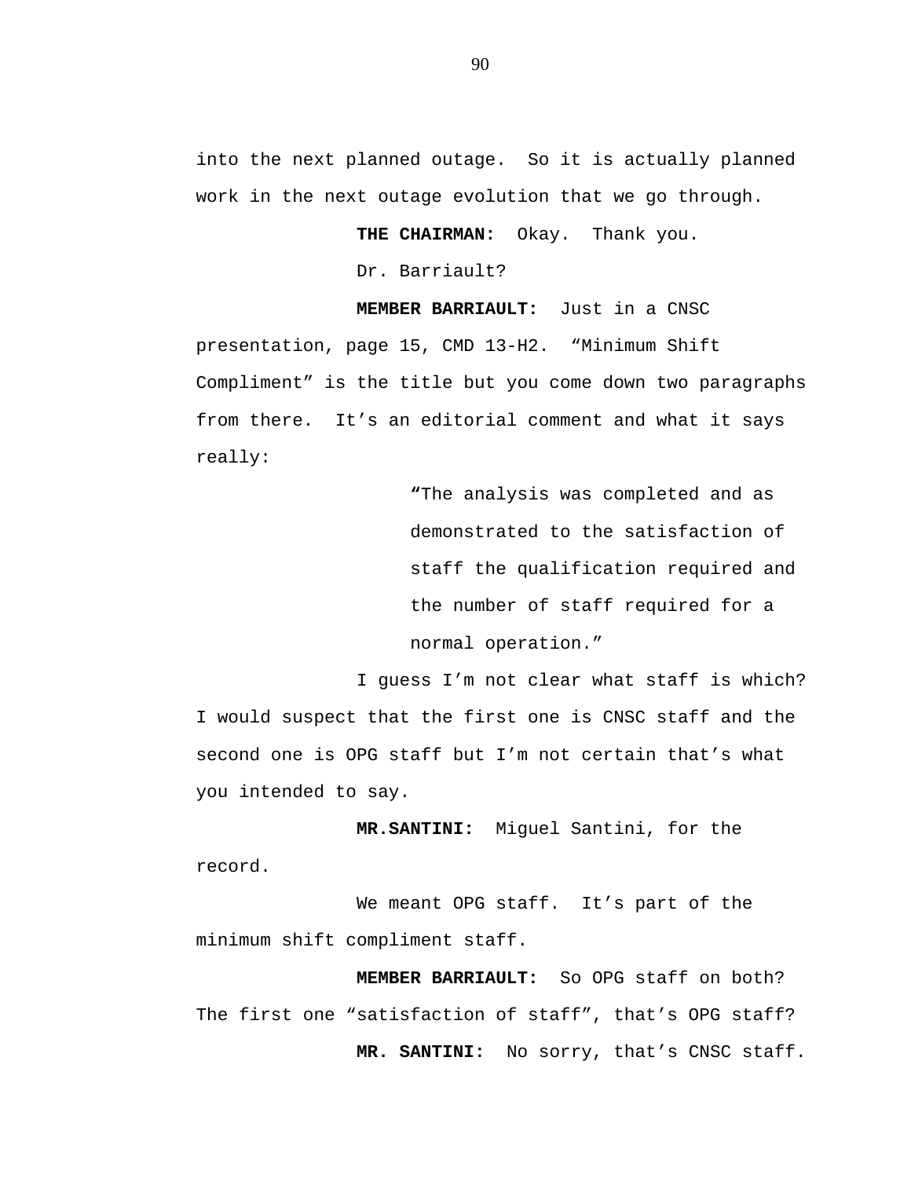into the next planned outage. So it is actually planned work in the next outage evolution that we go through.

**THE CHAIRMAN:** Okay. Thank you.

Dr. Barriault?

**MEMBER BARRIAULT:** Just in a CNSC presentation, page 15, CMD 13-H2. "Minimum Shift Compliment" is the title but you come down two paragraphs from there. It's an editorial comment and what it says really:

> "The analysis was completed and as demonstrated to the satisfaction of staff the qualification required and the number of staff required for a normal operation."

I guess I'm not clear what staff is which? I would suspect that the first one is CNSC staff and the second one is OPG staff but I'm not certain that's what you intended to say.

**MR.SANTINI:** Miguel Santini, for the record.

We meant OPG staff. It's part of the minimum shift compliment staff.

**MEMBER BARRIAULT:** So OPG staff on both? The first one "satisfaction of staff", that's OPG staff?

**MR. SANTINI:** No sorry, that's CNSC staff.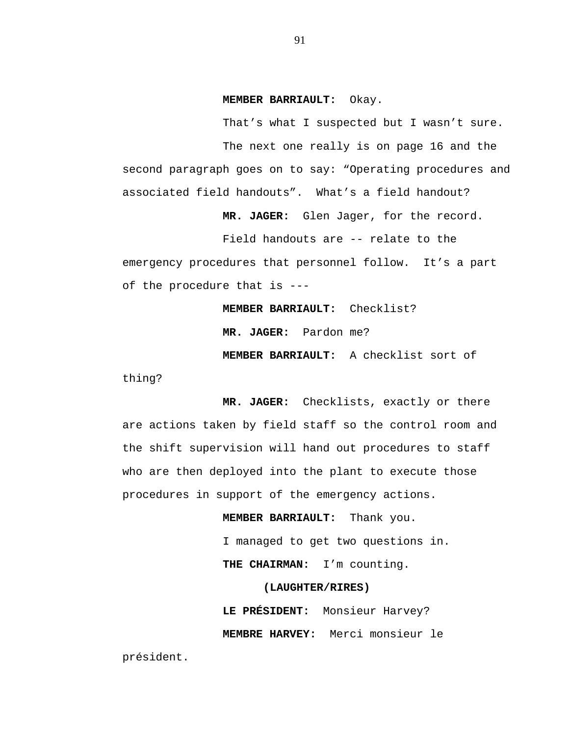**MEMBER BARRIAULT:** Okay.

That’s what I suspected but I wasn’t sure.

The next one really is on page 16 and the second paragraph goes on to say: “Operating procedures and associated field handouts”. What’s a field handout?

**MR. JAGER:** Glen Jager, for the record.

Field handouts are -- relate to the emergency procedures that personnel follow. It’s a part of the procedure that is ---

**MEMBER BARRIAULT:** Checklist?

**MR. JAGER:** Pardon me?

**MEMBER BARRIAULT:** A checklist sort of thing?

**MR. JAGER:** Checklists, exactly or there are actions taken by field staff so the control room and the shift supervision will hand out procedures to staff who are then deployed into the plant to execute those procedures in support of the emergency actions.

**MEMBER BARRIAULT:** Thank you.

I managed to get two questions in.

**THE CHAIRMAN:** I’m counting.

**(LAUGHTER/RIRES)**

**LE PRÉSIDENT:** Monsieur Harvey?

**MEMBRE HARVEY:** Merci monsieur le président.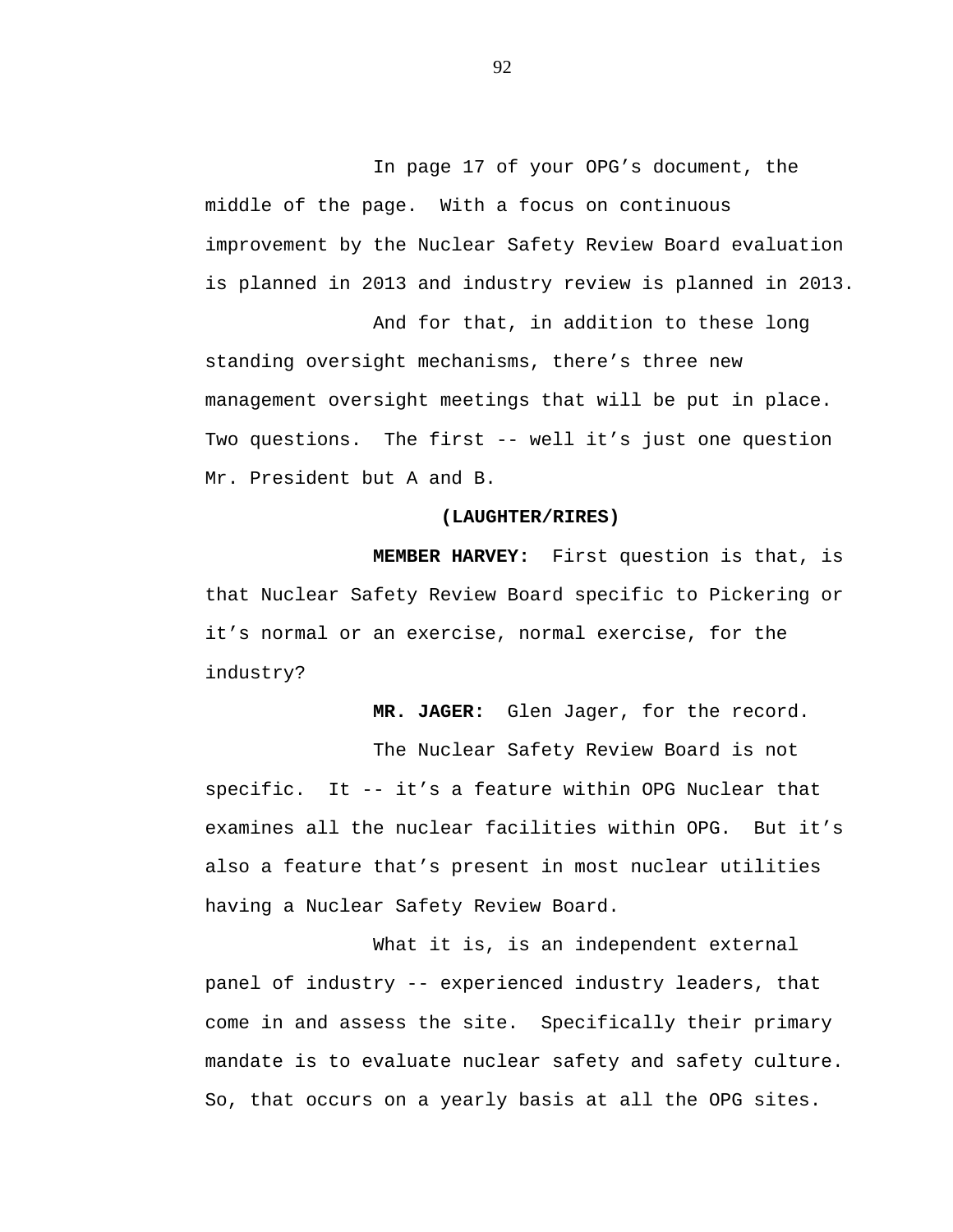In page 17 of your OPG's document, the middle of the page. With a focus on continuous improvement by the Nuclear Safety Review Board evaluation is planned in 2013 and industry review is planned in 2013.

And for that, in addition to these long standing oversight mechanisms, there's three new management oversight meetings that will be put in place. Two questions. The first -- well it's just one question Mr. President but A and B.

**(LAUGHTER/RIRES)**

**MEMBER HARVEY:** First question is that, is that Nuclear Safety Review Board specific to Pickering or it's normal or an exercise, normal exercise, for the industry?

**MR. JAGER:** Glen Jager, for the record.

The Nuclear Safety Review Board is not specific. It -- it's a feature within OPG Nuclear that examines all the nuclear facilities within OPG. But it's also a feature that's present in most nuclear utilities having a Nuclear Safety Review Board.

What it is, is an independent external panel of industry -- experienced industry leaders, that come in and assess the site. Specifically their primary mandate is to evaluate nuclear safety and safety culture. So, that occurs on a yearly basis at all the OPG sites.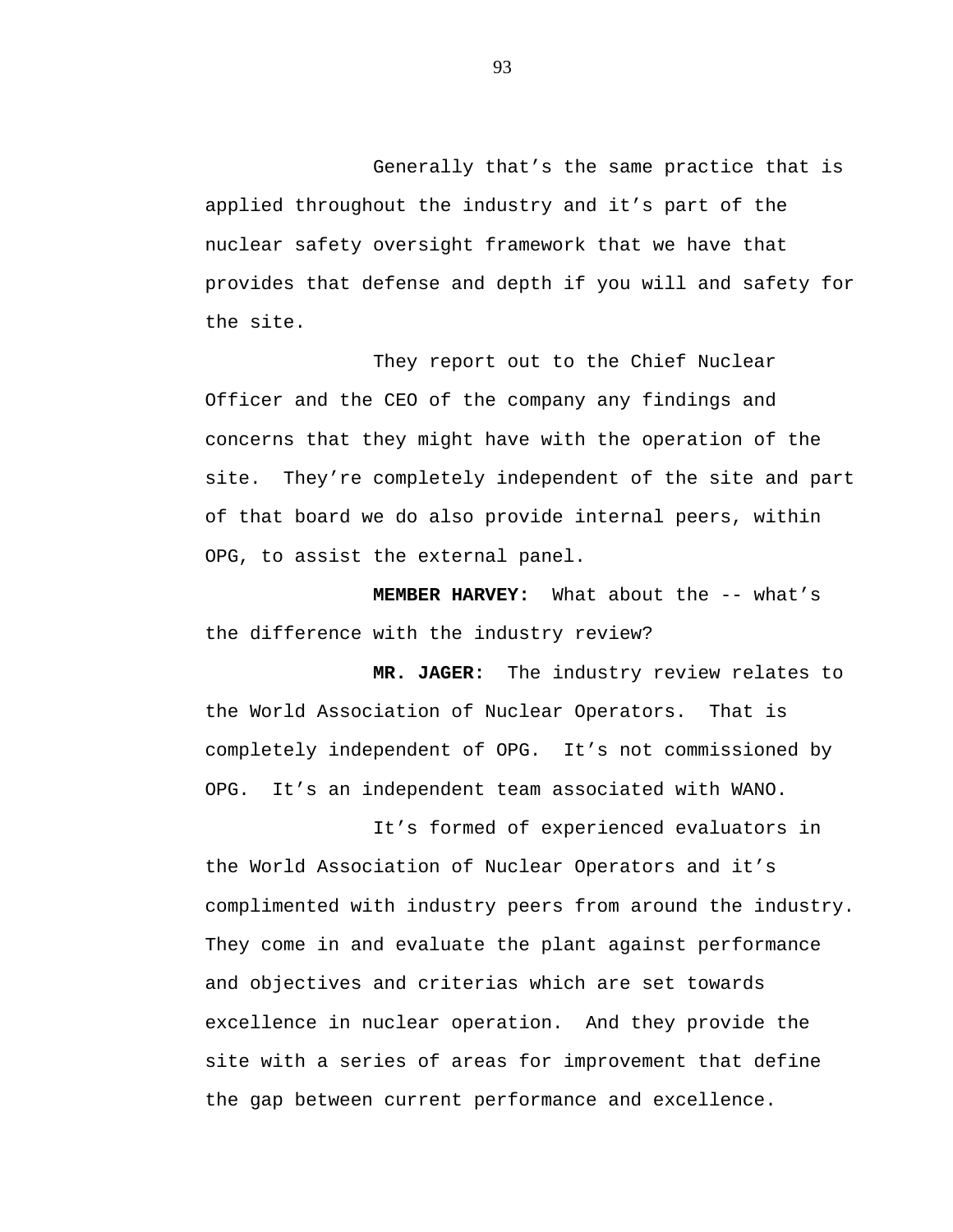Generally that’s the same practice that is applied throughout the industry and it’s part of the nuclear safety oversight framework that we have that provides that defense and depth if you will and safety for the site.

They report out to the Chief Nuclear Officer and the CEO of the company any findings and concerns that they might have with the operation of the site. They’re completely independent of the site and part of that board we do also provide internal peers, within OPG, to assist the external panel.

**MEMBER HARVEY:** What about the -- what’s the difference with the industry review?

**MR. JAGER:** The industry review relates to the World Association of Nuclear Operators. That is completely independent of OPG. It’s not commissioned by OPG. It’s an independent team associated with WANO.

It’s formed of experienced evaluators in the World Association of Nuclear Operators and it’s complimented with industry peers from around the industry. They come in and evaluate the plant against performance and objectives and criterias which are set towards excellence in nuclear operation. And they provide the site with a series of areas for improvement that define the gap between current performance and excellence.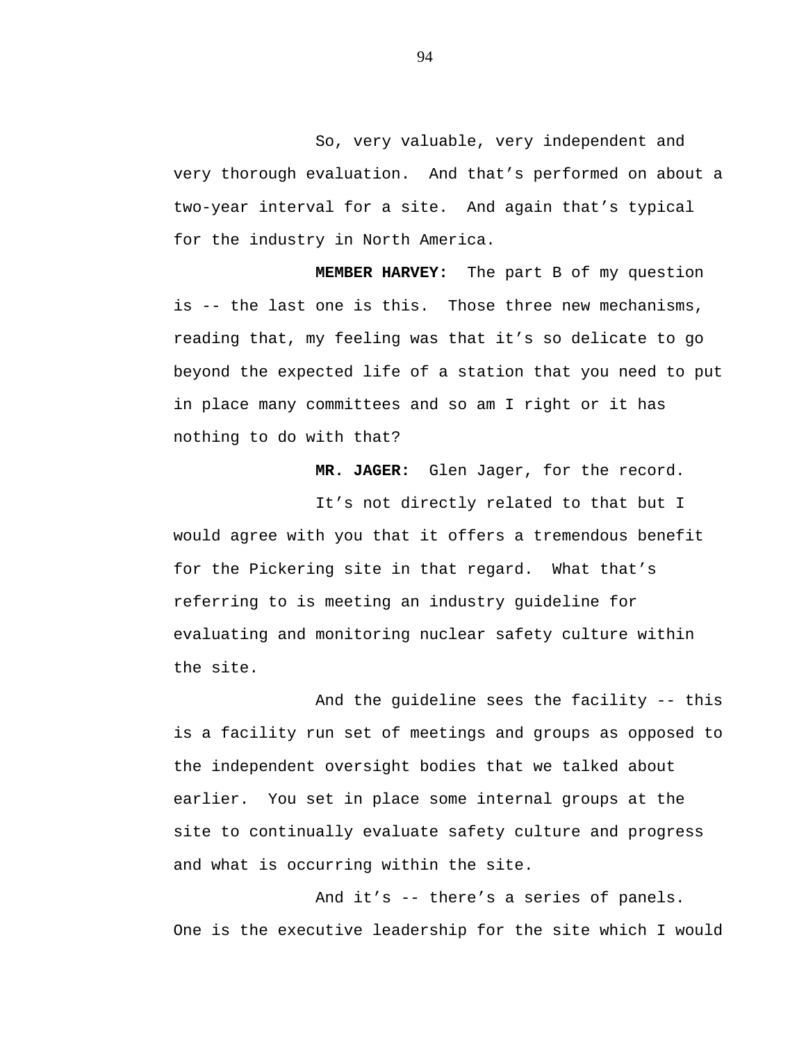So, very valuable, very independent and very thorough evaluation. And that's performed on about a two-year interval for a site. And again that's typical for the industry in North America.

**MEMBER HARVEY:** The part B of my question is -- the last one is this. Those three new mechanisms, reading that, my feeling was that it's so delicate to go beyond the expected life of a station that you need to put in place many committees and so am I right or it has nothing to do with that?

**MR. JAGER:** Glen Jager, for the record.

It's not directly related to that but I would agree with you that it offers a tremendous benefit for the Pickering site in that regard. What that's referring to is meeting an industry guideline for evaluating and monitoring nuclear safety culture within the site.

And the guideline sees the facility -- this is a facility run set of meetings and groups as opposed to the independent oversight bodies that we talked about earlier. You set in place some internal groups at the site to continually evaluate safety culture and progress and what is occurring within the site.

And it's -- there's a series of panels. One is the executive leadership for the site which I would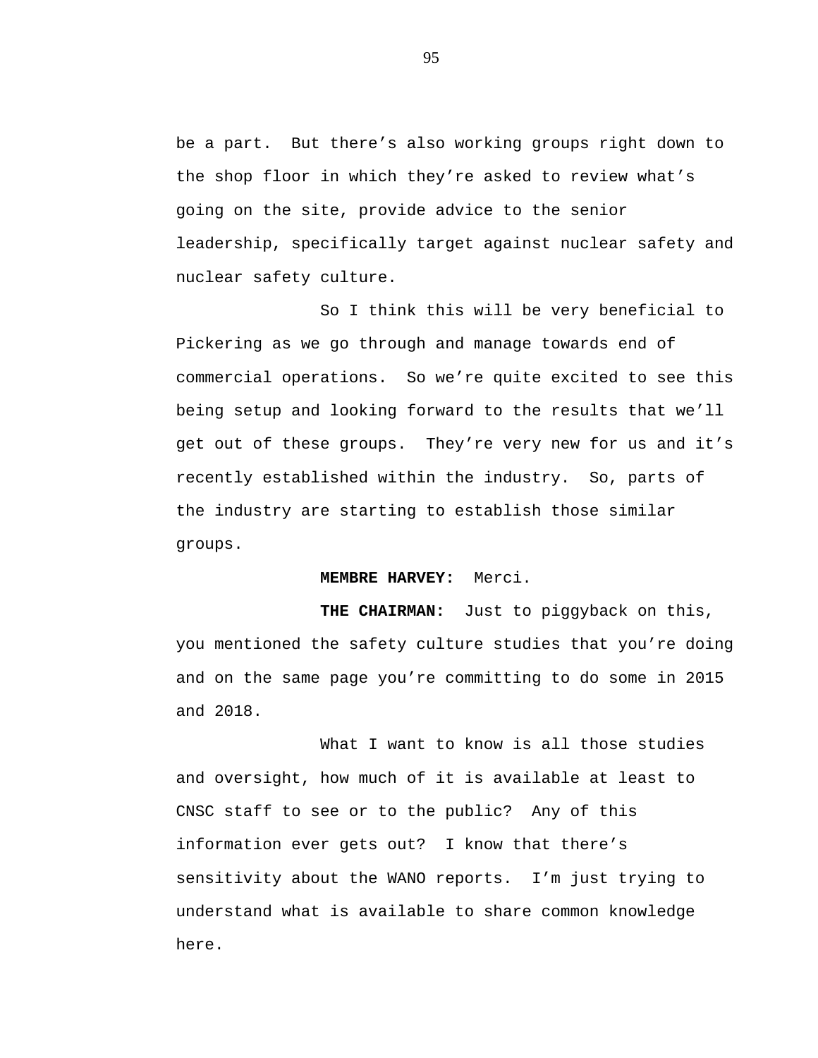be a part.  But there's also working groups right down to the shop floor in which they're asked to review what's going on the site, provide advice to the senior leadership, specifically target against nuclear safety and nuclear safety culture.

So I think this will be very beneficial to Pickering as we go through and manage towards end of commercial operations.  So we're quite excited to see this being setup and looking forward to the results that we'll get out of these groups.  They're very new for us and it's recently established within the industry.  So, parts of the industry are starting to establish those similar groups.

**MEMBRE HARVEY:** Merci.

**THE CHAIRMAN:** Just to piggyback on this, you mentioned the safety culture studies that you're doing and on the same page you're committing to do some in 2015 and 2018.

What I want to know is all those studies and oversight, how much of it is available at least to CNSC staff to see or to the public?  Any of this information ever gets out?  I know that there's sensitivity about the WANO reports.  I'm just trying to understand what is available to share common knowledge here.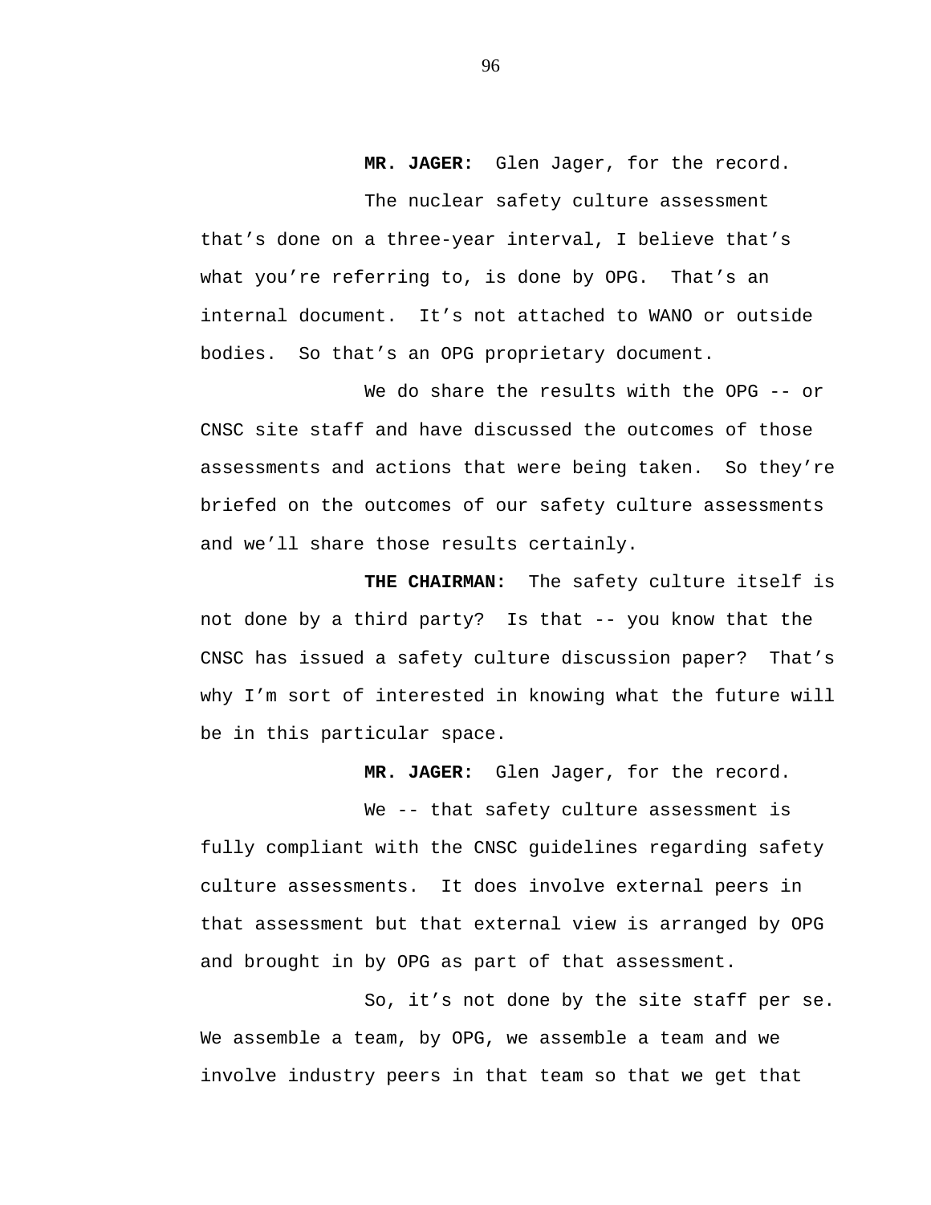**MR. JAGER:** Glen Jager, for the record.

The nuclear safety culture assessment that's done on a three-year interval, I believe that's what you're referring to, is done by OPG. That's an internal document. It's not attached to WANO or outside bodies. So that's an OPG proprietary document.

We do share the results with the OPG -- or CNSC site staff and have discussed the outcomes of those assessments and actions that were being taken. So they're briefed on the outcomes of our safety culture assessments and we'll share those results certainly.

**THE CHAIRMAN:** The safety culture itself is not done by a third party? Is that -- you know that the CNSC has issued a safety culture discussion paper? That's why I'm sort of interested in knowing what the future will be in this particular space.

**MR. JAGER:** Glen Jager, for the record.

We -- that safety culture assessment is fully compliant with the CNSC guidelines regarding safety culture assessments. It does involve external peers in that assessment but that external view is arranged by OPG and brought in by OPG as part of that assessment.

So, it's not done by the site staff per se. We assemble a team, by OPG, we assemble a team and we involve industry peers in that team so that we get that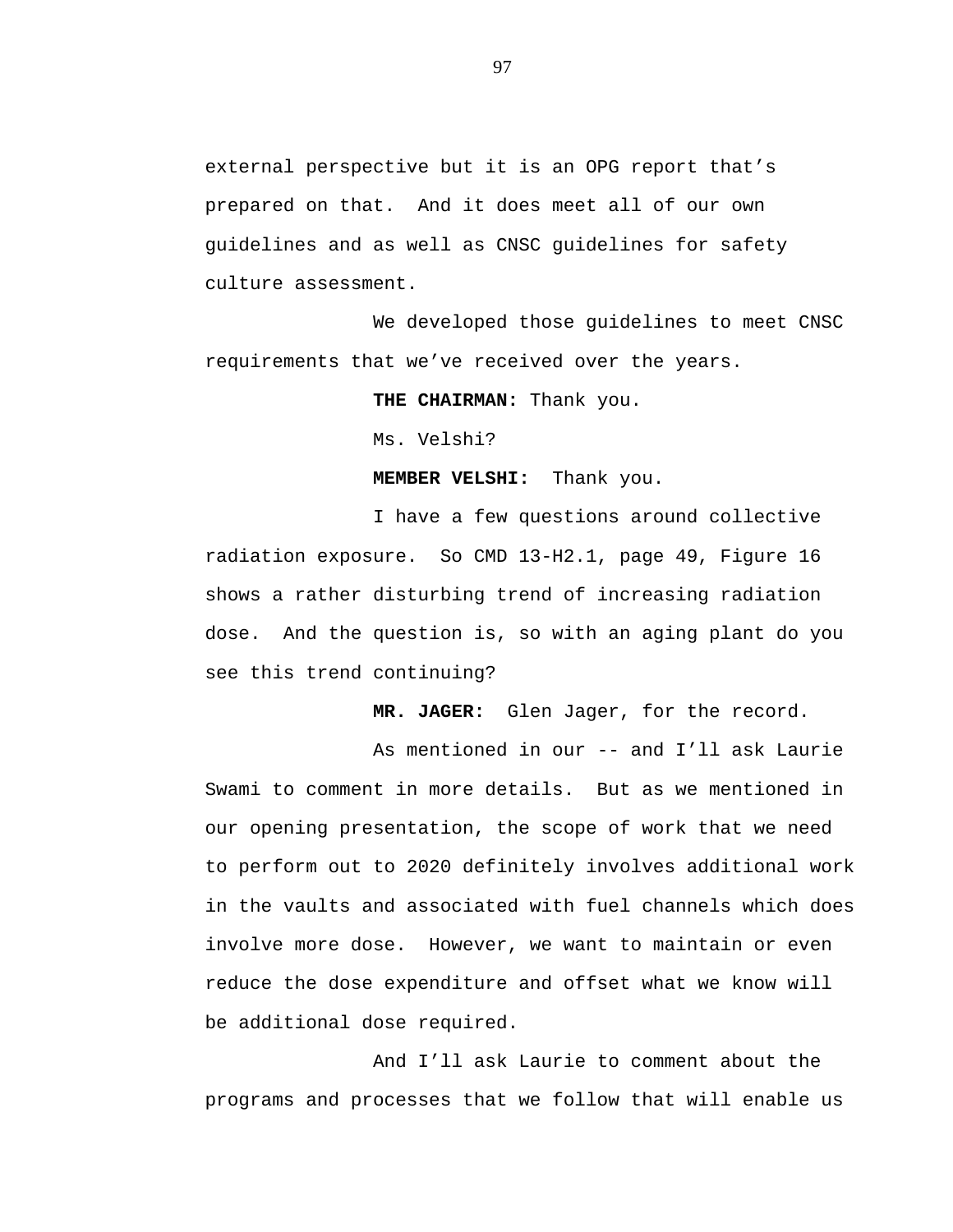external perspective but it is an OPG report that’s prepared on that.  And it does meet all of our own guidelines and as well as CNSC guidelines for safety culture assessment.

We developed those guidelines to meet CNSC requirements that we’ve received over the years.

**THE CHAIRMAN:** Thank you.

Ms. Velshi?

**MEMBER VELSHI:**  Thank you.

I have a few questions around collective radiation exposure.  So CMD 13-H2.1, page 49, Figure 16 shows a rather disturbing trend of increasing radiation dose.  And the question is, so with an aging plant do you see this trend continuing?

**MR. JAGER:**  Glen Jager, for the record.

As mentioned in our -- and I’ll ask Laurie Swami to comment in more details.  But as we mentioned in our opening presentation, the scope of work that we need to perform out to 2020 definitely involves additional work in the vaults and associated with fuel channels which does involve more dose.  However, we want to maintain or even reduce the dose expenditure and offset what we know will be additional dose required.

And I’ll ask Laurie to comment about the programs and processes that we follow that will enable us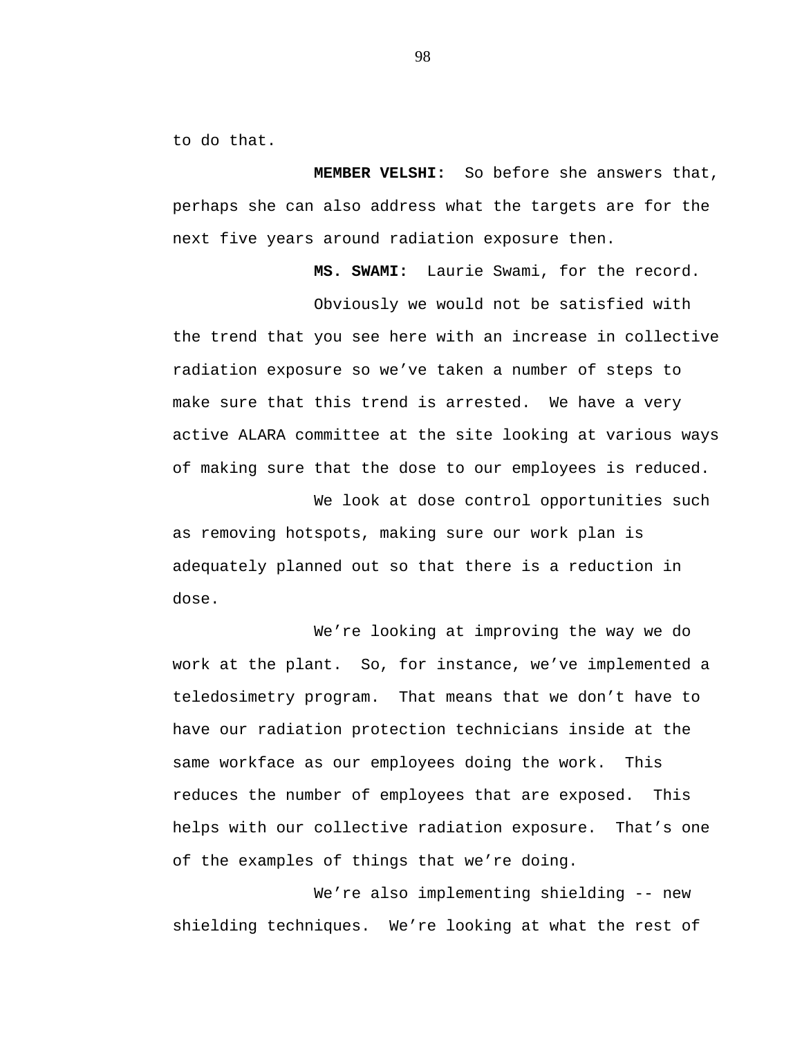to do that.

**MEMBER VELSHI:** So before she answers that, perhaps she can also address what the targets are for the next five years around radiation exposure then.

**MS. SWAMI:** Laurie Swami, for the record.

Obviously we would not be satisfied with the trend that you see here with an increase in collective radiation exposure so we've taken a number of steps to make sure that this trend is arrested. We have a very active ALARA committee at the site looking at various ways of making sure that the dose to our employees is reduced.

We look at dose control opportunities such as removing hotspots, making sure our work plan is adequately planned out so that there is a reduction in dose.

We're looking at improving the way we do work at the plant. So, for instance, we've implemented a teledosimetry program. That means that we don't have to have our radiation protection technicians inside at the same workface as our employees doing the work. This reduces the number of employees that are exposed. This helps with our collective radiation exposure. That's one of the examples of things that we're doing.

We're also implementing shielding -- new shielding techniques. We're looking at what the rest of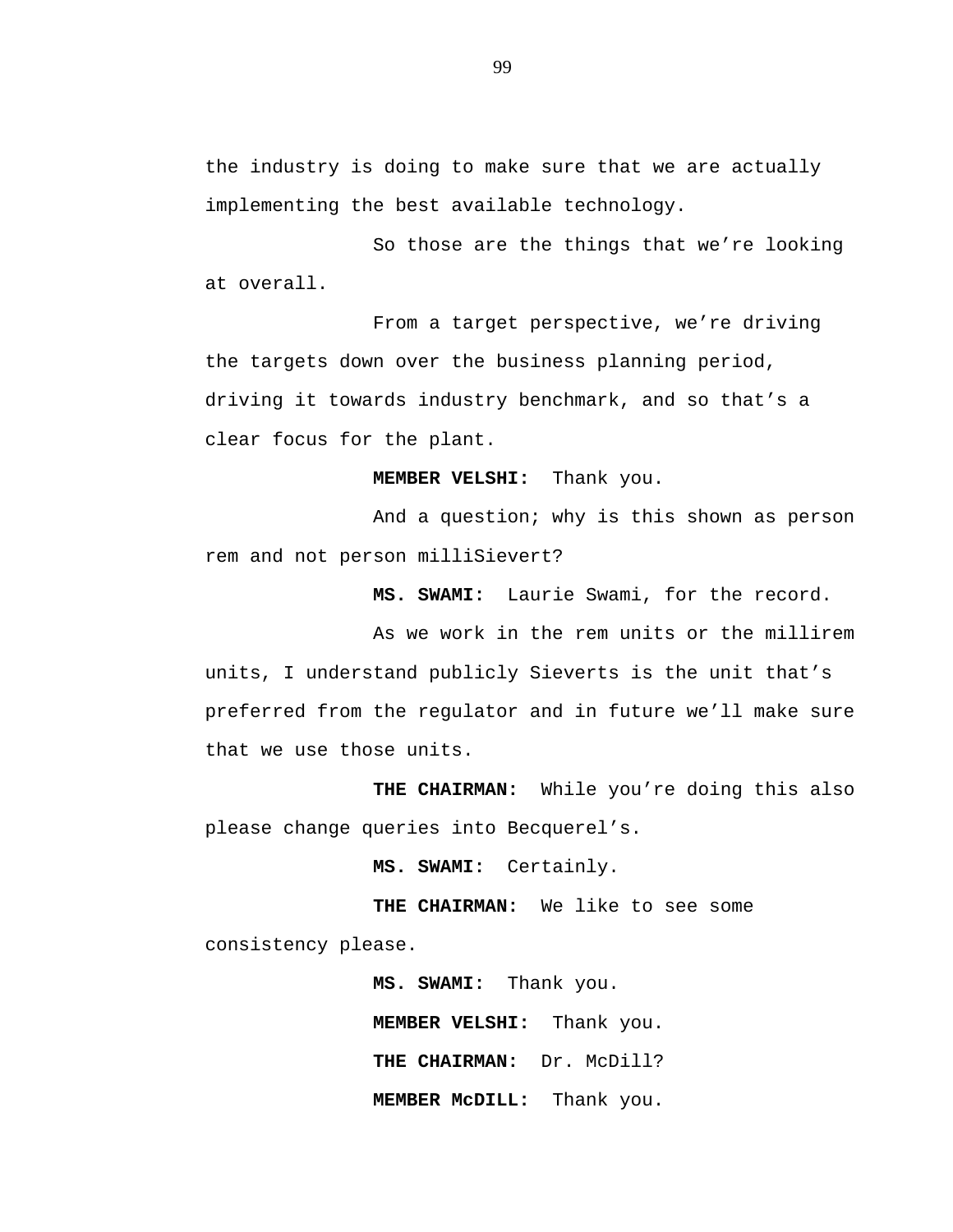the industry is doing to make sure that we are actually implementing the best available technology.

So those are the things that we're looking at overall.

From a target perspective, we're driving the targets down over the business planning period, driving it towards industry benchmark, and so that's a clear focus for the plant.

**MEMBER VELSHI:** Thank you.

And a question; why is this shown as person rem and not person milliSievert?

**MS. SWAMI:** Laurie Swami, for the record.

As we work in the rem units or the millirem units, I understand publicly Sieverts is the unit that's preferred from the regulator and in future we'll make sure that we use those units.

**THE CHAIRMAN:** While you're doing this also please change queries into Becquerel's.

**MS. SWAMI:** Certainly.

**THE CHAIRMAN:** We like to see some consistency please.

**MS. SWAMI:** Thank you.

**MEMBER VELSHI:** Thank you.

**THE CHAIRMAN:** Dr. McDill?

**MEMBER McDILL:** Thank you.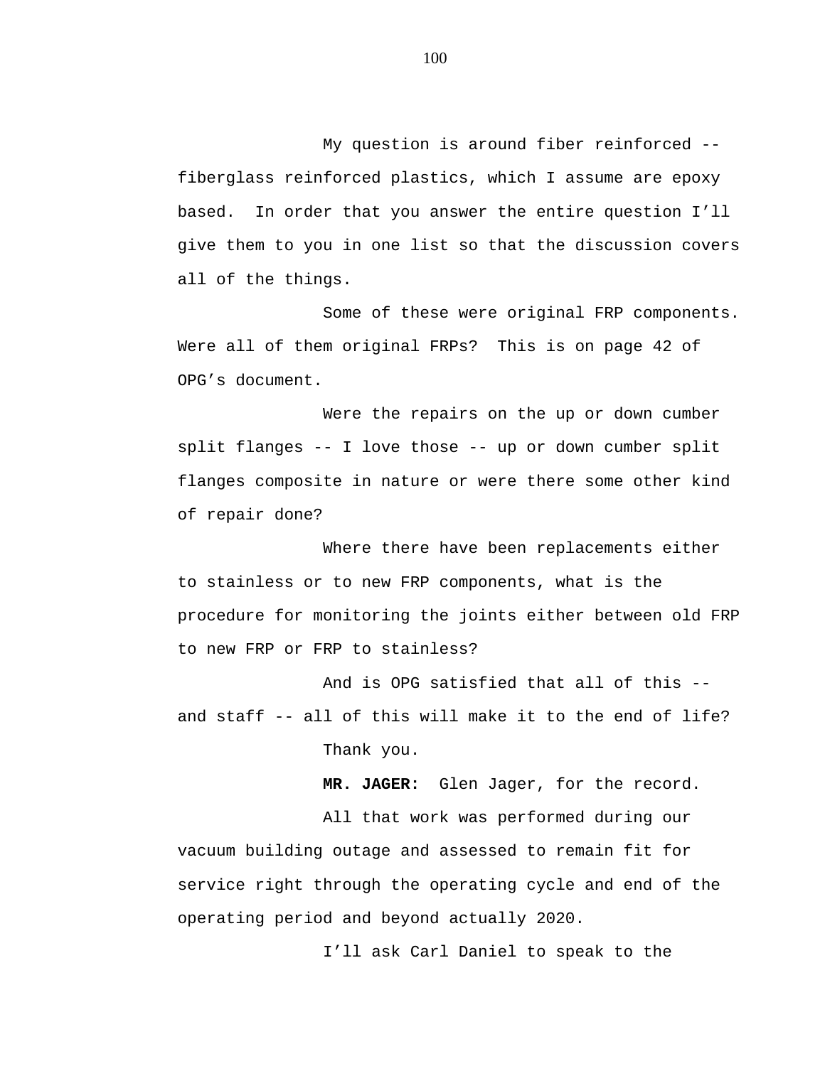My question is around fiber reinforced -- fiberglass reinforced plastics, which I assume are epoxy based. In order that you answer the entire question I'll give them to you in one list so that the discussion covers all of the things.

Some of these were original FRP components. Were all of them original FRPs? This is on page 42 of OPG's document.

Were the repairs on the up or down cumber split flanges -- I love those -- up or down cumber split flanges composite in nature or were there some other kind of repair done?

Where there have been replacements either to stainless or to new FRP components, what is the procedure for monitoring the joints either between old FRP to new FRP or FRP to stainless?

And is OPG satisfied that all of this -- and staff -- all of this will make it to the end of life?

Thank you.

**MR. JAGER:** Glen Jager, for the record.

All that work was performed during our vacuum building outage and assessed to remain fit for service right through the operating cycle and end of the operating period and beyond actually 2020.

I'll ask Carl Daniel to speak to the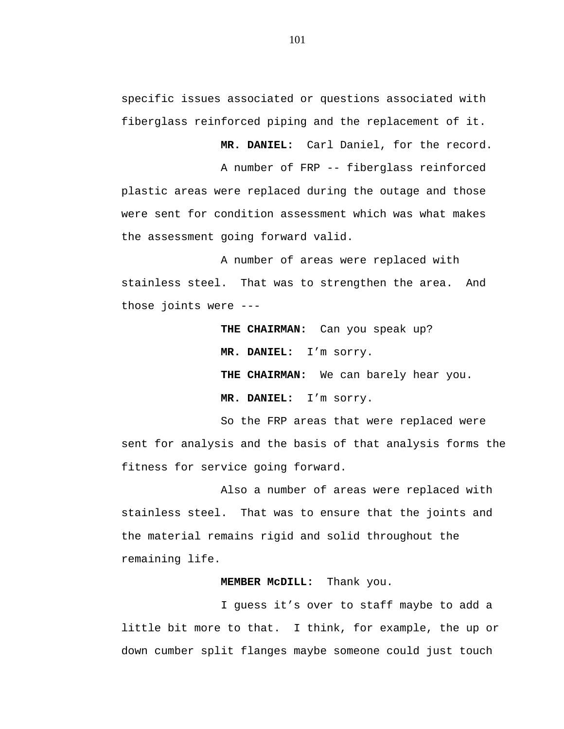specific issues associated or questions associated with fiberglass reinforced piping and the replacement of it.

**MR. DANIEL:** Carl Daniel, for the record.

A number of FRP -- fiberglass reinforced plastic areas were replaced during the outage and those were sent for condition assessment which was what makes the assessment going forward valid.

A number of areas were replaced with stainless steel. That was to strengthen the area. And those joints were ---

**THE CHAIRMAN:** Can you speak up?

**MR. DANIEL:** I'm sorry.

**THE CHAIRMAN:** We can barely hear you.

**MR. DANIEL:** I'm sorry.

So the FRP areas that were replaced were sent for analysis and the basis of that analysis forms the fitness for service going forward.

Also a number of areas were replaced with stainless steel. That was to ensure that the joints and the material remains rigid and solid throughout the remaining life.

**MEMBER McDILL:** Thank you.

I guess it's over to staff maybe to add a little bit more to that. I think, for example, the up or down cumber split flanges maybe someone could just touch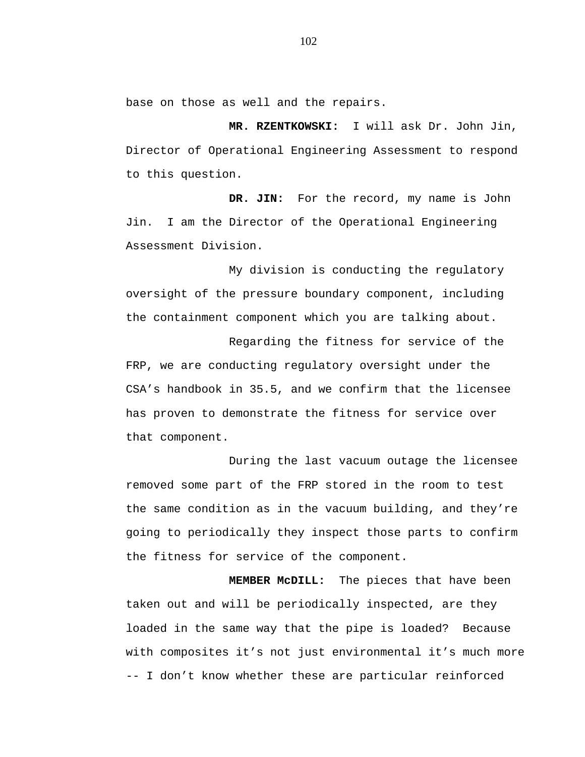base on those as well and the repairs.

**MR. RZENTKOWSKI:** I will ask Dr. John Jin, Director of Operational Engineering Assessment to respond to this question.

**DR. JIN:** For the record, my name is John Jin. I am the Director of the Operational Engineering Assessment Division.

My division is conducting the regulatory oversight of the pressure boundary component, including the containment component which you are talking about.

Regarding the fitness for service of the FRP, we are conducting regulatory oversight under the CSA's handbook in 35.5, and we confirm that the licensee has proven to demonstrate the fitness for service over that component.

During the last vacuum outage the licensee removed some part of the FRP stored in the room to test the same condition as in the vacuum building, and they're going to periodically they inspect those parts to confirm the fitness for service of the component.

**MEMBER McDILL:** The pieces that have been taken out and will be periodically inspected, are they loaded in the same way that the pipe is loaded? Because with composites it's not just environmental it's much more -- I don't know whether these are particular reinforced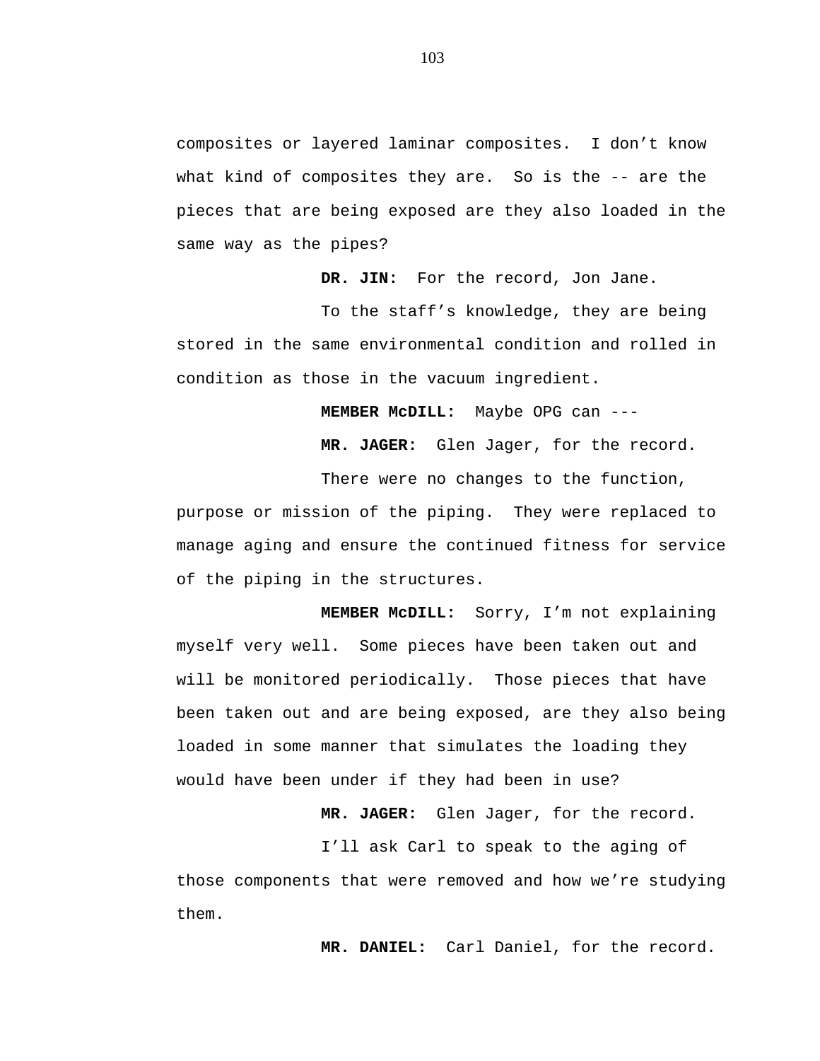composites or layered laminar composites. I don't know what kind of composites they are. So is the -- are the pieces that are being exposed are they also loaded in the same way as the pipes?

**DR. JIN:** For the record, Jon Jane.

To the staff's knowledge, they are being stored in the same environmental condition and rolled in condition as those in the vacuum ingredient.

**MEMBER McDILL:** Maybe OPG can ---

**MR. JAGER:** Glen Jager, for the record.

There were no changes to the function, purpose or mission of the piping. They were replaced to manage aging and ensure the continued fitness for service of the piping in the structures.

**MEMBER McDILL:** Sorry, I'm not explaining myself very well. Some pieces have been taken out and will be monitored periodically. Those pieces that have been taken out and are being exposed, are they also being loaded in some manner that simulates the loading they would have been under if they had been in use?

**MR. JAGER:** Glen Jager, for the record.

I'll ask Carl to speak to the aging of those components that were removed and how we're studying them.

**MR. DANIEL:** Carl Daniel, for the record.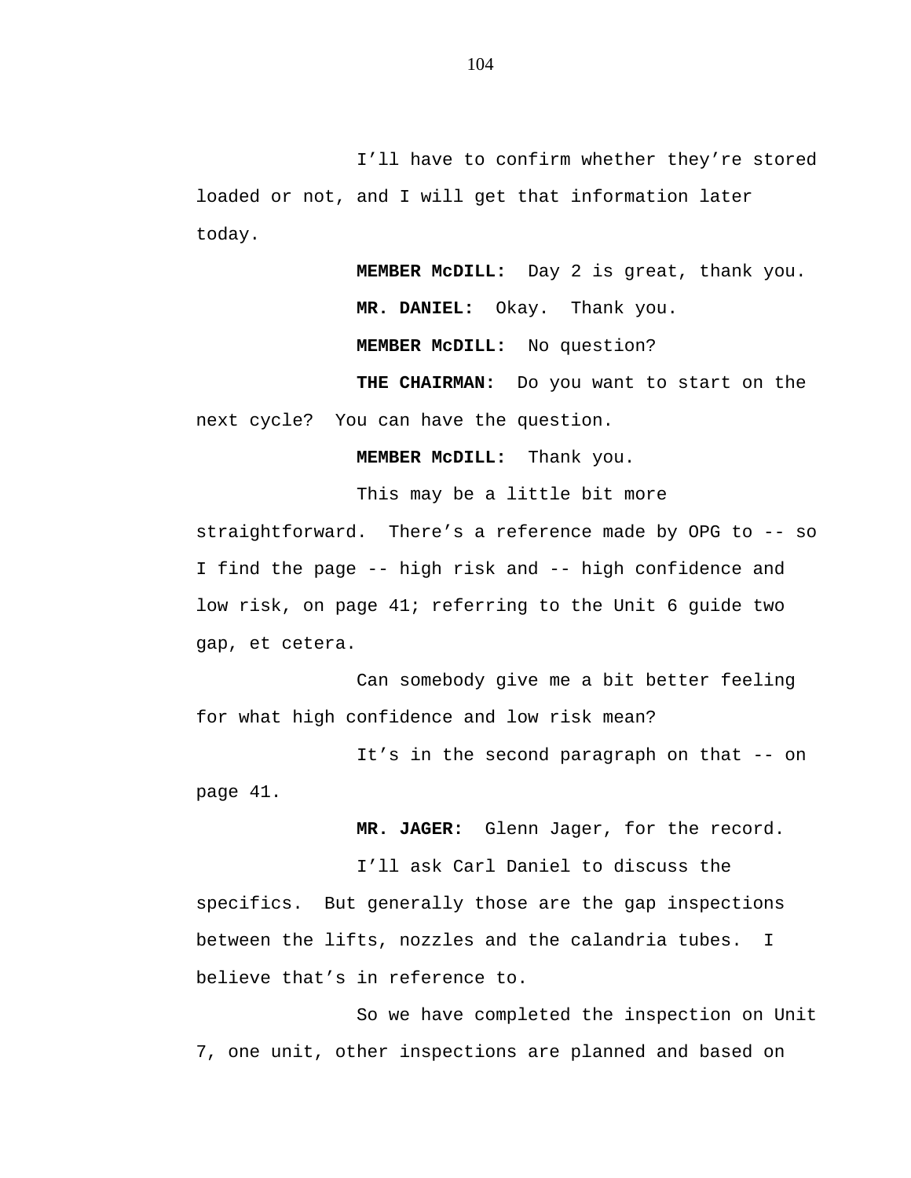I'll have to confirm whether they're stored loaded or not, and I will get that information later today.

**MEMBER McDILL:** Day 2 is great, thank you.

**MR. DANIEL:** Okay. Thank you.

**MEMBER McDILL:** No question?

**THE CHAIRMAN:** Do you want to start on the next cycle? You can have the question.

**MEMBER McDILL:** Thank you.

This may be a little bit more straightforward. There's a reference made by OPG to -- so I find the page -- high risk and -- high confidence and low risk, on page 41; referring to the Unit 6 guide two gap, et cetera.

Can somebody give me a bit better feeling for what high confidence and low risk mean?

It's in the second paragraph on that -- on page 41.

**MR. JAGER:** Glenn Jager, for the record.

I'll ask Carl Daniel to discuss the specifics. But generally those are the gap inspections between the lifts, nozzles and the calandria tubes. I believe that's in reference to.

So we have completed the inspection on Unit 7, one unit, other inspections are planned and based on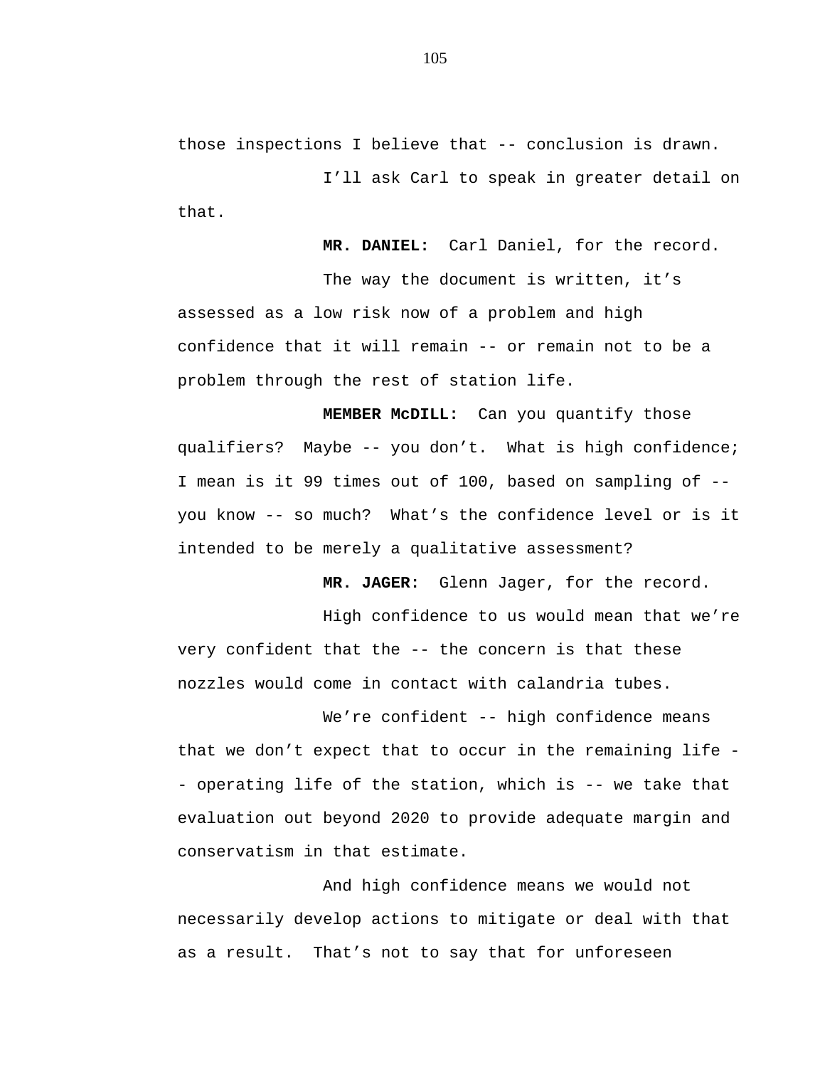those inspections I believe that -- conclusion is drawn.

I'll ask Carl to speak in greater detail on that.

**MR. DANIEL:** Carl Daniel, for the record.

The way the document is written, it's assessed as a low risk now of a problem and high confidence that it will remain -- or remain not to be a problem through the rest of station life.

**MEMBER McDILL:** Can you quantify those qualifiers? Maybe -- you don't. What is high confidence; I mean is it 99 times out of 100, based on sampling of -- you know -- so much? What's the confidence level or is it intended to be merely a qualitative assessment?

**MR. JAGER:** Glenn Jager, for the record.

High confidence to us would mean that we're very confident that the -- the concern is that these nozzles would come in contact with calandria tubes.

We're confident -- high confidence means that we don't expect that to occur in the remaining life -- operating life of the station, which is -- we take that evaluation out beyond 2020 to provide adequate margin and conservatism in that estimate.

And high confidence means we would not necessarily develop actions to mitigate or deal with that as a result. That's not to say that for unforeseen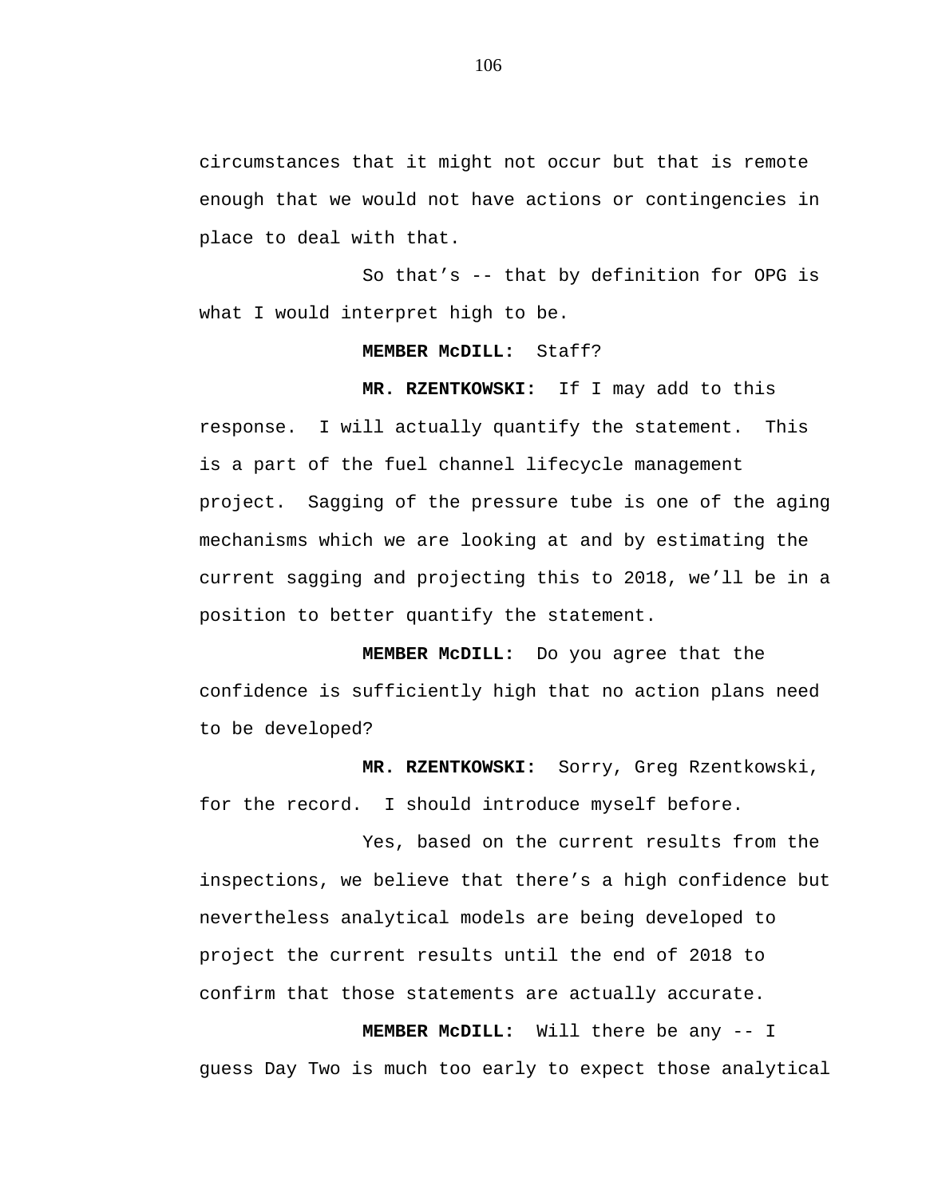circumstances that it might not occur but that is remote enough that we would not have actions or contingencies in place to deal with that.

So that's -- that by definition for OPG is what I would interpret high to be.

**MEMBER McDILL:** Staff?

**MR. RZENTKOWSKI:** If I may add to this response. I will actually quantify the statement. This is a part of the fuel channel lifecycle management project. Sagging of the pressure tube is one of the aging mechanisms which we are looking at and by estimating the current sagging and projecting this to 2018, we'll be in a position to better quantify the statement.

**MEMBER McDILL:** Do you agree that the confidence is sufficiently high that no action plans need to be developed?

**MR. RZENTKOWSKI:** Sorry, Greg Rzentkowski, for the record. I should introduce myself before.

Yes, based on the current results from the inspections, we believe that there's a high confidence but nevertheless analytical models are being developed to project the current results until the end of 2018 to confirm that those statements are actually accurate.

**MEMBER McDILL:** Will there be any -- I guess Day Two is much too early to expect those analytical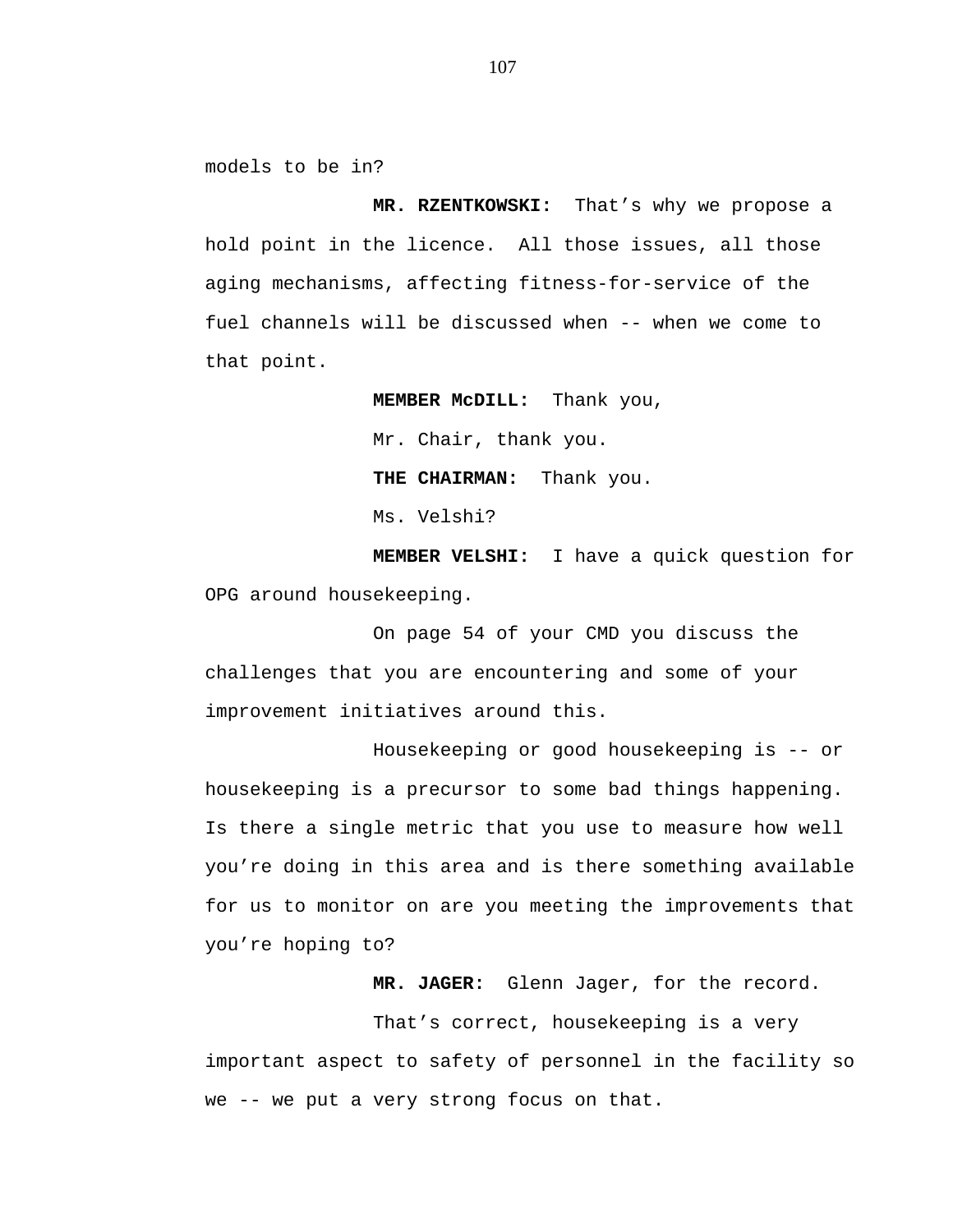models to be in?

**MR. RZENTKOWSKI:** That’s why we propose a hold point in the licence. All those issues, all those aging mechanisms, affecting fitness-for-service of the fuel channels will be discussed when -- when we come to that point.

**MEMBER McDILL:** Thank you,

Mr. Chair, thank you.

**THE CHAIRMAN:** Thank you.

Ms. Velshi?

**MEMBER VELSHI:** I have a quick question for OPG around housekeeping.

On page 54 of your CMD you discuss the challenges that you are encountering and some of your improvement initiatives around this.

Housekeeping or good housekeeping is -- or housekeeping is a precursor to some bad things happening. Is there a single metric that you use to measure how well you’re doing in this area and is there something available for us to monitor on are you meeting the improvements that you’re hoping to?

**MR. JAGER:** Glenn Jager, for the record.

That’s correct, housekeeping is a very important aspect to safety of personnel in the facility so we -- we put a very strong focus on that.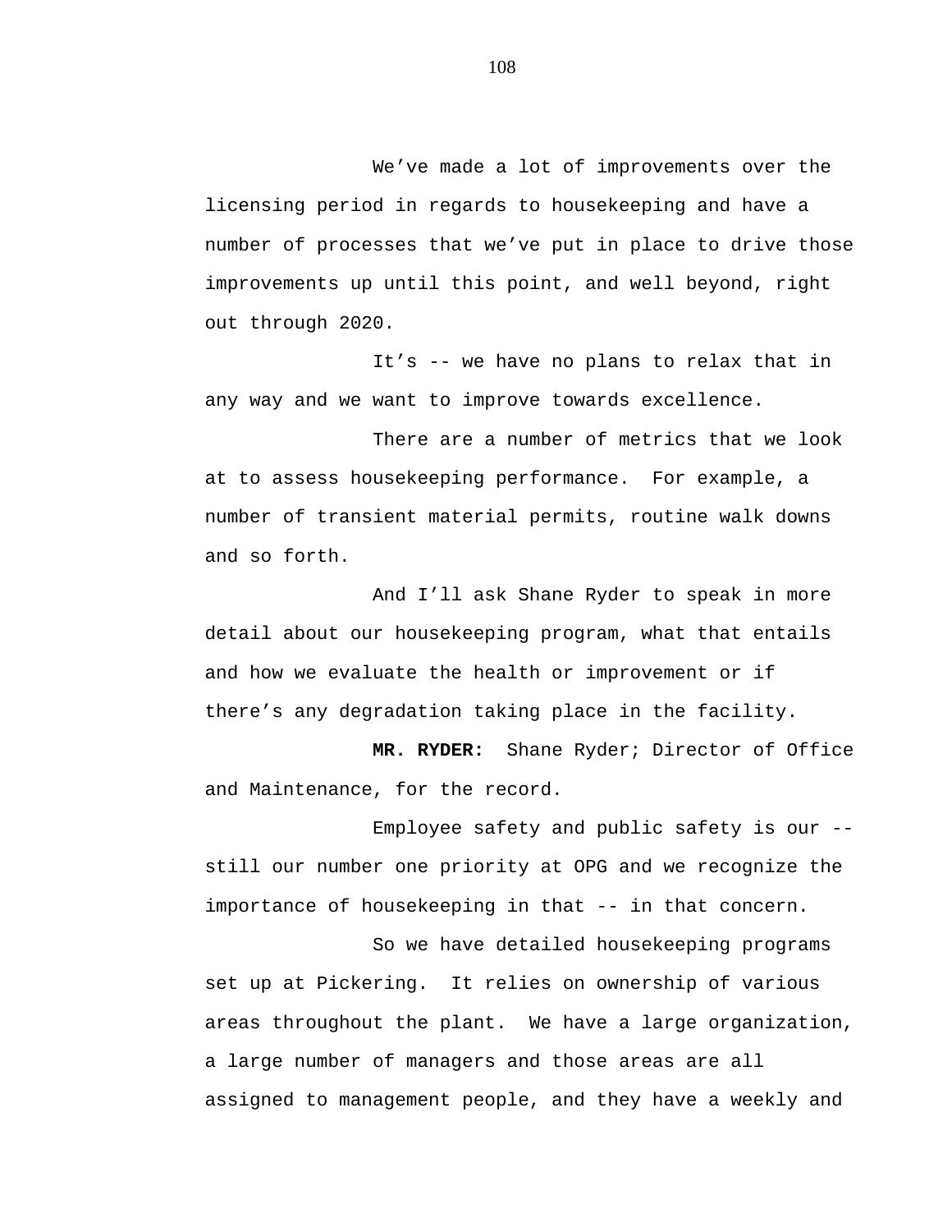We've made a lot of improvements over the licensing period in regards to housekeeping and have a number of processes that we've put in place to drive those improvements up until this point, and well beyond, right out through 2020.

It's -- we have no plans to relax that in any way and we want to improve towards excellence.

There are a number of metrics that we look at to assess housekeeping performance. For example, a number of transient material permits, routine walk downs and so forth.

And I'll ask Shane Ryder to speak in more detail about our housekeeping program, what that entails and how we evaluate the health or improvement or if there's any degradation taking place in the facility.

**MR. RYDER:** Shane Ryder; Director of Office and Maintenance, for the record.

Employee safety and public safety is our -- still our number one priority at OPG and we recognize the importance of housekeeping in that -- in that concern.

So we have detailed housekeeping programs set up at Pickering. It relies on ownership of various areas throughout the plant. We have a large organization, a large number of managers and those areas are all assigned to management people, and they have a weekly and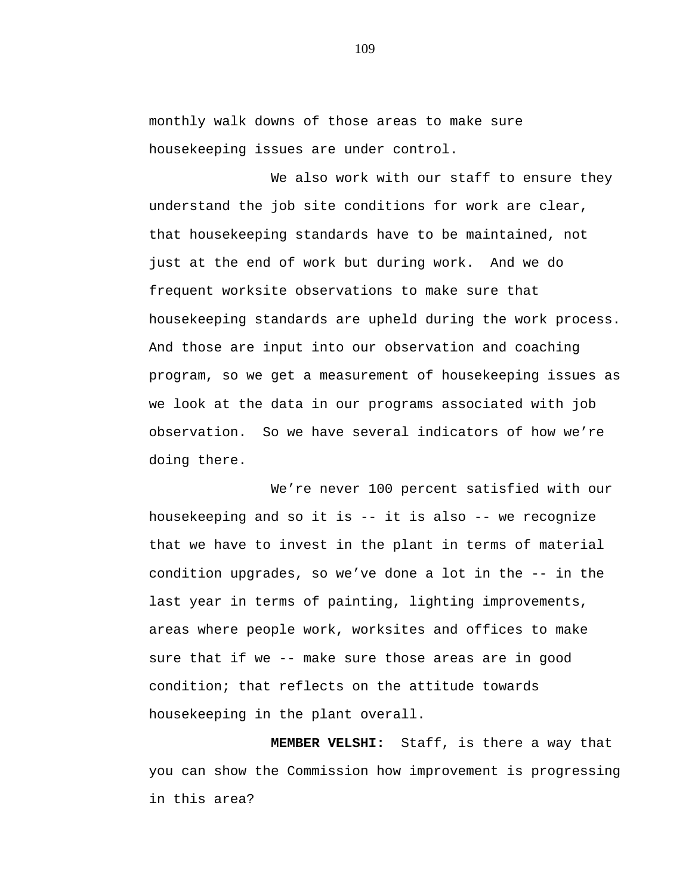monthly walk downs of those areas to make sure housekeeping issues are under control.

We also work with our staff to ensure they understand the job site conditions for work are clear, that housekeeping standards have to be maintained, not just at the end of work but during work.  And we do frequent worksite observations to make sure that housekeeping standards are upheld during the work process. And those are input into our observation and coaching program, so we get a measurement of housekeeping issues as we look at the data in our programs associated with job observation.  So we have several indicators of how we're doing there.

We're never 100 percent satisfied with our housekeeping and so it is -- it is also -- we recognize that we have to invest in the plant in terms of material condition upgrades, so we've done a lot in the -- in the last year in terms of painting, lighting improvements, areas where people work, worksites and offices to make sure that if we -- make sure those areas are in good condition; that reflects on the attitude towards housekeeping in the plant overall.

**MEMBER VELSHI:** Staff, is there a way that you can show the Commission how improvement is progressing in this area?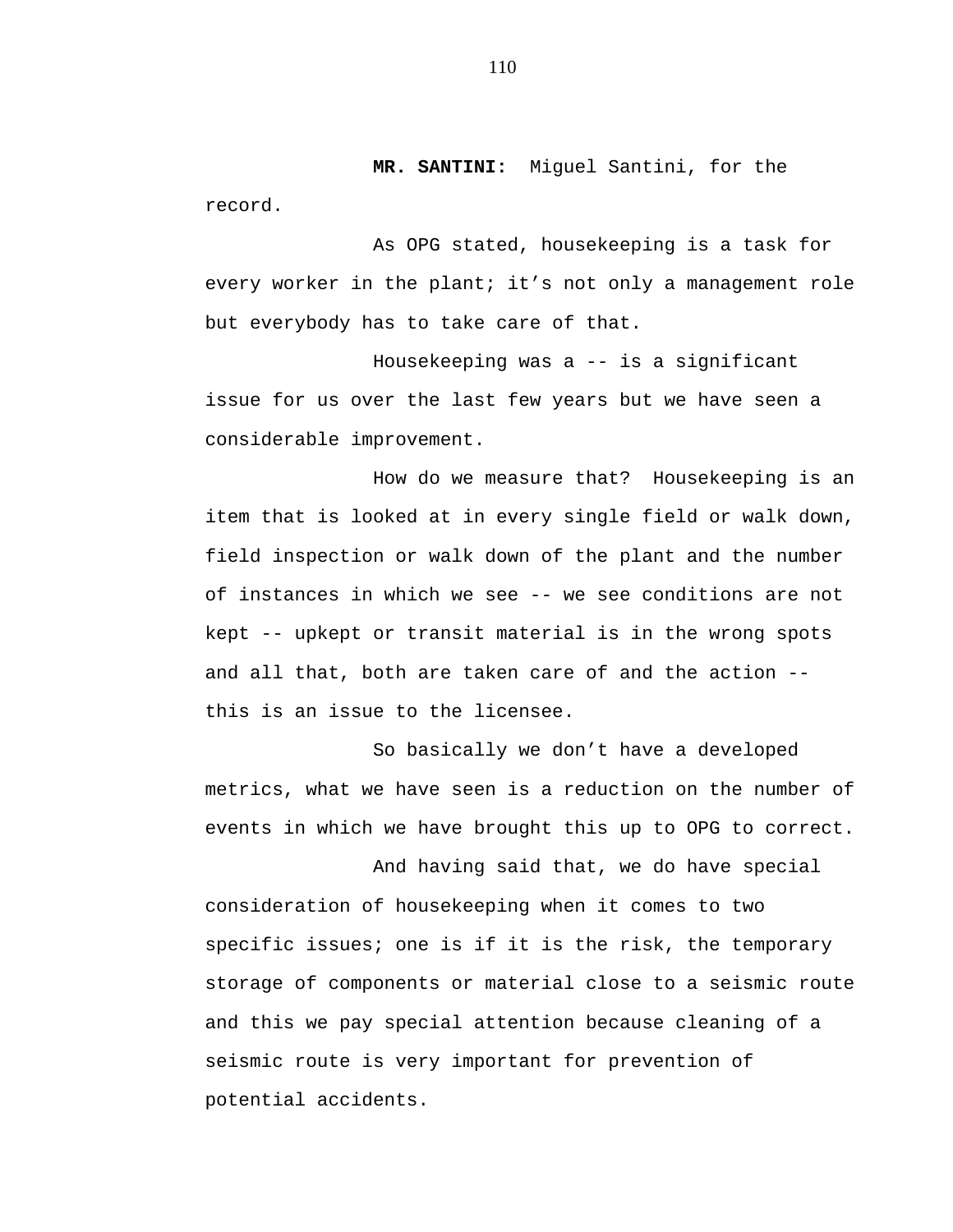**MR. SANTINI:** Miguel Santini, for the record.

As OPG stated, housekeeping is a task for every worker in the plant; it’s not only a management role but everybody has to take care of that.

Housekeeping was a -- is a significant issue for us over the last few years but we have seen a considerable improvement.

How do we measure that? Housekeeping is an item that is looked at in every single field or walk down, field inspection or walk down of the plant and the number of instances in which we see -- we see conditions are not kept -- upkept or transit material is in the wrong spots and all that, both are taken care of and the action -- this is an issue to the licensee.

So basically we don’t have a developed metrics, what we have seen is a reduction on the number of events in which we have brought this up to OPG to correct.

And having said that, we do have special consideration of housekeeping when it comes to two specific issues; one is if it is the risk, the temporary storage of components or material close to a seismic route and this we pay special attention because cleaning of a seismic route is very important for prevention of potential accidents.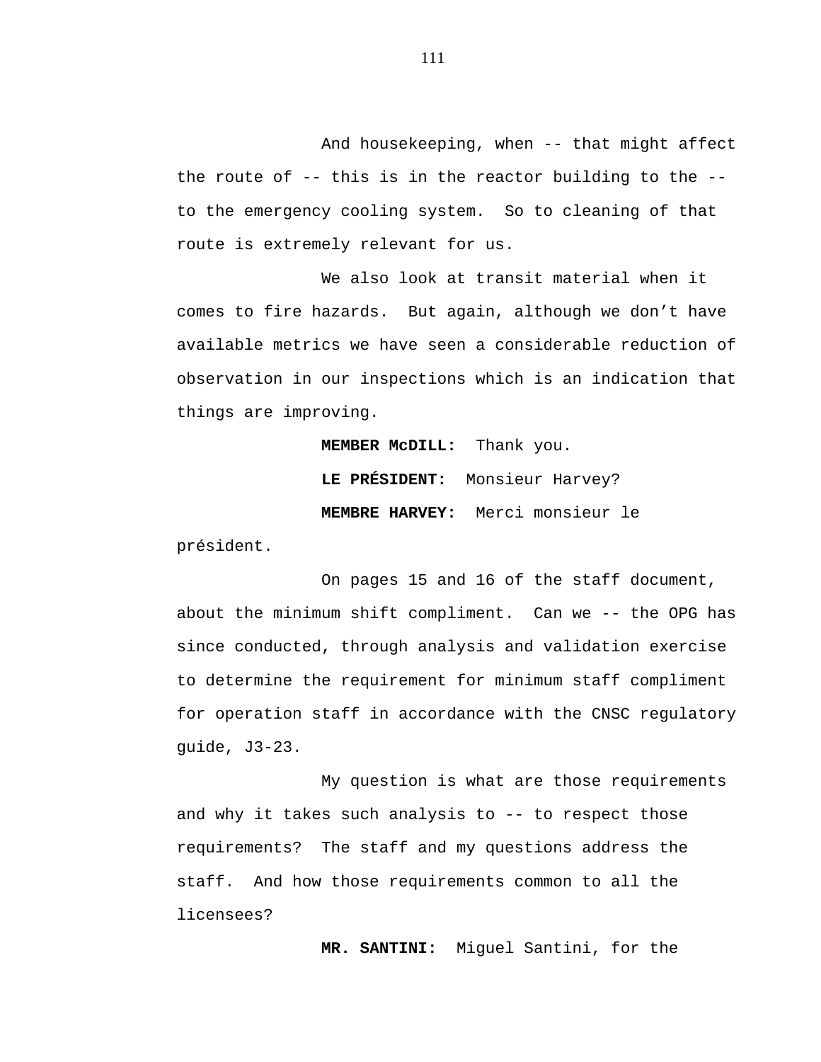And housekeeping, when -- that might affect the route of -- this is in the reactor building to the -- to the emergency cooling system.  So to cleaning of that route is extremely relevant for us.

We also look at transit material when it comes to fire hazards.  But again, although we don't have available metrics we have seen a considerable reduction of observation in our inspections which is an indication that things are improving.

**MEMBER McDILL:**  Thank you.

**LE PRÉSIDENT:**  Monsieur Harvey?

**MEMBRE HARVEY:**  Merci monsieur le président.

On pages 15 and 16 of the staff document, about the minimum shift compliment.  Can we -- the OPG has since conducted, through analysis and validation exercise to determine the requirement for minimum staff compliment for operation staff in accordance with the CNSC regulatory guide, J3-23.

My question is what are those requirements and why it takes such analysis to -- to respect those requirements?  The staff and my questions address the staff.  And how those requirements common to all the licensees?

**MR. SANTINI:**  Miguel Santini, for the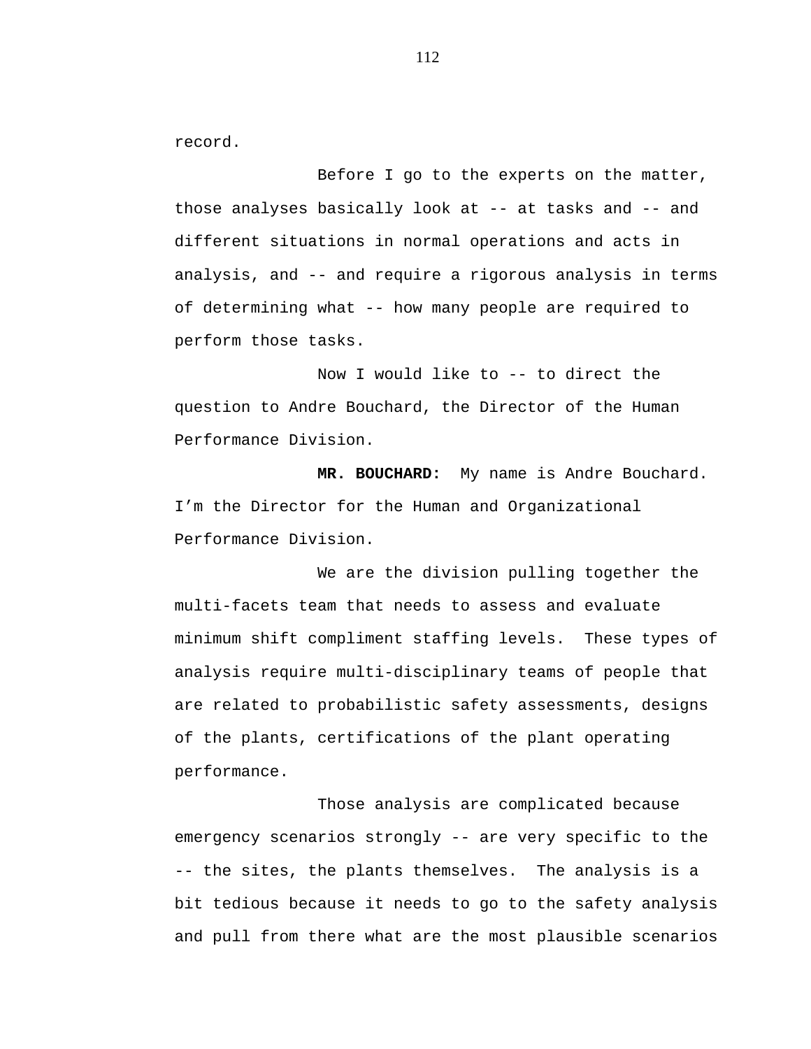record.

Before I go to the experts on the matter, those analyses basically look at -- at tasks and -- and different situations in normal operations and acts in analysis, and -- and require a rigorous analysis in terms of determining what -- how many people are required to perform those tasks.

Now I would like to -- to direct the question to Andre Bouchard, the Director of the Human Performance Division.

**MR. BOUCHARD:** My name is Andre Bouchard. I'm the Director for the Human and Organizational Performance Division.

We are the division pulling together the multi-facets team that needs to assess and evaluate minimum shift compliment staffing levels. These types of analysis require multi-disciplinary teams of people that are related to probabilistic safety assessments, designs of the plants, certifications of the plant operating performance.

Those analysis are complicated because emergency scenarios strongly -- are very specific to the -- the sites, the plants themselves. The analysis is a bit tedious because it needs to go to the safety analysis and pull from there what are the most plausible scenarios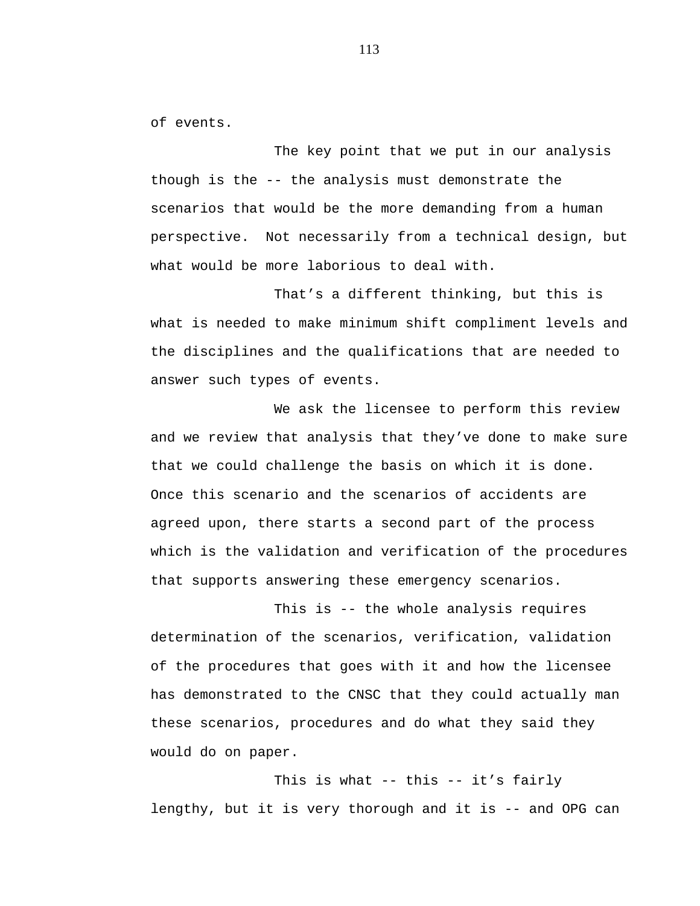of events.

The key point that we put in our analysis though is the -- the analysis must demonstrate the scenarios that would be the more demanding from a human perspective. Not necessarily from a technical design, but what would be more laborious to deal with.

That’s a different thinking, but this is what is needed to make minimum shift compliment levels and the disciplines and the qualifications that are needed to answer such types of events.

We ask the licensee to perform this review and we review that analysis that they’ve done to make sure that we could challenge the basis on which it is done. Once this scenario and the scenarios of accidents are agreed upon, there starts a second part of the process which is the validation and verification of the procedures that supports answering these emergency scenarios.

This is -- the whole analysis requires determination of the scenarios, verification, validation of the procedures that goes with it and how the licensee has demonstrated to the CNSC that they could actually man these scenarios, procedures and do what they said they would do on paper.

This is what -- this -- it’s fairly lengthy, but it is very thorough and it is -- and OPG can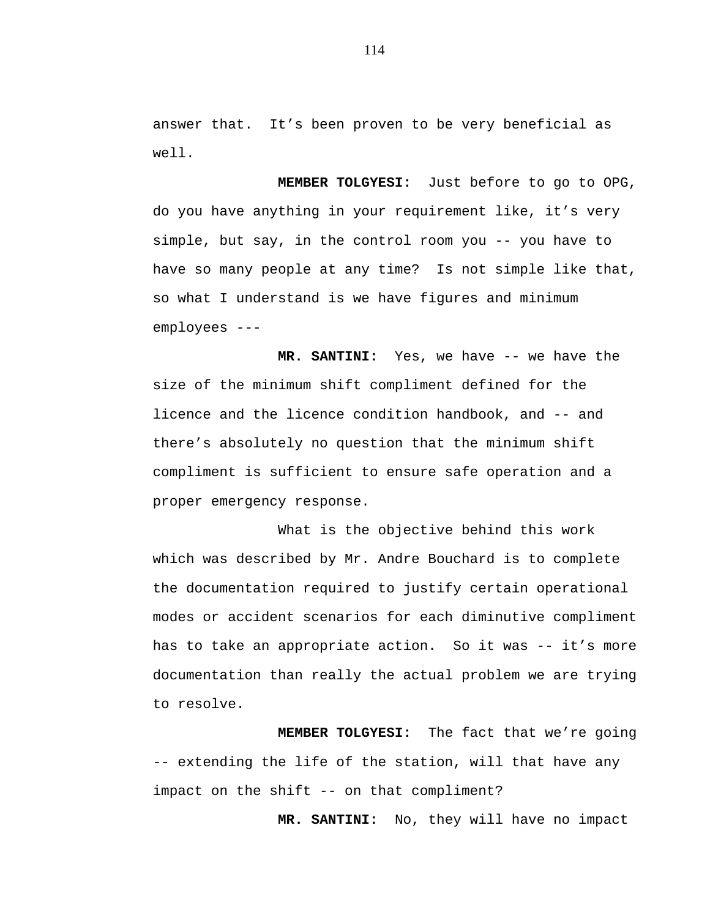answer that.  It's been proven to be very beneficial as well.

**MEMBER TOLGYESI:**  Just before to go to OPG, do you have anything in your requirement like, it's very simple, but say, in the control room you -- you have to have so many people at any time?  Is not simple like that, so what I understand is we have figures and minimum employees ---

**MR. SANTINI:**  Yes, we have -- we have the size of the minimum shift compliment defined for the licence and the licence condition handbook, and -- and there's absolutely no question that the minimum shift compliment is sufficient to ensure safe operation and a proper emergency response.

What is the objective behind this work which was described by Mr. Andre Bouchard is to complete the documentation required to justify certain operational modes or accident scenarios for each diminutive compliment has to take an appropriate action.  So it was -- it's more documentation than really the actual problem we are trying to resolve.

**MEMBER TOLGYESI:**  The fact that we're going -- extending the life of the station, will that have any impact on the shift -- on that compliment?

**MR. SANTINI:**  No, they will have no impact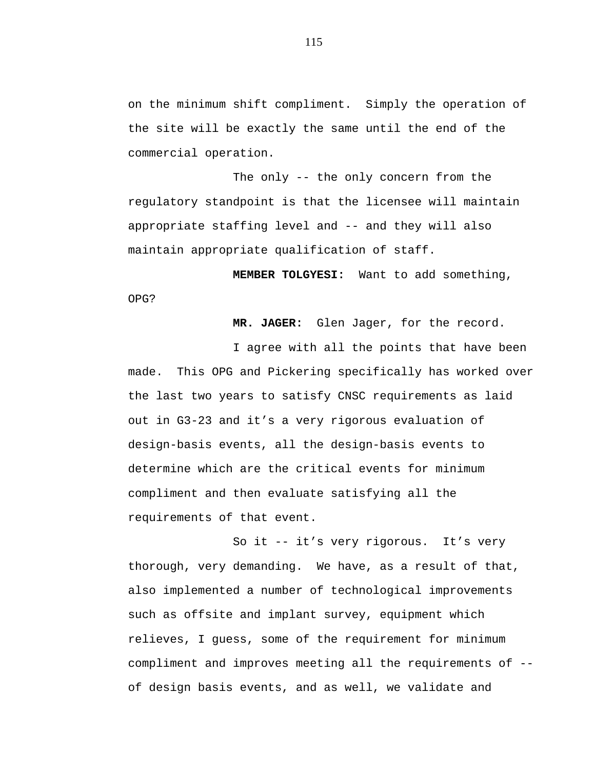on the minimum shift compliment. Simply the operation of the site will be exactly the same until the end of the commercial operation.

The only -- the only concern from the regulatory standpoint is that the licensee will maintain appropriate staffing level and -- and they will also maintain appropriate qualification of staff.

**MEMBER TOLGYESI:** Want to add something, OPG?

**MR. JAGER:** Glen Jager, for the record.

I agree with all the points that have been made. This OPG and Pickering specifically has worked over the last two years to satisfy CNSC requirements as laid out in G3-23 and it's a very rigorous evaluation of design-basis events, all the design-basis events to determine which are the critical events for minimum compliment and then evaluate satisfying all the requirements of that event.

So it -- it's very rigorous. It's very thorough, very demanding. We have, as a result of that, also implemented a number of technological improvements such as offsite and implant survey, equipment which relieves, I guess, some of the requirement for minimum compliment and improves meeting all the requirements of -- of design basis events, and as well, we validate and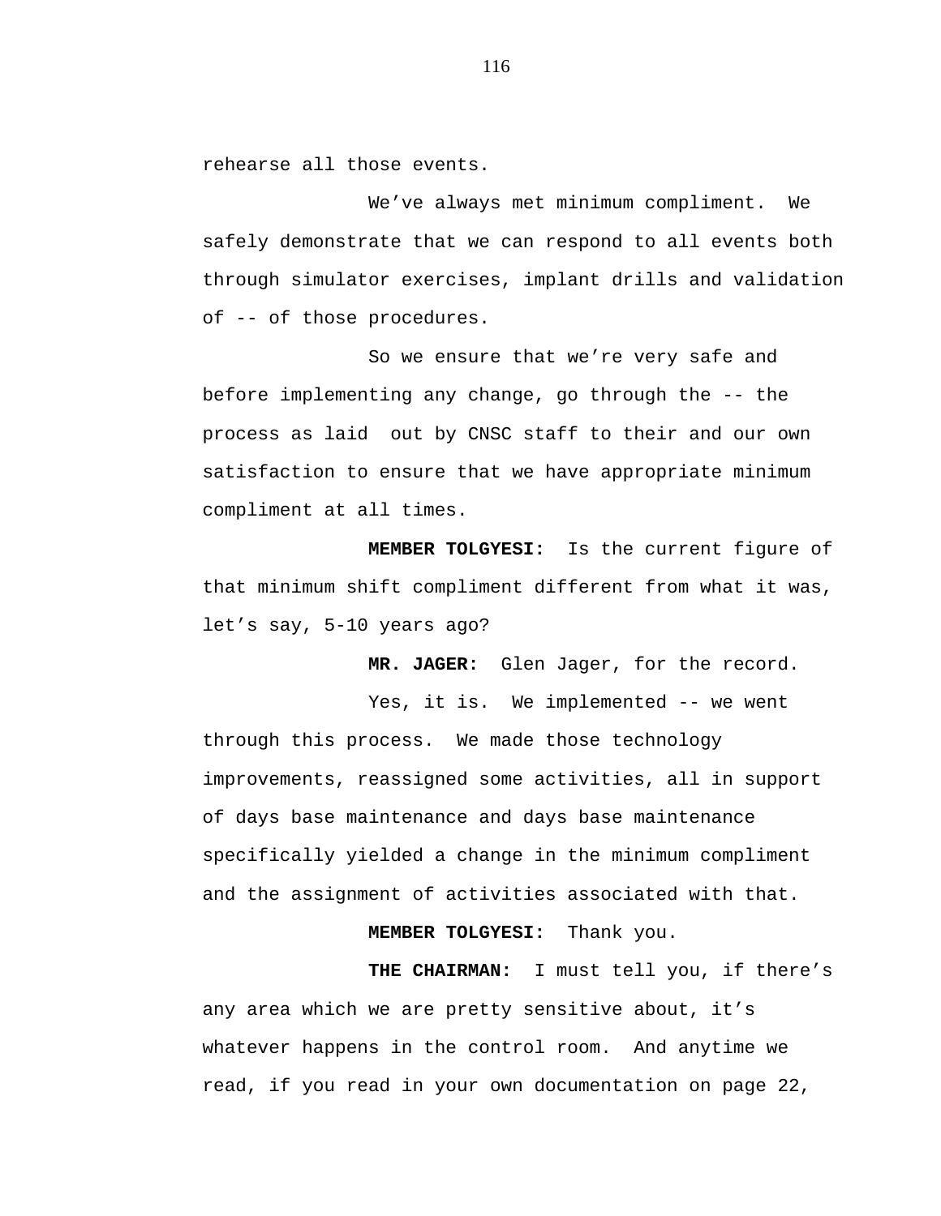rehearse all those events.

We’ve always met minimum compliment. We safely demonstrate that we can respond to all events both through simulator exercises, implant drills and validation of -- of those procedures.

So we ensure that we’re very safe and before implementing any change, go through the -- the process as laid out by CNSC staff to their and our own satisfaction to ensure that we have appropriate minimum compliment at all times.

**MEMBER TOLGYESI:** Is the current figure of that minimum shift compliment different from what it was, let’s say, 5-10 years ago?

**MR. JAGER:** Glen Jager, for the record.

Yes, it is. We implemented -- we went through this process. We made those technology improvements, reassigned some activities, all in support of days base maintenance and days base maintenance specifically yielded a change in the minimum compliment and the assignment of activities associated with that.

**MEMBER TOLGYESI:** Thank you.

**THE CHAIRMAN:** I must tell you, if there’s any area which we are pretty sensitive about, it’s whatever happens in the control room. And anytime we read, if you read in your own documentation on page 22,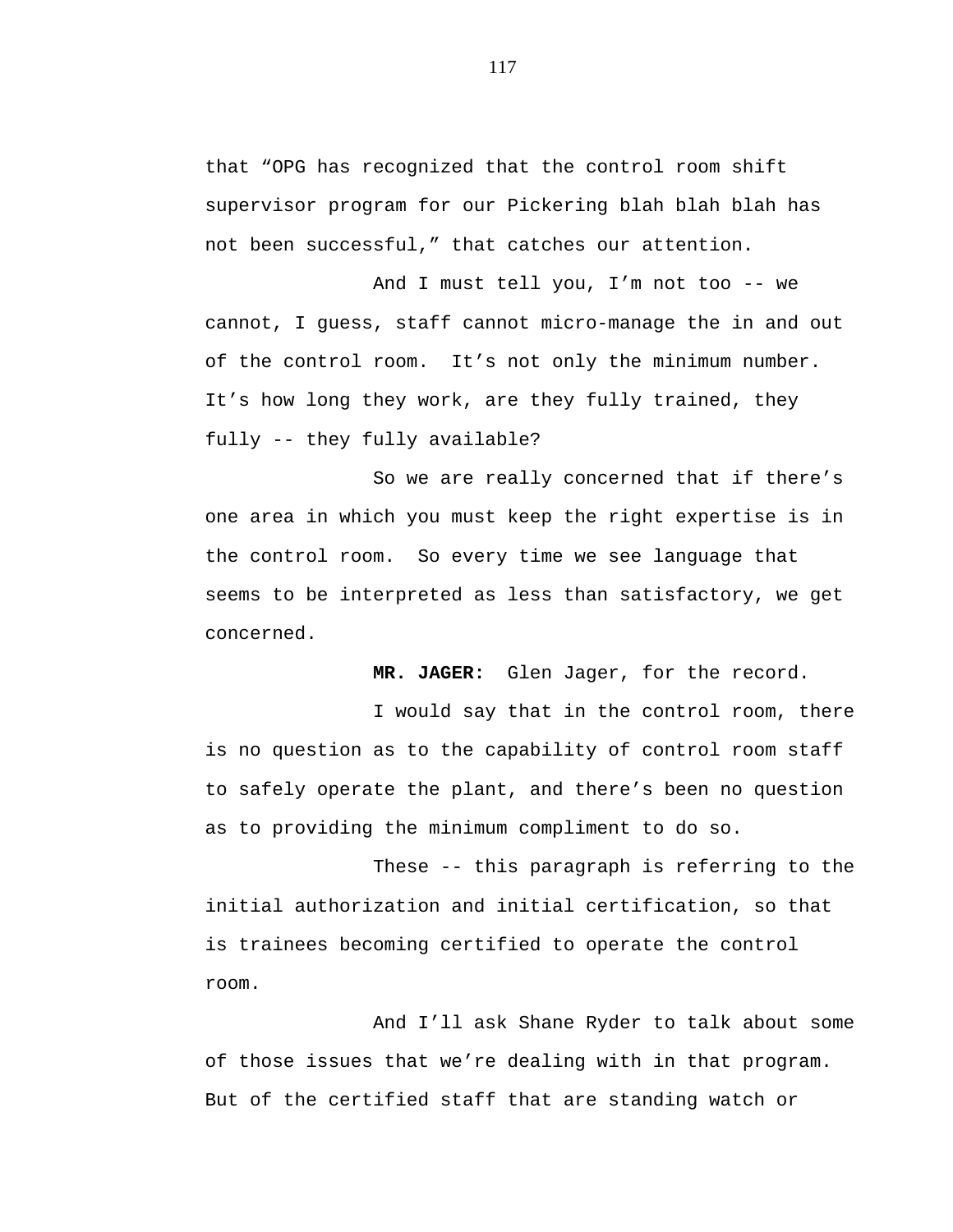that "OPG has recognized that the control room shift supervisor program for our Pickering blah blah blah has not been successful," that catches our attention.

And I must tell you, I'm not too -- we cannot, I guess, staff cannot micro-manage the in and out of the control room. It's not only the minimum number. It's how long they work, are they fully trained, they fully -- they fully available?

So we are really concerned that if there's one area in which you must keep the right expertise is in the control room. So every time we see language that seems to be interpreted as less than satisfactory, we get concerned.

**MR. JAGER:** Glen Jager, for the record.

I would say that in the control room, there is no question as to the capability of control room staff to safely operate the plant, and there's been no question as to providing the minimum compliment to do so.

These -- this paragraph is referring to the initial authorization and initial certification, so that is trainees becoming certified to operate the control room.

And I'll ask Shane Ryder to talk about some of those issues that we're dealing with in that program. But of the certified staff that are standing watch or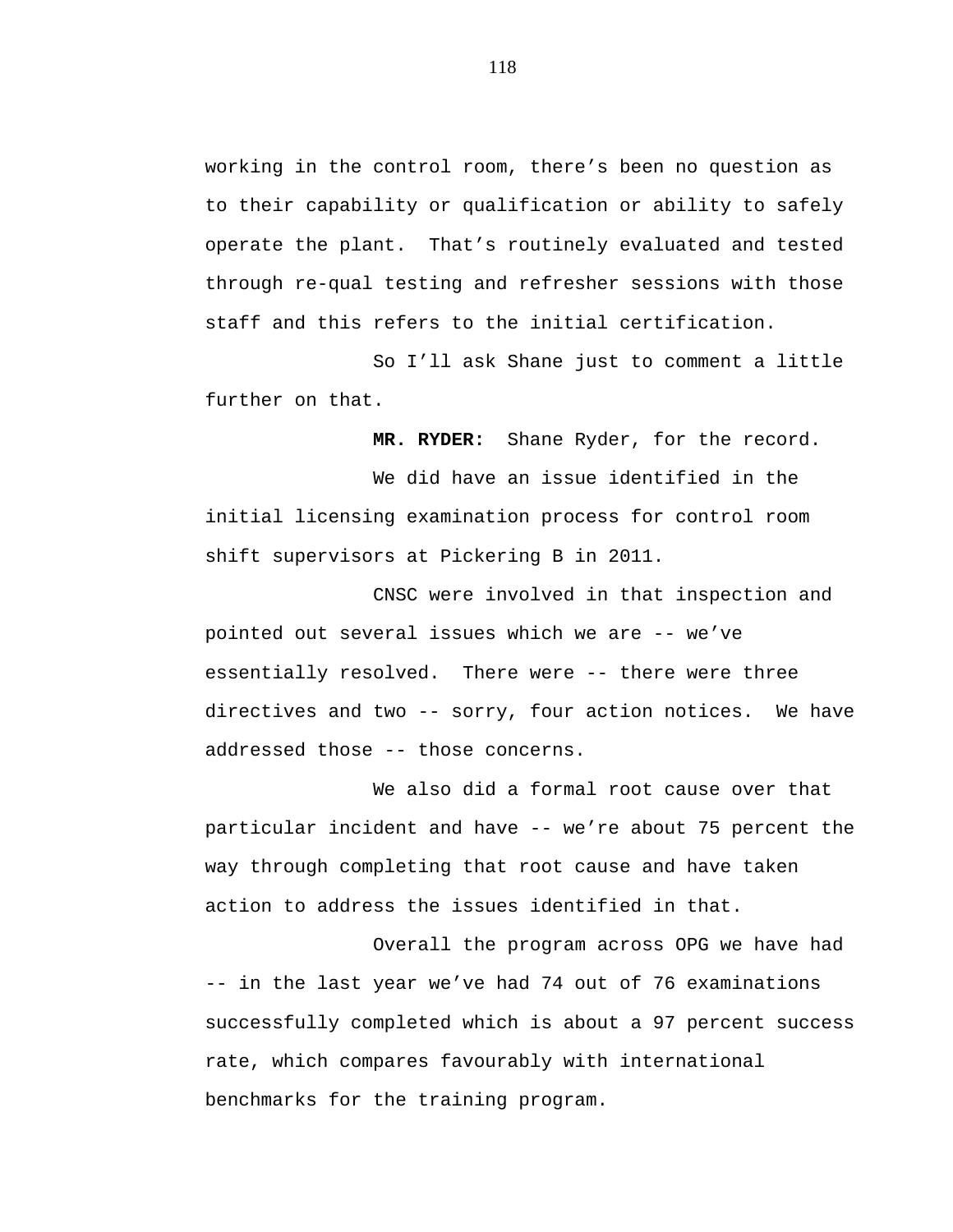working in the control room, there’s been no question as to their capability or qualification or ability to safely operate the plant. That’s routinely evaluated and tested through re-qual testing and refresher sessions with those staff and this refers to the initial certification.

So I’ll ask Shane just to comment a little further on that.

**MR. RYDER:** Shane Ryder, for the record.

We did have an issue identified in the initial licensing examination process for control room shift supervisors at Pickering B in 2011.

CNSC were involved in that inspection and pointed out several issues which we are -- we’ve essentially resolved. There were -- there were three directives and two -- sorry, four action notices. We have addressed those -- those concerns.

We also did a formal root cause over that particular incident and have -- we’re about 75 percent the way through completing that root cause and have taken action to address the issues identified in that.

Overall the program across OPG we have had -- in the last year we’ve had 74 out of 76 examinations successfully completed which is about a 97 percent success rate, which compares favourably with international benchmarks for the training program.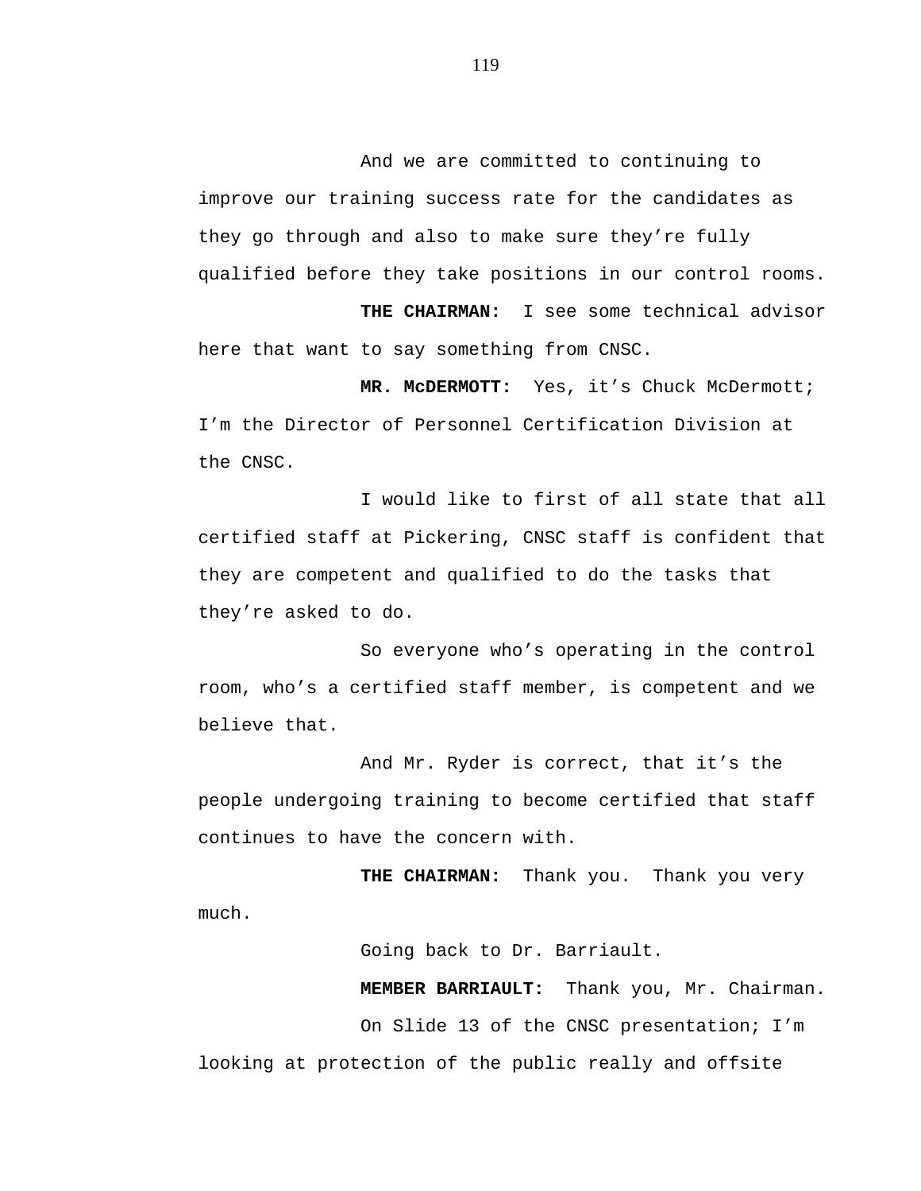And we are committed to continuing to improve our training success rate for the candidates as they go through and also to make sure they're fully qualified before they take positions in our control rooms.

**THE CHAIRMAN:** I see some technical advisor here that want to say something from CNSC.

**MR. McDERMOTT:** Yes, it's Chuck McDermott; I'm the Director of Personnel Certification Division at the CNSC.

I would like to first of all state that all certified staff at Pickering, CNSC staff is confident that they are competent and qualified to do the tasks that they're asked to do.

So everyone who's operating in the control room, who's a certified staff member, is competent and we believe that.

And Mr. Ryder is correct, that it's the people undergoing training to become certified that staff continues to have the concern with.

**THE CHAIRMAN:** Thank you. Thank you very much.

Going back to Dr. Barriault.

**MEMBER BARRIAULT:** Thank you, Mr. Chairman.

On Slide 13 of the CNSC presentation; I'm looking at protection of the public really and offsite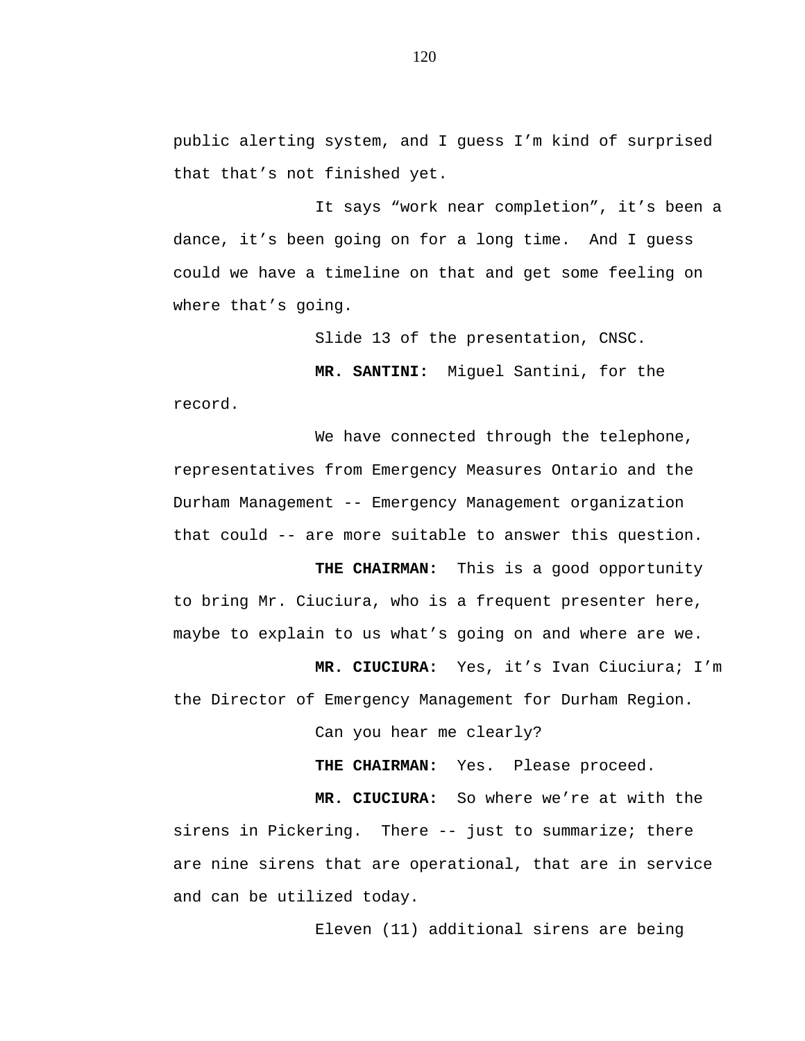public alerting system, and I guess I'm kind of surprised that that's not finished yet.

It says "work near completion", it's been a dance, it's been going on for a long time. And I guess could we have a timeline on that and get some feeling on where that's going.

Slide 13 of the presentation, CNSC.

**MR. SANTINI:** Miguel Santini, for the record.

We have connected through the telephone, representatives from Emergency Measures Ontario and the Durham Management -- Emergency Management organization that could -- are more suitable to answer this question.

**THE CHAIRMAN:** This is a good opportunity to bring Mr. Ciuciura, who is a frequent presenter here, maybe to explain to us what's going on and where are we.

**MR. CIUCIURA:** Yes, it's Ivan Ciuciura; I'm the Director of Emergency Management for Durham Region.

Can you hear me clearly?

**THE CHAIRMAN:** Yes. Please proceed.

**MR. CIUCIURA:** So where we're at with the sirens in Pickering. There -- just to summarize; there are nine sirens that are operational, that are in service and can be utilized today.

Eleven (11) additional sirens are being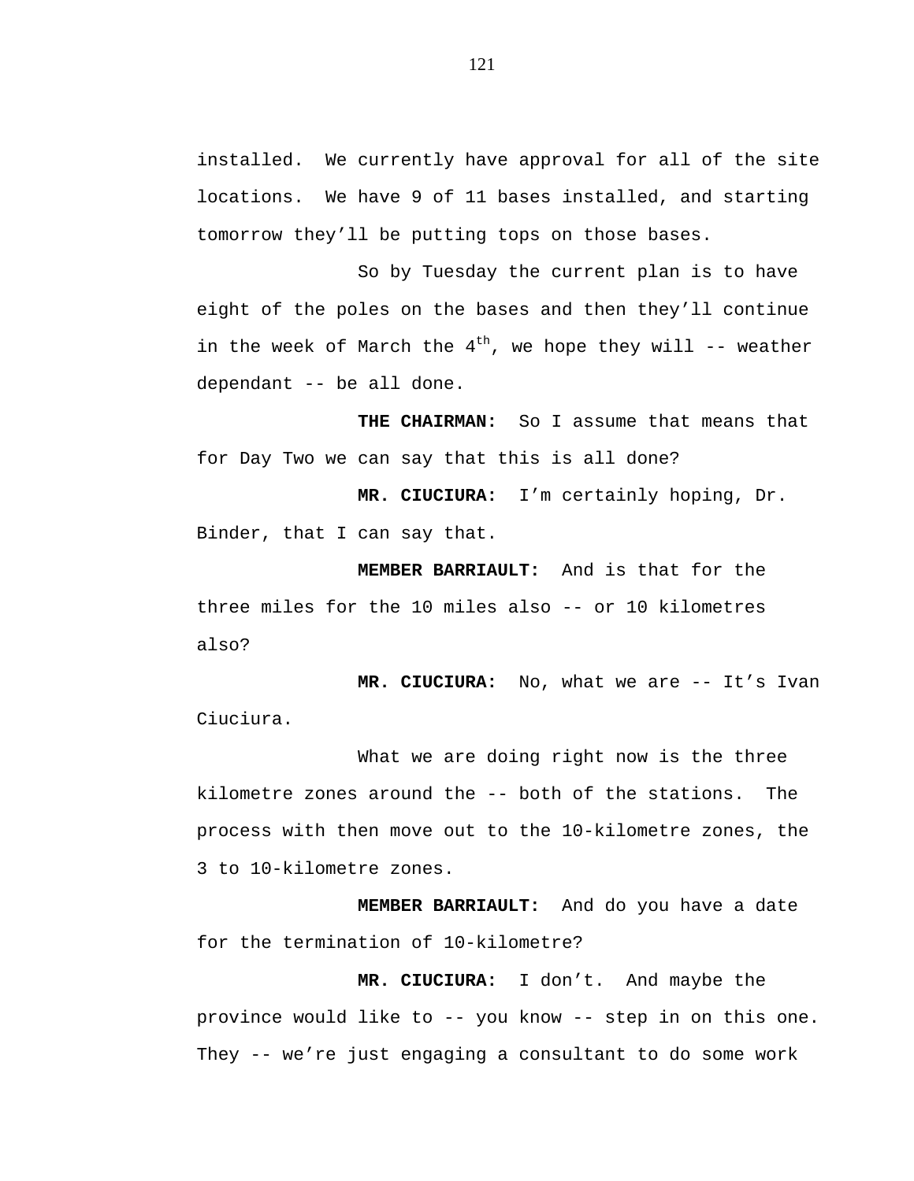installed. We currently have approval for all of the site locations. We have 9 of 11 bases installed, and starting tomorrow they'll be putting tops on those bases.

So by Tuesday the current plan is to have eight of the poles on the bases and then they'll continue in the week of March the 4th, we hope they will -- weather dependant -- be all done.

**THE CHAIRMAN:** So I assume that means that for Day Two we can say that this is all done?

**MR. CIUCIURA:** I'm certainly hoping, Dr. Binder, that I can say that.

**MEMBER BARRIAULT:** And is that for the three miles for the 10 miles also -- or 10 kilometres also?

**MR. CIUCIURA:** No, what we are -- It's Ivan Ciuciura.

What we are doing right now is the three kilometre zones around the -- both of the stations. The process with then move out to the 10-kilometre zones, the 3 to 10-kilometre zones.

**MEMBER BARRIAULT:** And do you have a date for the termination of 10-kilometre?

**MR. CIUCIURA:** I don't. And maybe the province would like to -- you know -- step in on this one. They -- we're just engaging a consultant to do some work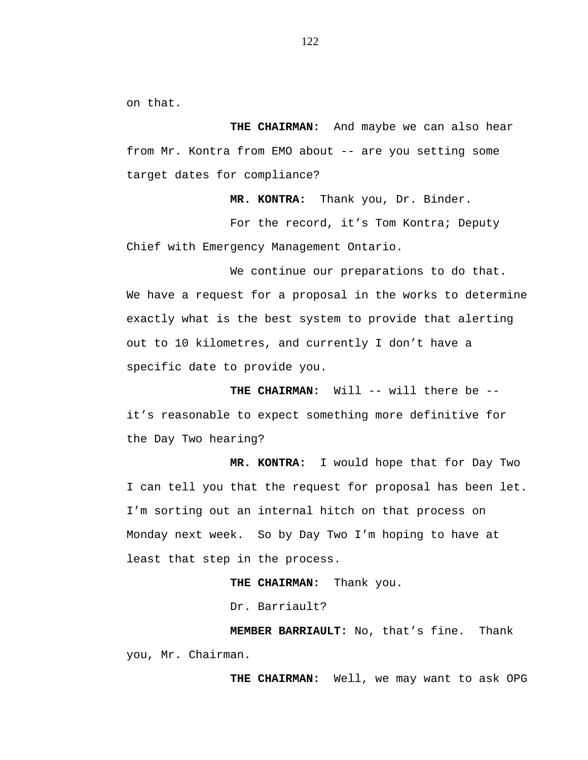on that.

**THE CHAIRMAN:** And maybe we can also hear from Mr. Kontra from EMO about -- are you setting some target dates for compliance?

**MR. KONTRA:** Thank you, Dr. Binder.

For the record, it's Tom Kontra; Deputy Chief with Emergency Management Ontario.

We continue our preparations to do that. We have a request for a proposal in the works to determine exactly what is the best system to provide that alerting out to 10 kilometres, and currently I don't have a specific date to provide you.

**THE CHAIRMAN:** Will -- will there be -- it's reasonable to expect something more definitive for the Day Two hearing?

**MR. KONTRA:** I would hope that for Day Two I can tell you that the request for proposal has been let. I'm sorting out an internal hitch on that process on Monday next week. So by Day Two I'm hoping to have at least that step in the process.

**THE CHAIRMAN:** Thank you.

Dr. Barriault?

**MEMBER BARRIAULT:** No, that's fine. Thank you, Mr. Chairman.

**THE CHAIRMAN:** Well, we may want to ask OPG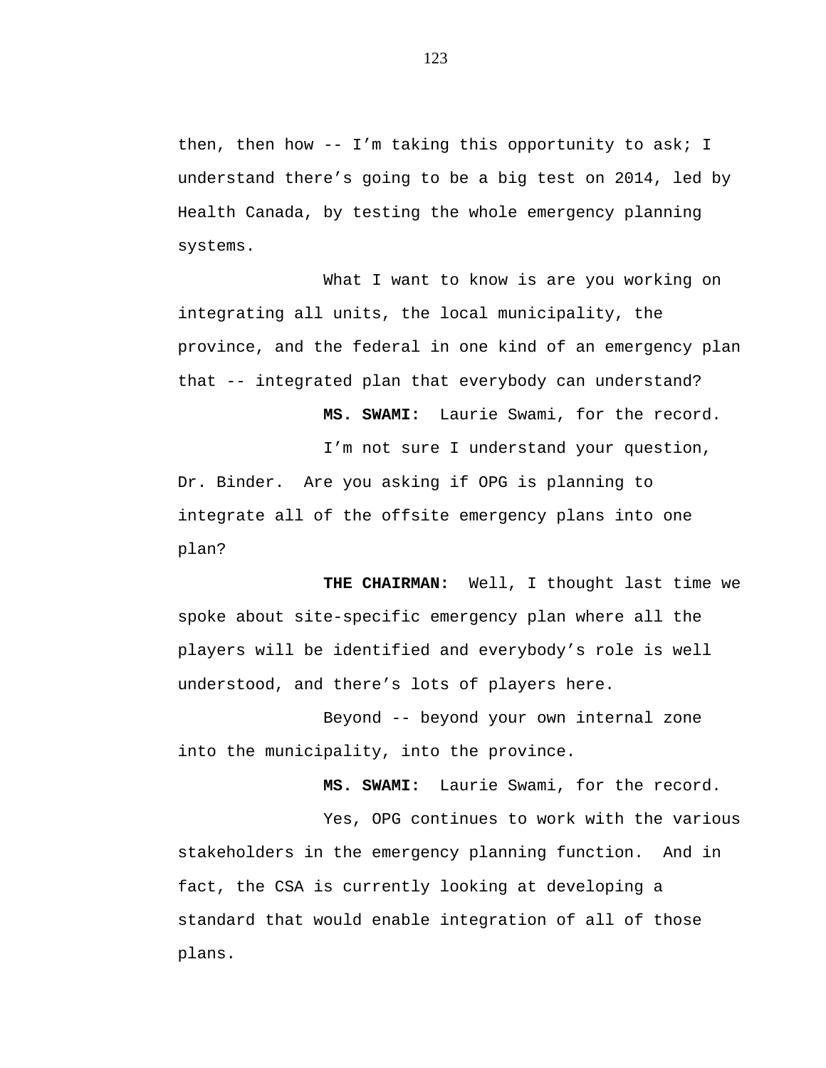then, then how -- I’m taking this opportunity to ask; I understand there’s going to be a big test on 2014, led by Health Canada, by testing the whole emergency planning systems.

What I want to know is are you working on integrating all units, the local municipality, the province, and the federal in one kind of an emergency plan that -- integrated plan that everybody can understand?

**MS. SWAMI:** Laurie Swami, for the record.

I’m not sure I understand your question, Dr. Binder. Are you asking if OPG is planning to integrate all of the offsite emergency plans into one plan?

**THE CHAIRMAN:** Well, I thought last time we spoke about site-specific emergency plan where all the players will be identified and everybody’s role is well understood, and there’s lots of players here.

Beyond -- beyond your own internal zone into the municipality, into the province.

**MS. SWAMI:** Laurie Swami, for the record.

Yes, OPG continues to work with the various stakeholders in the emergency planning function. And in fact, the CSA is currently looking at developing a standard that would enable integration of all of those plans.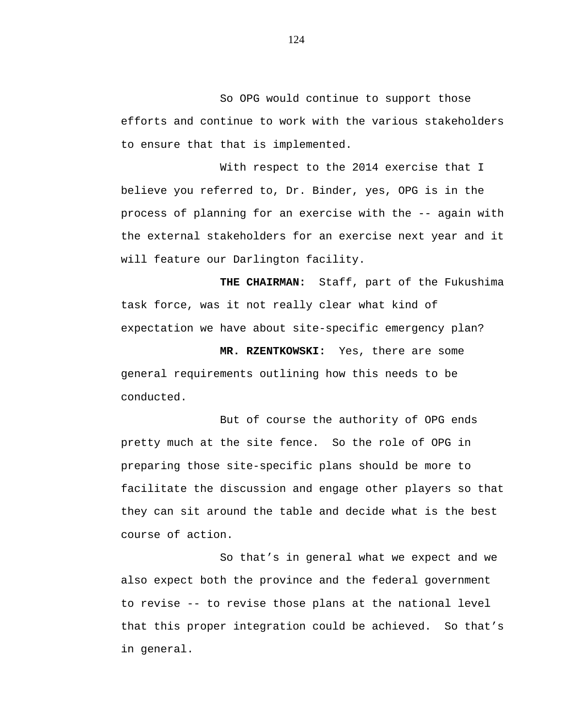So OPG would continue to support those efforts and continue to work with the various stakeholders to ensure that that is implemented.

With respect to the 2014 exercise that I believe you referred to, Dr. Binder, yes, OPG is in the process of planning for an exercise with the -- again with the external stakeholders for an exercise next year and it will feature our Darlington facility.

**THE CHAIRMAN:** Staff, part of the Fukushima task force, was it not really clear what kind of expectation we have about site-specific emergency plan?

**MR. RZENTKOWSKI:** Yes, there are some general requirements outlining how this needs to be conducted.

But of course the authority of OPG ends pretty much at the site fence. So the role of OPG in preparing those site-specific plans should be more to facilitate the discussion and engage other players so that they can sit around the table and decide what is the best course of action.

So that's in general what we expect and we also expect both the province and the federal government to revise -- to revise those plans at the national level that this proper integration could be achieved. So that's in general.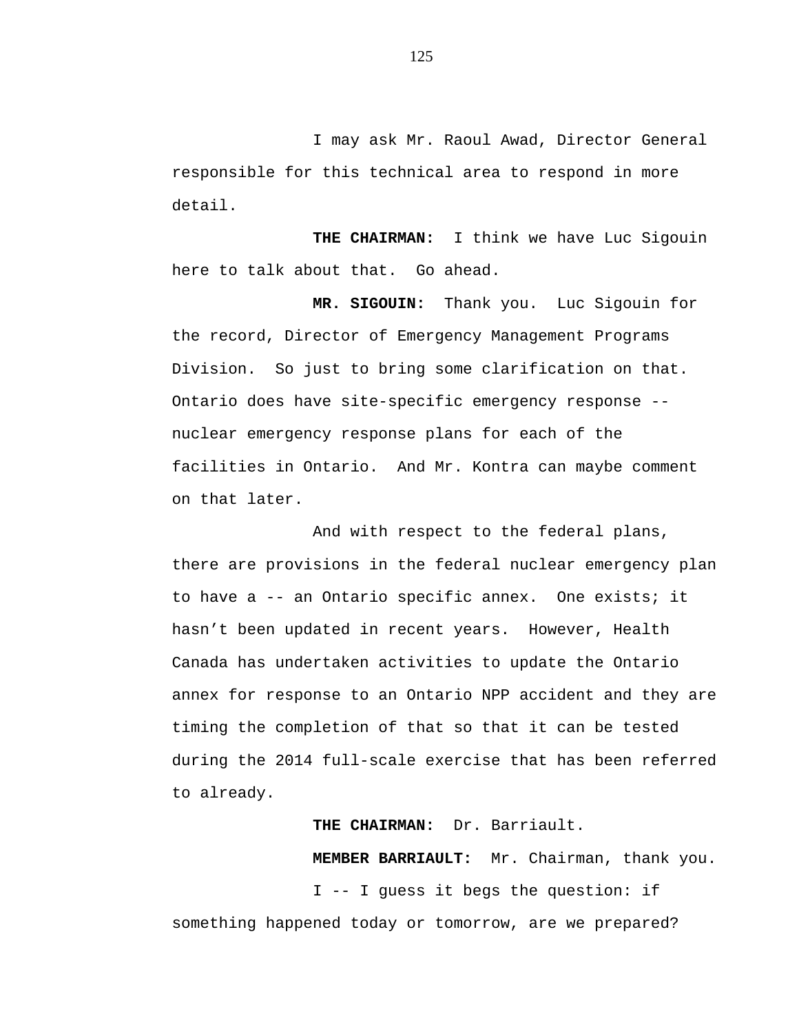I may ask Mr. Raoul Awad, Director General responsible for this technical area to respond in more detail.

**THE CHAIRMAN:** I think we have Luc Sigouin here to talk about that. Go ahead.

**MR. SIGOUIN:** Thank you. Luc Sigouin for the record, Director of Emergency Management Programs Division. So just to bring some clarification on that. Ontario does have site-specific emergency response -- nuclear emergency response plans for each of the facilities in Ontario. And Mr. Kontra can maybe comment on that later.

And with respect to the federal plans, there are provisions in the federal nuclear emergency plan to have a -- an Ontario specific annex. One exists; it hasn't been updated in recent years. However, Health Canada has undertaken activities to update the Ontario annex for response to an Ontario NPP accident and they are timing the completion of that so that it can be tested during the 2014 full-scale exercise that has been referred to already.

**THE CHAIRMAN:** Dr. Barriault.

**MEMBER BARRIAULT:** Mr. Chairman, thank you.

I -- I guess it begs the question: if something happened today or tomorrow, are we prepared?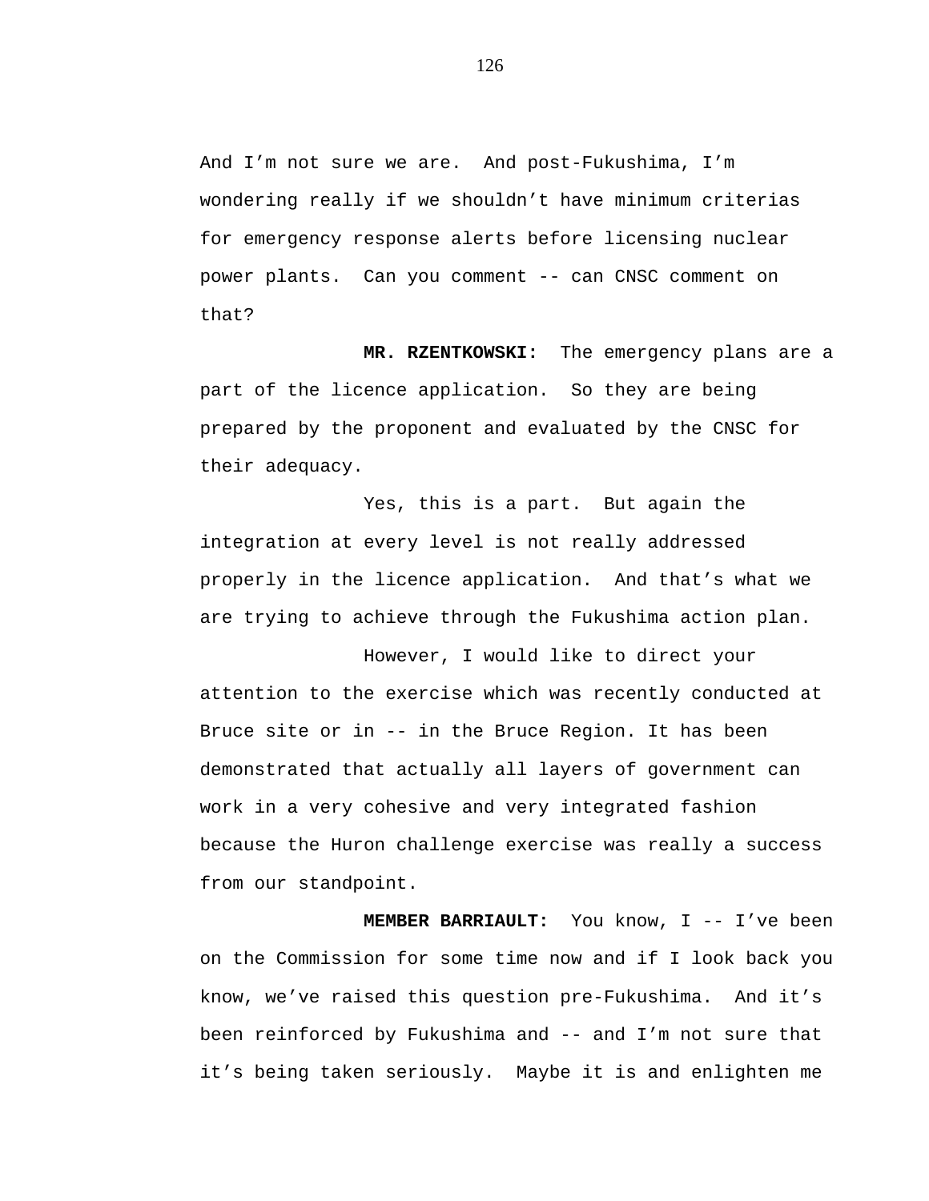And I'm not sure we are. And post-Fukushima, I'm wondering really if we shouldn't have minimum criterias for emergency response alerts before licensing nuclear power plants. Can you comment -- can CNSC comment on that?

**MR. RZENTKOWSKI:** The emergency plans are a part of the licence application. So they are being prepared by the proponent and evaluated by the CNSC for their adequacy.

Yes, this is a part. But again the integration at every level is not really addressed properly in the licence application. And that's what we are trying to achieve through the Fukushima action plan.

However, I would like to direct your attention to the exercise which was recently conducted at Bruce site or in -- in the Bruce Region. It has been demonstrated that actually all layers of government can work in a very cohesive and very integrated fashion because the Huron challenge exercise was really a success from our standpoint.

**MEMBER BARRIAULT:** You know, I -- I've been on the Commission for some time now and if I look back you know, we've raised this question pre-Fukushima. And it's been reinforced by Fukushima and -- and I'm not sure that it's being taken seriously. Maybe it is and enlighten me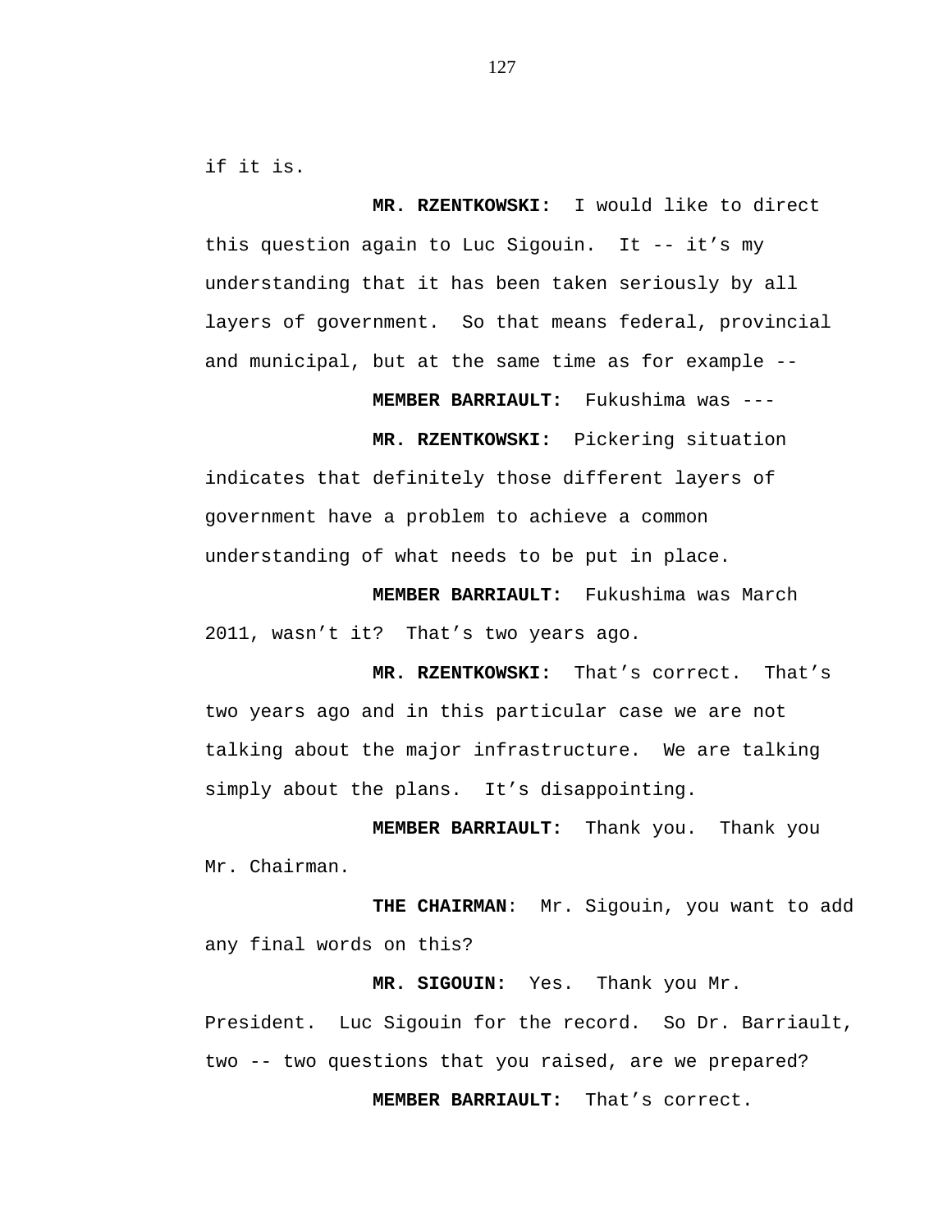if it is.

**MR. RZENTKOWSKI:** I would like to direct this question again to Luc Sigouin. It -- it’s my understanding that it has been taken seriously by all layers of government. So that means federal, provincial and municipal, but at the same time as for example --

**MEMBER BARRIAULT:** Fukushima was ---

**MR. RZENTKOWSKI:** Pickering situation indicates that definitely those different layers of government have a problem to achieve a common understanding of what needs to be put in place.

**MEMBER BARRIAULT:** Fukushima was March 2011, wasn’t it? That’s two years ago.

**MR. RZENTKOWSKI:** That’s correct. That’s two years ago and in this particular case we are not talking about the major infrastructure. We are talking simply about the plans. It’s disappointing.

**MEMBER BARRIAULT:** Thank you. Thank you Mr. Chairman.

**THE CHAIRMAN**: Mr. Sigouin, you want to add any final words on this?

**MR. SIGOUIN:** Yes. Thank you Mr. President. Luc Sigouin for the record. So Dr. Barriault, two -- two questions that you raised, are we prepared?

**MEMBER BARRIAULT:** That’s correct.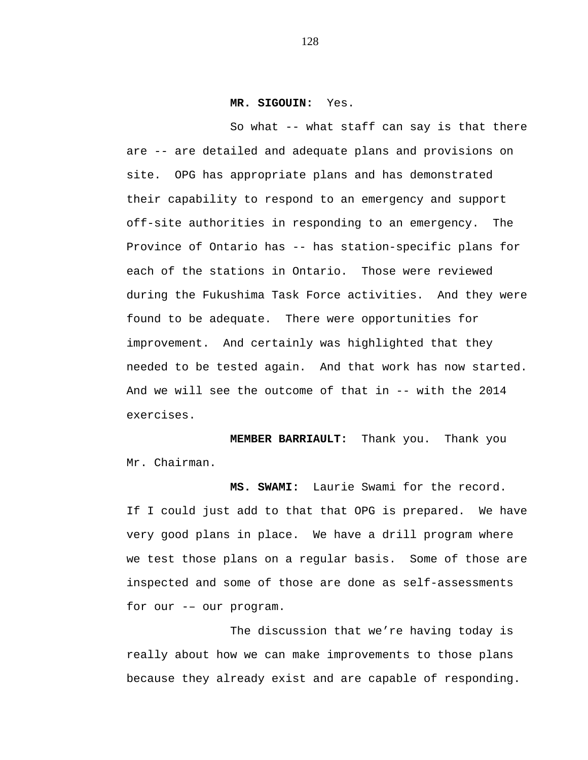**MR. SIGOUIN:** Yes.

So what -- what staff can say is that there are -- are detailed and adequate plans and provisions on site. OPG has appropriate plans and has demonstrated their capability to respond to an emergency and support off-site authorities in responding to an emergency. The Province of Ontario has -- has station-specific plans for each of the stations in Ontario. Those were reviewed during the Fukushima Task Force activities. And they were found to be adequate. There were opportunities for improvement. And certainly was highlighted that they needed to be tested again. And that work has now started. And we will see the outcome of that in -- with the 2014 exercises.

**MEMBER BARRIAULT:** Thank you. Thank you Mr. Chairman.

**MS. SWAMI:** Laurie Swami for the record. If I could just add to that that OPG is prepared. We have very good plans in place. We have a drill program where we test those plans on a regular basis. Some of those are inspected and some of those are done as self-assessments for our -– our program.

The discussion that we're having today is really about how we can make improvements to those plans because they already exist and are capable of responding.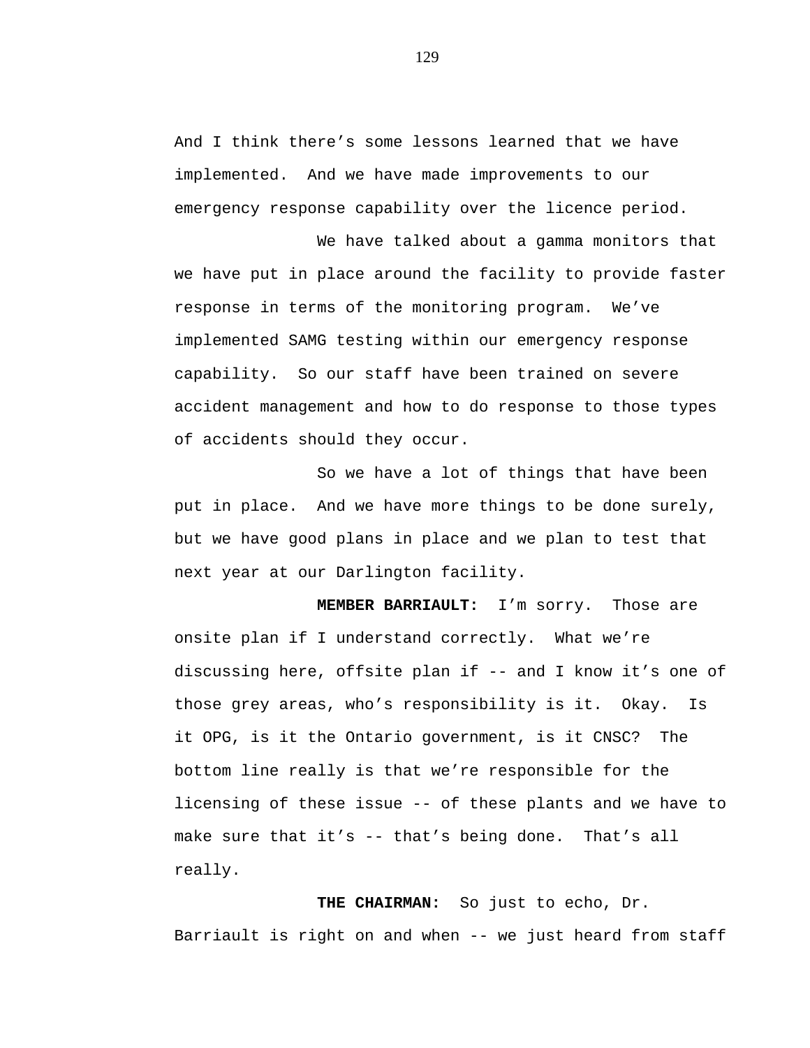And I think there's some lessons learned that we have implemented. And we have made improvements to our emergency response capability over the licence period.

We have talked about a gamma monitors that we have put in place around the facility to provide faster response in terms of the monitoring program. We've implemented SAMG testing within our emergency response capability. So our staff have been trained on severe accident management and how to do response to those types of accidents should they occur.

So we have a lot of things that have been put in place. And we have more things to be done surely, but we have good plans in place and we plan to test that next year at our Darlington facility.

**MEMBER BARRIAULT:** I'm sorry. Those are onsite plan if I understand correctly. What we're discussing here, offsite plan if -- and I know it's one of those grey areas, who's responsibility is it. Okay. Is it OPG, is it the Ontario government, is it CNSC? The bottom line really is that we're responsible for the licensing of these issue -- of these plants and we have to make sure that it's -- that's being done. That's all really.

**THE CHAIRMAN:** So just to echo, Dr. Barriault is right on and when -- we just heard from staff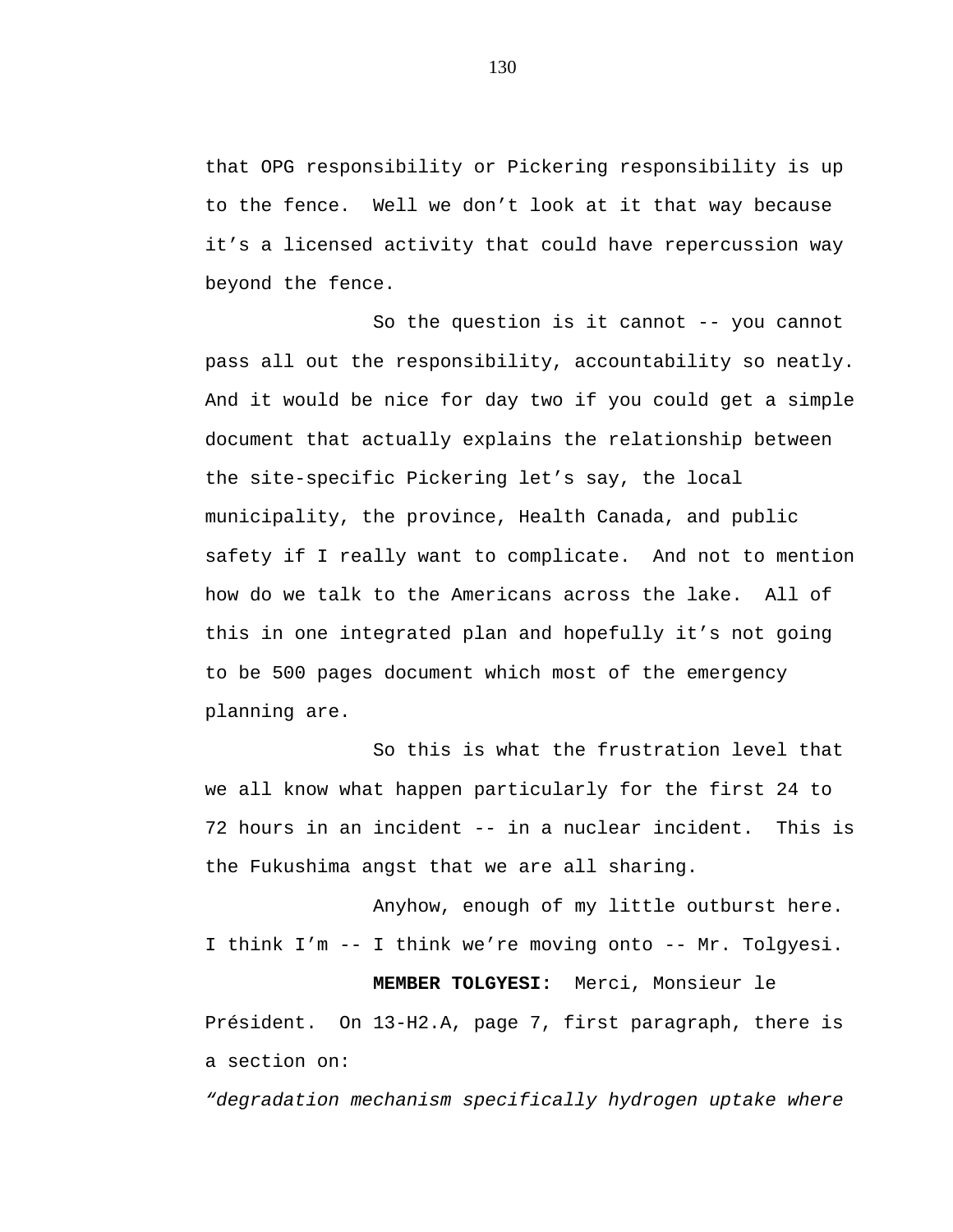that OPG responsibility or Pickering responsibility is up to the fence.  Well we don't look at it that way because it's a licensed activity that could have repercussion way beyond the fence.

So the question is it cannot -- you cannot pass all out the responsibility, accountability so neatly. And it would be nice for day two if you could get a simple document that actually explains the relationship between the site-specific Pickering let's say, the local municipality, the province, Health Canada, and public safety if I really want to complicate.  And not to mention how do we talk to the Americans across the lake.  All of this in one integrated plan and hopefully it's not going to be 500 pages document which most of the emergency planning are.

So this is what the frustration level that we all know what happen particularly for the first 24 to 72 hours in an incident -- in a nuclear incident.  This is the Fukushima angst that we are all sharing.

Anyhow, enough of my little outburst here. I think I'm -- I think we're moving onto -- Mr. Tolgyesi.

**MEMBER TOLGYESI:**  Merci, Monsieur le Président.  On 13-H2.A, page 7, first paragraph, there is a section on:

*"degradation mechanism specifically hydrogen uptake where*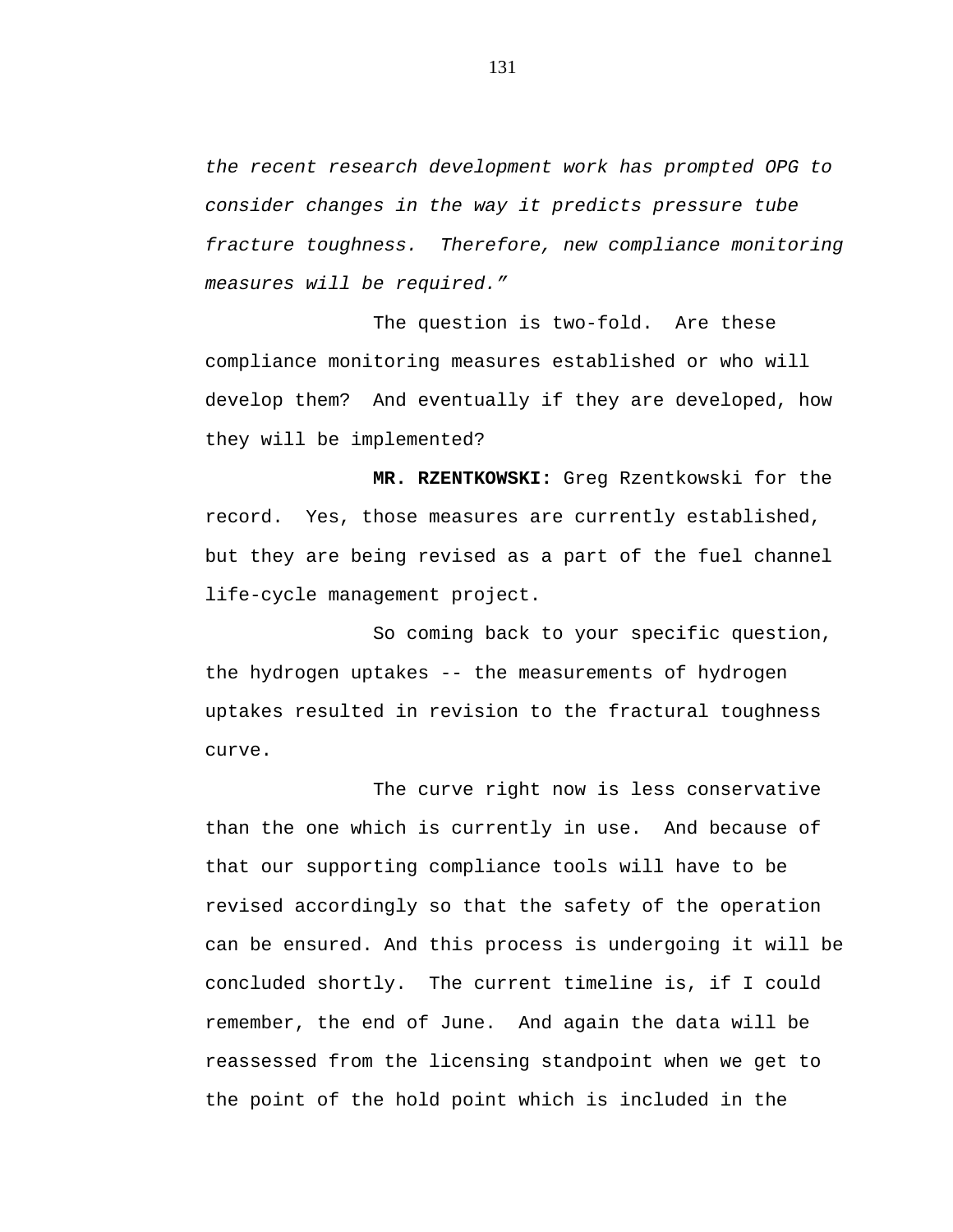*the recent research development work has prompted OPG to consider changes in the way it predicts pressure tube fracture toughness. Therefore, new compliance monitoring measures will be required."*

The question is two-fold. Are these compliance monitoring measures established or who will develop them? And eventually if they are developed, how they will be implemented?

**MR. RZENTKOWSKI:** Greg Rzentkowski for the record. Yes, those measures are currently established, but they are being revised as a part of the fuel channel life-cycle management project.

So coming back to your specific question, the hydrogen uptakes -- the measurements of hydrogen uptakes resulted in revision to the fractural toughness curve.

The curve right now is less conservative than the one which is currently in use. And because of that our supporting compliance tools will have to be revised accordingly so that the safety of the operation can be ensured. And this process is undergoing it will be concluded shortly. The current timeline is, if I could remember, the end of June. And again the data will be reassessed from the licensing standpoint when we get to the point of the hold point which is included in the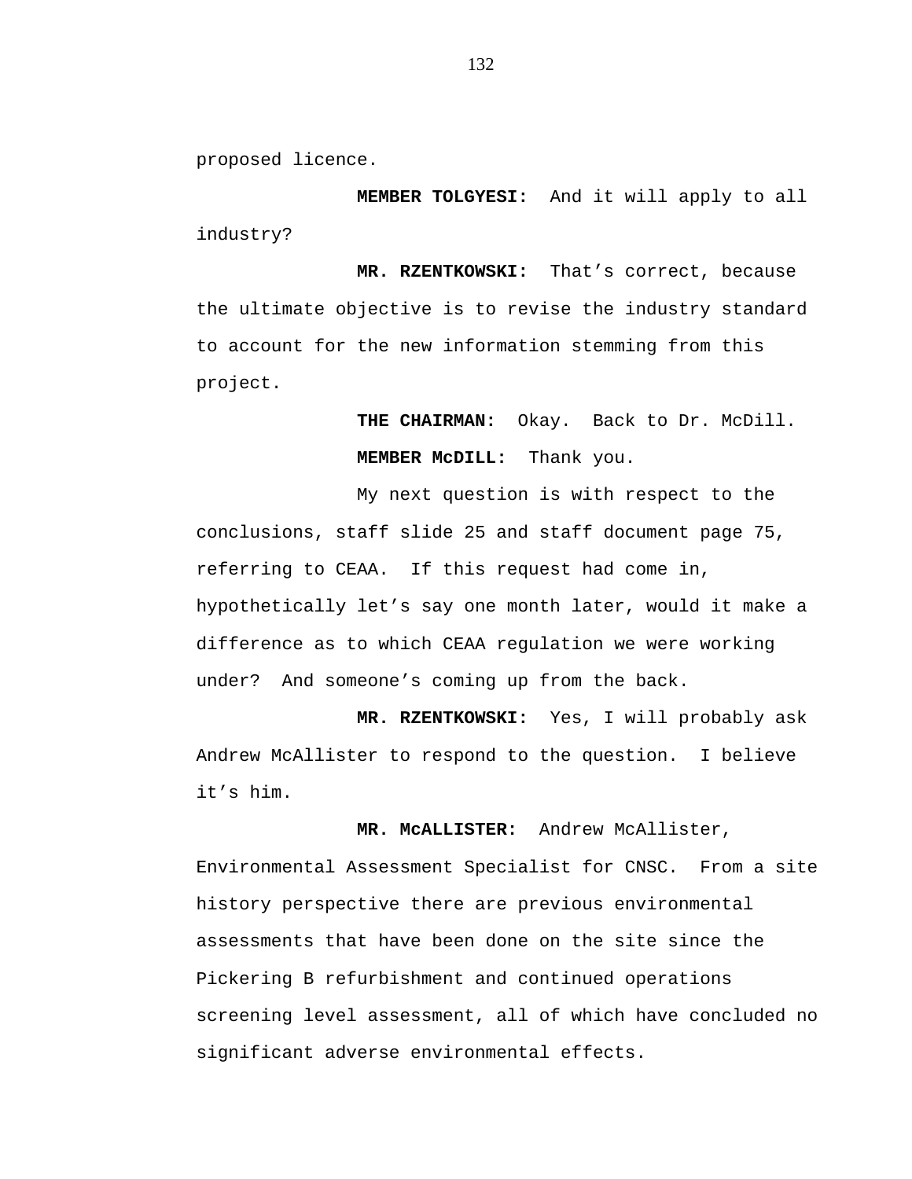proposed licence.

**MEMBER TOLGYESI:** And it will apply to all industry?

**MR. RZENTKOWSKI:** That's correct, because the ultimate objective is to revise the industry standard to account for the new information stemming from this project.

**THE CHAIRMAN:** Okay. Back to Dr. McDill.

**MEMBER McDILL:** Thank you.

My next question is with respect to the conclusions, staff slide 25 and staff document page 75, referring to CEAA. If this request had come in, hypothetically let's say one month later, would it make a difference as to which CEAA regulation we were working under? And someone's coming up from the back.

**MR. RZENTKOWSKI:** Yes, I will probably ask Andrew McAllister to respond to the question. I believe it's him.

**MR. McALLISTER:** Andrew McAllister, Environmental Assessment Specialist for CNSC. From a site history perspective there are previous environmental assessments that have been done on the site since the Pickering B refurbishment and continued operations screening level assessment, all of which have concluded no significant adverse environmental effects.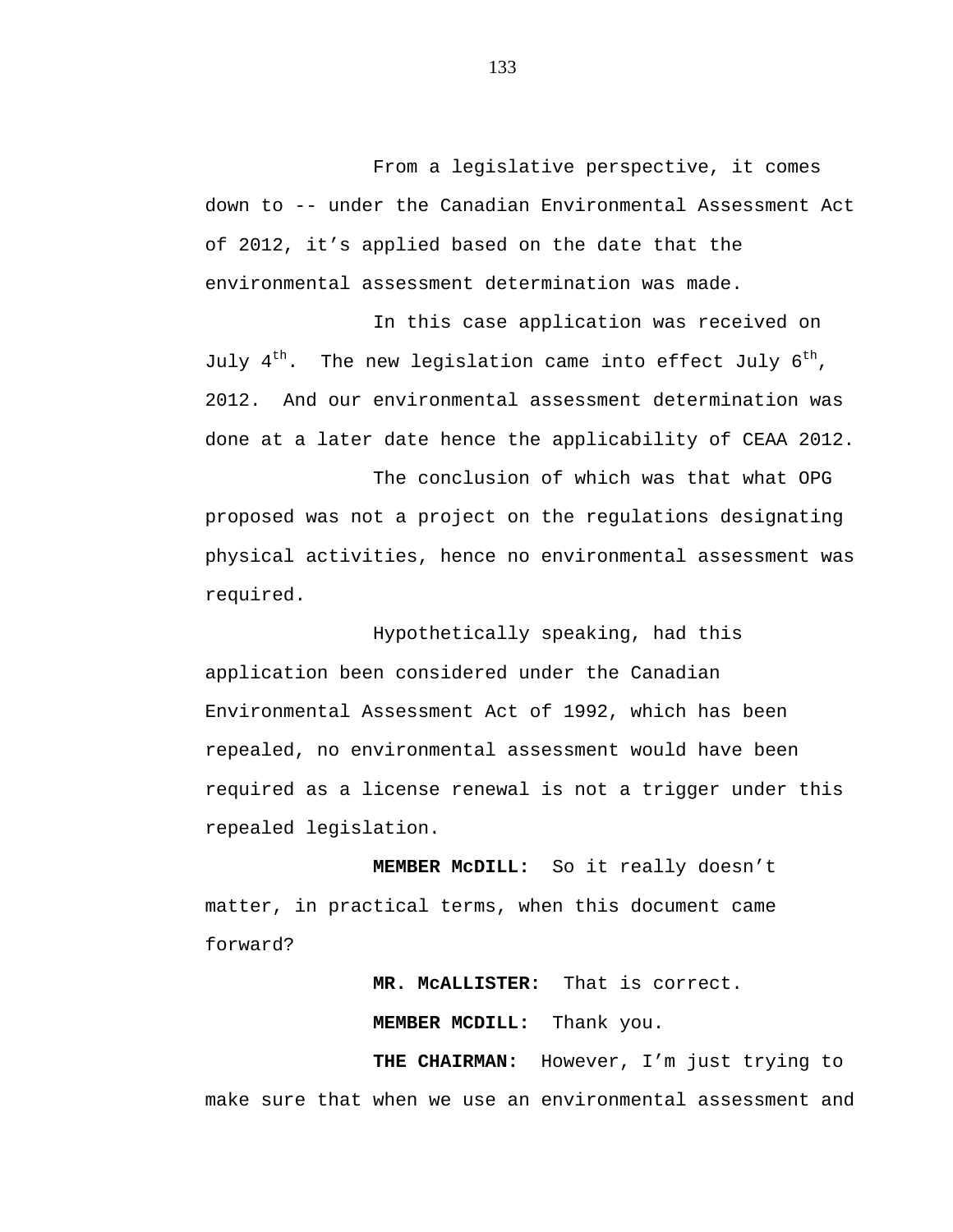From a legislative perspective, it comes down to -- under the Canadian Environmental Assessment Act of 2012, it's applied based on the date that the environmental assessment determination was made.

In this case application was received on July 4th. The new legislation came into effect July 6th, 2012. And our environmental assessment determination was done at a later date hence the applicability of CEAA 2012.

The conclusion of which was that what OPG proposed was not a project on the regulations designating physical activities, hence no environmental assessment was required.

Hypothetically speaking, had this application been considered under the Canadian Environmental Assessment Act of 1992, which has been repealed, no environmental assessment would have been required as a license renewal is not a trigger under this repealed legislation.

**MEMBER McDILL:** So it really doesn't matter, in practical terms, when this document came forward?

**MR. McALLISTER:** That is correct.

**MEMBER MCDILL:** Thank you.

**THE CHAIRMAN:** However, I'm just trying to make sure that when we use an environmental assessment and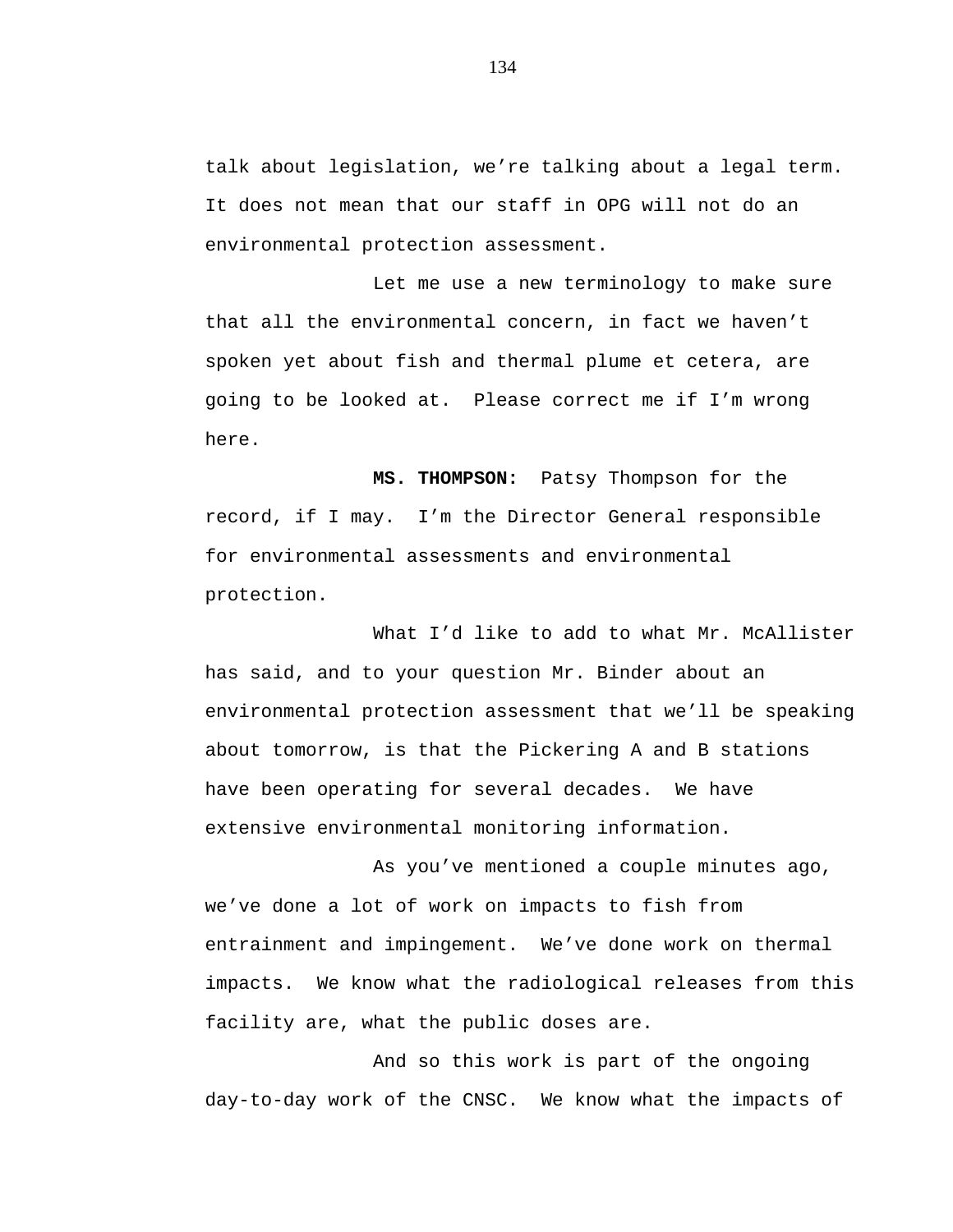talk about legislation, we're talking about a legal term. It does not mean that our staff in OPG will not do an environmental protection assessment.

Let me use a new terminology to make sure that all the environmental concern, in fact we haven't spoken yet about fish and thermal plume et cetera, are going to be looked at. Please correct me if I'm wrong here.

**MS. THOMPSON:** Patsy Thompson for the record, if I may. I'm the Director General responsible for environmental assessments and environmental protection.

What I'd like to add to what Mr. McAllister has said, and to your question Mr. Binder about an environmental protection assessment that we'll be speaking about tomorrow, is that the Pickering A and B stations have been operating for several decades. We have extensive environmental monitoring information.

As you've mentioned a couple minutes ago, we've done a lot of work on impacts to fish from entrainment and impingement. We've done work on thermal impacts. We know what the radiological releases from this facility are, what the public doses are.

And so this work is part of the ongoing day-to-day work of the CNSC. We know what the impacts of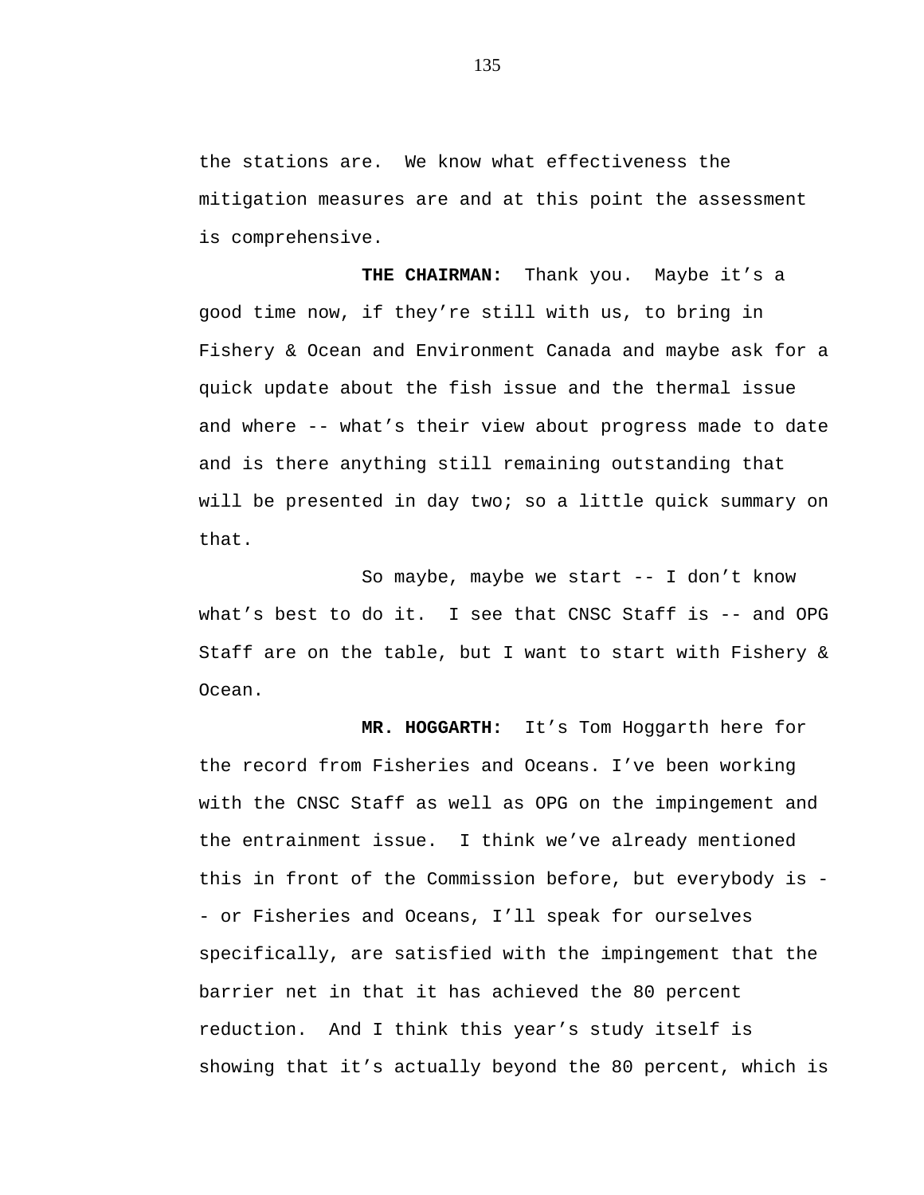the stations are. We know what effectiveness the mitigation measures are and at this point the assessment is comprehensive.

**THE CHAIRMAN:** Thank you. Maybe it's a good time now, if they're still with us, to bring in Fishery & Ocean and Environment Canada and maybe ask for a quick update about the fish issue and the thermal issue and where -- what's their view about progress made to date and is there anything still remaining outstanding that will be presented in day two; so a little quick summary on that.

So maybe, maybe we start -- I don't know what's best to do it. I see that CNSC Staff is -- and OPG Staff are on the table, but I want to start with Fishery & Ocean.

**MR. HOGGARTH:** It's Tom Hoggarth here for the record from Fisheries and Oceans. I've been working with the CNSC Staff as well as OPG on the impingement and the entrainment issue. I think we've already mentioned this in front of the Commission before, but everybody is -- or Fisheries and Oceans, I'll speak for ourselves specifically, are satisfied with the impingement that the barrier net in that it has achieved the 80 percent reduction. And I think this year's study itself is showing that it's actually beyond the 80 percent, which is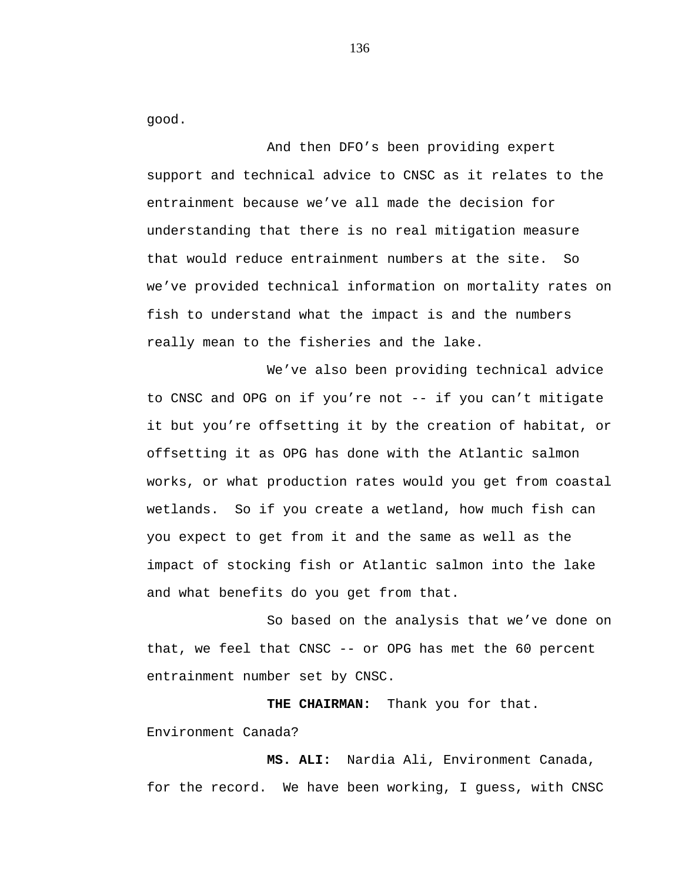good.

And then DFO's been providing expert support and technical advice to CNSC as it relates to the entrainment because we've all made the decision for understanding that there is no real mitigation measure that would reduce entrainment numbers at the site. So we've provided technical information on mortality rates on fish to understand what the impact is and the numbers really mean to the fisheries and the lake.

We've also been providing technical advice to CNSC and OPG on if you're not -- if you can't mitigate it but you're offsetting it by the creation of habitat, or offsetting it as OPG has done with the Atlantic salmon works, or what production rates would you get from coastal wetlands. So if you create a wetland, how much fish can you expect to get from it and the same as well as the impact of stocking fish or Atlantic salmon into the lake and what benefits do you get from that.

So based on the analysis that we've done on that, we feel that CNSC -- or OPG has met the 60 percent entrainment number set by CNSC.

**THE CHAIRMAN:** Thank you for that. Environment Canada?

**MS. ALI:** Nardia Ali, Environment Canada, for the record. We have been working, I guess, with CNSC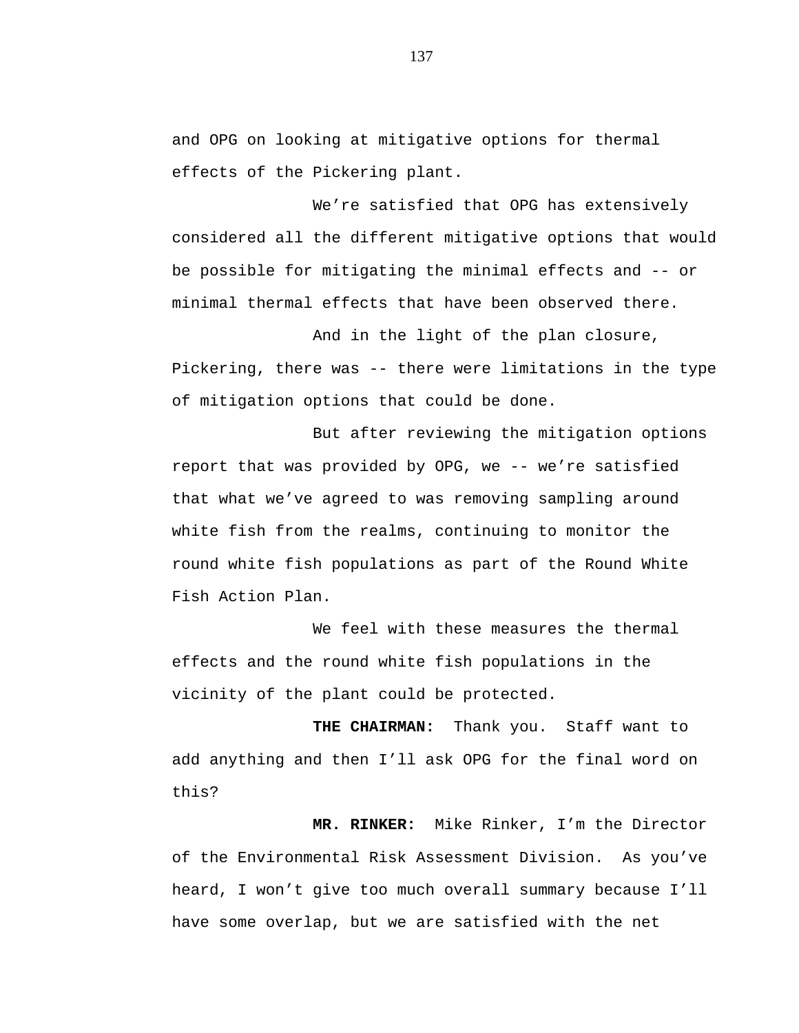and OPG on looking at mitigative options for thermal effects of the Pickering plant.

We're satisfied that OPG has extensively considered all the different mitigative options that would be possible for mitigating the minimal effects and -- or minimal thermal effects that have been observed there.

And in the light of the plan closure, Pickering, there was -- there were limitations in the type of mitigation options that could be done.

But after reviewing the mitigation options report that was provided by OPG, we -- we're satisfied that what we've agreed to was removing sampling around white fish from the realms, continuing to monitor the round white fish populations as part of the Round White Fish Action Plan.

We feel with these measures the thermal effects and the round white fish populations in the vicinity of the plant could be protected.

**THE CHAIRMAN:** Thank you. Staff want to add anything and then I'll ask OPG for the final word on this?

**MR. RINKER:** Mike Rinker, I'm the Director of the Environmental Risk Assessment Division. As you've heard, I won't give too much overall summary because I'll have some overlap, but we are satisfied with the net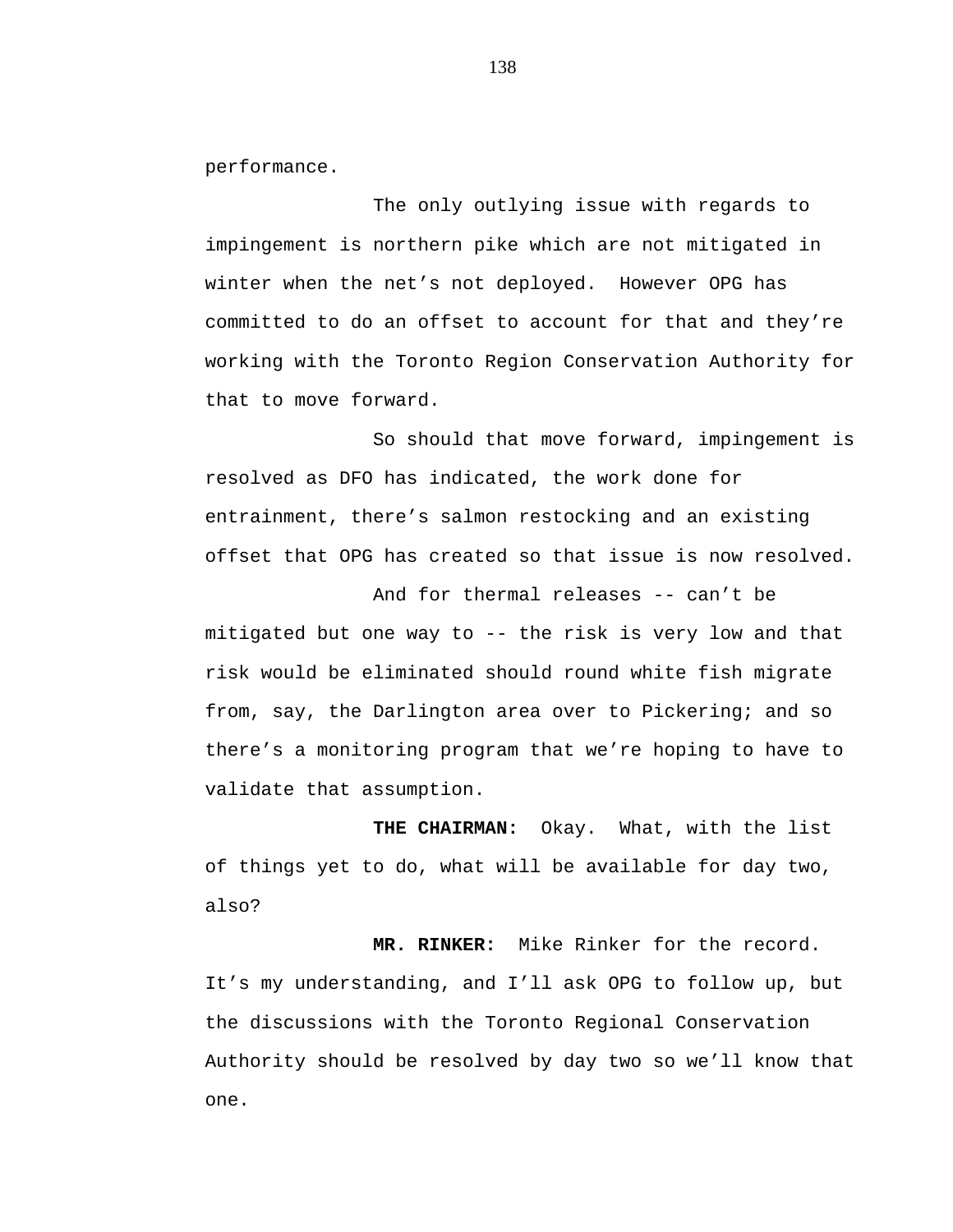performance.

The only outlying issue with regards to impingement is northern pike which are not mitigated in winter when the net’s not deployed. However OPG has committed to do an offset to account for that and they’re working with the Toronto Region Conservation Authority for that to move forward.

So should that move forward, impingement is resolved as DFO has indicated, the work done for entrainment, there’s salmon restocking and an existing offset that OPG has created so that issue is now resolved.

And for thermal releases -- can’t be mitigated but one way to -- the risk is very low and that risk would be eliminated should round white fish migrate from, say, the Darlington area over to Pickering; and so there’s a monitoring program that we’re hoping to have to validate that assumption.

**THE CHAIRMAN:** Okay. What, with the list of things yet to do, what will be available for day two, also?

**MR. RINKER:** Mike Rinker for the record. It’s my understanding, and I’ll ask OPG to follow up, but the discussions with the Toronto Regional Conservation Authority should be resolved by day two so we’ll know that one.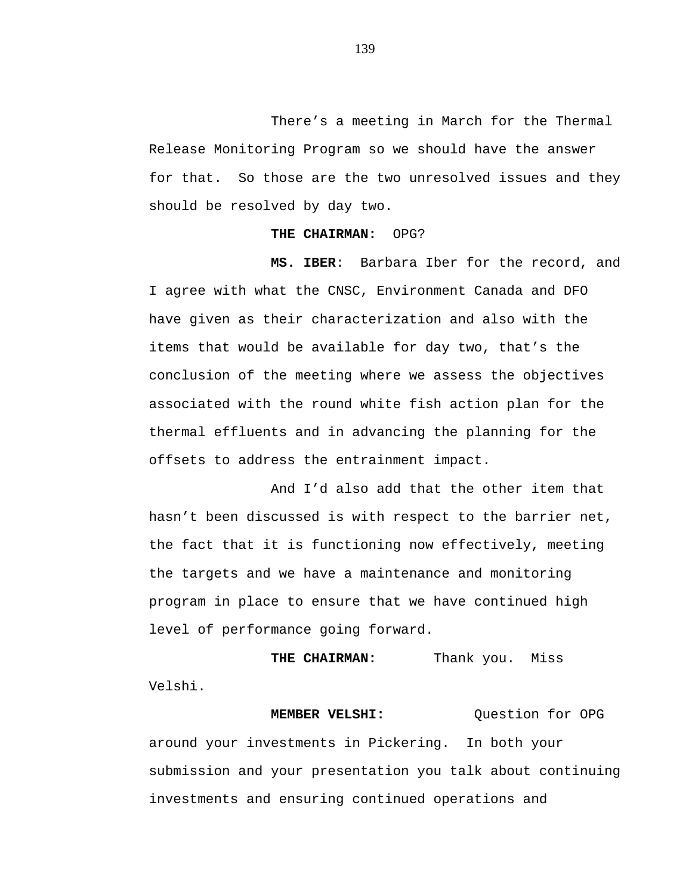There's a meeting in March for the Thermal Release Monitoring Program so we should have the answer for that. So those are the two unresolved issues and they should be resolved by day two.

**THE CHAIRMAN:** OPG?

**MS. IBER**: Barbara Iber for the record, and I agree with what the CNSC, Environment Canada and DFO have given as their characterization and also with the items that would be available for day two, that's the conclusion of the meeting where we assess the objectives associated with the round white fish action plan for the thermal effluents and in advancing the planning for the offsets to address the entrainment impact.

And I'd also add that the other item that hasn't been discussed is with respect to the barrier net, the fact that it is functioning now effectively, meeting the targets and we have a maintenance and monitoring program in place to ensure that we have continued high level of performance going forward.

**THE CHAIRMAN:** Thank you. Miss Velshi.

**MEMBER VELSHI:** Question for OPG around your investments in Pickering. In both your submission and your presentation you talk about continuing investments and ensuring continued operations and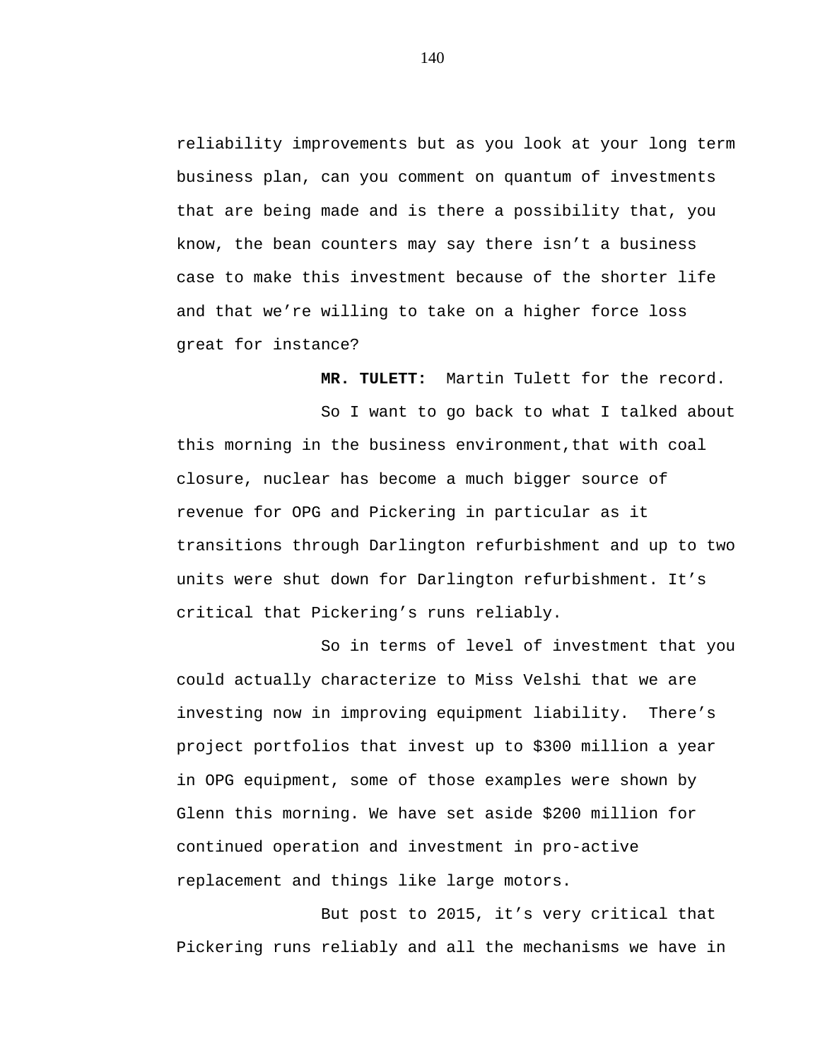reliability improvements but as you look at your long term business plan, can you comment on quantum of investments that are being made and is there a possibility that, you know, the bean counters may say there isn't a business case to make this investment because of the shorter life and that we're willing to take on a higher force loss great for instance?

**MR. TULETT:** Martin Tulett for the record.

So I want to go back to what I talked about this morning in the business environment,that with coal closure, nuclear has become a much bigger source of revenue for OPG and Pickering in particular as it transitions through Darlington refurbishment and up to two units were shut down for Darlington refurbishment. It's critical that Pickering's runs reliably.

So in terms of level of investment that you could actually characterize to Miss Velshi that we are investing now in improving equipment liability. There's project portfolios that invest up to $300 million a year in OPG equipment, some of those examples were shown by Glenn this morning. We have set aside $200 million for continued operation and investment in pro-active replacement and things like large motors.

But post to 2015, it's very critical that Pickering runs reliably and all the mechanisms we have in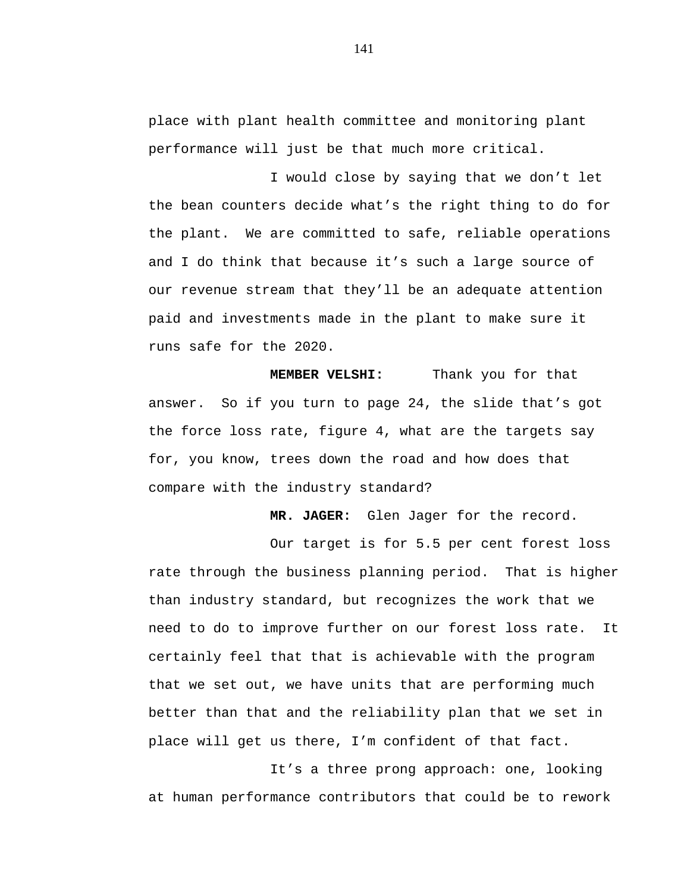place with plant health committee and monitoring plant performance will just be that much more critical.

I would close by saying that we don't let the bean counters decide what's the right thing to do for the plant. We are committed to safe, reliable operations and I do think that because it's such a large source of our revenue stream that they'll be an adequate attention paid and investments made in the plant to make sure it runs safe for the 2020.

**MEMBER VELSHI:** Thank you for that answer. So if you turn to page 24, the slide that's got the force loss rate, figure 4, what are the targets say for, you know, trees down the road and how does that compare with the industry standard?

**MR. JAGER:** Glen Jager for the record.

Our target is for 5.5 per cent forest loss rate through the business planning period. That is higher than industry standard, but recognizes the work that we need to do to improve further on our forest loss rate. It certainly feel that that is achievable with the program that we set out, we have units that are performing much better than that and the reliability plan that we set in place will get us there, I'm confident of that fact.

It's a three prong approach: one, looking at human performance contributors that could be to rework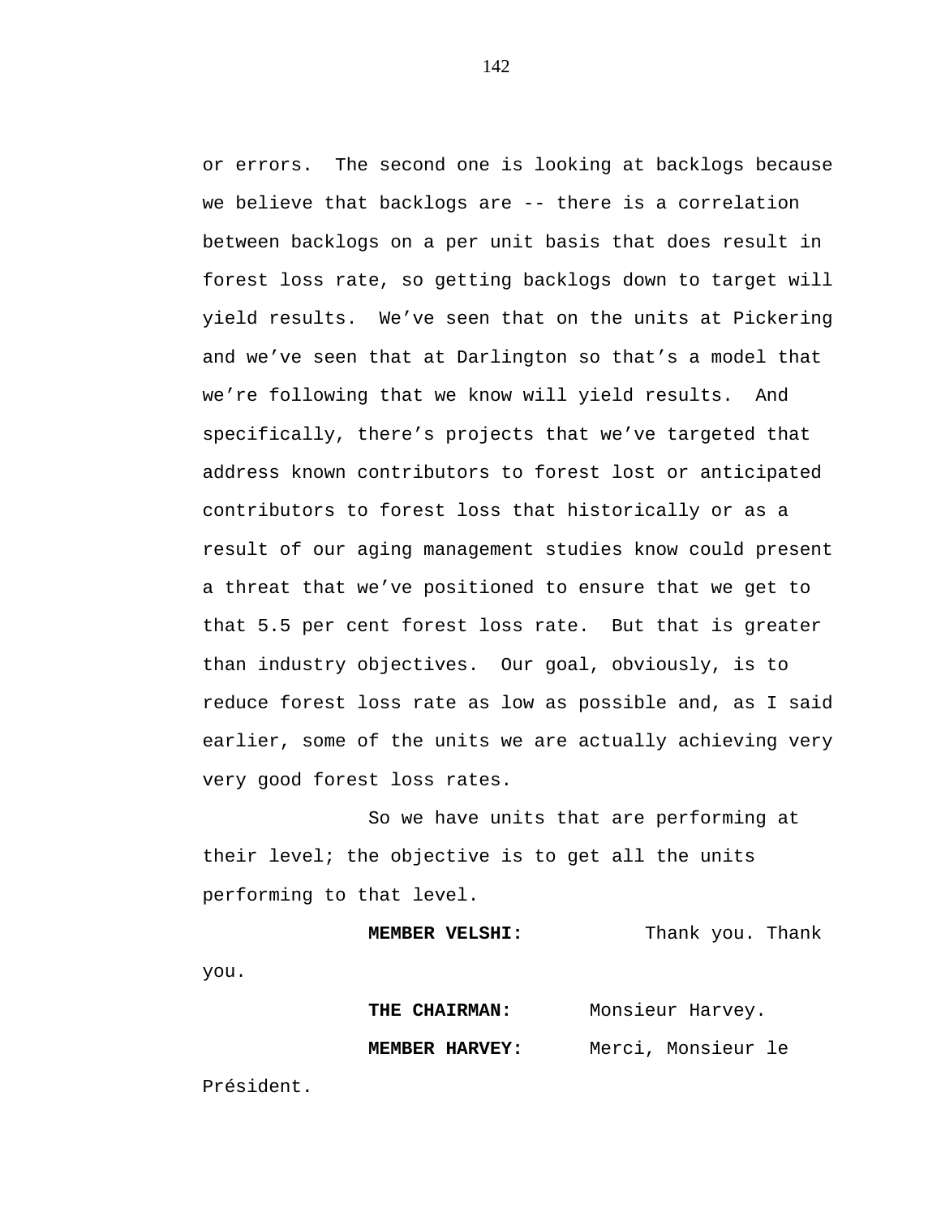or errors. The second one is looking at backlogs because we believe that backlogs are -- there is a correlation between backlogs on a per unit basis that does result in forest loss rate, so getting backlogs down to target will yield results. We've seen that on the units at Pickering and we've seen that at Darlington so that's a model that we're following that we know will yield results. And specifically, there's projects that we've targeted that address known contributors to forest lost or anticipated contributors to forest loss that historically or as a result of our aging management studies know could present a threat that we've positioned to ensure that we get to that 5.5 per cent forest loss rate. But that is greater than industry objectives. Our goal, obviously, is to reduce forest loss rate as low as possible and, as I said earlier, some of the units we are actually achieving very very good forest loss rates.

So we have units that are performing at their level; the objective is to get all the units performing to that level.

**MEMBER VELSHI:** Thank you. Thank you.

**THE CHAIRMAN:** Monsieur Harvey.

**MEMBER HARVEY:** Merci, Monsieur le Président.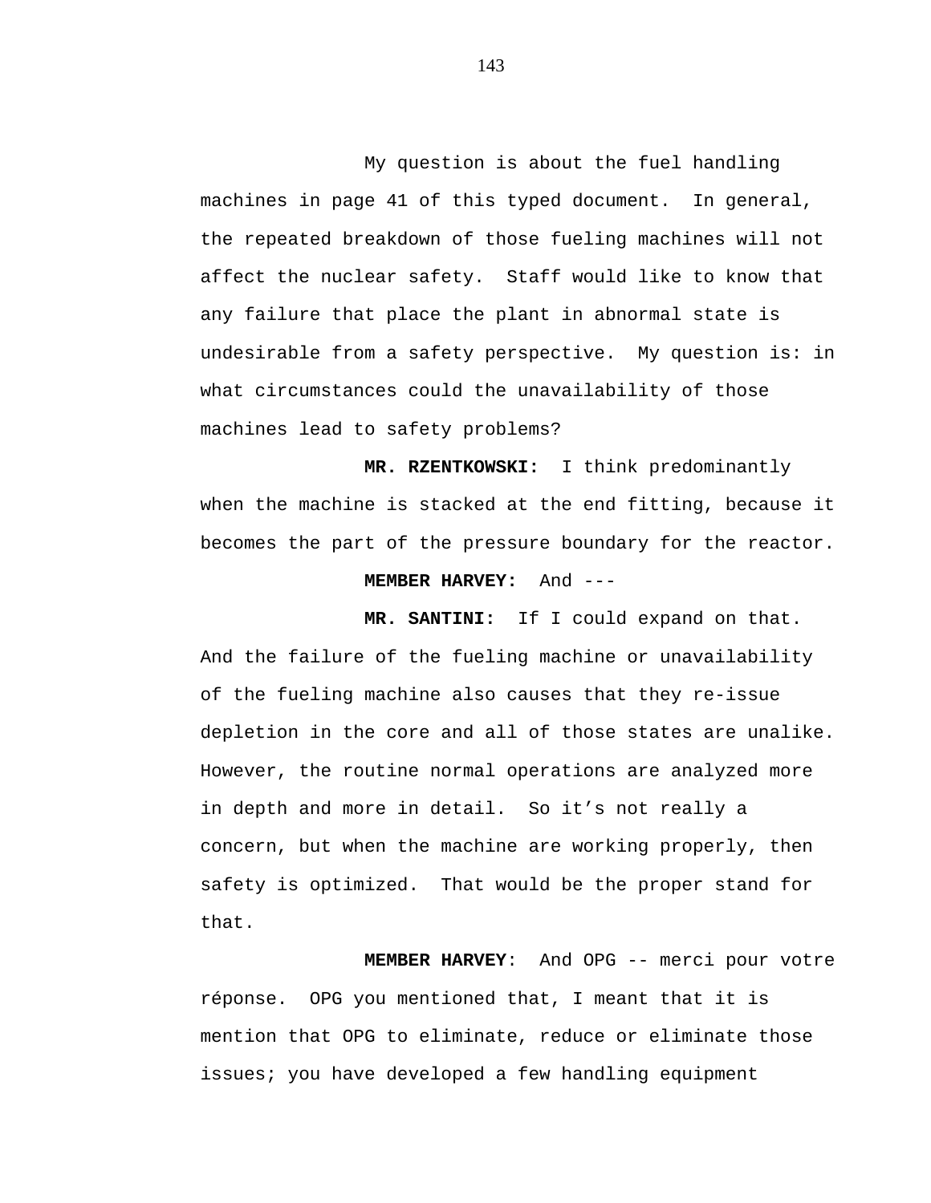My question is about the fuel handling machines in page 41 of this typed document. In general, the repeated breakdown of those fueling machines will not affect the nuclear safety. Staff would like to know that any failure that place the plant in abnormal state is undesirable from a safety perspective. My question is: in what circumstances could the unavailability of those machines lead to safety problems?

**MR. RZENTKOWSKI:** I think predominantly when the machine is stacked at the end fitting, because it becomes the part of the pressure boundary for the reactor.

**MEMBER HARVEY:** And ---

**MR. SANTINI:** If I could expand on that. And the failure of the fueling machine or unavailability of the fueling machine also causes that they re-issue depletion in the core and all of those states are unalike. However, the routine normal operations are analyzed more in depth and more in detail. So it’s not really a concern, but when the machine are working properly, then safety is optimized. That would be the proper stand for that.

**MEMBER HARVEY**: And OPG -- merci pour votre réponse. OPG you mentioned that, I meant that it is mention that OPG to eliminate, reduce or eliminate those issues; you have developed a few handling equipment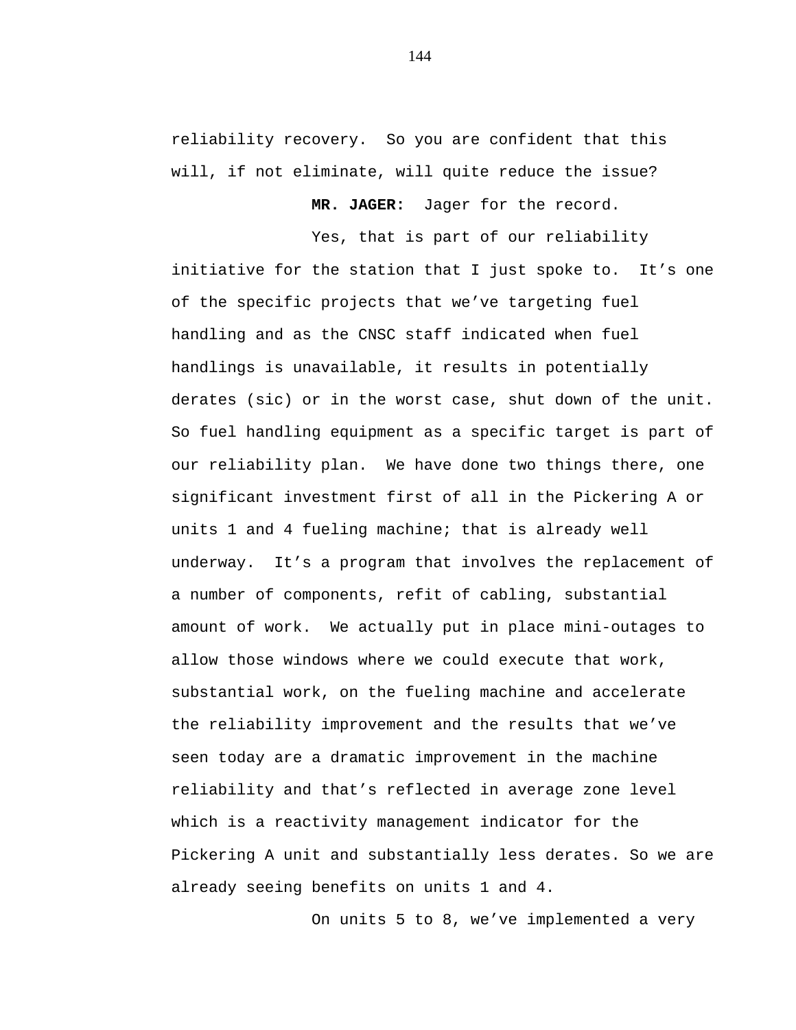reliability recovery. So you are confident that this will, if not eliminate, will quite reduce the issue?

**MR. JAGER:** Jager for the record.

Yes, that is part of our reliability initiative for the station that I just spoke to. It's one of the specific projects that we've targeting fuel handling and as the CNSC staff indicated when fuel handlings is unavailable, it results in potentially derates (sic) or in the worst case, shut down of the unit. So fuel handling equipment as a specific target is part of our reliability plan. We have done two things there, one significant investment first of all in the Pickering A or units 1 and 4 fueling machine; that is already well underway. It's a program that involves the replacement of a number of components, refit of cabling, substantial amount of work. We actually put in place mini-outages to allow those windows where we could execute that work, substantial work, on the fueling machine and accelerate the reliability improvement and the results that we've seen today are a dramatic improvement in the machine reliability and that's reflected in average zone level which is a reactivity management indicator for the Pickering A unit and substantially less derates. So we are already seeing benefits on units 1 and 4.

On units 5 to 8, we've implemented a very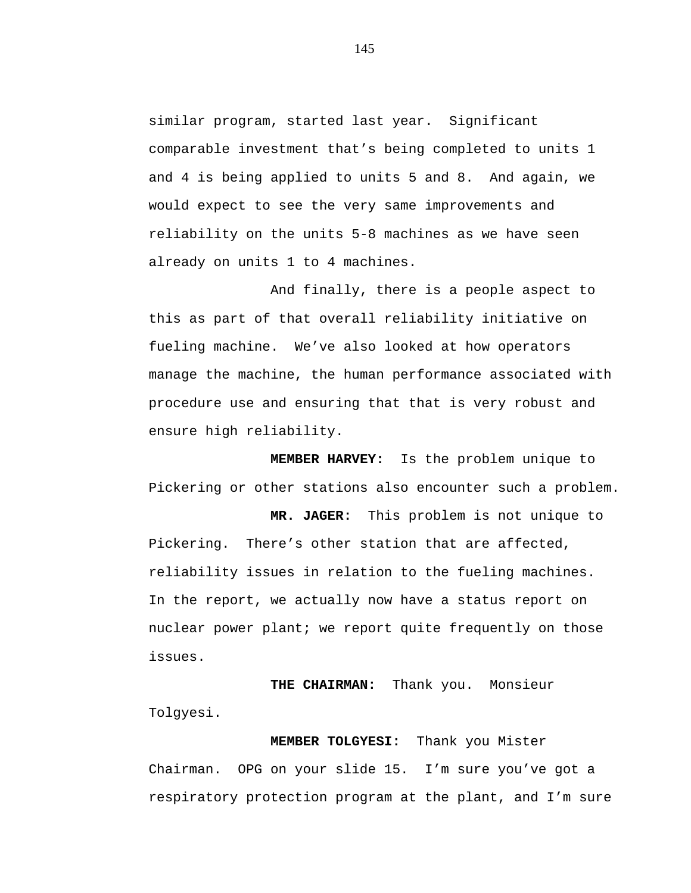similar program, started last year. Significant comparable investment that's being completed to units 1 and 4 is being applied to units 5 and 8. And again, we would expect to see the very same improvements and reliability on the units 5-8 machines as we have seen already on units 1 to 4 machines.

And finally, there is a people aspect to this as part of that overall reliability initiative on fueling machine. We've also looked at how operators manage the machine, the human performance associated with procedure use and ensuring that that is very robust and ensure high reliability.

**MEMBER HARVEY:** Is the problem unique to Pickering or other stations also encounter such a problem.

**MR. JAGER:** This problem is not unique to Pickering. There's other station that are affected, reliability issues in relation to the fueling machines. In the report, we actually now have a status report on nuclear power plant; we report quite frequently on those issues.

**THE CHAIRMAN:** Thank you. Monsieur Tolgyesi.

**MEMBER TOLGYESI:** Thank you Mister Chairman. OPG on your slide 15. I'm sure you've got a respiratory protection program at the plant, and I'm sure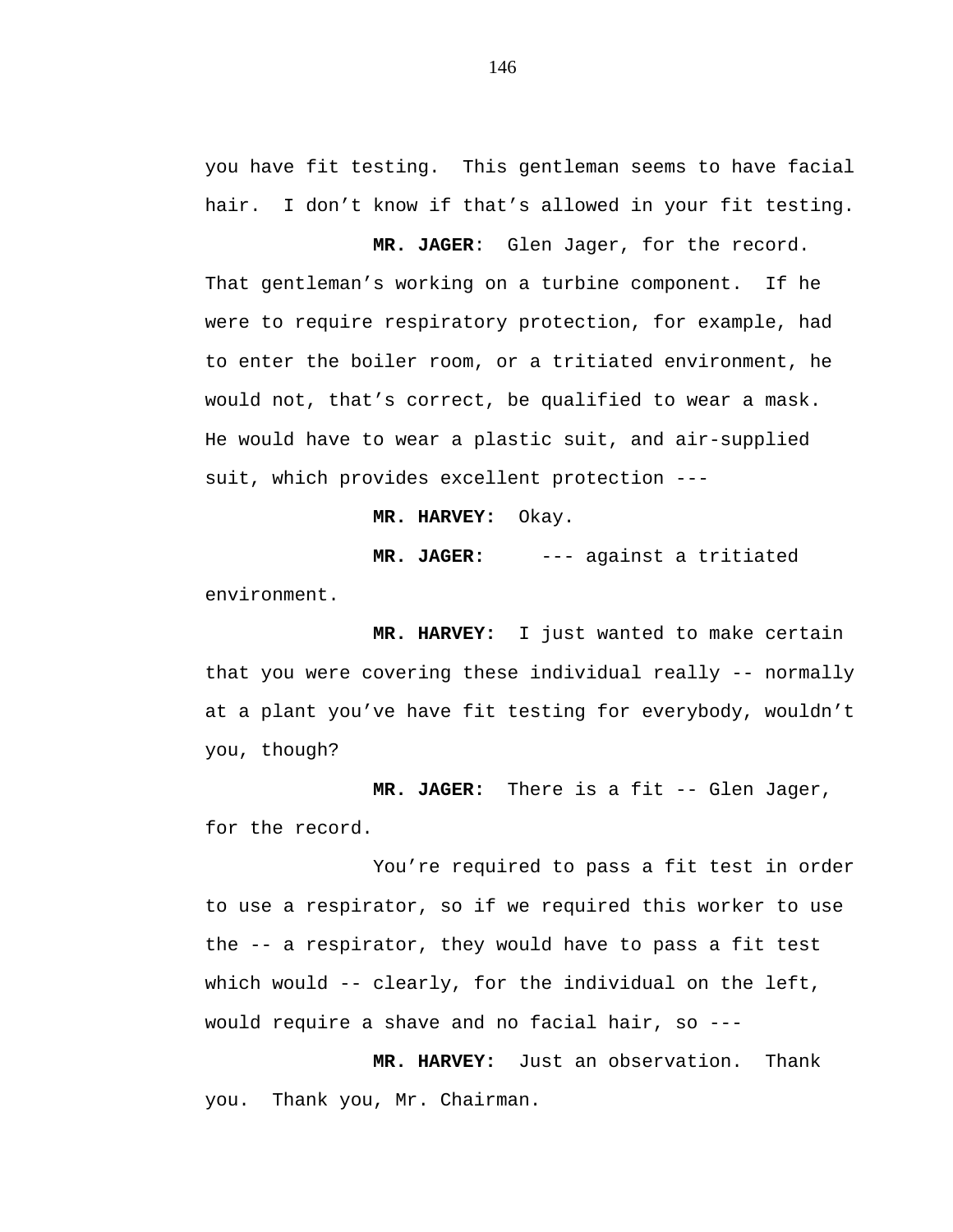you have fit testing. This gentleman seems to have facial hair. I don't know if that's allowed in your fit testing.

**MR. JAGER**: Glen Jager, for the record. That gentleman's working on a turbine component. If he were to require respiratory protection, for example, had to enter the boiler room, or a tritiated environment, he would not, that's correct, be qualified to wear a mask. He would have to wear a plastic suit, and air-supplied suit, which provides excellent protection ---

**MR. HARVEY:** Okay.

**MR. JAGER:** --- against a tritiated environment.

**MR. HARVEY:** I just wanted to make certain that you were covering these individual really -- normally at a plant you've have fit testing for everybody, wouldn't you, though?

**MR. JAGER:** There is a fit -- Glen Jager, for the record.

You're required to pass a fit test in order to use a respirator, so if we required this worker to use the -- a respirator, they would have to pass a fit test which would -- clearly, for the individual on the left, would require a shave and no facial hair, so ---

**MR. HARVEY:** Just an observation. Thank you. Thank you, Mr. Chairman.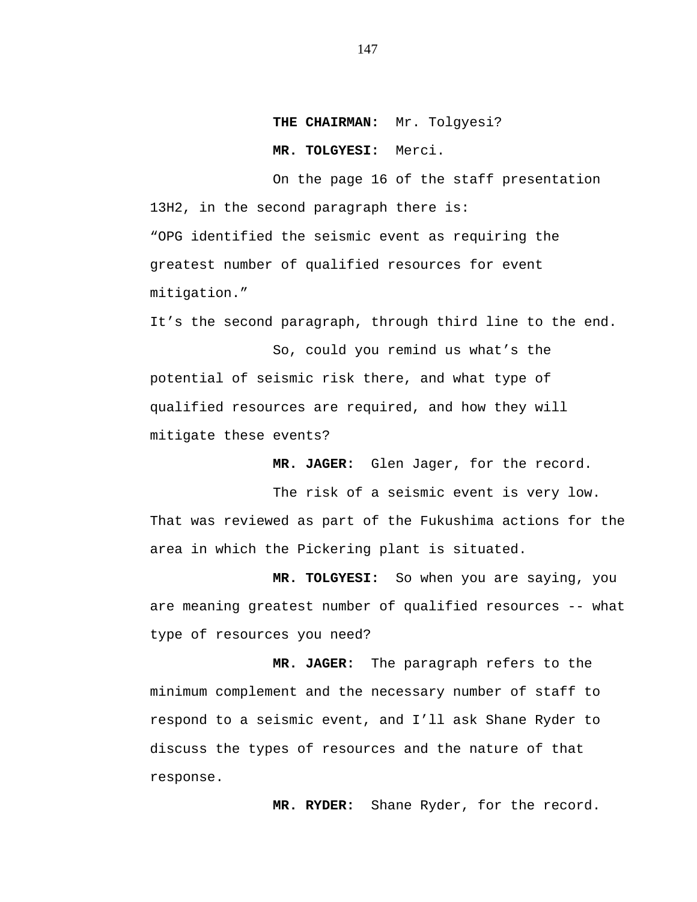**THE CHAIRMAN:** Mr. Tolgyesi?

**MR. TOLGYESI:** Merci.

On the page 16 of the staff presentation 13H2, in the second paragraph there is:

"OPG identified the seismic event as requiring the greatest number of qualified resources for event mitigation."

It's the second paragraph, through third line to the end.

So, could you remind us what's the potential of seismic risk there, and what type of qualified resources are required, and how they will mitigate these events?

**MR. JAGER:** Glen Jager, for the record.

The risk of a seismic event is very low. That was reviewed as part of the Fukushima actions for the area in which the Pickering plant is situated.

**MR. TOLGYESI:** So when you are saying, you are meaning greatest number of qualified resources -- what type of resources you need?

**MR. JAGER:** The paragraph refers to the minimum complement and the necessary number of staff to respond to a seismic event, and I'll ask Shane Ryder to discuss the types of resources and the nature of that response.

**MR. RYDER:** Shane Ryder, for the record.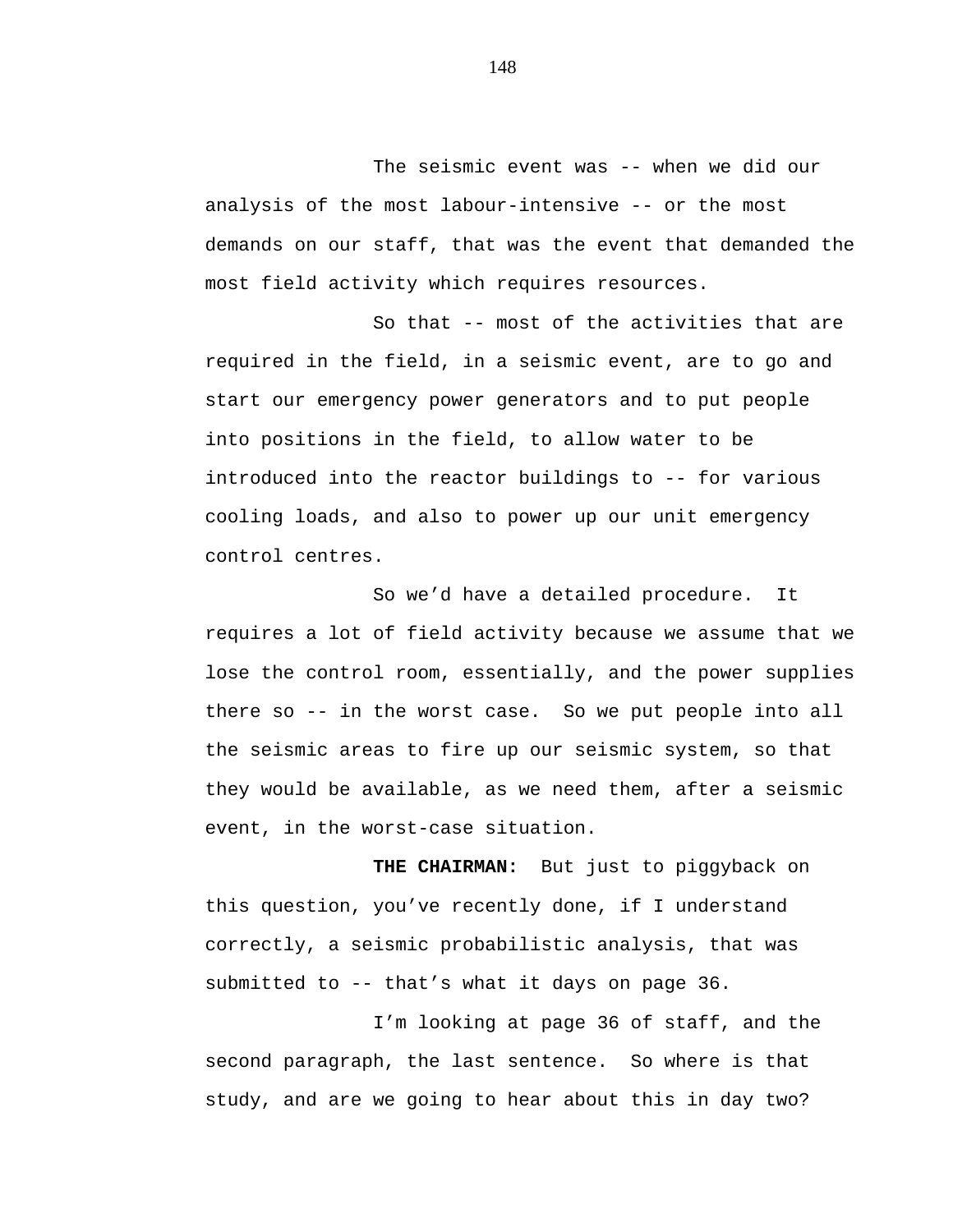The seismic event was -- when we did our analysis of the most labour-intensive -- or the most demands on our staff, that was the event that demanded the most field activity which requires resources.

So that -- most of the activities that are required in the field, in a seismic event, are to go and start our emergency power generators and to put people into positions in the field, to allow water to be introduced into the reactor buildings to -- for various cooling loads, and also to power up our unit emergency control centres.

So we'd have a detailed procedure. It requires a lot of field activity because we assume that we lose the control room, essentially, and the power supplies there so -- in the worst case. So we put people into all the seismic areas to fire up our seismic system, so that they would be available, as we need them, after a seismic event, in the worst-case situation.

**THE CHAIRMAN:** But just to piggyback on this question, you've recently done, if I understand correctly, a seismic probabilistic analysis, that was submitted to -- that's what it days on page 36.

I'm looking at page 36 of staff, and the second paragraph, the last sentence. So where is that study, and are we going to hear about this in day two?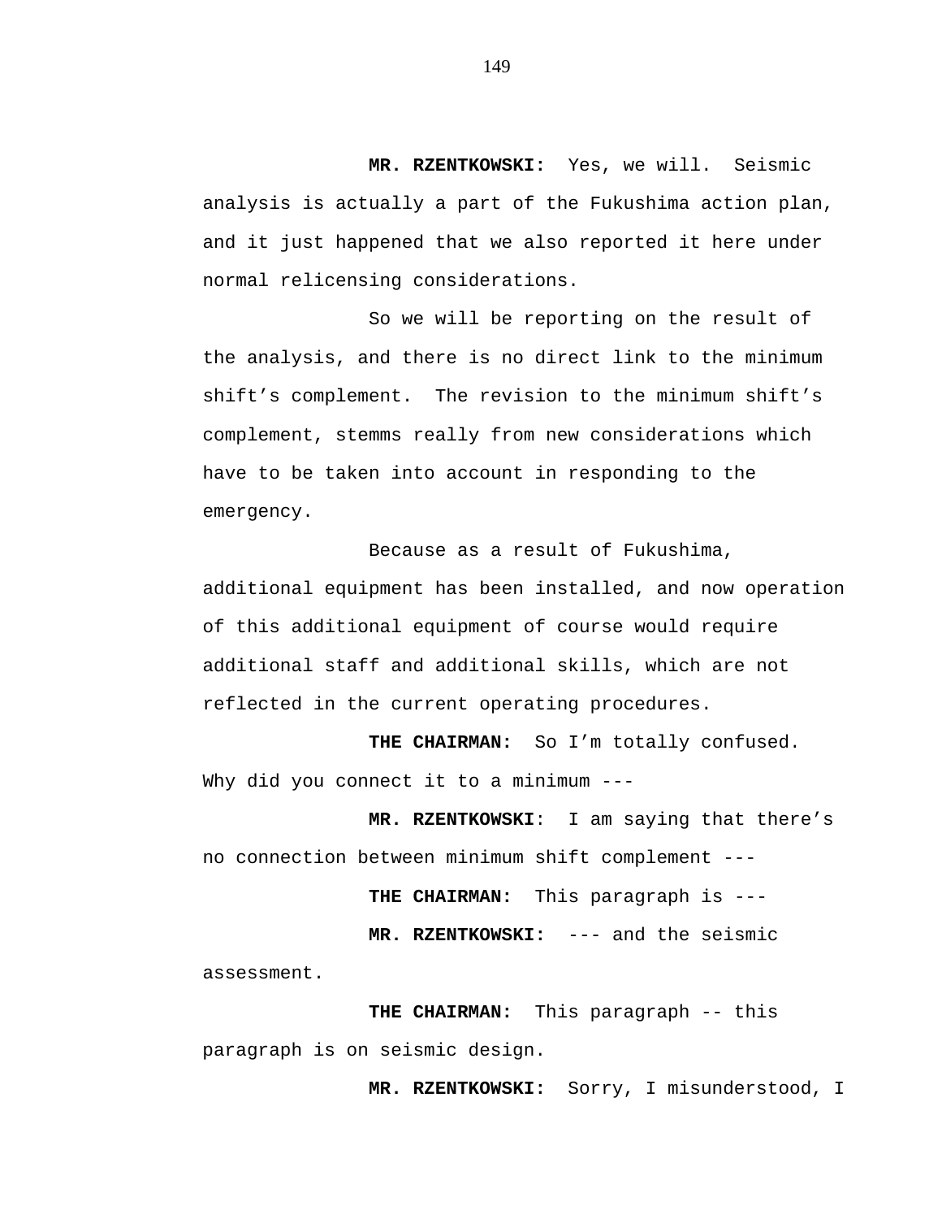**MR. RZENTKOWSKI:** Yes, we will. Seismic analysis is actually a part of the Fukushima action plan, and it just happened that we also reported it here under normal relicensing considerations.

So we will be reporting on the result of the analysis, and there is no direct link to the minimum shift's complement. The revision to the minimum shift's complement, stemms really from new considerations which have to be taken into account in responding to the emergency.

Because as a result of Fukushima, additional equipment has been installed, and now operation of this additional equipment of course would require additional staff and additional skills, which are not reflected in the current operating procedures.

**THE CHAIRMAN:** So I'm totally confused. Why did you connect it to a minimum ---

**MR. RZENTKOWSKI**: I am saying that there's no connection between minimum shift complement ---

**THE CHAIRMAN:** This paragraph is ---

**MR. RZENTKOWSKI:** --- and the seismic assessment.

**THE CHAIRMAN:** This paragraph -- this paragraph is on seismic design.

**MR. RZENTKOWSKI:** Sorry, I misunderstood, I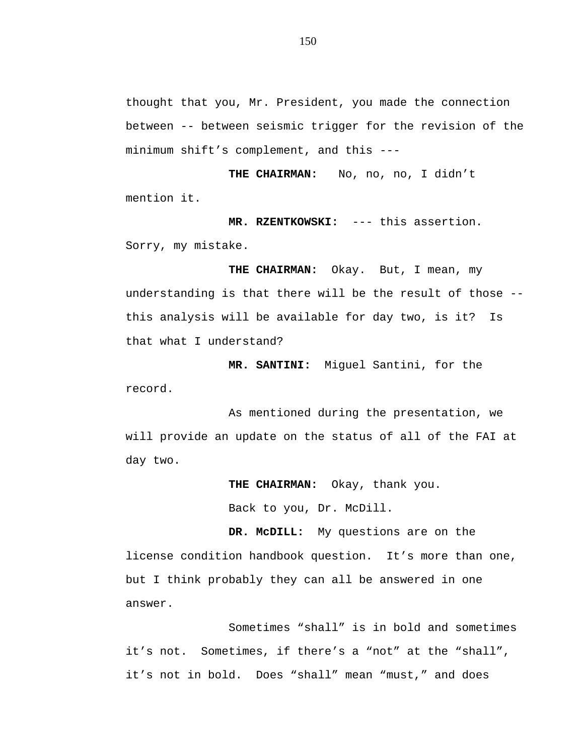thought that you, Mr. President, you made the connection between -- between seismic trigger for the revision of the minimum shift's complement, and this ---

**THE CHAIRMAN:** No, no, no, I didn't mention it.

**MR. RZENTKOWSKI:** --- this assertion. Sorry, my mistake.

**THE CHAIRMAN:** Okay. But, I mean, my understanding is that there will be the result of those -- this analysis will be available for day two, is it? Is that what I understand?

**MR. SANTINI:** Miguel Santini, for the record.

As mentioned during the presentation, we will provide an update on the status of all of the FAI at day two.

**THE CHAIRMAN:** Okay, thank you.

Back to you, Dr. McDill.

**DR. McDILL:** My questions are on the license condition handbook question. It's more than one, but I think probably they can all be answered in one answer.

Sometimes "shall" is in bold and sometimes it's not. Sometimes, if there's a "not" at the "shall", it's not in bold. Does "shall" mean "must," and does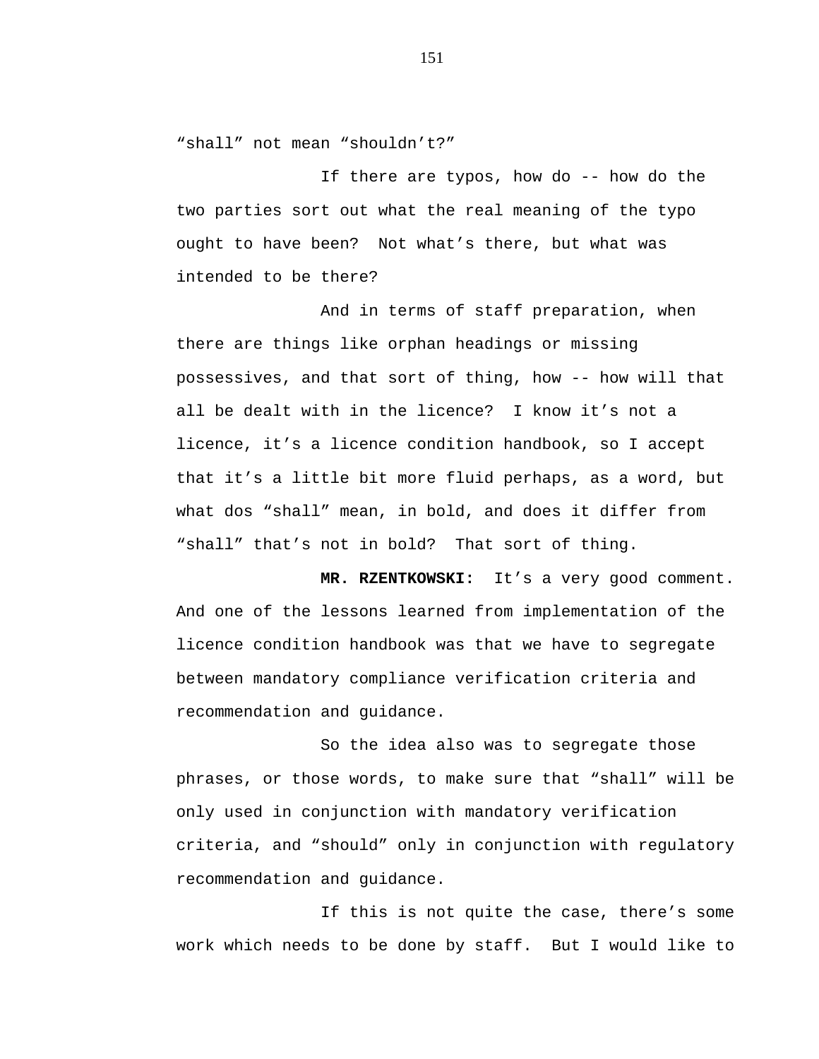"shall" not mean "shouldn't?"

If there are typos, how do -- how do the two parties sort out what the real meaning of the typo ought to have been? Not what's there, but what was intended to be there?

And in terms of staff preparation, when there are things like orphan headings or missing possessives, and that sort of thing, how -- how will that all be dealt with in the licence? I know it's not a licence, it's a licence condition handbook, so I accept that it's a little bit more fluid perhaps, as a word, but what dos "shall" mean, in bold, and does it differ from "shall" that's not in bold? That sort of thing.

**MR. RZENTKOWSKI:** It's a very good comment. And one of the lessons learned from implementation of the licence condition handbook was that we have to segregate between mandatory compliance verification criteria and recommendation and guidance.

So the idea also was to segregate those phrases, or those words, to make sure that "shall" will be only used in conjunction with mandatory verification criteria, and "should" only in conjunction with regulatory recommendation and guidance.

If this is not quite the case, there's some work which needs to be done by staff. But I would like to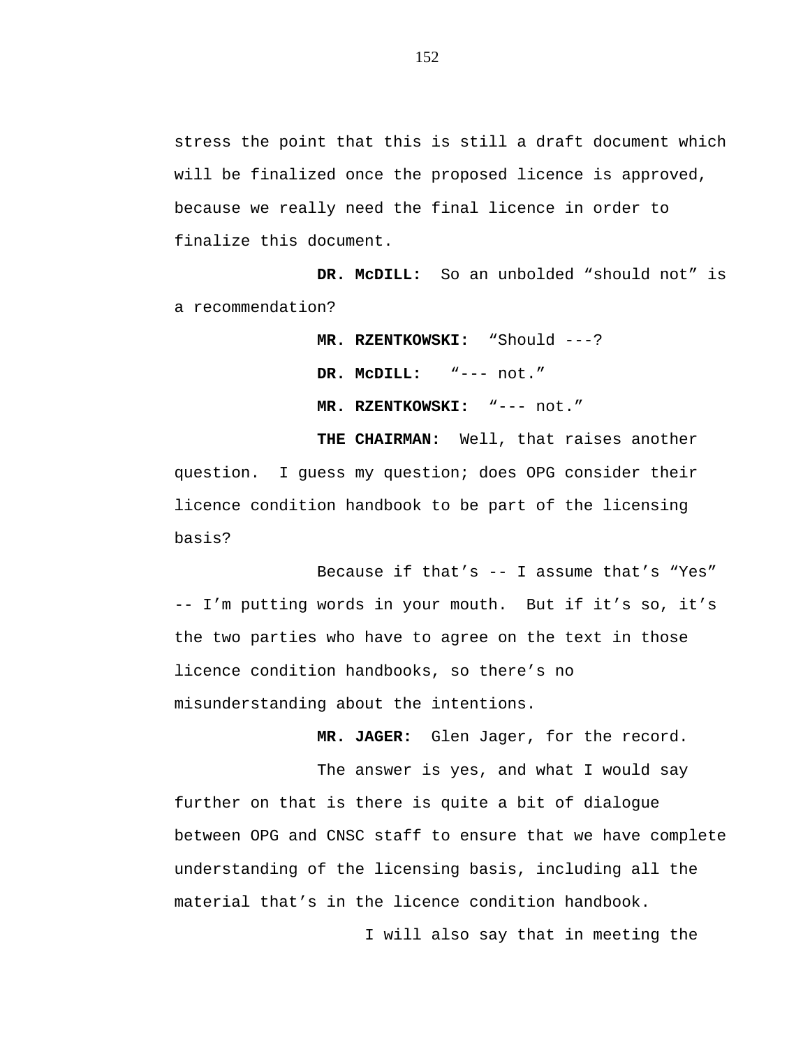stress the point that this is still a draft document which will be finalized once the proposed licence is approved, because we really need the final licence in order to finalize this document.

**DR. McDILL:** So an unbolded "should not" is a recommendation?

**MR. RZENTKOWSKI:** "Should ---?

**DR. McDILL:** "--- not."

**MR. RZENTKOWSKI:** "--- not."

**THE CHAIRMAN:** Well, that raises another question. I guess my question; does OPG consider their licence condition handbook to be part of the licensing basis?

Because if that's -- I assume that's "Yes" -- I'm putting words in your mouth. But if it's so, it's the two parties who have to agree on the text in those licence condition handbooks, so there's no misunderstanding about the intentions.

**MR. JAGER:** Glen Jager, for the record.

The answer is yes, and what I would say further on that is there is quite a bit of dialogue between OPG and CNSC staff to ensure that we have complete understanding of the licensing basis, including all the material that's in the licence condition handbook.

I will also say that in meeting the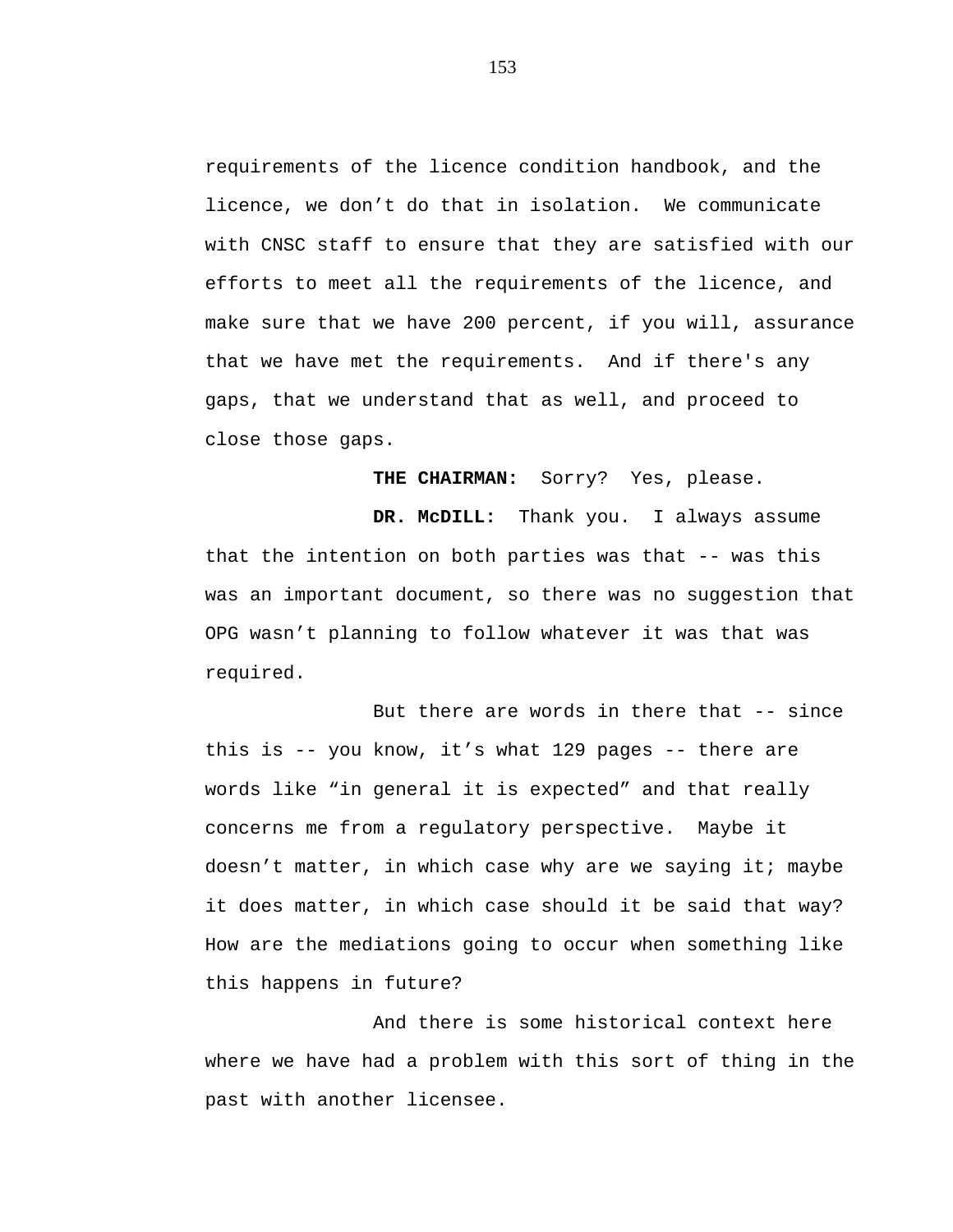requirements of the licence condition handbook, and the licence, we don't do that in isolation. We communicate with CNSC staff to ensure that they are satisfied with our efforts to meet all the requirements of the licence, and make sure that we have 200 percent, if you will, assurance that we have met the requirements. And if there's any gaps, that we understand that as well, and proceed to close those gaps.

**THE CHAIRMAN:** Sorry? Yes, please.

**DR. McDILL:** Thank you. I always assume that the intention on both parties was that -- was this was an important document, so there was no suggestion that OPG wasn't planning to follow whatever it was that was required.

But there are words in there that -- since this is -- you know, it's what 129 pages -- there are words like "in general it is expected" and that really concerns me from a regulatory perspective. Maybe it doesn't matter, in which case why are we saying it; maybe it does matter, in which case should it be said that way? How are the mediations going to occur when something like this happens in future?

And there is some historical context here where we have had a problem with this sort of thing in the past with another licensee.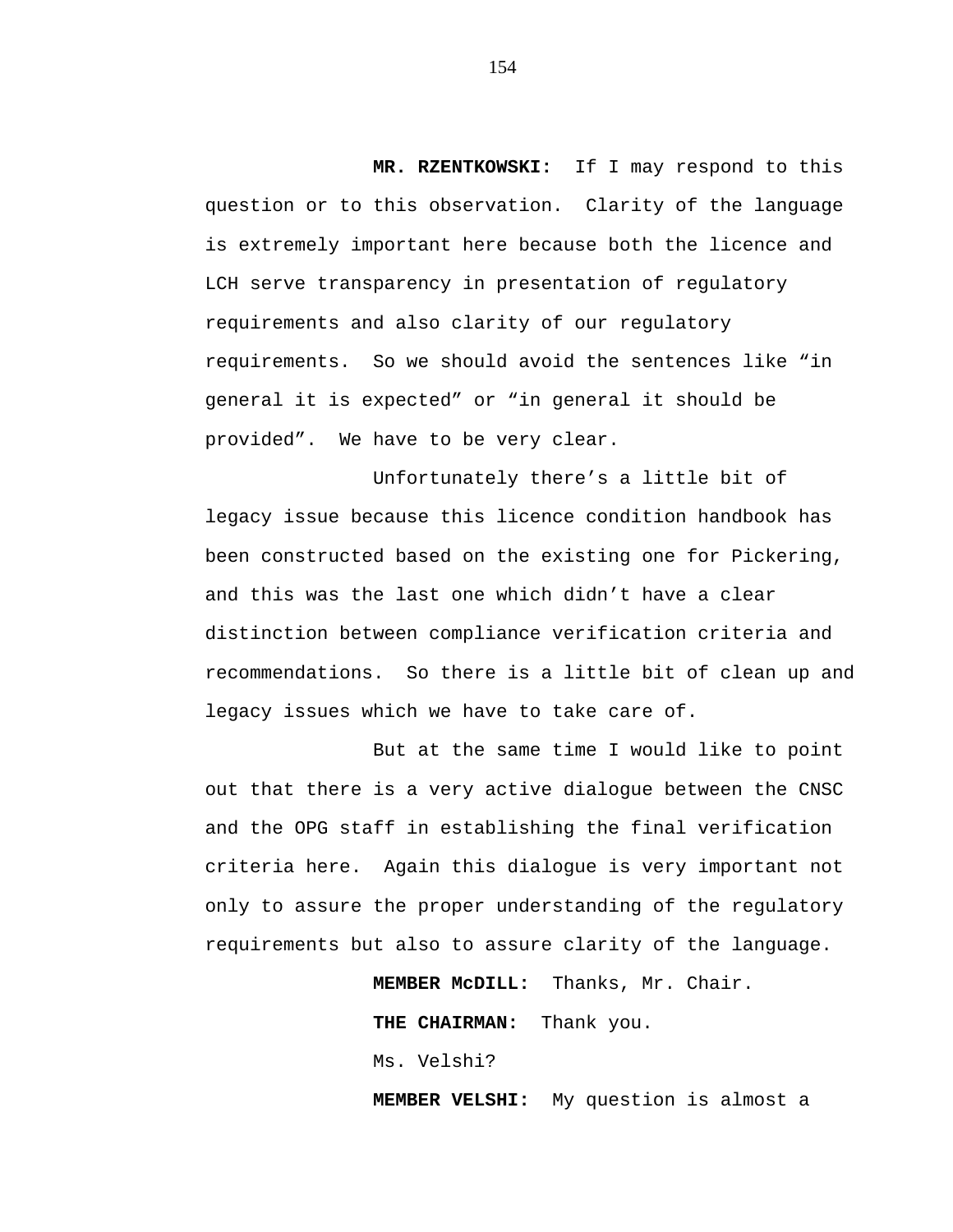**MR. RZENTKOWSKI:** If I may respond to this question or to this observation. Clarity of the language is extremely important here because both the licence and LCH serve transparency in presentation of regulatory requirements and also clarity of our regulatory requirements. So we should avoid the sentences like "in general it is expected" or "in general it should be provided". We have to be very clear.

Unfortunately there's a little bit of legacy issue because this licence condition handbook has been constructed based on the existing one for Pickering, and this was the last one which didn't have a clear distinction between compliance verification criteria and recommendations. So there is a little bit of clean up and legacy issues which we have to take care of.

But at the same time I would like to point out that there is a very active dialogue between the CNSC and the OPG staff in establishing the final verification criteria here. Again this dialogue is very important not only to assure the proper understanding of the regulatory requirements but also to assure clarity of the language.

**MEMBER McDILL:** Thanks, Mr. Chair.

**THE CHAIRMAN:** Thank you.

Ms. Velshi?

**MEMBER VELSHI:** My question is almost a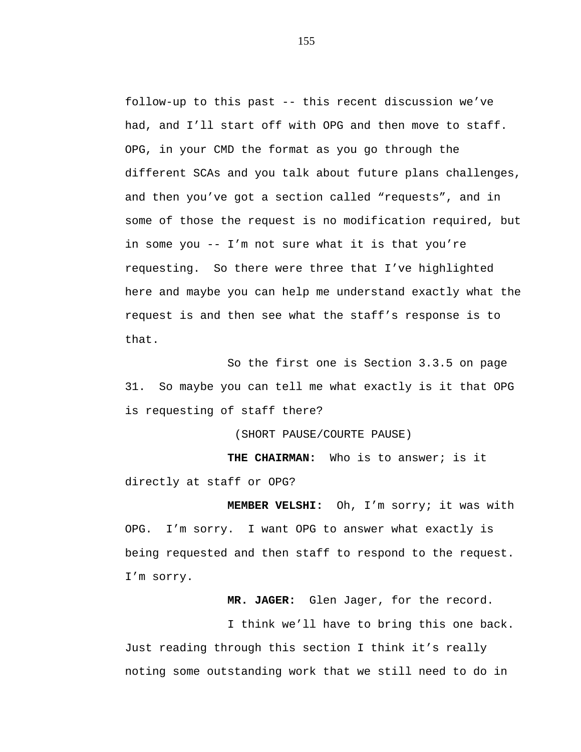follow-up to this past -- this recent discussion we've had, and I'll start off with OPG and then move to staff. OPG, in your CMD the format as you go through the different SCAs and you talk about future plans challenges, and then you've got a section called "requests", and in some of those the request is no modification required, but in some you -- I'm not sure what it is that you're requesting. So there were three that I've highlighted here and maybe you can help me understand exactly what the request is and then see what the staff's response is to that.

So the first one is Section 3.3.5 on page 31. So maybe you can tell me what exactly is it that OPG is requesting of staff there?

(SHORT PAUSE/COURTE PAUSE)

**THE CHAIRMAN:** Who is to answer; is it directly at staff or OPG?

**MEMBER VELSHI:** Oh, I'm sorry; it was with OPG. I'm sorry. I want OPG to answer what exactly is being requested and then staff to respond to the request. I'm sorry.

**MR. JAGER:** Glen Jager, for the record.

I think we'll have to bring this one back. Just reading through this section I think it's really noting some outstanding work that we still need to do in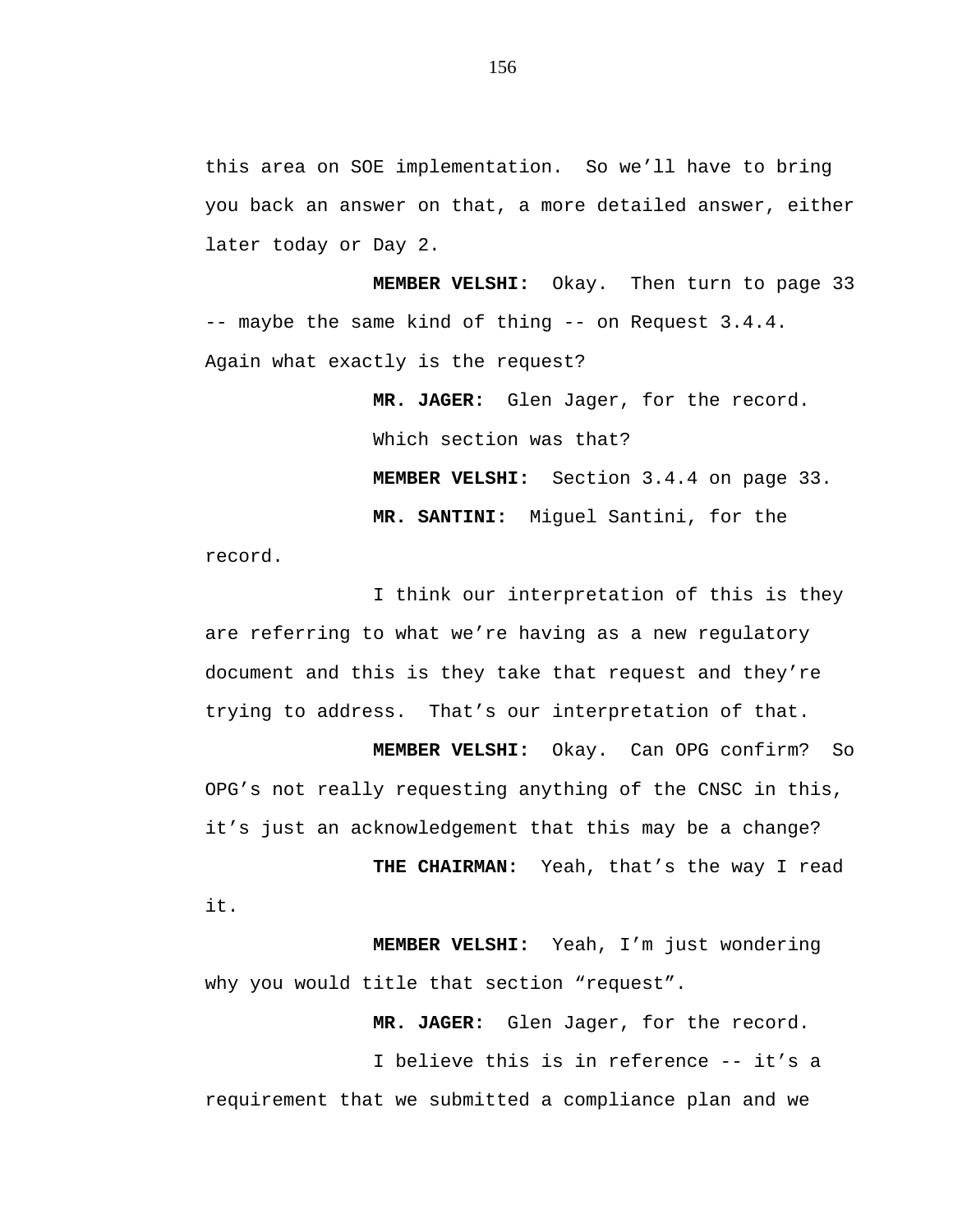this area on SOE implementation. So we'll have to bring you back an answer on that, a more detailed answer, either later today or Day 2.

**MEMBER VELSHI:** Okay. Then turn to page 33 -- maybe the same kind of thing -- on Request 3.4.4. Again what exactly is the request?

**MR. JAGER:** Glen Jager, for the record.

Which section was that?

**MEMBER VELSHI:** Section 3.4.4 on page 33.

**MR. SANTINI:** Miguel Santini, for the record.

I think our interpretation of this is they are referring to what we're having as a new regulatory document and this is they take that request and they're trying to address. That's our interpretation of that.

**MEMBER VELSHI:** Okay. Can OPG confirm? So OPG's not really requesting anything of the CNSC in this, it's just an acknowledgement that this may be a change?

**THE CHAIRMAN:** Yeah, that's the way I read it.

**MEMBER VELSHI:** Yeah, I'm just wondering why you would title that section "request".

**MR. JAGER:** Glen Jager, for the record.

I believe this is in reference -- it's a requirement that we submitted a compliance plan and we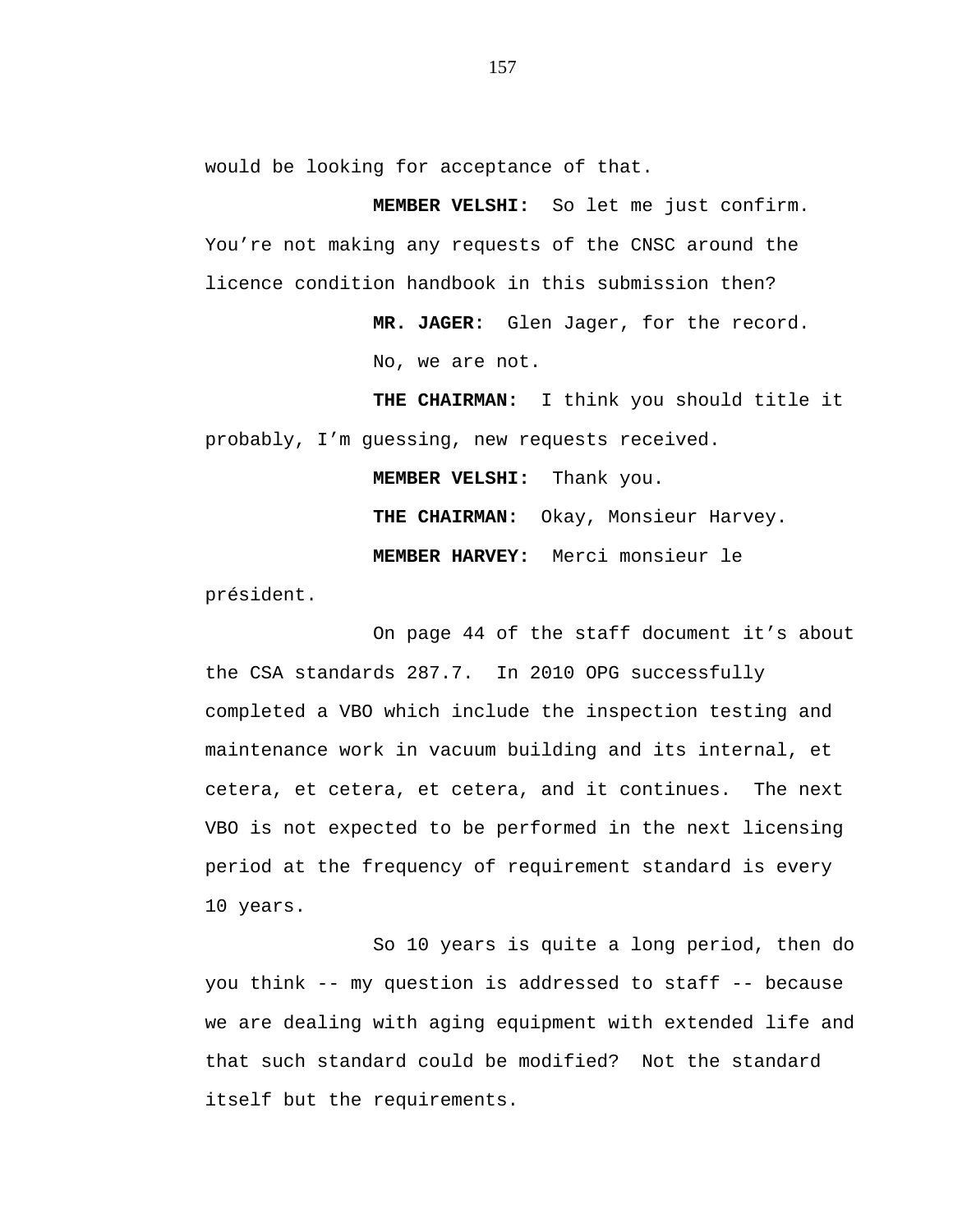would be looking for acceptance of that.

**MEMBER VELSHI:** So let me just confirm. You’re not making any requests of the CNSC around the licence condition handbook in this submission then?

**MR. JAGER:** Glen Jager, for the record.

No, we are not.

**THE CHAIRMAN:** I think you should title it probably, I’m guessing, new requests received.

**MEMBER VELSHI:** Thank you.

**THE CHAIRMAN:** Okay, Monsieur Harvey.

**MEMBER HARVEY:** Merci monsieur le président.

On page 44 of the staff document it’s about the CSA standards 287.7. In 2010 OPG successfully completed a VBO which include the inspection testing and maintenance work in vacuum building and its internal, et cetera, et cetera, et cetera, and it continues. The next VBO is not expected to be performed in the next licensing period at the frequency of requirement standard is every 10 years.

So 10 years is quite a long period, then do you think -- my question is addressed to staff -- because we are dealing with aging equipment with extended life and that such standard could be modified? Not the standard itself but the requirements.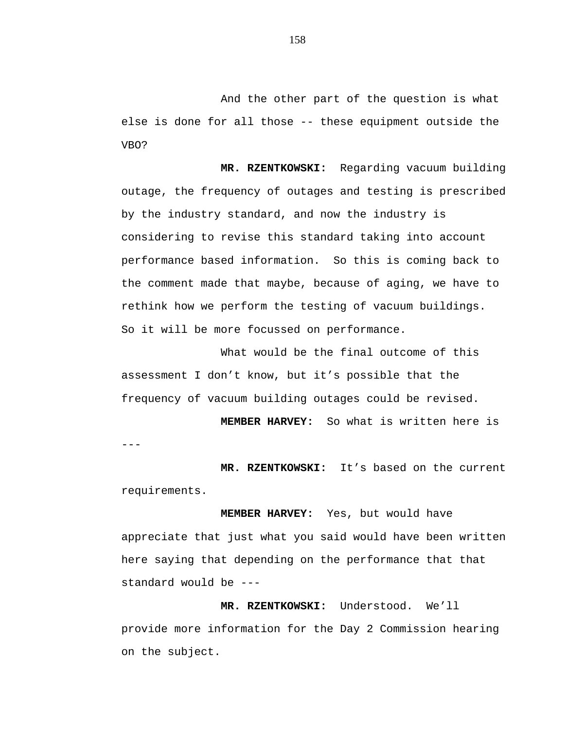And the other part of the question is what else is done for all those -- these equipment outside the VBO?

**MR. RZENTKOWSKI:** Regarding vacuum building outage, the frequency of outages and testing is prescribed by the industry standard, and now the industry is considering to revise this standard taking into account performance based information. So this is coming back to the comment made that maybe, because of aging, we have to rethink how we perform the testing of vacuum buildings. So it will be more focussed on performance.

What would be the final outcome of this assessment I don't know, but it's possible that the frequency of vacuum building outages could be revised.

**MEMBER HARVEY:** So what is written here is ---

**MR. RZENTKOWSKI:** It's based on the current requirements.

**MEMBER HARVEY:** Yes, but would have appreciate that just what you said would have been written here saying that depending on the performance that that standard would be ---

**MR. RZENTKOWSKI:** Understood. We'll provide more information for the Day 2 Commission hearing on the subject.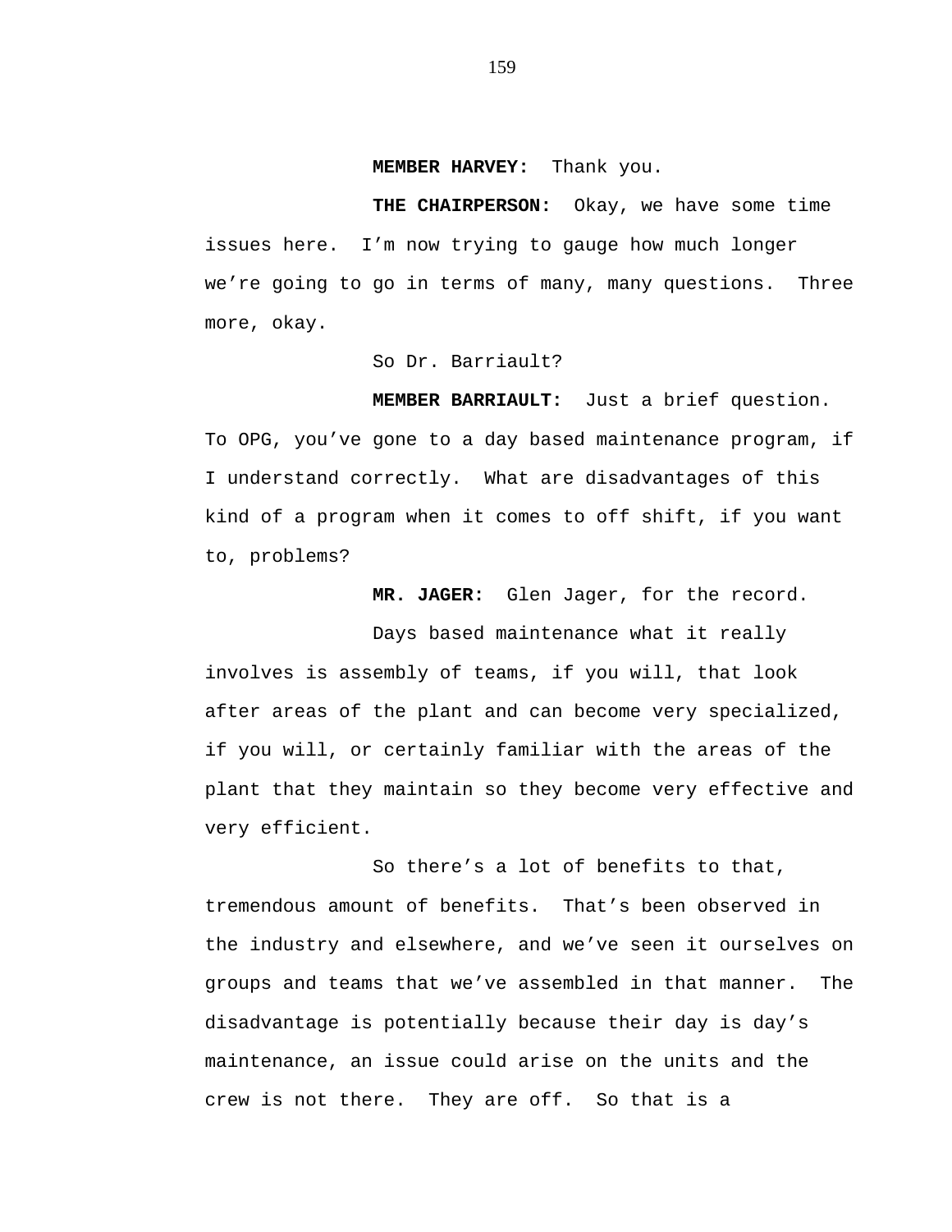**MEMBER HARVEY:** Thank you.

**THE CHAIRPERSON:** Okay, we have some time issues here. I'm now trying to gauge how much longer we're going to go in terms of many, many questions. Three more, okay.

So Dr. Barriault?

**MEMBER BARRIAULT:** Just a brief question. To OPG, you've gone to a day based maintenance program, if I understand correctly. What are disadvantages of this kind of a program when it comes to off shift, if you want to, problems?

**MR. JAGER:** Glen Jager, for the record.

Days based maintenance what it really involves is assembly of teams, if you will, that look after areas of the plant and can become very specialized, if you will, or certainly familiar with the areas of the plant that they maintain so they become very effective and very efficient.

So there's a lot of benefits to that, tremendous amount of benefits. That's been observed in the industry and elsewhere, and we've seen it ourselves on groups and teams that we've assembled in that manner. The disadvantage is potentially because their day is day's maintenance, an issue could arise on the units and the crew is not there. They are off. So that is a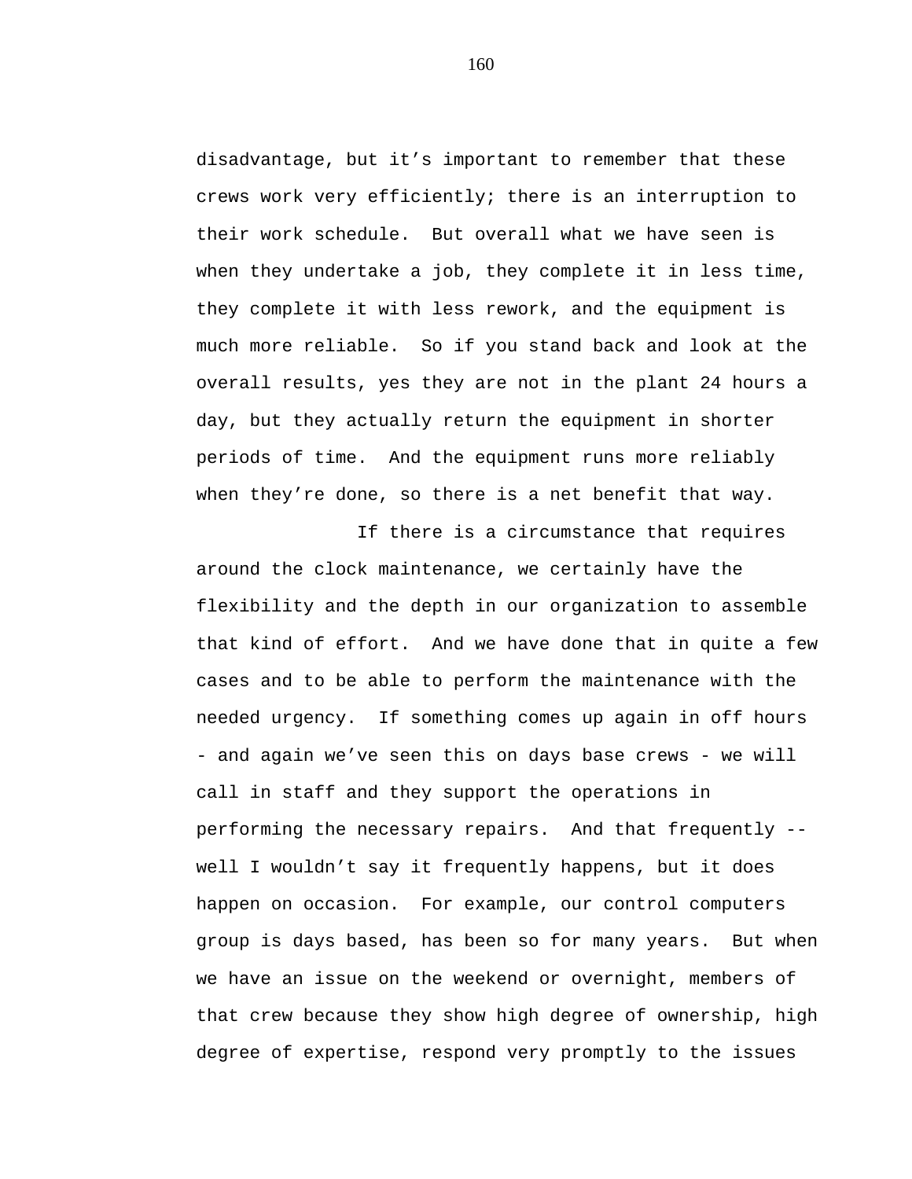disadvantage, but it's important to remember that these crews work very efficiently; there is an interruption to their work schedule.  But overall what we have seen is when they undertake a job, they complete it in less time, they complete it with less rework, and the equipment is much more reliable.  So if you stand back and look at the overall results, yes they are not in the plant 24 hours a day, but they actually return the equipment in shorter periods of time.  And the equipment runs more reliably when they're done, so there is a net benefit that way.

If there is a circumstance that requires around the clock maintenance, we certainly have the flexibility and the depth in our organization to assemble that kind of effort.  And we have done that in quite a few cases and to be able to perform the maintenance with the needed urgency.  If something comes up again in off hours - and again we've seen this on days base crews - we will call in staff and they support the operations in performing the necessary repairs.  And that frequently -- well I wouldn't say it frequently happens, but it does happen on occasion.  For example, our control computers group is days based, has been so for many years.  But when we have an issue on the weekend or overnight, members of that crew because they show high degree of ownership, high degree of expertise, respond very promptly to the issues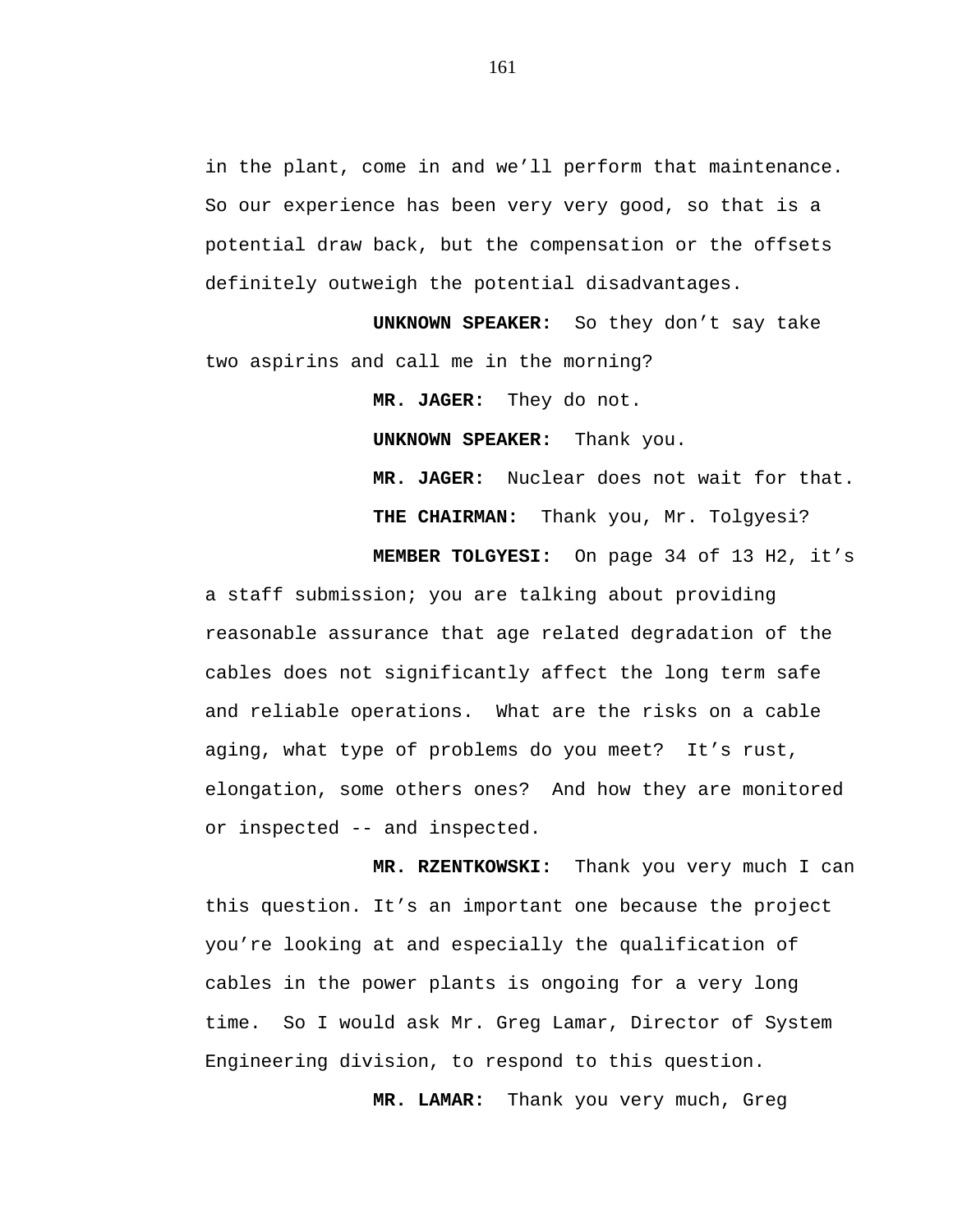in the plant, come in and we'll perform that maintenance. So our experience has been very very good, so that is a potential draw back, but the compensation or the offsets definitely outweigh the potential disadvantages.

**UNKNOWN SPEAKER:** So they don't say take two aspirins and call me in the morning?

**MR. JAGER:** They do not.

**UNKNOWN SPEAKER:** Thank you.

**MR. JAGER:** Nuclear does not wait for that.

**THE CHAIRMAN:** Thank you, Mr. Tolgyesi?

**MEMBER TOLGYESI:** On page 34 of 13 H2, it's a staff submission; you are talking about providing reasonable assurance that age related degradation of the cables does not significantly affect the long term safe and reliable operations. What are the risks on a cable aging, what type of problems do you meet? It's rust, elongation, some others ones? And how they are monitored or inspected -- and inspected.

**MR. RZENTKOWSKI:** Thank you very much I can this question. It's an important one because the project you're looking at and especially the qualification of cables in the power plants is ongoing for a very long time. So I would ask Mr. Greg Lamar, Director of System Engineering division, to respond to this question.

**MR. LAMAR:** Thank you very much, Greg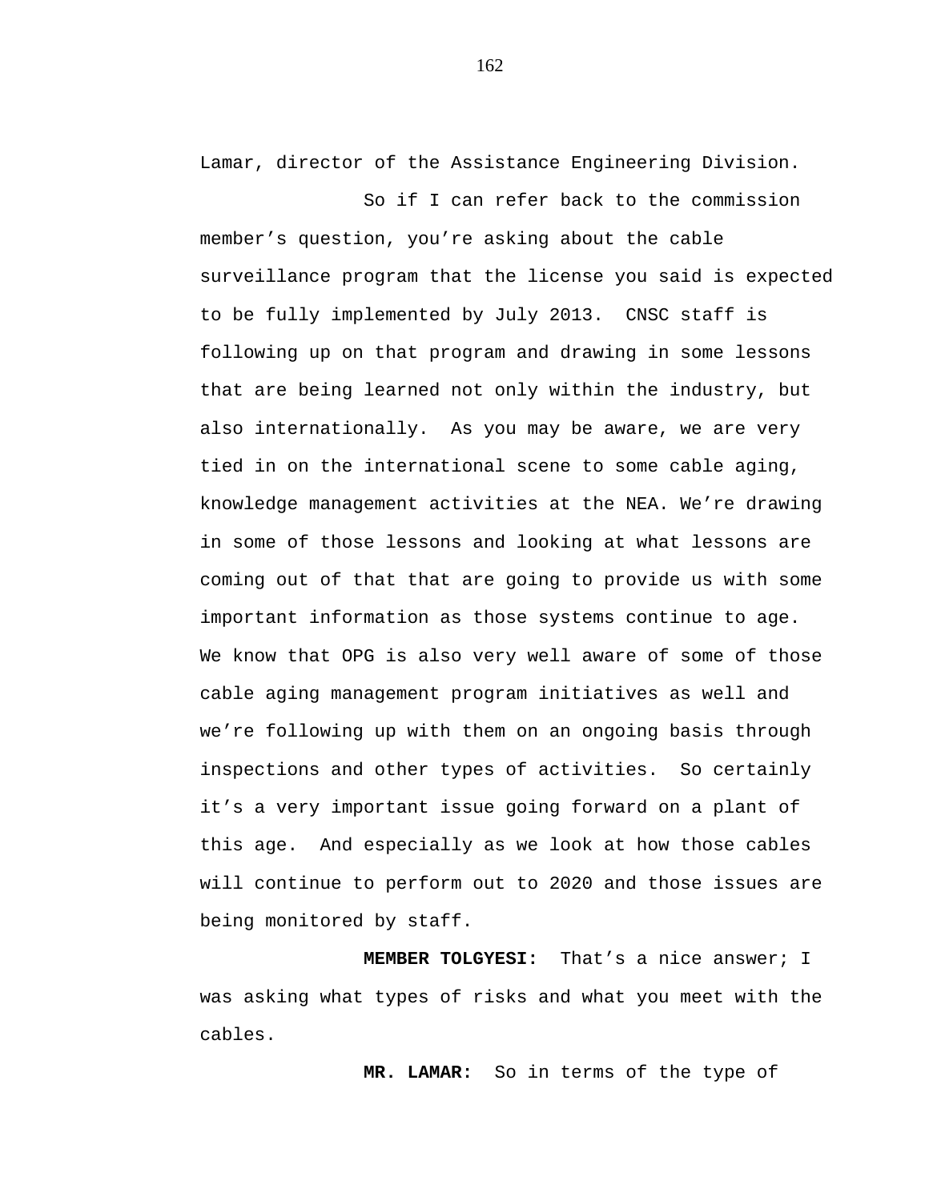Lamar, director of the Assistance Engineering Division.

So if I can refer back to the commission member's question, you're asking about the cable surveillance program that the license you said is expected to be fully implemented by July 2013. CNSC staff is following up on that program and drawing in some lessons that are being learned not only within the industry, but also internationally. As you may be aware, we are very tied in on the international scene to some cable aging, knowledge management activities at the NEA. We're drawing in some of those lessons and looking at what lessons are coming out of that that are going to provide us with some important information as those systems continue to age. We know that OPG is also very well aware of some of those cable aging management program initiatives as well and we're following up with them on an ongoing basis through inspections and other types of activities. So certainly it's a very important issue going forward on a plant of this age. And especially as we look at how those cables will continue to perform out to 2020 and those issues are being monitored by staff.

**MEMBER TOLGYESI:** That's a nice answer; I was asking what types of risks and what you meet with the cables.

**MR. LAMAR:** So in terms of the type of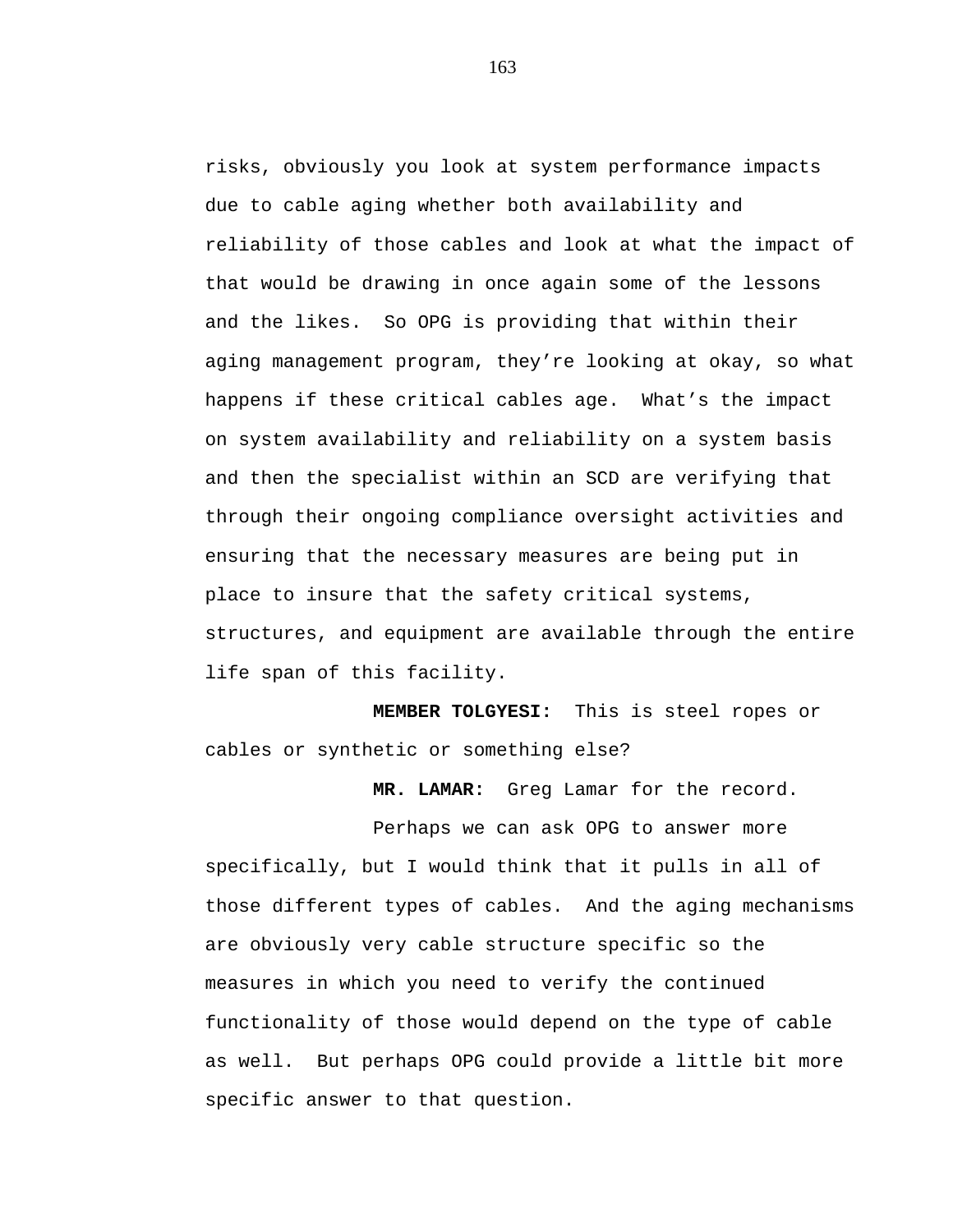risks, obviously you look at system performance impacts due to cable aging whether both availability and reliability of those cables and look at what the impact of that would be drawing in once again some of the lessons and the likes. So OPG is providing that within their aging management program, they're looking at okay, so what happens if these critical cables age. What's the impact on system availability and reliability on a system basis and then the specialist within an SCD are verifying that through their ongoing compliance oversight activities and ensuring that the necessary measures are being put in place to insure that the safety critical systems, structures, and equipment are available through the entire life span of this facility.

**MEMBER TOLGYESI:** This is steel ropes or cables or synthetic or something else?

**MR. LAMAR:** Greg Lamar for the record.

Perhaps we can ask OPG to answer more specifically, but I would think that it pulls in all of those different types of cables. And the aging mechanisms are obviously very cable structure specific so the measures in which you need to verify the continued functionality of those would depend on the type of cable as well. But perhaps OPG could provide a little bit more specific answer to that question.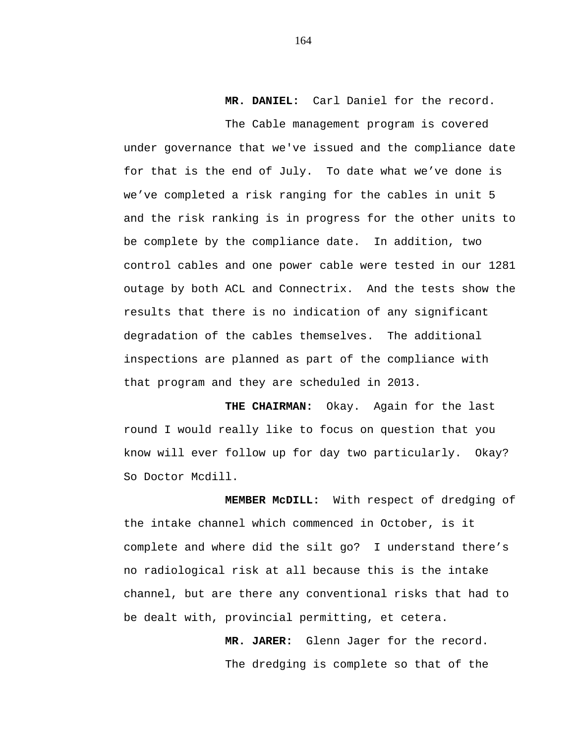**MR. DANIEL:** Carl Daniel for the record.

The Cable management program is covered under governance that we've issued and the compliance date for that is the end of July. To date what we've done is we've completed a risk ranging for the cables in unit 5 and the risk ranking is in progress for the other units to be complete by the compliance date. In addition, two control cables and one power cable were tested in our 1281 outage by both ACL and Connectrix. And the tests show the results that there is no indication of any significant degradation of the cables themselves. The additional inspections are planned as part of the compliance with that program and they are scheduled in 2013.

**THE CHAIRMAN:** Okay. Again for the last round I would really like to focus on question that you know will ever follow up for day two particularly. Okay? So Doctor Mcdill.

**MEMBER McDILL:** With respect of dredging of the intake channel which commenced in October, is it complete and where did the silt go? I understand there's no radiological risk at all because this is the intake channel, but are there any conventional risks that had to be dealt with, provincial permitting, et cetera.

**MR. JARER:** Glenn Jager for the record.

The dredging is complete so that of the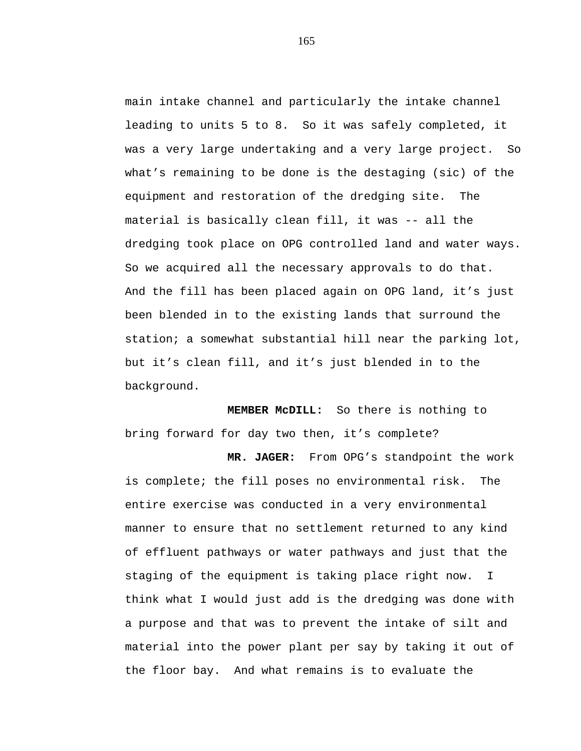main intake channel and particularly the intake channel leading to units 5 to 8. So it was safely completed, it was a very large undertaking and a very large project. So what's remaining to be done is the destaging (sic) of the equipment and restoration of the dredging site. The material is basically clean fill, it was -- all the dredging took place on OPG controlled land and water ways. So we acquired all the necessary approvals to do that. And the fill has been placed again on OPG land, it's just been blended in to the existing lands that surround the station; a somewhat substantial hill near the parking lot, but it's clean fill, and it's just blended in to the background.

**MEMBER McDILL:** So there is nothing to bring forward for day two then, it's complete?

**MR. JAGER:** From OPG's standpoint the work is complete; the fill poses no environmental risk. The entire exercise was conducted in a very environmental manner to ensure that no settlement returned to any kind of effluent pathways or water pathways and just that the staging of the equipment is taking place right now. I think what I would just add is the dredging was done with a purpose and that was to prevent the intake of silt and material into the power plant per say by taking it out of the floor bay. And what remains is to evaluate the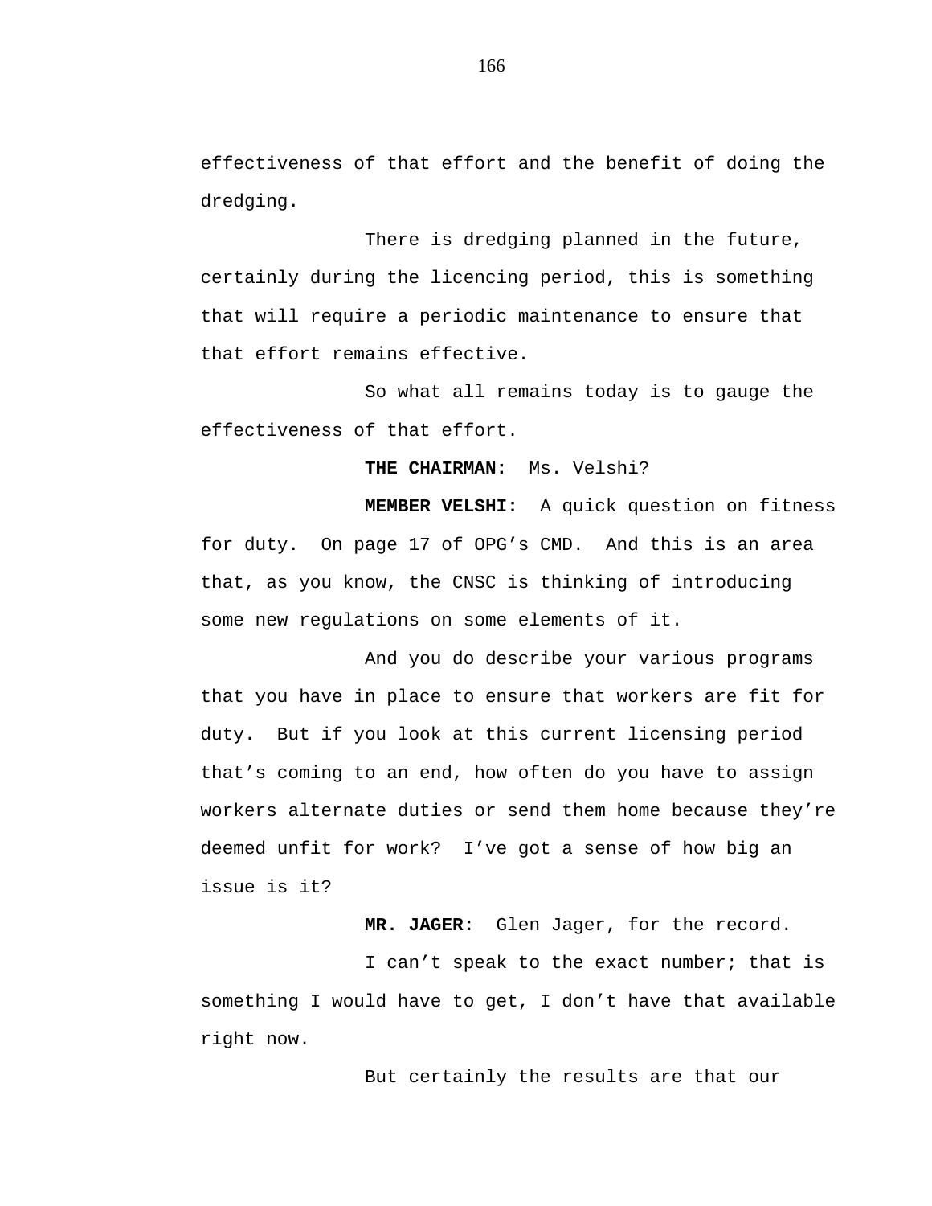effectiveness of that effort and the benefit of doing the dredging.

There is dredging planned in the future, certainly during the licencing period, this is something that will require a periodic maintenance to ensure that that effort remains effective.

So what all remains today is to gauge the effectiveness of that effort.

**THE CHAIRMAN:** Ms. Velshi?

**MEMBER VELSHI:** A quick question on fitness for duty. On page 17 of OPG's CMD. And this is an area that, as you know, the CNSC is thinking of introducing some new regulations on some elements of it.

And you do describe your various programs that you have in place to ensure that workers are fit for duty. But if you look at this current licensing period that's coming to an end, how often do you have to assign workers alternate duties or send them home because they're deemed unfit for work? I've got a sense of how big an issue is it?

**MR. JAGER:** Glen Jager, for the record.

I can't speak to the exact number; that is something I would have to get, I don't have that available right now.

But certainly the results are that our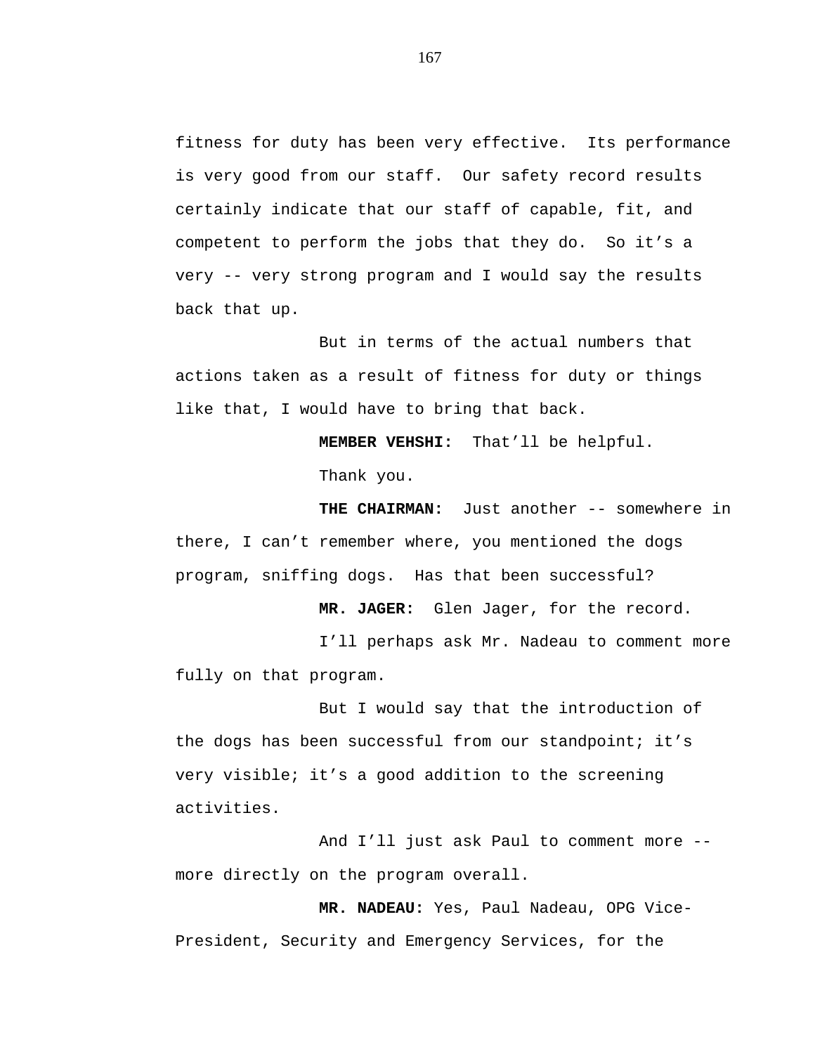fitness for duty has been very effective. Its performance is very good from our staff. Our safety record results certainly indicate that our staff of capable, fit, and competent to perform the jobs that they do. So it's a very -- very strong program and I would say the results back that up.

But in terms of the actual numbers that actions taken as a result of fitness for duty or things like that, I would have to bring that back.

**MEMBER VEHSHI:** That'll be helpful.

Thank you.

**THE CHAIRMAN:** Just another -- somewhere in there, I can't remember where, you mentioned the dogs program, sniffing dogs. Has that been successful?

**MR. JAGER:** Glen Jager, for the record.

I'll perhaps ask Mr. Nadeau to comment more fully on that program.

But I would say that the introduction of the dogs has been successful from our standpoint; it's very visible; it's a good addition to the screening activities.

And I'll just ask Paul to comment more -- more directly on the program overall.

**MR. NADEAU:** Yes, Paul Nadeau, OPG Vice-President, Security and Emergency Services, for the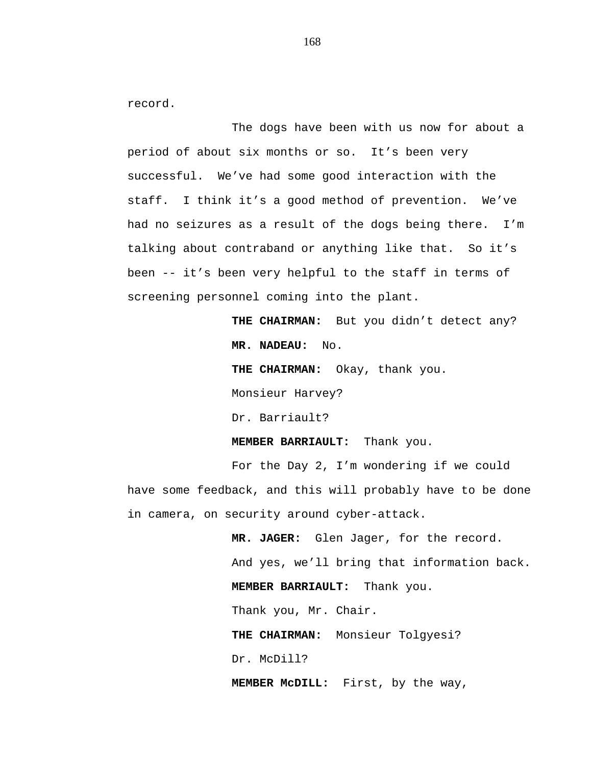record.

The dogs have been with us now for about a period of about six months or so. It's been very successful. We've had some good interaction with the staff. I think it's a good method of prevention. We've had no seizures as a result of the dogs being there. I'm talking about contraband or anything like that. So it's been -- it's been very helpful to the staff in terms of screening personnel coming into the plant.

**THE CHAIRMAN:** But you didn't detect any?

**MR. NADEAU:** No.

**THE CHAIRMAN:** Okay, thank you.

Monsieur Harvey?

Dr. Barriault?

**MEMBER BARRIAULT:** Thank you.

For the Day 2, I'm wondering if we could have some feedback, and this will probably have to be done in camera, on security around cyber-attack.

**MR. JAGER:** Glen Jager, for the record.

And yes, we'll bring that information back.

**MEMBER BARRIAULT:** Thank you.

Thank you, Mr. Chair.

**THE CHAIRMAN:** Monsieur Tolgyesi?

Dr. McDill?

**MEMBER McDILL:** First, by the way,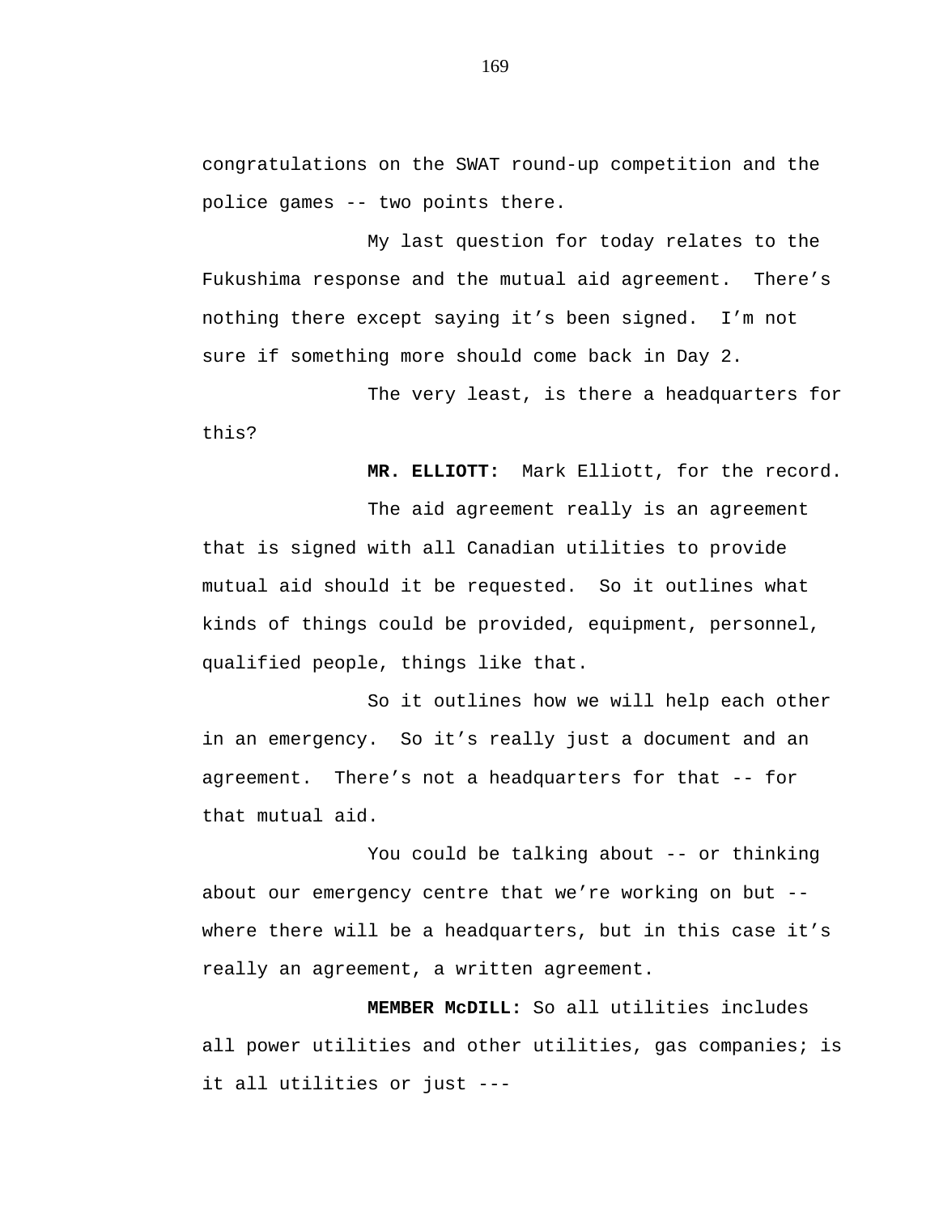congratulations on the SWAT round-up competition and the police games -- two points there.

My last question for today relates to the Fukushima response and the mutual aid agreement. There's nothing there except saying it's been signed. I'm not sure if something more should come back in Day 2.

The very least, is there a headquarters for this?

**MR. ELLIOTT:** Mark Elliott, for the record.

The aid agreement really is an agreement that is signed with all Canadian utilities to provide mutual aid should it be requested. So it outlines what kinds of things could be provided, equipment, personnel, qualified people, things like that.

So it outlines how we will help each other in an emergency. So it's really just a document and an agreement. There's not a headquarters for that -- for that mutual aid.

You could be talking about -- or thinking about our emergency centre that we're working on but -- where there will be a headquarters, but in this case it's really an agreement, a written agreement.

**MEMBER McDILL:** So all utilities includes all power utilities and other utilities, gas companies; is it all utilities or just ---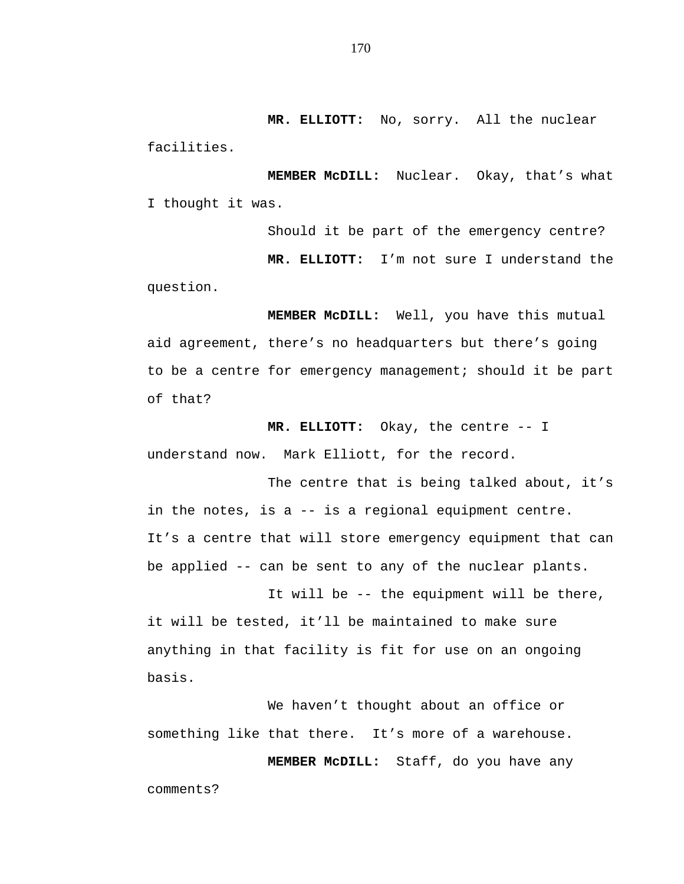**MR. ELLIOTT:** No, sorry. All the nuclear facilities.

**MEMBER McDILL:** Nuclear. Okay, that's what I thought it was.

Should it be part of the emergency centre?

**MR. ELLIOTT:** I'm not sure I understand the question.

**MEMBER McDILL:** Well, you have this mutual aid agreement, there's no headquarters but there's going to be a centre for emergency management; should it be part of that?

**MR. ELLIOTT:** Okay, the centre -- I understand now. Mark Elliott, for the record.

The centre that is being talked about, it's in the notes, is a -- is a regional equipment centre. It's a centre that will store emergency equipment that can be applied -- can be sent to any of the nuclear plants.

It will be -- the equipment will be there, it will be tested, it'll be maintained to make sure anything in that facility is fit for use on an ongoing basis.

We haven't thought about an office or something like that there. It's more of a warehouse.

**MEMBER McDILL:** Staff, do you have any comments?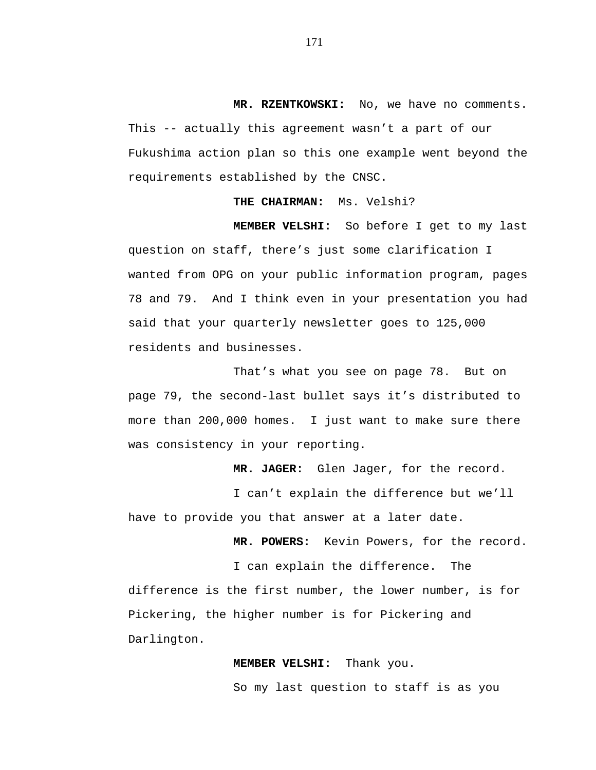**MR. RZENTKOWSKI:** No, we have no comments. This -- actually this agreement wasn't a part of our Fukushima action plan so this one example went beyond the requirements established by the CNSC.

**THE CHAIRMAN:** Ms. Velshi?

**MEMBER VELSHI:** So before I get to my last question on staff, there's just some clarification I wanted from OPG on your public information program, pages 78 and 79. And I think even in your presentation you had said that your quarterly newsletter goes to 125,000 residents and businesses.

That's what you see on page 78. But on page 79, the second-last bullet says it's distributed to more than 200,000 homes. I just want to make sure there was consistency in your reporting.

**MR. JAGER:** Glen Jager, for the record.

I can't explain the difference but we'll have to provide you that answer at a later date.

**MR. POWERS:** Kevin Powers, for the record.

I can explain the difference. The difference is the first number, the lower number, is for Pickering, the higher number is for Pickering and Darlington.

**MEMBER VELSHI:** Thank you.

So my last question to staff is as you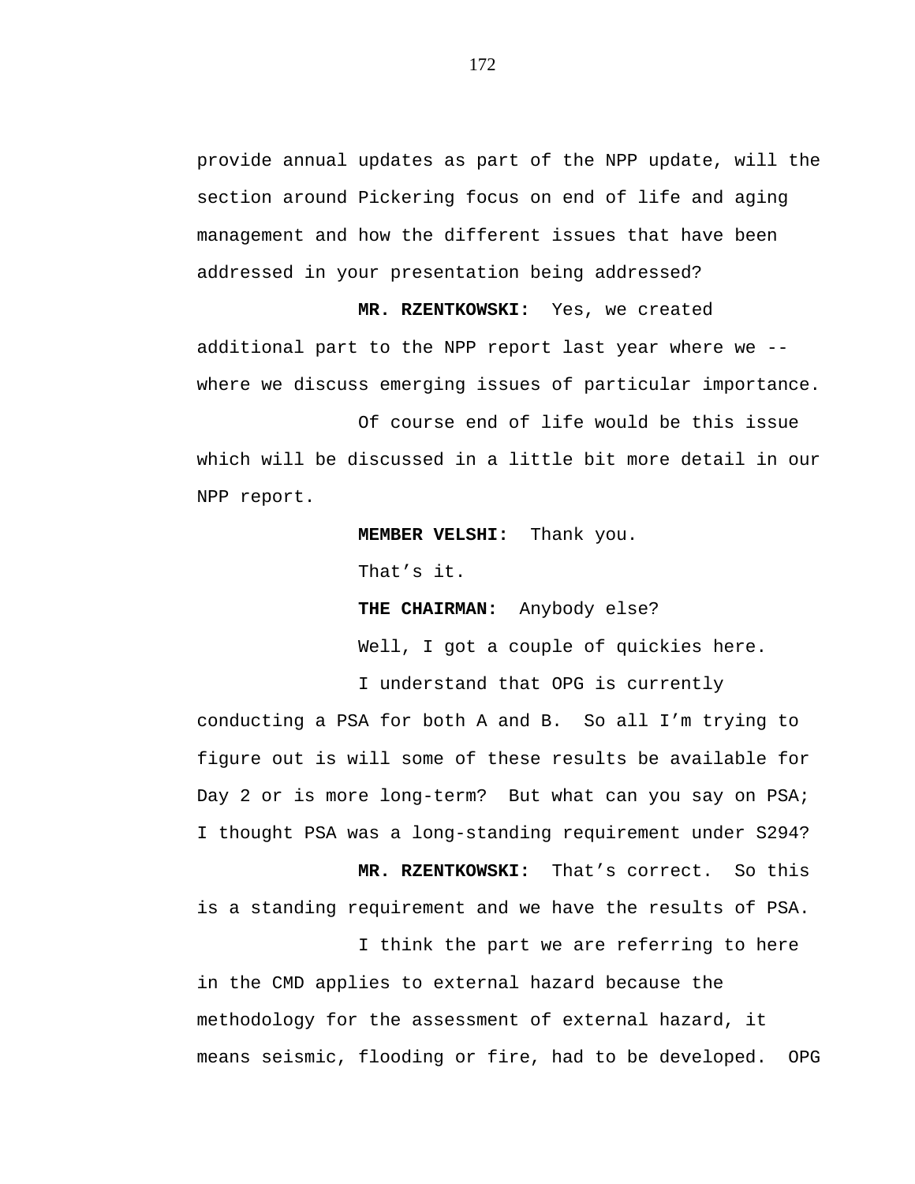provide annual updates as part of the NPP update, will the section around Pickering focus on end of life and aging management and how the different issues that have been addressed in your presentation being addressed?

**MR. RZENTKOWSKI:** Yes, we created additional part to the NPP report last year where we -- where we discuss emerging issues of particular importance.

Of course end of life would be this issue which will be discussed in a little bit more detail in our NPP report.

**MEMBER VELSHI:** Thank you.

That’s it.

**THE CHAIRMAN:** Anybody else?

Well, I got a couple of quickies here.

I understand that OPG is currently conducting a PSA for both A and B. So all I’m trying to figure out is will some of these results be available for Day 2 or is more long-term? But what can you say on PSA; I thought PSA was a long-standing requirement under S294?

**MR. RZENTKOWSKI:** That’s correct. So this is a standing requirement and we have the results of PSA.

I think the part we are referring to here in the CMD applies to external hazard because the methodology for the assessment of external hazard, it means seismic, flooding or fire, had to be developed. OPG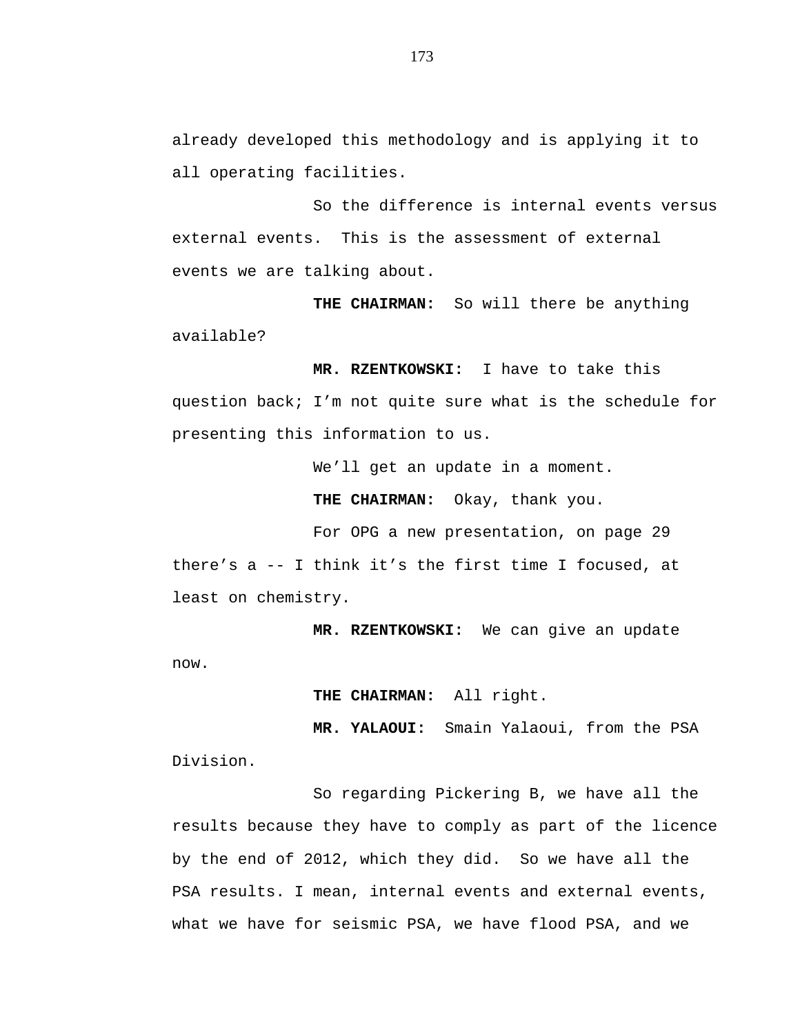already developed this methodology and is applying it to all operating facilities.

So the difference is internal events versus external events. This is the assessment of external events we are talking about.

**THE CHAIRMAN:** So will there be anything available?

**MR. RZENTKOWSKI:** I have to take this question back; I'm not quite sure what is the schedule for presenting this information to us.

We'll get an update in a moment.

**THE CHAIRMAN:** Okay, thank you.

For OPG a new presentation, on page 29 there's a -- I think it's the first time I focused, at least on chemistry.

**MR. RZENTKOWSKI:** We can give an update now.

**THE CHAIRMAN:** All right.

**MR. YALAOUI:** Smain Yalaoui, from the PSA Division.

So regarding Pickering B, we have all the results because they have to comply as part of the licence by the end of 2012, which they did. So we have all the PSA results. I mean, internal events and external events, what we have for seismic PSA, we have flood PSA, and we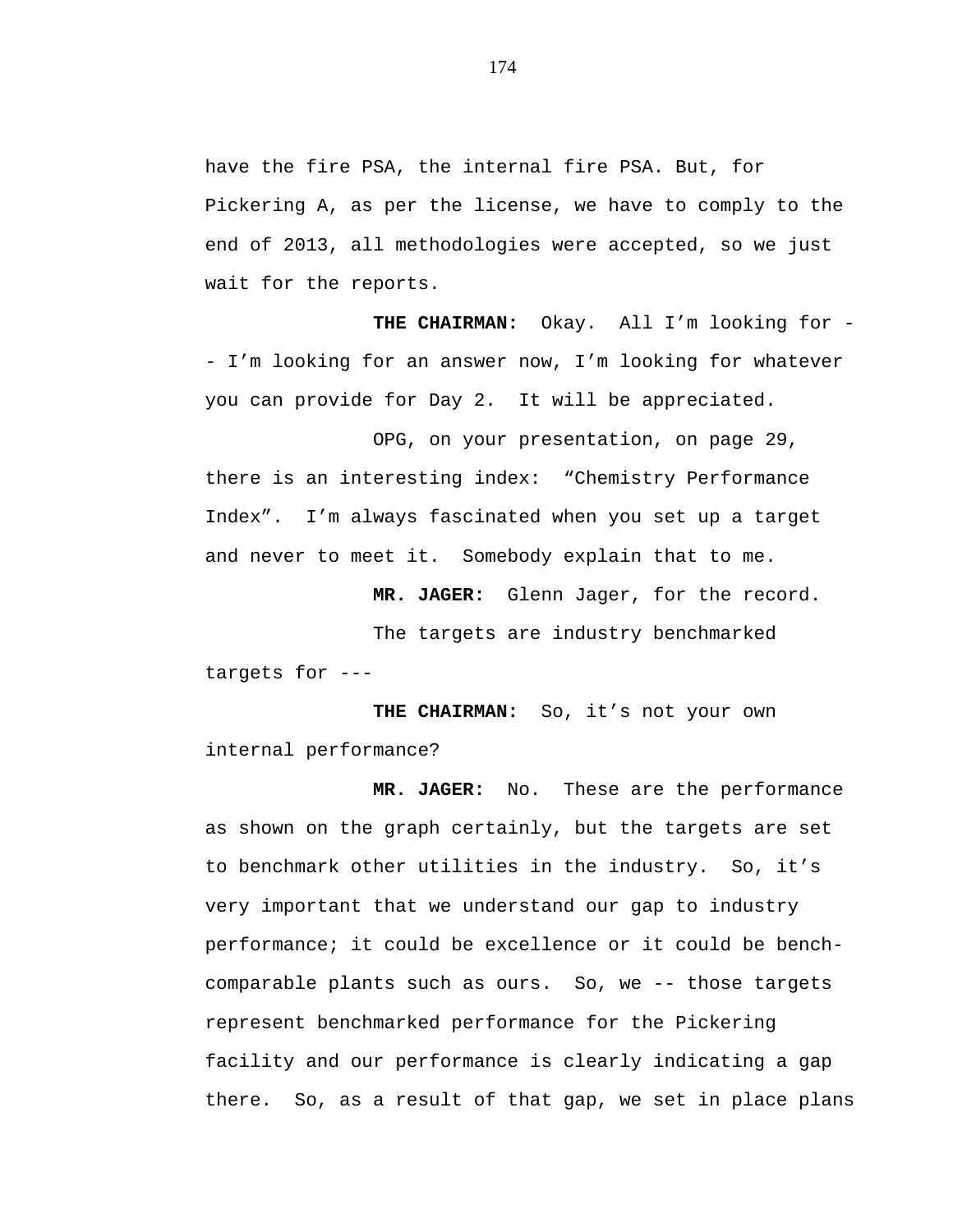have the fire PSA, the internal fire PSA. But, for Pickering A, as per the license, we have to comply to the end of 2013, all methodologies were accepted, so we just wait for the reports.

**THE CHAIRMAN:** Okay. All I'm looking for -- I'm looking for an answer now, I'm looking for whatever you can provide for Day 2. It will be appreciated.

OPG, on your presentation, on page 29, there is an interesting index: "Chemistry Performance Index". I'm always fascinated when you set up a target and never to meet it. Somebody explain that to me.

**MR. JAGER:** Glenn Jager, for the record.

The targets are industry benchmarked targets for ---

**THE CHAIRMAN:** So, it's not your own internal performance?

**MR. JAGER:** No. These are the performance as shown on the graph certainly, but the targets are set to benchmark other utilities in the industry. So, it's very important that we understand our gap to industry performance; it could be excellence or it could be bench-comparable plants such as ours. So, we -- those targets represent benchmarked performance for the Pickering facility and our performance is clearly indicating a gap there. So, as a result of that gap, we set in place plans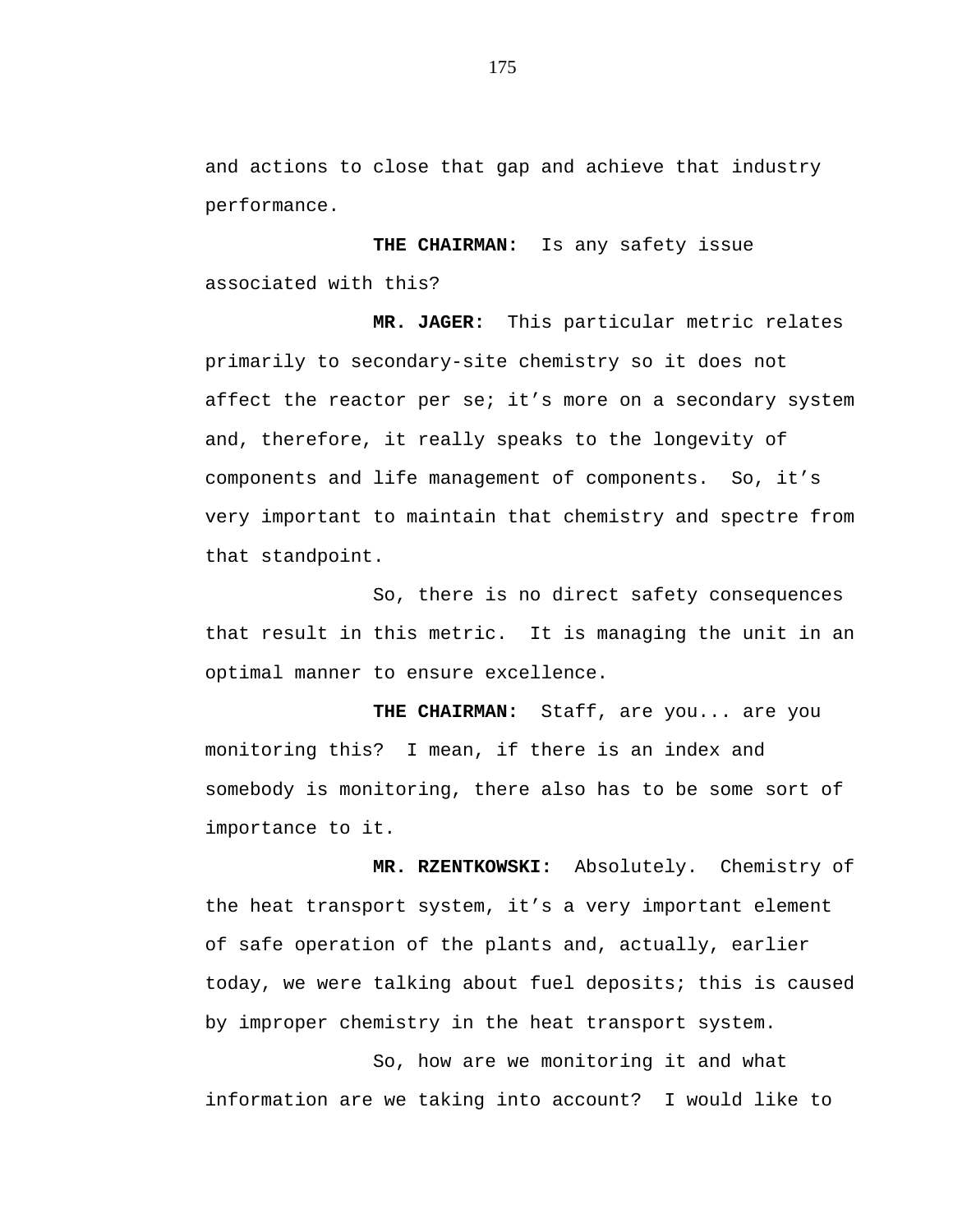and actions to close that gap and achieve that industry performance.

**THE CHAIRMAN:** Is any safety issue associated with this?

**MR. JAGER:** This particular metric relates primarily to secondary-site chemistry so it does not affect the reactor per se; it's more on a secondary system and, therefore, it really speaks to the longevity of components and life management of components. So, it's very important to maintain that chemistry and spectre from that standpoint.

So, there is no direct safety consequences that result in this metric. It is managing the unit in an optimal manner to ensure excellence.

**THE CHAIRMAN:** Staff, are you... are you monitoring this? I mean, if there is an index and somebody is monitoring, there also has to be some sort of importance to it.

**MR. RZENTKOWSKI:** Absolutely. Chemistry of the heat transport system, it's a very important element of safe operation of the plants and, actually, earlier today, we were talking about fuel deposits; this is caused by improper chemistry in the heat transport system.

So, how are we monitoring it and what information are we taking into account? I would like to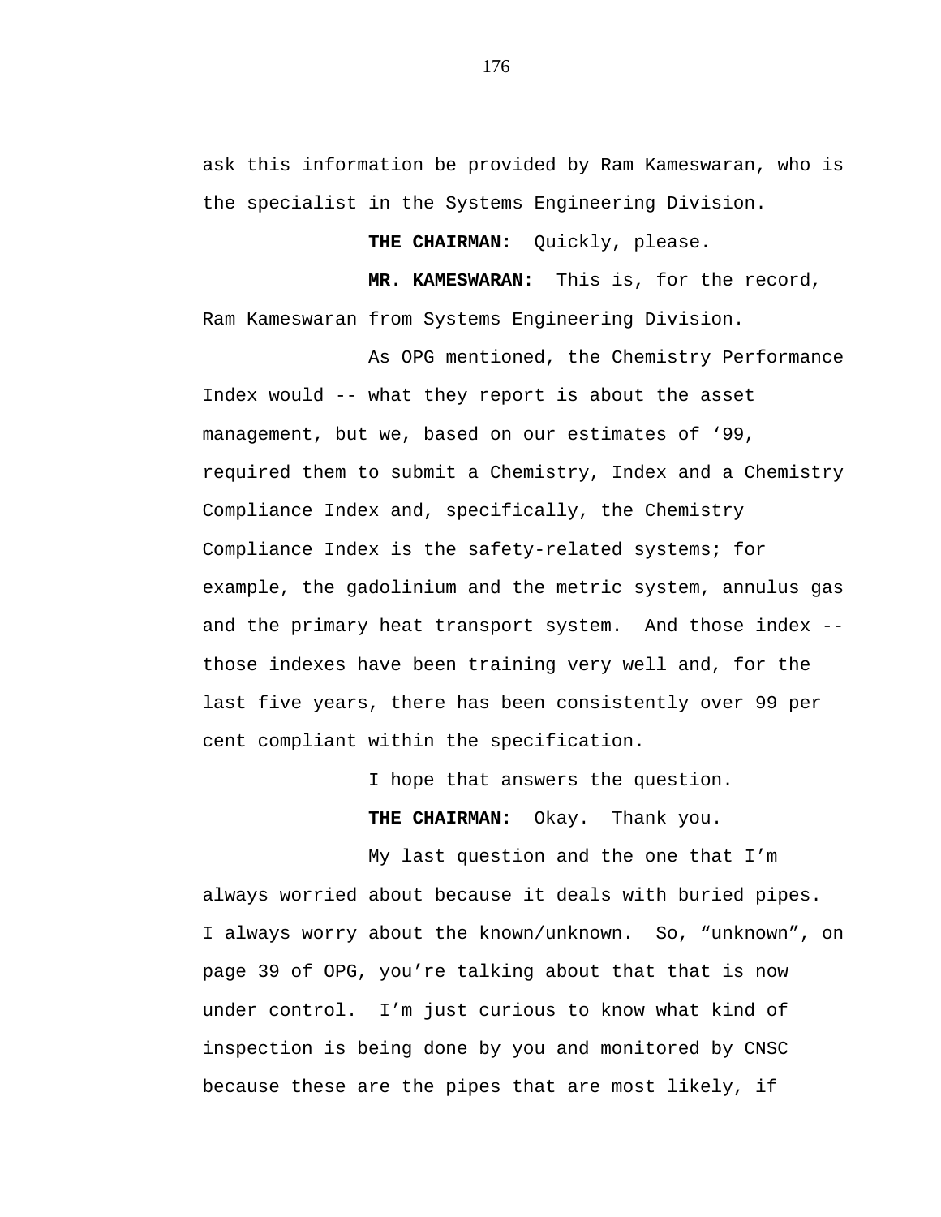ask this information be provided by Ram Kameswaran, who is the specialist in the Systems Engineering Division.

**THE CHAIRMAN:** Quickly, please.

**MR. KAMESWARAN:** This is, for the record, Ram Kameswaran from Systems Engineering Division.

As OPG mentioned, the Chemistry Performance Index would -- what they report is about the asset management, but we, based on our estimates of ‘99, required them to submit a Chemistry, Index and a Chemistry Compliance Index and, specifically, the Chemistry Compliance Index is the safety-related systems; for example, the gadolinium and the metric system, annulus gas and the primary heat transport system. And those index -- those indexes have been training very well and, for the last five years, there has been consistently over 99 per cent compliant within the specification.

I hope that answers the question.

**THE CHAIRMAN:** Okay. Thank you.

My last question and the one that I’m always worried about because it deals with buried pipes. I always worry about the known/unknown. So, “unknown”, on page 39 of OPG, you’re talking about that that is now under control. I’m just curious to know what kind of inspection is being done by you and monitored by CNSC because these are the pipes that are most likely, if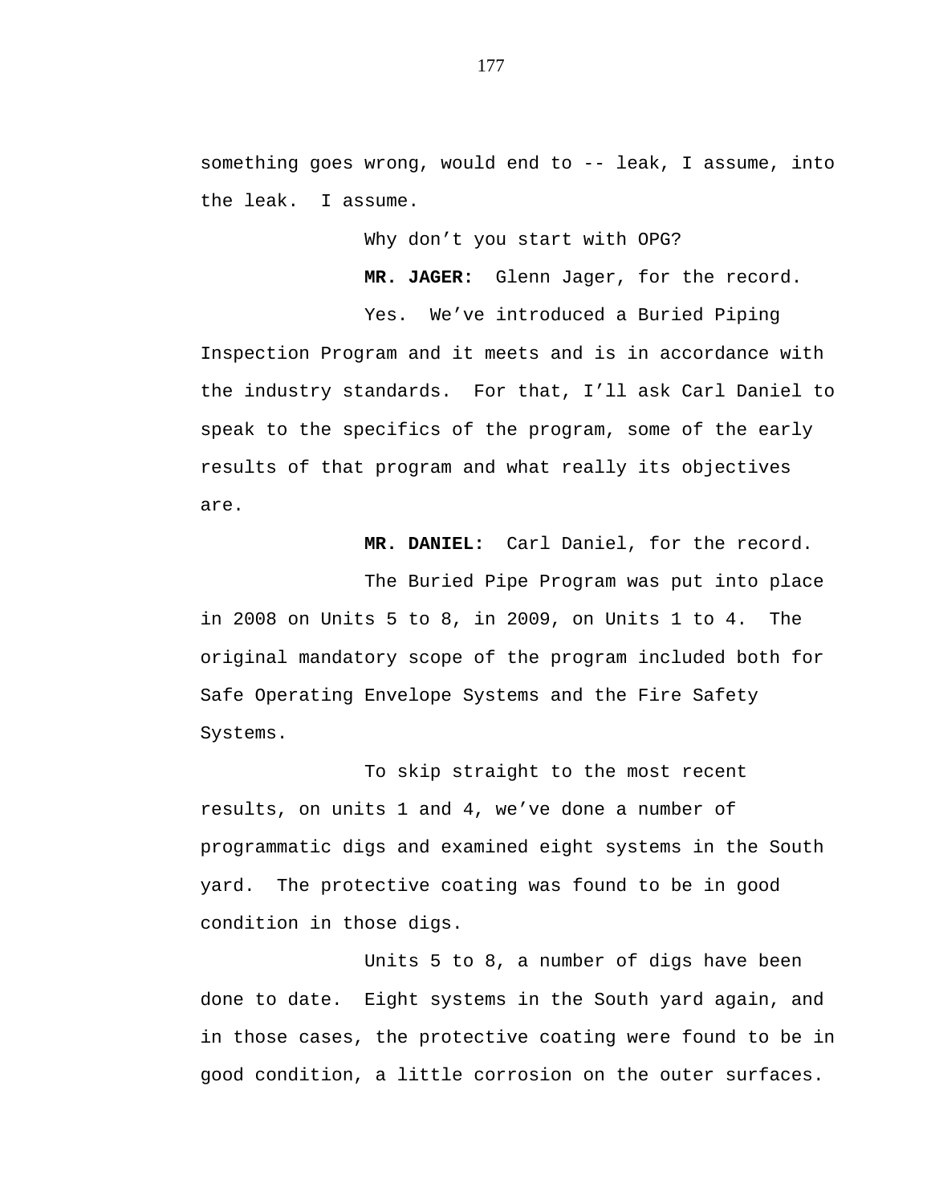something goes wrong, would end to -- leak, I assume, into the leak. I assume.

Why don't you start with OPG?

**MR. JAGER:** Glenn Jager, for the record.

Yes. We've introduced a Buried Piping Inspection Program and it meets and is in accordance with the industry standards. For that, I'll ask Carl Daniel to speak to the specifics of the program, some of the early results of that program and what really its objectives are.

**MR. DANIEL:** Carl Daniel, for the record.

The Buried Pipe Program was put into place in 2008 on Units 5 to 8, in 2009, on Units 1 to 4. The original mandatory scope of the program included both for Safe Operating Envelope Systems and the Fire Safety Systems.

To skip straight to the most recent results, on units 1 and 4, we've done a number of programmatic digs and examined eight systems in the South yard. The protective coating was found to be in good condition in those digs.

Units 5 to 8, a number of digs have been done to date. Eight systems in the South yard again, and in those cases, the protective coating were found to be in good condition, a little corrosion on the outer surfaces.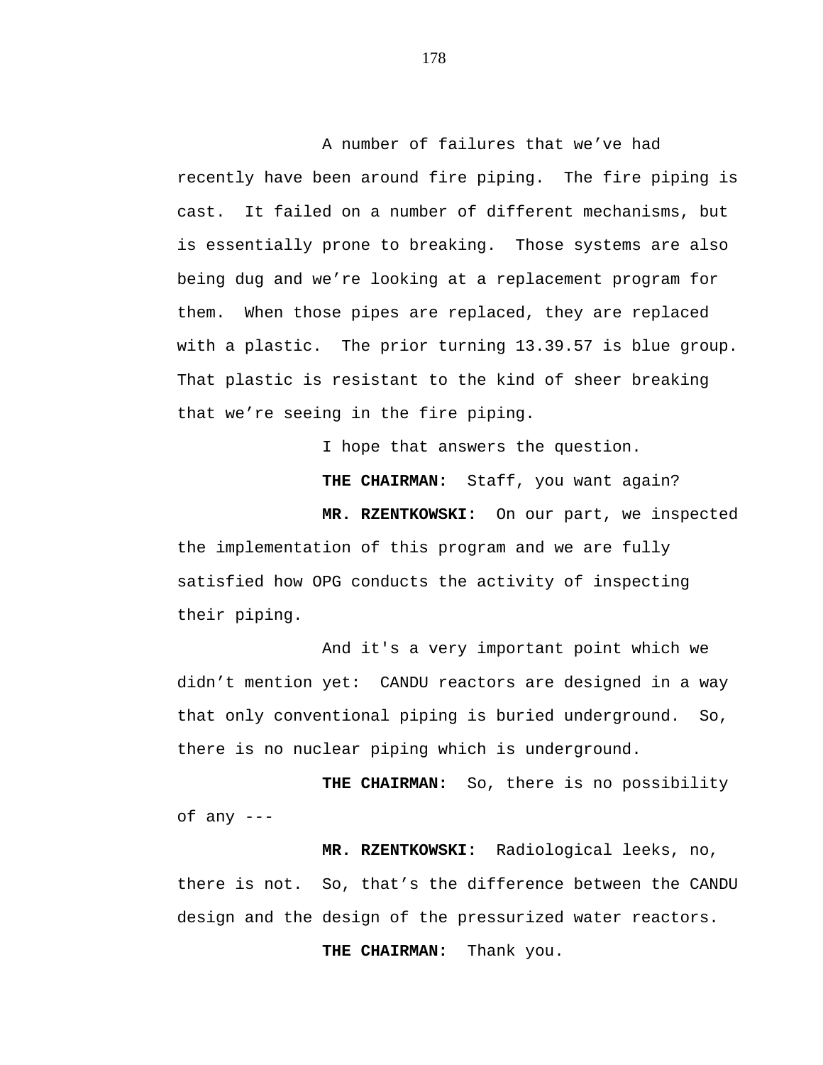A number of failures that we've had recently have been around fire piping. The fire piping is cast. It failed on a number of different mechanisms, but is essentially prone to breaking. Those systems are also being dug and we're looking at a replacement program for them. When those pipes are replaced, they are replaced with a plastic. The prior turning 13.39.57 is blue group. That plastic is resistant to the kind of sheer breaking that we're seeing in the fire piping.

I hope that answers the question.

**THE CHAIRMAN:** Staff, you want again?

**MR. RZENTKOWSKI:** On our part, we inspected the implementation of this program and we are fully satisfied how OPG conducts the activity of inspecting their piping.

And it's a very important point which we didn't mention yet: CANDU reactors are designed in a way that only conventional piping is buried underground. So, there is no nuclear piping which is underground.

**THE CHAIRMAN:** So, there is no possibility of any ---

**MR. RZENTKOWSKI:** Radiological leeks, no, there is not. So, that's the difference between the CANDU design and the design of the pressurized water reactors.

**THE CHAIRMAN:** Thank you.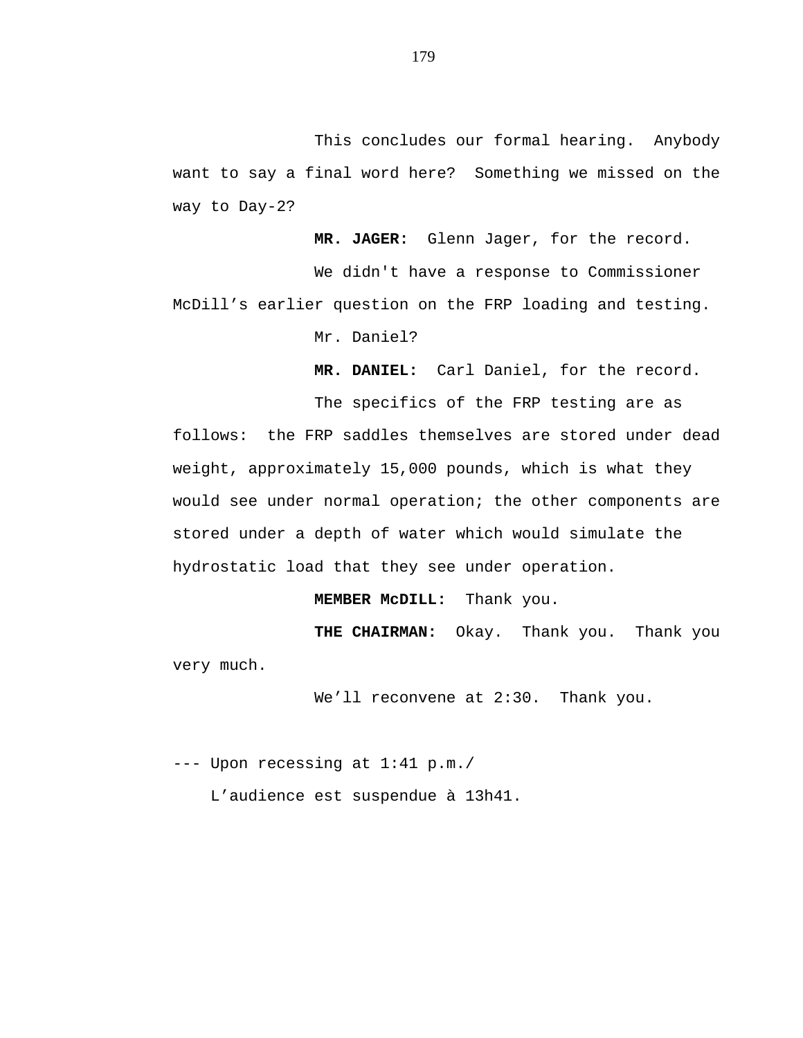This concludes our formal hearing. Anybody want to say a final word here? Something we missed on the way to Day-2?

**MR. JAGER:** Glenn Jager, for the record.

We didn't have a response to Commissioner McDill's earlier question on the FRP loading and testing.

Mr. Daniel?

**MR. DANIEL:** Carl Daniel, for the record.

The specifics of the FRP testing are as follows: the FRP saddles themselves are stored under dead weight, approximately 15,000 pounds, which is what they would see under normal operation; the other components are stored under a depth of water which would simulate the hydrostatic load that they see under operation.

**MEMBER McDILL:** Thank you.

**THE CHAIRMAN:** Okay. Thank you. Thank you very much.

We'll reconvene at 2:30. Thank you.

--- Upon recessing at 1:41 p.m./

L'audience est suspendue à 13h41.